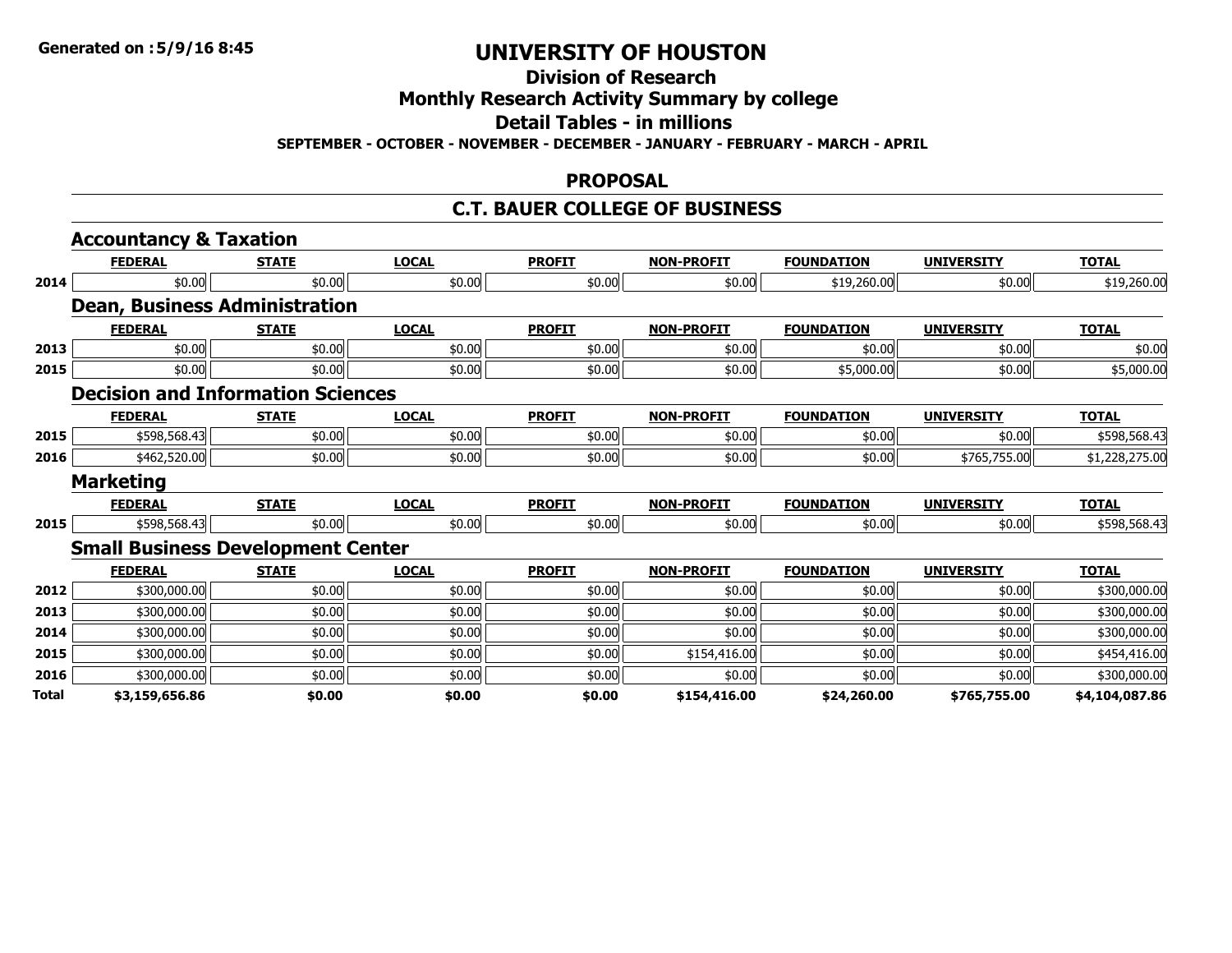**Generated on :5/9/16 8:45**

# UNIVERSITY OF HOUSTON

## Division of Research

## Monthly Research Activity Summary by college

## Detail Tables - in millions

**SEPTEMBER - OCTOBER - NOVEMBER - DECEMBER - JANUARY - FEBRUARY - MARCH - APRIL**

## PROPOSAL

## C.T. BAUER COLLEGE OF BUSINESS

### Accountancy & Taxation

| | FEDERAL | STATE | LOCAL | PROFIT | NON-PROFIT | FOUNDATION | UNIVERSITY | TOTAL |
|---|---|---|---|---|---|---|---|---|
| 2014 | $0.00 | $0.00 | $0.00 | $0.00 | $0.00 | $19,260.00 | $0.00 | $19,260.00 |

### Dean, Business Administration

| | FEDERAL | STATE | LOCAL | PROFIT | NON-PROFIT | FOUNDATION | UNIVERSITY | TOTAL |
|---|---|---|---|---|---|---|---|---|
| 2013 | $0.00 | $0.00 | $0.00 | $0.00 | $0.00 | $0.00 | $0.00 | $0.00 |
| 2015 | $0.00 | $0.00 | $0.00 | $0.00 | $0.00 | $5,000.00 | $0.00 | $5,000.00 |

### Decision and Information Sciences

| | FEDERAL | STATE | LOCAL | PROFIT | NON-PROFIT | FOUNDATION | UNIVERSITY | TOTAL |
|---|---|---|---|---|---|---|---|---|
| 2015 | $598,568.43 | $0.00 | $0.00 | $0.00 | $0.00 | $0.00 | $0.00 | $598,568.43 |
| 2016 | $462,520.00 | $0.00 | $0.00 | $0.00 | $0.00 | $0.00 | $765,755.00 | $1,228,275.00 |

### Marketing

| | FEDERAL | STATE | LOCAL | PROFIT | NON-PROFIT | FOUNDATION | UNIVERSITY | TOTAL |
|---|---|---|---|---|---|---|---|---|
| 2015 | $598,568.43 | $0.00 | $0.00 | $0.00 | $0.00 | $0.00 | $0.00 | $598,568.43 |

### Small Business Development Center

| | FEDERAL | STATE | LOCAL | PROFIT | NON-PROFIT | FOUNDATION | UNIVERSITY | TOTAL |
|---|---|---|---|---|---|---|---|---|
| 2012 | $300,000.00 | $0.00 | $0.00 | $0.00 | $0.00 | $0.00 | $0.00 | $300,000.00 |
| 2013 | $300,000.00 | $0.00 | $0.00 | $0.00 | $0.00 | $0.00 | $0.00 | $300,000.00 |
| 2014 | $300,000.00 | $0.00 | $0.00 | $0.00 | $0.00 | $0.00 | $0.00 | $300,000.00 |
| 2015 | $300,000.00 | $0.00 | $0.00 | $0.00 | $154,416.00 | $0.00 | $0.00 | $454,416.00 |
| 2016 | $300,000.00 | $0.00 | $0.00 | $0.00 | $0.00 | $0.00 | $0.00 | $300,000.00 |
| **Total** | **$3,159,656.86** | **$0.00** | **$0.00** | **$0.00** | **$154,416.00** | **$24,260.00** | **$765,755.00** | **$4,104,087.86** |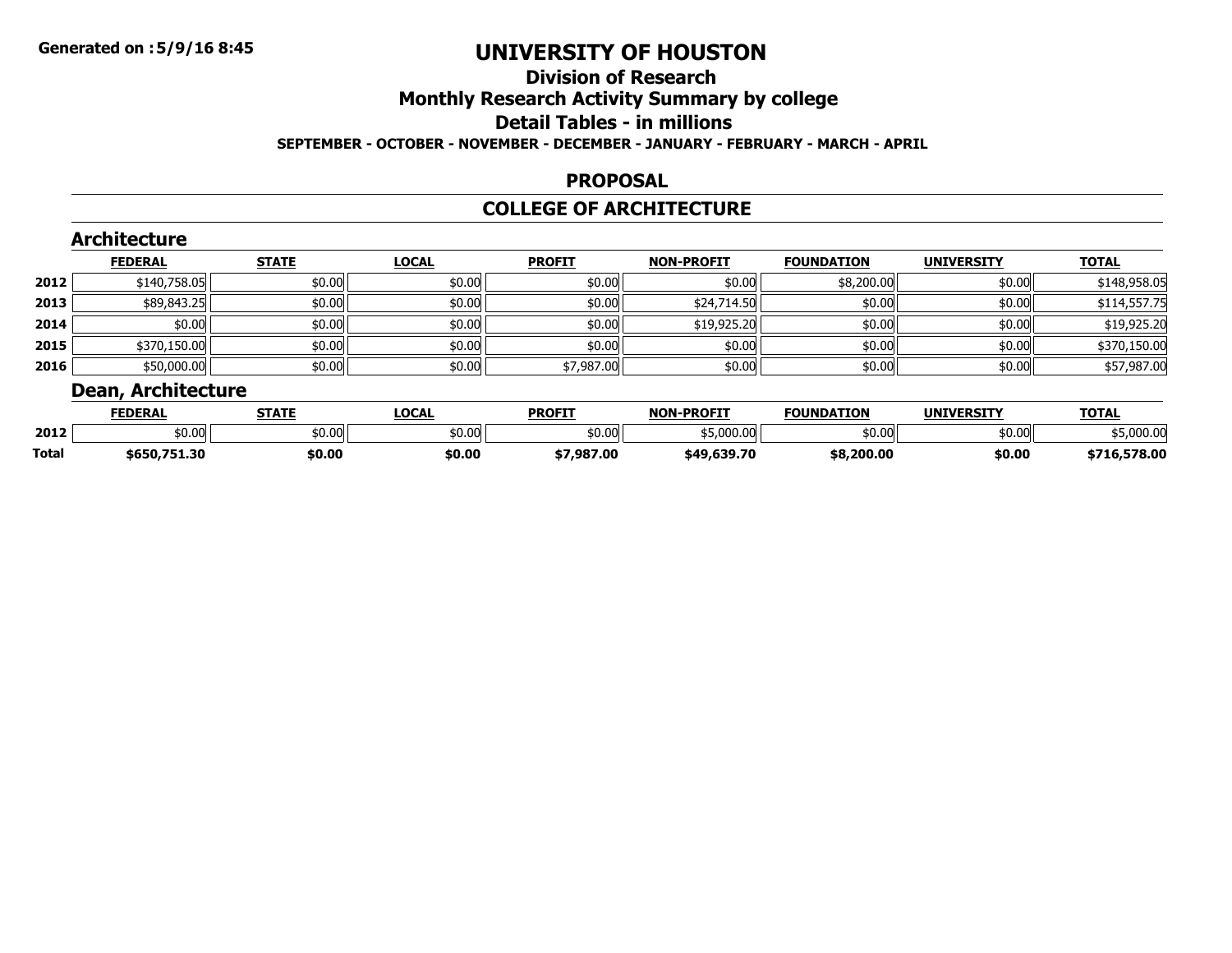**Generated on :5/9/16 8:45**

# UNIVERSITY OF HOUSTON

## Division of Research

## Monthly Research Activity Summary by college

## Detail Tables - in millions

**SEPTEMBER - OCTOBER - NOVEMBER - DECEMBER - JANUARY - FEBRUARY - MARCH - APRIL**

## PROPOSAL

## COLLEGE OF ARCHITECTURE

### Architecture

| | FEDERAL | STATE | LOCAL | PROFIT | NON-PROFIT | FOUNDATION | UNIVERSITY | TOTAL |
|---|---|---|---|---|---|---|---|---|
| 2012 | $140,758.05 | $0.00 | $0.00 | $0.00 | $0.00 | $8,200.00 | $0.00 | $148,958.05 |
| 2013 | $89,843.25 | $0.00 | $0.00 | $0.00 | $24,714.50 | $0.00 | $0.00 | $114,557.75 |
| 2014 | $0.00 | $0.00 | $0.00 | $0.00 | $19,925.20 | $0.00 | $0.00 | $19,925.20 |
| 2015 | $370,150.00 | $0.00 | $0.00 | $0.00 | $0.00 | $0.00 | $0.00 | $370,150.00 |
| 2016 | $50,000.00 | $0.00 | $0.00 | $7,987.00 | $0.00 | $0.00 | $0.00 | $57,987.00 |

### Dean, Architecture

| | FEDERAL | STATE | LOCAL | PROFIT | NON-PROFIT | FOUNDATION | UNIVERSITY | TOTAL |
|---|---|---|---|---|---|---|---|---|
| 2012 | $0.00 | $0.00 | $0.00 | $0.00 | $5,000.00 | $0.00 | $0.00 | $5,000.00 |
| **Total** | **$650,751.30** | **$0.00** | **$0.00** | **$7,987.00** | **$49,639.70** | **$8,200.00** | **$0.00** | **$716,578.00** |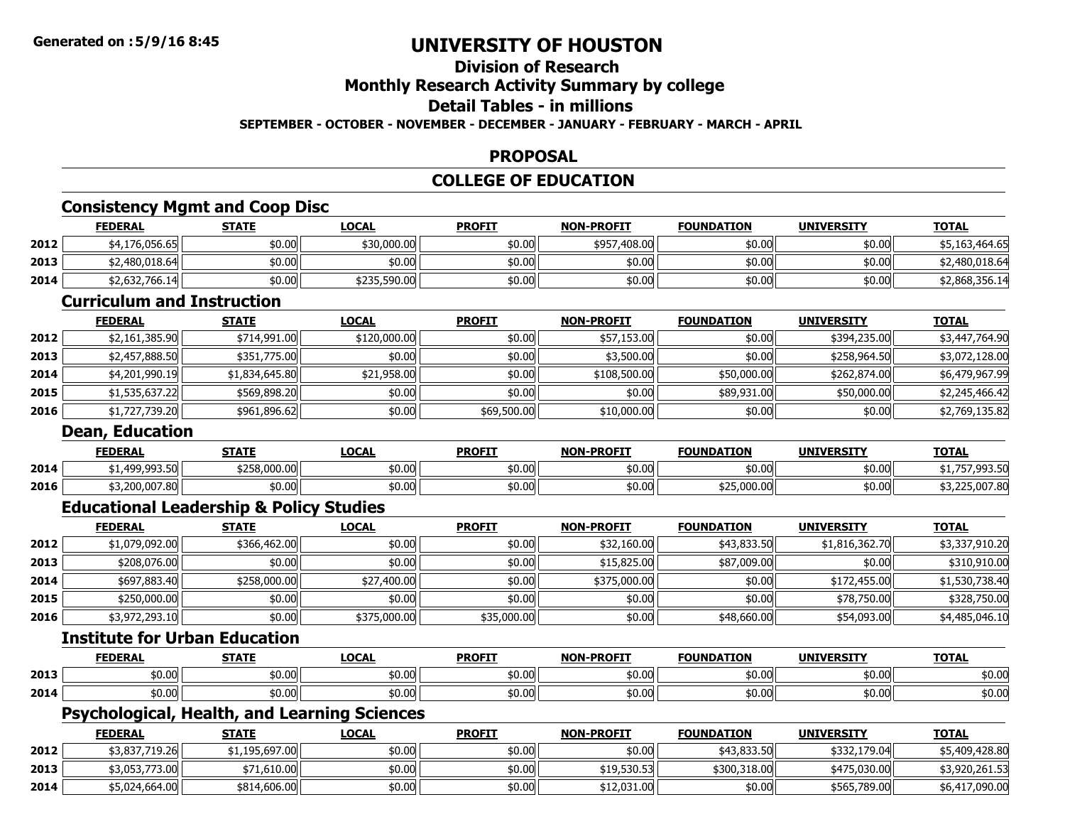# UNIVERSITY OF HOUSTON

## Division of Research

## Monthly Research Activity Summary by college

## Detail Tables - in millions

**SEPTEMBER - OCTOBER - NOVEMBER - DECEMBER - JANUARY - FEBRUARY - MARCH - APRIL**

## PROPOSAL

## COLLEGE OF EDUCATION

### Consistency Mgmt and Coop Disc

| | FEDERAL | STATE | LOCAL | PROFIT | NON-PROFIT | FOUNDATION | UNIVERSITY | TOTAL |
|---|---|---|---|---|---|---|---|---|
| 2012 | $4,176,056.65 | $0.00 | $30,000.00 | $0.00 | $957,408.00 | $0.00 | $0.00 | $5,163,464.65 |
| 2013 | $2,480,018.64 | $0.00 | $0.00 | $0.00 | $0.00 | $0.00 | $0.00 | $2,480,018.64 |
| 2014 | $2,632,766.14 | $0.00 | $235,590.00 | $0.00 | $0.00 | $0.00 | $0.00 | $2,868,356.14 |

### Curriculum and Instruction

| | FEDERAL | STATE | LOCAL | PROFIT | NON-PROFIT | FOUNDATION | UNIVERSITY | TOTAL |
|---|---|---|---|---|---|---|---|---|
| 2012 | $2,161,385.90 | $714,991.00 | $120,000.00 | $0.00 | $57,153.00 | $0.00 | $394,235.00 | $3,447,764.90 |
| 2013 | $2,457,888.50 | $351,775.00 | $0.00 | $0.00 | $3,500.00 | $0.00 | $258,964.50 | $3,072,128.00 |
| 2014 | $4,201,990.19 | $1,834,645.80 | $21,958.00 | $0.00 | $108,500.00 | $50,000.00 | $262,874.00 | $6,479,967.99 |
| 2015 | $1,535,637.22 | $569,898.20 | $0.00 | $0.00 | $0.00 | $89,931.00 | $50,000.00 | $2,245,466.42 |
| 2016 | $1,727,739.20 | $961,896.62 | $0.00 | $69,500.00 | $10,000.00 | $0.00 | $0.00 | $2,769,135.82 |

### Dean, Education

| | FEDERAL | STATE | LOCAL | PROFIT | NON-PROFIT | FOUNDATION | UNIVERSITY | TOTAL |
|---|---|---|---|---|---|---|---|---|
| 2014 | $1,499,993.50 | $258,000.00 | $0.00 | $0.00 | $0.00 | $0.00 | $0.00 | $1,757,993.50 |
| 2016 | $3,200,007.80 | $0.00 | $0.00 | $0.00 | $0.00 | $25,000.00 | $0.00 | $3,225,007.80 |

### Educational Leadership & Policy Studies

| | FEDERAL | STATE | LOCAL | PROFIT | NON-PROFIT | FOUNDATION | UNIVERSITY | TOTAL |
|---|---|---|---|---|---|---|---|---|
| 2012 | $1,079,092.00 | $366,462.00 | $0.00 | $0.00 | $32,160.00 | $43,833.50 | $1,816,362.70 | $3,337,910.20 |
| 2013 | $208,076.00 | $0.00 | $0.00 | $0.00 | $15,825.00 | $87,009.00 | $0.00 | $310,910.00 |
| 2014 | $697,883.40 | $258,000.00 | $27,400.00 | $0.00 | $375,000.00 | $0.00 | $172,455.00 | $1,530,738.40 |
| 2015 | $250,000.00 | $0.00 | $0.00 | $0.00 | $0.00 | $0.00 | $78,750.00 | $328,750.00 |
| 2016 | $3,972,293.10 | $0.00 | $375,000.00 | $35,000.00 | $0.00 | $48,660.00 | $54,093.00 | $4,485,046.10 |

### Institute for Urban Education

| | FEDERAL | STATE | LOCAL | PROFIT | NON-PROFIT | FOUNDATION | UNIVERSITY | TOTAL |
|---|---|---|---|---|---|---|---|---|
| 2013 | $0.00 | $0.00 | $0.00 | $0.00 | $0.00 | $0.00 | $0.00 | $0.00 |
| 2014 | $0.00 | $0.00 | $0.00 | $0.00 | $0.00 | $0.00 | $0.00 | $0.00 |

### Psychological, Health, and Learning Sciences

| | FEDERAL | STATE | LOCAL | PROFIT | NON-PROFIT | FOUNDATION | UNIVERSITY | TOTAL |
|---|---|---|---|---|---|---|---|---|
| 2012 | $3,837,719.26 | $1,195,697.00 | $0.00 | $0.00 | $0.00 | $43,833.50 | $332,179.04 | $5,409,428.80 |
| 2013 | $3,053,773.00 | $71,610.00 | $0.00 | $0.00 | $19,530.53 | $300,318.00 | $475,030.00 | $3,920,261.53 |
| 2014 | $5,024,664.00 | $814,606.00 | $0.00 | $0.00 | $12,031.00 | $0.00 | $565,789.00 | $6,417,090.00 |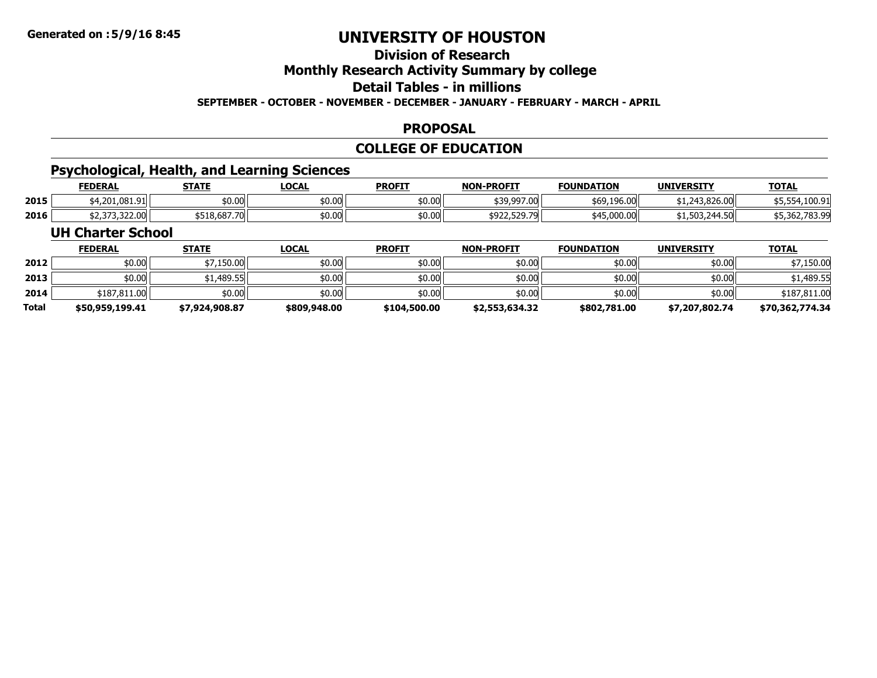# UNIVERSITY OF HOUSTON

## Division of Research

## Monthly Research Activity Summary by college

## Detail Tables - in millions

**SEPTEMBER - OCTOBER - NOVEMBER - DECEMBER - JANUARY - FEBRUARY - MARCH - APRIL**

## PROPOSAL

## COLLEGE OF EDUCATION

### Psychological, Health, and Learning Sciences

| | FEDERAL | STATE | LOCAL | PROFIT | NON-PROFIT | FOUNDATION | UNIVERSITY | TOTAL |
|---|---|---|---|---|---|---|---|---|
| 2015 | $4,201,081.91 | $0.00 | $0.00 | $0.00 | $39,997.00 | $69,196.00 | $1,243,826.00 | $5,554,100.91 |
| 2016 | $2,373,322.00 | $518,687.70 | $0.00 | $0.00 | $922,529.79 | $45,000.00 | $1,503,244.50 | $5,362,783.99 |

### UH Charter School

| | FEDERAL | STATE | LOCAL | PROFIT | NON-PROFIT | FOUNDATION | UNIVERSITY | TOTAL |
|---|---|---|---|---|---|---|---|---|
| 2012 | $0.00 | $7,150.00 | $0.00 | $0.00 | $0.00 | $0.00 | $0.00 | $7,150.00 |
| 2013 | $0.00 | $1,489.55 | $0.00 | $0.00 | $0.00 | $0.00 | $0.00 | $1,489.55 |
| 2014 | $187,811.00 | $0.00 | $0.00 | $0.00 | $0.00 | $0.00 | $0.00 | $187,811.00 |
| **Total** | **$50,959,199.41** | **$7,924,908.87** | **$809,948.00** | **$104,500.00** | **$2,553,634.32** | **$802,781.00** | **$7,207,802.74** | **$70,362,774.34** |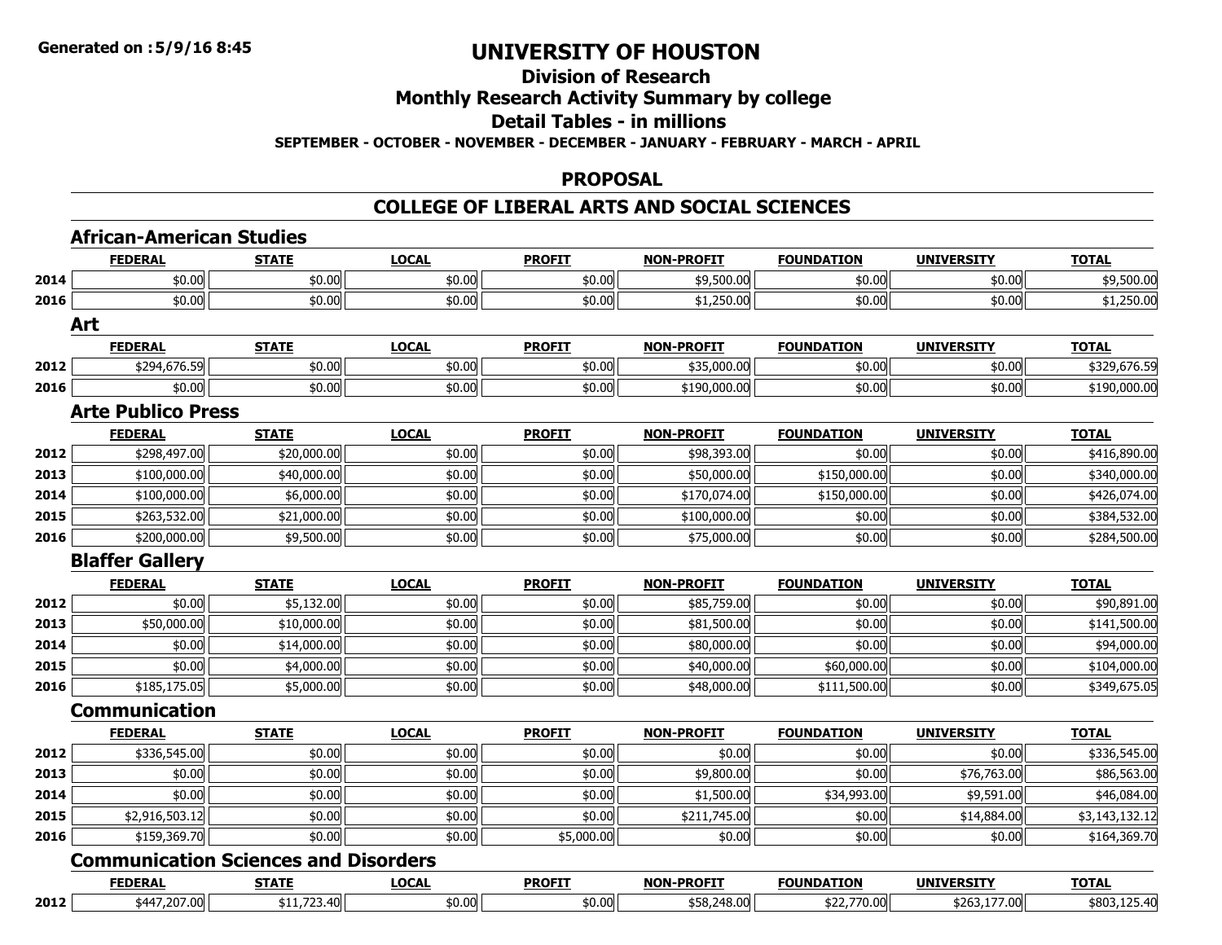**Generated on :5/9/16 8:45**

# UNIVERSITY OF HOUSTON

## Division of Research

## Monthly Research Activity Summary by college

## Detail Tables - in millions

**SEPTEMBER - OCTOBER - NOVEMBER - DECEMBER - JANUARY - FEBRUARY - MARCH - APRIL**

## PROPOSAL

## COLLEGE OF LIBERAL ARTS AND SOCIAL SCIENCES

### African-American Studies

| | FEDERAL | STATE | LOCAL | PROFIT | NON-PROFIT | FOUNDATION | UNIVERSITY | TOTAL |
|---|---|---|---|---|---|---|---|---|
| 2014 | $0.00 | $0.00 | $0.00 | $0.00 | $9,500.00 | $0.00 | $0.00 | $9,500.00 |
| 2016 | $0.00 | $0.00 | $0.00 | $0.00 | $1,250.00 | $0.00 | $0.00 | $1,250.00 |

### Art

| | FEDERAL | STATE | LOCAL | PROFIT | NON-PROFIT | FOUNDATION | UNIVERSITY | TOTAL |
|---|---|---|---|---|---|---|---|---|
| 2012 | $294,676.59 | $0.00 | $0.00 | $0.00 | $35,000.00 | $0.00 | $0.00 | $329,676.59 |
| 2016 | $0.00 | $0.00 | $0.00 | $0.00 | $190,000.00 | $0.00 | $0.00 | $190,000.00 |

### Arte Publico Press

| | FEDERAL | STATE | LOCAL | PROFIT | NON-PROFIT | FOUNDATION | UNIVERSITY | TOTAL |
|---|---|---|---|---|---|---|---|---|
| 2012 | $298,497.00 | $20,000.00 | $0.00 | $0.00 | $98,393.00 | $0.00 | $0.00 | $416,890.00 |
| 2013 | $100,000.00 | $40,000.00 | $0.00 | $0.00 | $50,000.00 | $150,000.00 | $0.00 | $340,000.00 |
| 2014 | $100,000.00 | $6,000.00 | $0.00 | $0.00 | $170,074.00 | $150,000.00 | $0.00 | $426,074.00 |
| 2015 | $263,532.00 | $21,000.00 | $0.00 | $0.00 | $100,000.00 | $0.00 | $0.00 | $384,532.00 |
| 2016 | $200,000.00 | $9,500.00 | $0.00 | $0.00 | $75,000.00 | $0.00 | $0.00 | $284,500.00 |

### Blaffer Gallery

| | FEDERAL | STATE | LOCAL | PROFIT | NON-PROFIT | FOUNDATION | UNIVERSITY | TOTAL |
|---|---|---|---|---|---|---|---|---|
| 2012 | $0.00 | $5,132.00 | $0.00 | $0.00 | $85,759.00 | $0.00 | $0.00 | $90,891.00 |
| 2013 | $50,000.00 | $10,000.00 | $0.00 | $0.00 | $81,500.00 | $0.00 | $0.00 | $141,500.00 |
| 2014 | $0.00 | $14,000.00 | $0.00 | $0.00 | $80,000.00 | $0.00 | $0.00 | $94,000.00 |
| 2015 | $0.00 | $4,000.00 | $0.00 | $0.00 | $40,000.00 | $60,000.00 | $0.00 | $104,000.00 |
| 2016 | $185,175.05 | $5,000.00 | $0.00 | $0.00 | $48,000.00 | $111,500.00 | $0.00 | $349,675.05 |

### Communication

| | FEDERAL | STATE | LOCAL | PROFIT | NON-PROFIT | FOUNDATION | UNIVERSITY | TOTAL |
|---|---|---|---|---|---|---|---|---|
| 2012 | $336,545.00 | $0.00 | $0.00 | $0.00 | $0.00 | $0.00 | $0.00 | $336,545.00 |
| 2013 | $0.00 | $0.00 | $0.00 | $0.00 | $9,800.00 | $0.00 | $76,763.00 | $86,563.00 |
| 2014 | $0.00 | $0.00 | $0.00 | $0.00 | $1,500.00 | $34,993.00 | $9,591.00 | $46,084.00 |
| 2015 | $2,916,503.12 | $0.00 | $0.00 | $0.00 | $211,745.00 | $0.00 | $14,884.00 | $3,143,132.12 |
| 2016 | $159,369.70 | $0.00 | $0.00 | $5,000.00 | $0.00 | $0.00 | $0.00 | $164,369.70 |

### Communication Sciences and Disorders

| | FEDERAL | STATE | LOCAL | PROFIT | NON-PROFIT | FOUNDATION | UNIVERSITY | TOTAL |
|---|---|---|---|---|---|---|---|---|
| 2012 | $447,207.00 | $11,723.40 | $0.00 | $0.00 | $58,248.00 | $22,770.00 | $263,177.00 | $803,125.40 |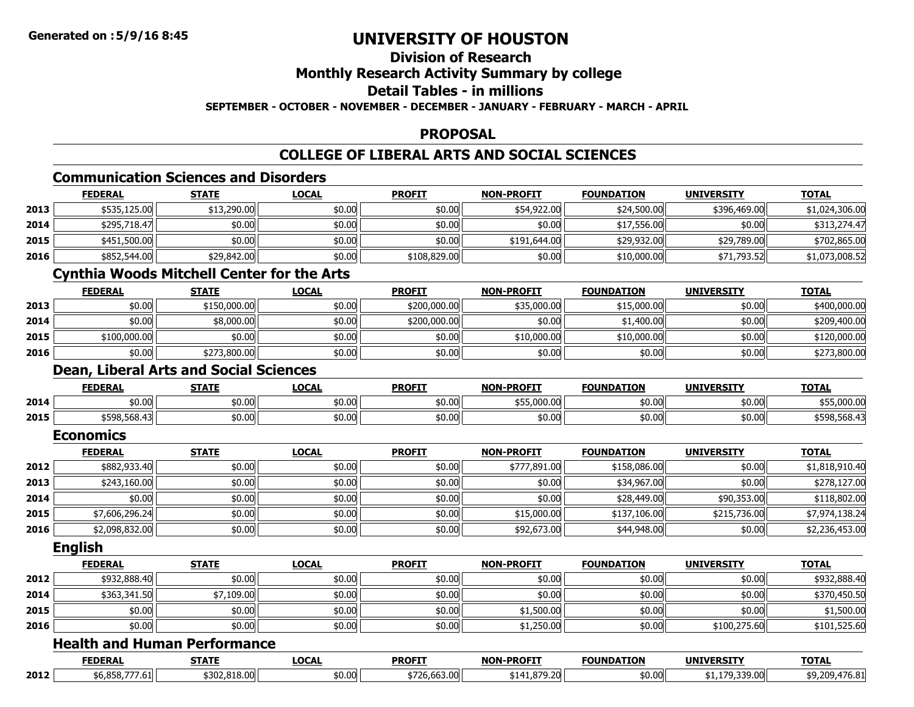**Generated on :5/9/16 8:45**

# UNIVERSITY OF HOUSTON

## Division of Research

## Monthly Research Activity Summary by college

## Detail Tables - in millions

**SEPTEMBER - OCTOBER - NOVEMBER - DECEMBER - JANUARY - FEBRUARY - MARCH - APRIL**

## PROPOSAL

## COLLEGE OF LIBERAL ARTS AND SOCIAL SCIENCES

### Communication Sciences and Disorders

| | FEDERAL | STATE | LOCAL | PROFIT | NON-PROFIT | FOUNDATION | UNIVERSITY | TOTAL |
|---|---|---|---|---|---|---|---|---|
| 2013 | $535,125.00 | $13,290.00 | $0.00 | $0.00 | $54,922.00 | $24,500.00 | $396,469.00 | $1,024,306.00 |
| 2014 | $295,718.47 | $0.00 | $0.00 | $0.00 | $0.00 | $17,556.00 | $0.00 | $313,274.47 |
| 2015 | $451,500.00 | $0.00 | $0.00 | $0.00 | $191,644.00 | $29,932.00 | $29,789.00 | $702,865.00 |
| 2016 | $852,544.00 | $29,842.00 | $0.00 | $108,829.00 | $0.00 | $10,000.00 | $71,793.52 | $1,073,008.52 |

### Cynthia Woods Mitchell Center for the Arts

| | FEDERAL | STATE | LOCAL | PROFIT | NON-PROFIT | FOUNDATION | UNIVERSITY | TOTAL |
|---|---|---|---|---|---|---|---|---|
| 2013 | $0.00 | $150,000.00 | $0.00 | $200,000.00 | $35,000.00 | $15,000.00 | $0.00 | $400,000.00 |
| 2014 | $0.00 | $8,000.00 | $0.00 | $200,000.00 | $0.00 | $1,400.00 | $0.00 | $209,400.00 |
| 2015 | $100,000.00 | $0.00 | $0.00 | $0.00 | $10,000.00 | $10,000.00 | $0.00 | $120,000.00 |
| 2016 | $0.00 | $273,800.00 | $0.00 | $0.00 | $0.00 | $0.00 | $0.00 | $273,800.00 |

### Dean, Liberal Arts and Social Sciences

| | FEDERAL | STATE | LOCAL | PROFIT | NON-PROFIT | FOUNDATION | UNIVERSITY | TOTAL |
|---|---|---|---|---|---|---|---|---|
| 2014 | $0.00 | $0.00 | $0.00 | $0.00 | $55,000.00 | $0.00 | $0.00 | $55,000.00 |
| 2015 | $598,568.43 | $0.00 | $0.00 | $0.00 | $0.00 | $0.00 | $0.00 | $598,568.43 |

### Economics

| | FEDERAL | STATE | LOCAL | PROFIT | NON-PROFIT | FOUNDATION | UNIVERSITY | TOTAL |
|---|---|---|---|---|---|---|---|---|
| 2012 | $882,933.40 | $0.00 | $0.00 | $0.00 | $777,891.00 | $158,086.00 | $0.00 | $1,818,910.40 |
| 2013 | $243,160.00 | $0.00 | $0.00 | $0.00 | $0.00 | $34,967.00 | $0.00 | $278,127.00 |
| 2014 | $0.00 | $0.00 | $0.00 | $0.00 | $0.00 | $28,449.00 | $90,353.00 | $118,802.00 |
| 2015 | $7,606,296.24 | $0.00 | $0.00 | $0.00 | $15,000.00 | $137,106.00 | $215,736.00 | $7,974,138.24 |
| 2016 | $2,098,832.00 | $0.00 | $0.00 | $0.00 | $92,673.00 | $44,948.00 | $0.00 | $2,236,453.00 |

### English

| | FEDERAL | STATE | LOCAL | PROFIT | NON-PROFIT | FOUNDATION | UNIVERSITY | TOTAL |
|---|---|---|---|---|---|---|---|---|
| 2012 | $932,888.40 | $0.00 | $0.00 | $0.00 | $0.00 | $0.00 | $0.00 | $932,888.40 |
| 2014 | $363,341.50 | $7,109.00 | $0.00 | $0.00 | $0.00 | $0.00 | $0.00 | $370,450.50 |
| 2015 | $0.00 | $0.00 | $0.00 | $0.00 | $1,500.00 | $0.00 | $0.00 | $1,500.00 |
| 2016 | $0.00 | $0.00 | $0.00 | $0.00 | $1,250.00 | $0.00 | $100,275.60 | $101,525.60 |

### Health and Human Performance

| | FEDERAL | STATE | LOCAL | PROFIT | NON-PROFIT | FOUNDATION | UNIVERSITY | TOTAL |
|---|---|---|---|---|---|---|---|---|
| 2012 | $6,858,777.61 | $302,818.00 | $0.00 | $726,663.00 | $141,879.20 | $0.00 | $1,179,339.00 | $9,209,476.81 |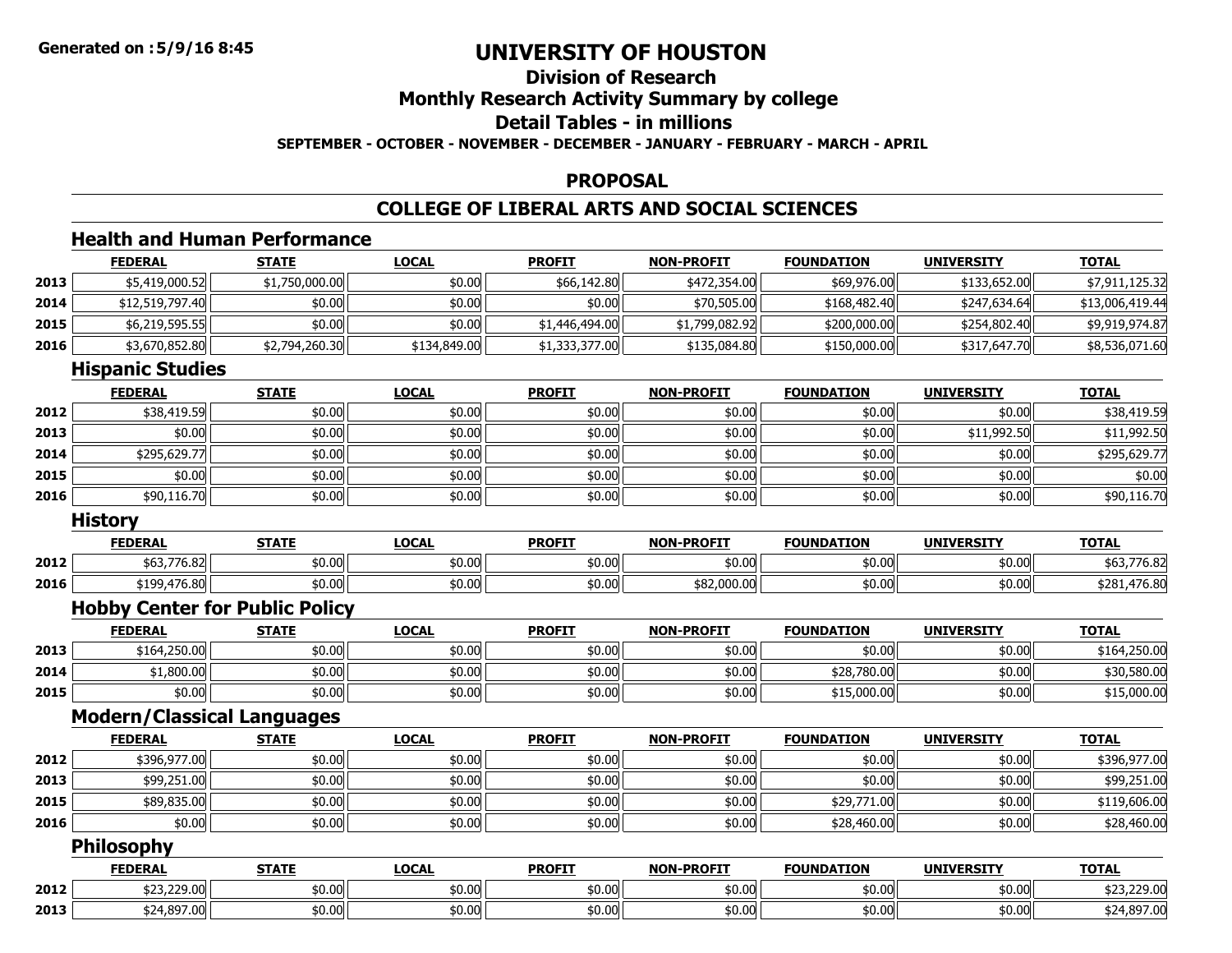**Generated on :5/9/16 8:45**

# UNIVERSITY OF HOUSTON

## Division of Research

## Monthly Research Activity Summary by college

## Detail Tables - in millions

**SEPTEMBER - OCTOBER - NOVEMBER - DECEMBER - JANUARY - FEBRUARY - MARCH - APRIL**

## PROPOSAL

## COLLEGE OF LIBERAL ARTS AND SOCIAL SCIENCES

### Health and Human Performance

| | FEDERAL | STATE | LOCAL | PROFIT | NON-PROFIT | FOUNDATION | UNIVERSITY | TOTAL |
|---|---|---|---|---|---|---|---|---|
| 2013 | $5,419,000.52 | $1,750,000.00 | $0.00 | $66,142.80 | $472,354.00 | $69,976.00 | $133,652.00 | $7,911,125.32 |
| 2014 | $12,519,797.40 | $0.00 | $0.00 | $0.00 | $70,505.00 | $168,482.40 | $247,634.64 | $13,006,419.44 |
| 2015 | $6,219,595.55 | $0.00 | $0.00 | $1,446,494.00 | $1,799,082.92 | $200,000.00 | $254,802.40 | $9,919,974.87 |
| 2016 | $3,670,852.80 | $2,794,260.30 | $134,849.00 | $1,333,377.00 | $135,084.80 | $150,000.00 | $317,647.70 | $8,536,071.60 |

### Hispanic Studies

| | FEDERAL | STATE | LOCAL | PROFIT | NON-PROFIT | FOUNDATION | UNIVERSITY | TOTAL |
|---|---|---|---|---|---|---|---|---|
| 2012 | $38,419.59 | $0.00 | $0.00 | $0.00 | $0.00 | $0.00 | $0.00 | $38,419.59 |
| 2013 | $0.00 | $0.00 | $0.00 | $0.00 | $0.00 | $0.00 | $11,992.50 | $11,992.50 |
| 2014 | $295,629.77 | $0.00 | $0.00 | $0.00 | $0.00 | $0.00 | $0.00 | $295,629.77 |
| 2015 | $0.00 | $0.00 | $0.00 | $0.00 | $0.00 | $0.00 | $0.00 | $0.00 |
| 2016 | $90,116.70 | $0.00 | $0.00 | $0.00 | $0.00 | $0.00 | $0.00 | $90,116.70 |

### History

| | FEDERAL | STATE | LOCAL | PROFIT | NON-PROFIT | FOUNDATION | UNIVERSITY | TOTAL |
|---|---|---|---|---|---|---|---|---|
| 2012 | $63,776.82 | $0.00 | $0.00 | $0.00 | $0.00 | $0.00 | $0.00 | $63,776.82 |
| 2016 | $199,476.80 | $0.00 | $0.00 | $0.00 | $82,000.00 | $0.00 | $0.00 | $281,476.80 |

### Hobby Center for Public Policy

| | FEDERAL | STATE | LOCAL | PROFIT | NON-PROFIT | FOUNDATION | UNIVERSITY | TOTAL |
|---|---|---|---|---|---|---|---|---|
| 2013 | $164,250.00 | $0.00 | $0.00 | $0.00 | $0.00 | $0.00 | $0.00 | $164,250.00 |
| 2014 | $1,800.00 | $0.00 | $0.00 | $0.00 | $0.00 | $28,780.00 | $0.00 | $30,580.00 |
| 2015 | $0.00 | $0.00 | $0.00 | $0.00 | $0.00 | $15,000.00 | $0.00 | $15,000.00 |

### Modern/Classical Languages

| | FEDERAL | STATE | LOCAL | PROFIT | NON-PROFIT | FOUNDATION | UNIVERSITY | TOTAL |
|---|---|---|---|---|---|---|---|---|
| 2012 | $396,977.00 | $0.00 | $0.00 | $0.00 | $0.00 | $0.00 | $0.00 | $396,977.00 |
| 2013 | $99,251.00 | $0.00 | $0.00 | $0.00 | $0.00 | $0.00 | $0.00 | $99,251.00 |
| 2015 | $89,835.00 | $0.00 | $0.00 | $0.00 | $0.00 | $29,771.00 | $0.00 | $119,606.00 |
| 2016 | $0.00 | $0.00 | $0.00 | $0.00 | $0.00 | $28,460.00 | $0.00 | $28,460.00 |

### Philosophy

| | FEDERAL | STATE | LOCAL | PROFIT | NON-PROFIT | FOUNDATION | UNIVERSITY | TOTAL |
|---|---|---|---|---|---|---|---|---|
| 2012 | $23,229.00 | $0.00 | $0.00 | $0.00 | $0.00 | $0.00 | $0.00 | $23,229.00 |
| 2013 | $24,897.00 | $0.00 | $0.00 | $0.00 | $0.00 | $0.00 | $0.00 | $24,897.00 |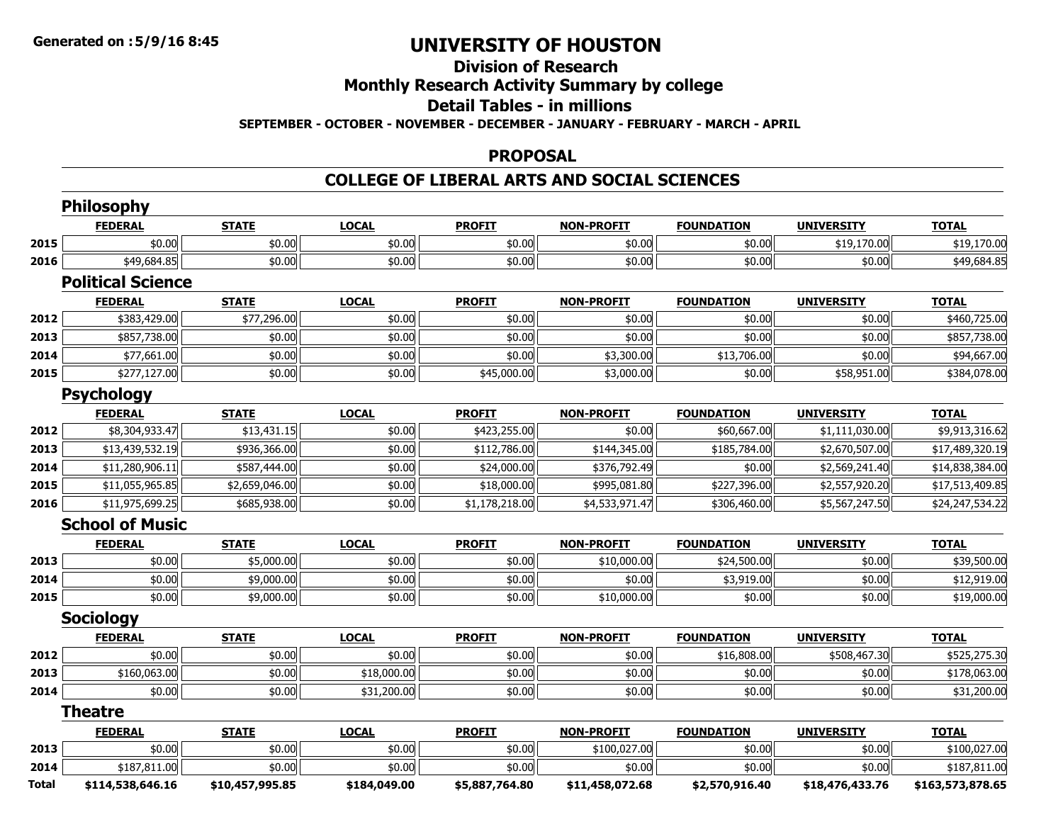**Generated on :5/9/16 8:45**

# UNIVERSITY OF HOUSTON

## Division of Research

## Monthly Research Activity Summary by college

## Detail Tables - in millions

**SEPTEMBER - OCTOBER - NOVEMBER - DECEMBER - JANUARY - FEBRUARY - MARCH - APRIL**

## PROPOSAL

## COLLEGE OF LIBERAL ARTS AND SOCIAL SCIENCES

### Philosophy

| | FEDERAL | STATE | LOCAL | PROFIT | NON-PROFIT | FOUNDATION | UNIVERSITY | TOTAL |
|---|---|---|---|---|---|---|---|---|
| 2015 | $0.00 | $0.00 | $0.00 | $0.00 | $0.00 | $0.00 | $19,170.00 | $19,170.00 |
| 2016 | $49,684.85 | $0.00 | $0.00 | $0.00 | $0.00 | $0.00 | $0.00 | $49,684.85 |

### Political Science

| | FEDERAL | STATE | LOCAL | PROFIT | NON-PROFIT | FOUNDATION | UNIVERSITY | TOTAL |
|---|---|---|---|---|---|---|---|---|
| 2012 | $383,429.00 | $77,296.00 | $0.00 | $0.00 | $0.00 | $0.00 | $0.00 | $460,725.00 |
| 2013 | $857,738.00 | $0.00 | $0.00 | $0.00 | $0.00 | $0.00 | $0.00 | $857,738.00 |
| 2014 | $77,661.00 | $0.00 | $0.00 | $0.00 | $3,300.00 | $13,706.00 | $0.00 | $94,667.00 |
| 2015 | $277,127.00 | $0.00 | $0.00 | $45,000.00 | $3,000.00 | $0.00 | $58,951.00 | $384,078.00 |

### Psychology

| | FEDERAL | STATE | LOCAL | PROFIT | NON-PROFIT | FOUNDATION | UNIVERSITY | TOTAL |
|---|---|---|---|---|---|---|---|---|
| 2012 | $8,304,933.47 | $13,431.15 | $0.00 | $423,255.00 | $0.00 | $60,667.00 | $1,111,030.00 | $9,913,316.62 |
| 2013 | $13,439,532.19 | $936,366.00 | $0.00 | $112,786.00 | $144,345.00 | $185,784.00 | $2,670,507.00 | $17,489,320.19 |
| 2014 | $11,280,906.11 | $587,444.00 | $0.00 | $24,000.00 | $376,792.49 | $0.00 | $2,569,241.40 | $14,838,384.00 |
| 2015 | $11,055,965.85 | $2,659,046.00 | $0.00 | $18,000.00 | $995,081.80 | $227,396.00 | $2,557,920.20 | $17,513,409.85 |
| 2016 | $11,975,699.25 | $685,938.00 | $0.00 | $1,178,218.00 | $4,533,971.47 | $306,460.00 | $5,567,247.50 | $24,247,534.22 |

### School of Music

| | FEDERAL | STATE | LOCAL | PROFIT | NON-PROFIT | FOUNDATION | UNIVERSITY | TOTAL |
|---|---|---|---|---|---|---|---|---|
| 2013 | $0.00 | $5,000.00 | $0.00 | $0.00 | $10,000.00 | $24,500.00 | $0.00 | $39,500.00 |
| 2014 | $0.00 | $9,000.00 | $0.00 | $0.00 | $0.00 | $3,919.00 | $0.00 | $12,919.00 |
| 2015 | $0.00 | $9,000.00 | $0.00 | $0.00 | $10,000.00 | $0.00 | $0.00 | $19,000.00 |

### Sociology

| | FEDERAL | STATE | LOCAL | PROFIT | NON-PROFIT | FOUNDATION | UNIVERSITY | TOTAL |
|---|---|---|---|---|---|---|---|---|
| 2012 | $0.00 | $0.00 | $0.00 | $0.00 | $0.00 | $16,808.00 | $508,467.30 | $525,275.30 |
| 2013 | $160,063.00 | $0.00 | $18,000.00 | $0.00 | $0.00 | $0.00 | $0.00 | $178,063.00 |
| 2014 | $0.00 | $0.00 | $31,200.00 | $0.00 | $0.00 | $0.00 | $0.00 | $31,200.00 |

### Theatre

| | FEDERAL | STATE | LOCAL | PROFIT | NON-PROFIT | FOUNDATION | UNIVERSITY | TOTAL |
|---|---|---|---|---|---|---|---|---|
| 2013 | $0.00 | $0.00 | $0.00 | $0.00 | $100,027.00 | $0.00 | $0.00 | $100,027.00 |
| 2014 | $187,811.00 | $0.00 | $0.00 | $0.00 | $0.00 | $0.00 | $0.00 | $187,811.00 |
| **Total** | **$114,538,646.16** | **$10,457,995.85** | **$184,049.00** | **$5,887,764.80** | **$11,458,072.68** | **$2,570,916.40** | **$18,476,433.76** | **$163,573,878.65** |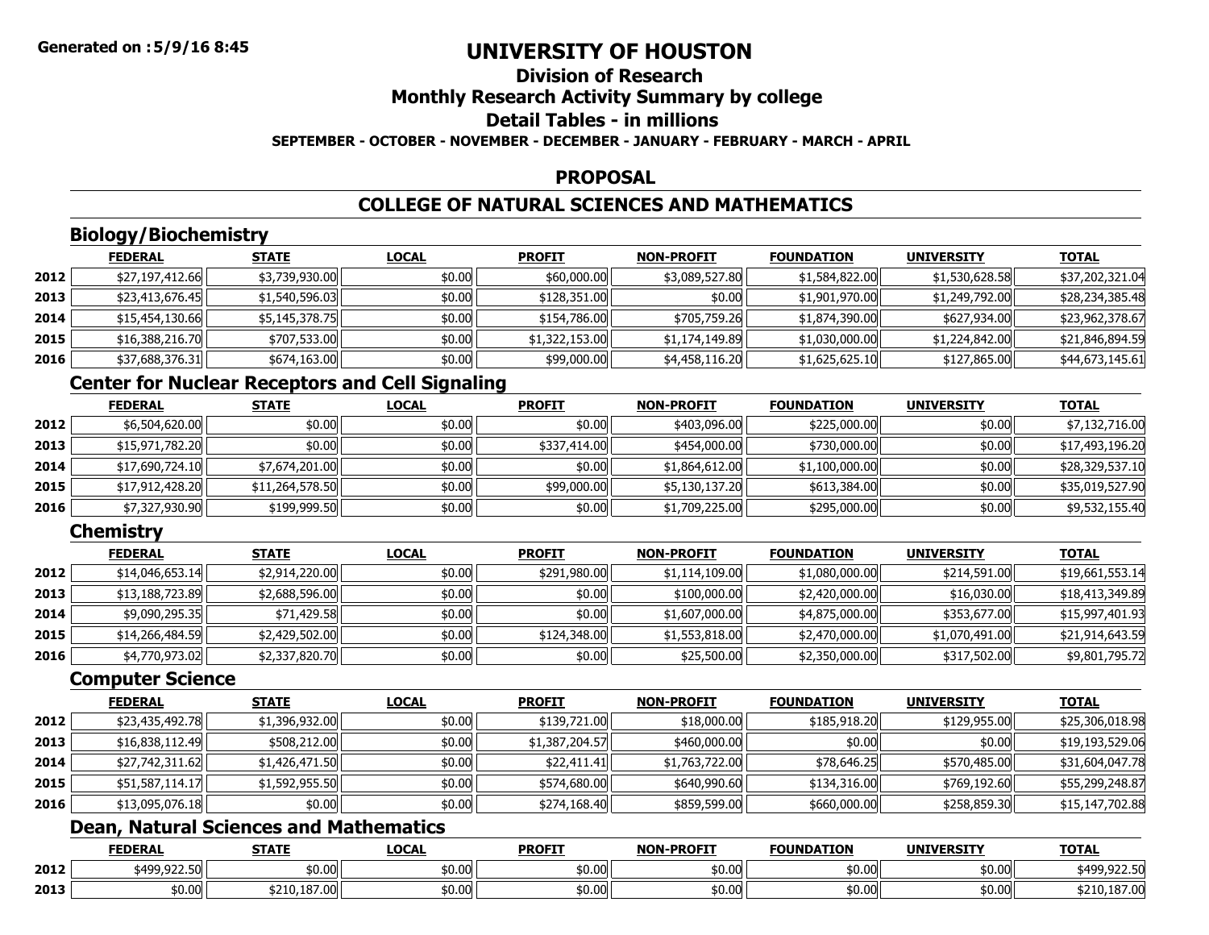**Generated on :5/9/16 8:45**

# UNIVERSITY OF HOUSTON

## Division of Research

## Monthly Research Activity Summary by college

## Detail Tables - in millions

**SEPTEMBER - OCTOBER - NOVEMBER - DECEMBER - JANUARY - FEBRUARY - MARCH - APRIL**

## PROPOSAL

## COLLEGE OF NATURAL SCIENCES AND MATHEMATICS

### Biology/Biochemistry

| | FEDERAL | STATE | LOCAL | PROFIT | NON-PROFIT | FOUNDATION | UNIVERSITY | TOTAL |
|---|---|---|---|---|---|---|---|---|
| 2012 | $27,197,412.66 | $3,739,930.00 | $0.00 | $60,000.00 | $3,089,527.80 | $1,584,822.00 | $1,530,628.58 | $37,202,321.04 |
| 2013 | $23,413,676.45 | $1,540,596.03 | $0.00 | $128,351.00 | $0.00 | $1,901,970.00 | $1,249,792.00 | $28,234,385.48 |
| 2014 | $15,454,130.66 | $5,145,378.75 | $0.00 | $154,786.00 | $705,759.26 | $1,874,390.00 | $627,934.00 | $23,962,378.67 |
| 2015 | $16,388,216.70 | $707,533.00 | $0.00 | $1,322,153.00 | $1,174,149.89 | $1,030,000.00 | $1,224,842.00 | $21,846,894.59 |
| 2016 | $37,688,376.31 | $674,163.00 | $0.00 | $99,000.00 | $4,458,116.20 | $1,625,625.10 | $127,865.00 | $44,673,145.61 |

### Center for Nuclear Receptors and Cell Signaling

| | FEDERAL | STATE | LOCAL | PROFIT | NON-PROFIT | FOUNDATION | UNIVERSITY | TOTAL |
|---|---|---|---|---|---|---|---|---|
| 2012 | $6,504,620.00 | $0.00 | $0.00 | $0.00 | $403,096.00 | $225,000.00 | $0.00 | $7,132,716.00 |
| 2013 | $15,971,782.20 | $0.00 | $0.00 | $337,414.00 | $454,000.00 | $730,000.00 | $0.00 | $17,493,196.20 |
| 2014 | $17,690,724.10 | $7,674,201.00 | $0.00 | $0.00 | $1,864,612.00 | $1,100,000.00 | $0.00 | $28,329,537.10 |
| 2015 | $17,912,428.20 | $11,264,578.50 | $0.00 | $99,000.00 | $5,130,137.20 | $613,384.00 | $0.00 | $35,019,527.90 |
| 2016 | $7,327,930.90 | $199,999.50 | $0.00 | $0.00 | $1,709,225.00 | $295,000.00 | $0.00 | $9,532,155.40 |

### Chemistry

| | FEDERAL | STATE | LOCAL | PROFIT | NON-PROFIT | FOUNDATION | UNIVERSITY | TOTAL |
|---|---|---|---|---|---|---|---|---|
| 2012 | $14,046,653.14 | $2,914,220.00 | $0.00 | $291,980.00 | $1,114,109.00 | $1,080,000.00 | $214,591.00 | $19,661,553.14 |
| 2013 | $13,188,723.89 | $2,688,596.00 | $0.00 | $0.00 | $100,000.00 | $2,420,000.00 | $16,030.00 | $18,413,349.89 |
| 2014 | $9,090,295.35 | $71,429.58 | $0.00 | $0.00 | $1,607,000.00 | $4,875,000.00 | $353,677.00 | $15,997,401.93 |
| 2015 | $14,266,484.59 | $2,429,502.00 | $0.00 | $124,348.00 | $1,553,818.00 | $2,470,000.00 | $1,070,491.00 | $21,914,643.59 |
| 2016 | $4,770,973.02 | $2,337,820.70 | $0.00 | $0.00 | $25,500.00 | $2,350,000.00 | $317,502.00 | $9,801,795.72 |

### Computer Science

| | FEDERAL | STATE | LOCAL | PROFIT | NON-PROFIT | FOUNDATION | UNIVERSITY | TOTAL |
|---|---|---|---|---|---|---|---|---|
| 2012 | $23,435,492.78 | $1,396,932.00 | $0.00 | $139,721.00 | $18,000.00 | $185,918.20 | $129,955.00 | $25,306,018.98 |
| 2013 | $16,838,112.49 | $508,212.00 | $0.00 | $1,387,204.57 | $460,000.00 | $0.00 | $0.00 | $19,193,529.06 |
| 2014 | $27,742,311.62 | $1,426,471.50 | $0.00 | $22,411.41 | $1,763,722.00 | $78,646.25 | $570,485.00 | $31,604,047.78 |
| 2015 | $51,587,114.17 | $1,592,955.50 | $0.00 | $574,680.00 | $640,990.60 | $134,316.00 | $769,192.60 | $55,299,248.87 |
| 2016 | $13,095,076.18 | $0.00 | $0.00 | $274,168.40 | $859,599.00 | $660,000.00 | $258,859.30 | $15,147,702.88 |

### Dean, Natural Sciences and Mathematics

| | FEDERAL | STATE | LOCAL | PROFIT | NON-PROFIT | FOUNDATION | UNIVERSITY | TOTAL |
|---|---|---|---|---|---|---|---|---|
| 2012 | $499,922.50 | $0.00 | $0.00 | $0.00 | $0.00 | $0.00 | $0.00 | $499,922.50 |
| 2013 | $0.00 | $210,187.00 | $0.00 | $0.00 | $0.00 | $0.00 | $0.00 | $210,187.00 |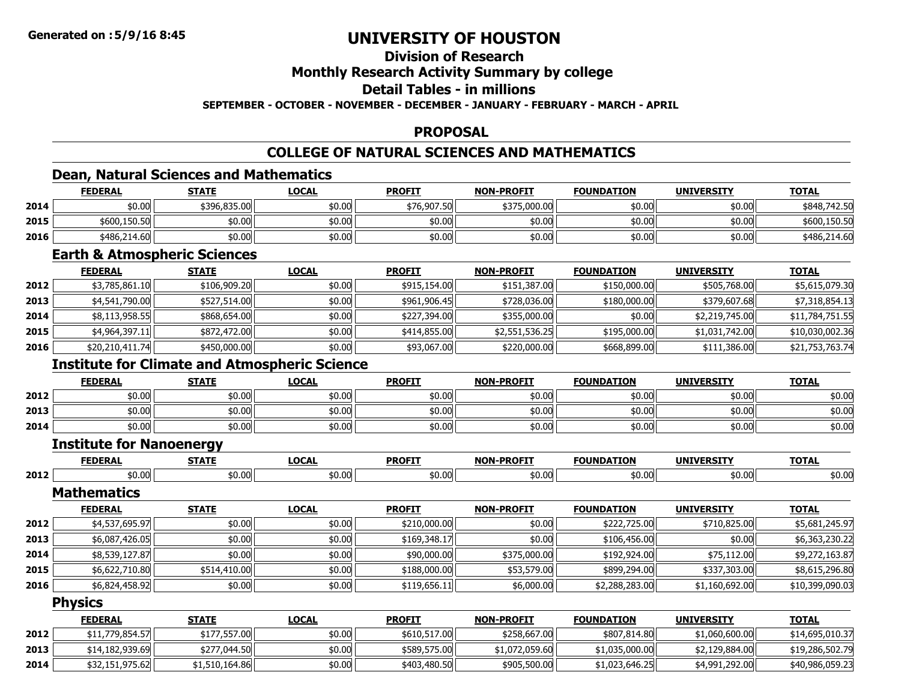# UNIVERSITY OF HOUSTON

## Division of Research

## Monthly Research Activity Summary by college

## Detail Tables - in millions

**SEPTEMBER - OCTOBER - NOVEMBER - DECEMBER - JANUARY - FEBRUARY - MARCH - APRIL**

## PROPOSAL

## COLLEGE OF NATURAL SCIENCES AND MATHEMATICS

### Dean, Natural Sciences and Mathematics

| | FEDERAL | STATE | LOCAL | PROFIT | NON-PROFIT | FOUNDATION | UNIVERSITY | TOTAL |
|---|---|---|---|---|---|---|---|---|
| 2014 | $0.00 | $396,835.00 | $0.00 | $76,907.50 | $375,000.00 | $0.00 | $0.00 | $848,742.50 |
| 2015 | $600,150.50 | $0.00 | $0.00 | $0.00 | $0.00 | $0.00 | $0.00 | $600,150.50 |
| 2016 | $486,214.60 | $0.00 | $0.00 | $0.00 | $0.00 | $0.00 | $0.00 | $486,214.60 |

### Earth & Atmospheric Sciences

| | FEDERAL | STATE | LOCAL | PROFIT | NON-PROFIT | FOUNDATION | UNIVERSITY | TOTAL |
|---|---|---|---|---|---|---|---|---|
| 2012 | $3,785,861.10 | $106,909.20 | $0.00 | $915,154.00 | $151,387.00 | $150,000.00 | $505,768.00 | $5,615,079.30 |
| 2013 | $4,541,790.00 | $527,514.00 | $0.00 | $961,906.45 | $728,036.00 | $180,000.00 | $379,607.68 | $7,318,854.13 |
| 2014 | $8,113,958.55 | $868,654.00 | $0.00 | $227,394.00 | $355,000.00 | $0.00 | $2,219,745.00 | $11,784,751.55 |
| 2015 | $4,964,397.11 | $872,472.00 | $0.00 | $414,855.00 | $2,551,536.25 | $195,000.00 | $1,031,742.00 | $10,030,002.36 |
| 2016 | $20,210,411.74 | $450,000.00 | $0.00 | $93,067.00 | $220,000.00 | $668,899.00 | $111,386.00 | $21,753,763.74 |

### Institute for Climate and Atmospheric Science

| | FEDERAL | STATE | LOCAL | PROFIT | NON-PROFIT | FOUNDATION | UNIVERSITY | TOTAL |
|---|---|---|---|---|---|---|---|---|
| 2012 | $0.00 | $0.00 | $0.00 | $0.00 | $0.00 | $0.00 | $0.00 | $0.00 |
| 2013 | $0.00 | $0.00 | $0.00 | $0.00 | $0.00 | $0.00 | $0.00 | $0.00 |
| 2014 | $0.00 | $0.00 | $0.00 | $0.00 | $0.00 | $0.00 | $0.00 | $0.00 |

### Institute for Nanoenergy

| | FEDERAL | STATE | LOCAL | PROFIT | NON-PROFIT | FOUNDATION | UNIVERSITY | TOTAL |
|---|---|---|---|---|---|---|---|---|
| 2012 | $0.00 | $0.00 | $0.00 | $0.00 | $0.00 | $0.00 | $0.00 | $0.00 |

### Mathematics

| | FEDERAL | STATE | LOCAL | PROFIT | NON-PROFIT | FOUNDATION | UNIVERSITY | TOTAL |
|---|---|---|---|---|---|---|---|---|
| 2012 | $4,537,695.97 | $0.00 | $0.00 | $210,000.00 | $0.00 | $222,725.00 | $710,825.00 | $5,681,245.97 |
| 2013 | $6,087,426.05 | $0.00 | $0.00 | $169,348.17 | $0.00 | $106,456.00 | $0.00 | $6,363,230.22 |
| 2014 | $8,539,127.87 | $0.00 | $0.00 | $90,000.00 | $375,000.00 | $192,924.00 | $75,112.00 | $9,272,163.87 |
| 2015 | $6,622,710.80 | $514,410.00 | $0.00 | $188,000.00 | $53,579.00 | $899,294.00 | $337,303.00 | $8,615,296.80 |
| 2016 | $6,824,458.92 | $0.00 | $0.00 | $119,656.11 | $6,000.00 | $2,288,283.00 | $1,160,692.00 | $10,399,090.03 |

### Physics

| | FEDERAL | STATE | LOCAL | PROFIT | NON-PROFIT | FOUNDATION | UNIVERSITY | TOTAL |
|---|---|---|---|---|---|---|---|---|
| 2012 | $11,779,854.57 | $177,557.00 | $0.00 | $610,517.00 | $258,667.00 | $807,814.80 | $1,060,600.00 | $14,695,010.37 |
| 2013 | $14,182,939.69 | $277,044.50 | $0.00 | $589,575.00 | $1,072,059.60 | $1,035,000.00 | $2,129,884.00 | $19,286,502.79 |
| 2014 | $32,151,975.62 | $1,510,164.86 | $0.00 | $403,480.50 | $905,500.00 | $1,023,646.25 | $4,991,292.00 | $40,986,059.23 |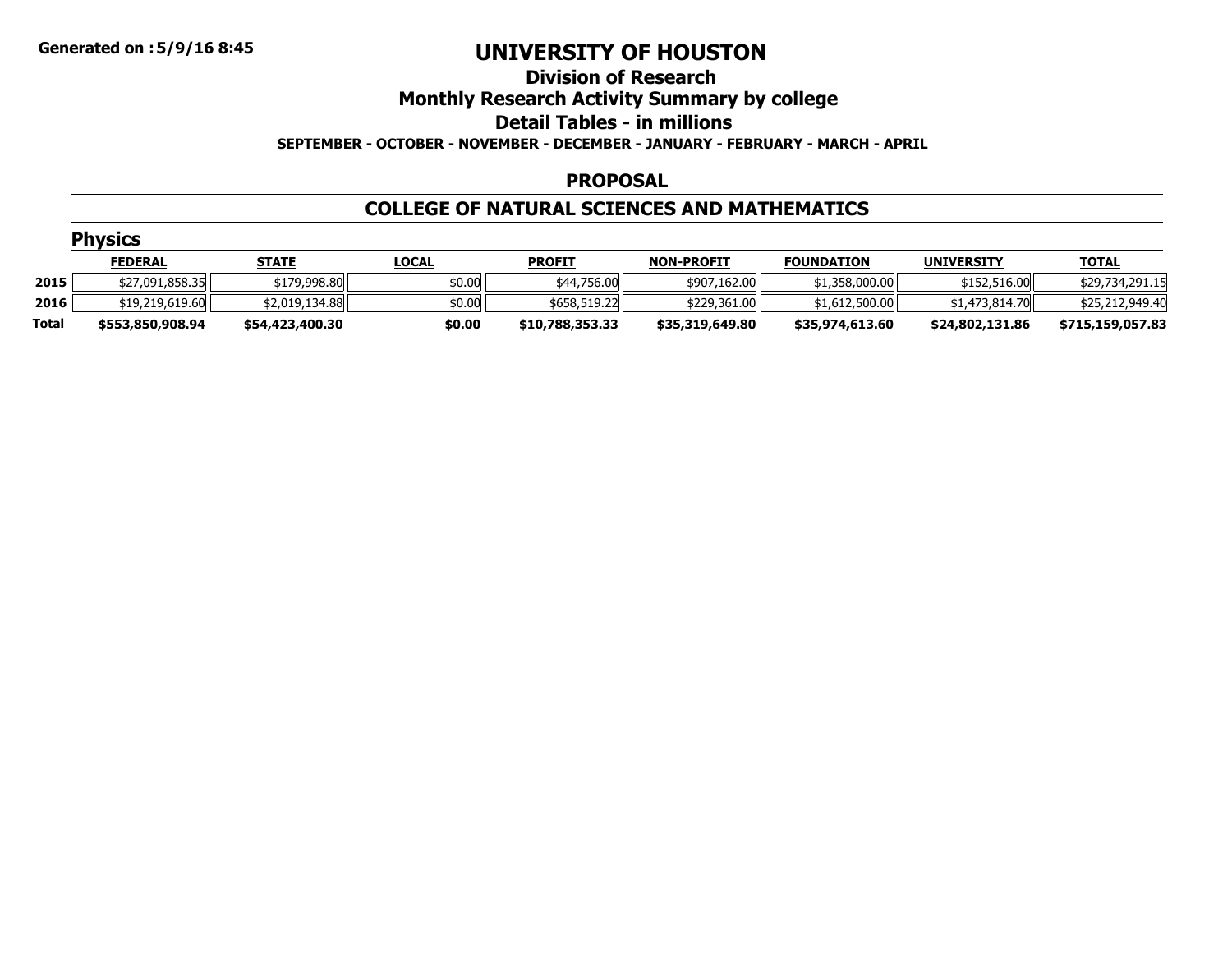# UNIVERSITY OF HOUSTON

## Division of Research

## Monthly Research Activity Summary by college

## Detail Tables - in millions

**SEPTEMBER - OCTOBER - NOVEMBER - DECEMBER - JANUARY - FEBRUARY - MARCH - APRIL**

### PROPOSAL

### COLLEGE OF NATURAL SCIENCES AND MATHEMATICS

#### Physics

| | FEDERAL | STATE | LOCAL | PROFIT | NON-PROFIT | FOUNDATION | UNIVERSITY | TOTAL |
|---|---|---|---|---|---|---|---|---|
| 2015 | $27,091,858.35 | $179,998.80 | $0.00 | $44,756.00 | $907,162.00 | $1,358,000.00 | $152,516.00 | $29,734,291.15 |
| 2016 | $19,219,619.60 | $2,019,134.88 | $0.00 | $658,519.22 | $229,361.00 | $1,612,500.00 | $1,473,814.70 | $25,212,949.40 |
| **Total** | **$553,850,908.94** | **$54,423,400.30** | **$0.00** | **$10,788,353.33** | **$35,319,649.80** | **$35,974,613.60** | **$24,802,131.86** | **$715,159,057.83** |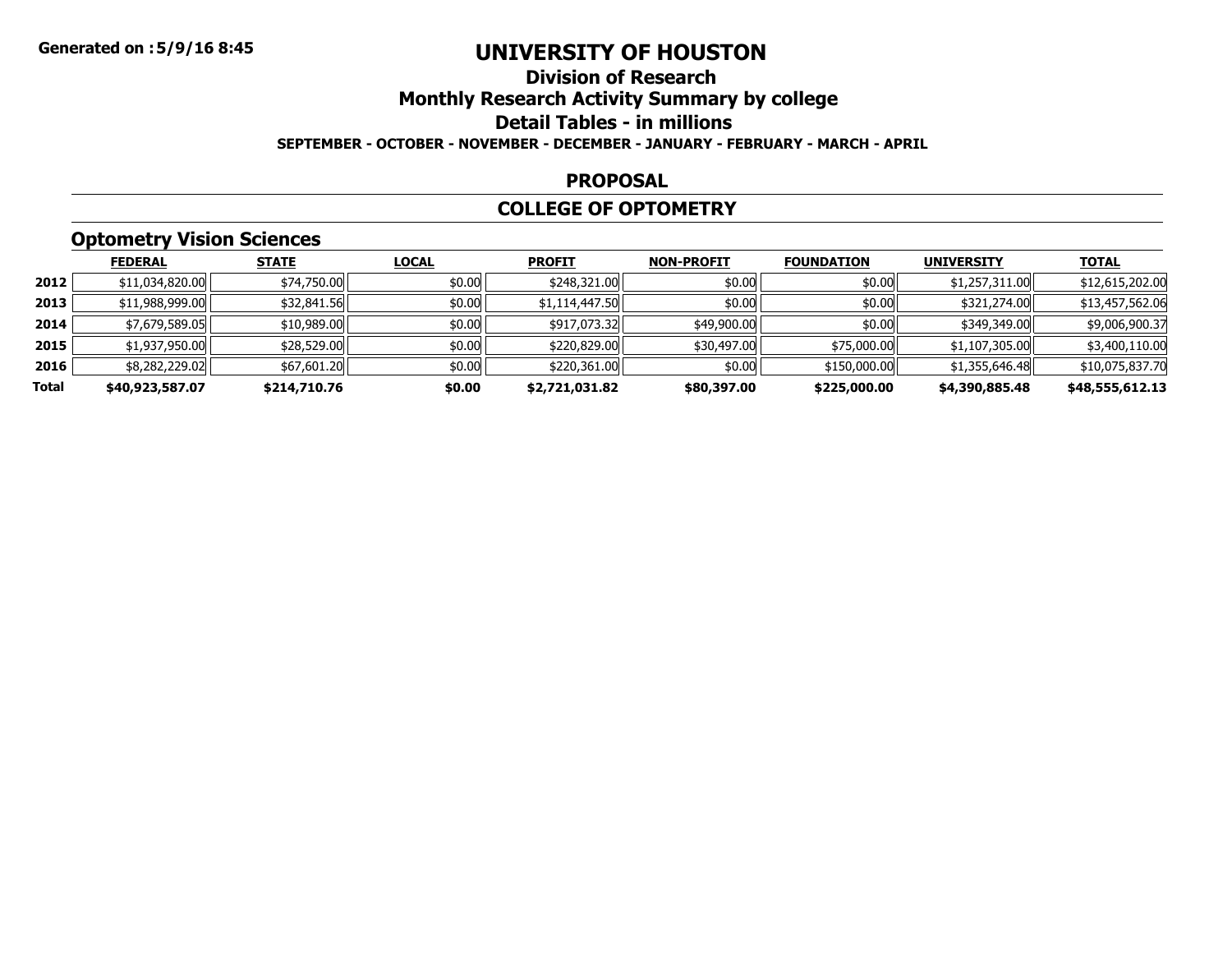# UNIVERSITY OF HOUSTON

## Division of Research

## Monthly Research Activity Summary by college

## Detail Tables - in millions

**SEPTEMBER - OCTOBER - NOVEMBER - DECEMBER - JANUARY - FEBRUARY - MARCH - APRIL**

**Generated on :5/9/16 8:45**

## PROPOSAL

## COLLEGE OF OPTOMETRY

### Optometry Vision Sciences

| | FEDERAL | STATE | LOCAL | PROFIT | NON-PROFIT | FOUNDATION | UNIVERSITY | TOTAL |
|---|---|---|---|---|---|---|---|---|
| 2012 | $11,034,820.00 | $74,750.00 | $0.00 | $248,321.00 | $0.00 | $0.00 | $1,257,311.00 | $12,615,202.00 |
| 2013 | $11,988,999.00 | $32,841.56 | $0.00 | $1,114,447.50 | $0.00 | $0.00 | $321,274.00 | $13,457,562.06 |
| 2014 | $7,679,589.05 | $10,989.00 | $0.00 | $917,073.32 | $49,900.00 | $0.00 | $349,349.00 | $9,006,900.37 |
| 2015 | $1,937,950.00 | $28,529.00 | $0.00 | $220,829.00 | $30,497.00 | $75,000.00 | $1,107,305.00 | $3,400,110.00 |
| 2016 | $8,282,229.02 | $67,601.20 | $0.00 | $220,361.00 | $0.00 | $150,000.00 | $1,355,646.48 | $10,075,837.70 |
| **Total** | **$40,923,587.07** | **$214,710.76** | **$0.00** | **$2,721,031.82** | **$80,397.00** | **$225,000.00** | **$4,390,885.48** | **$48,555,612.13** |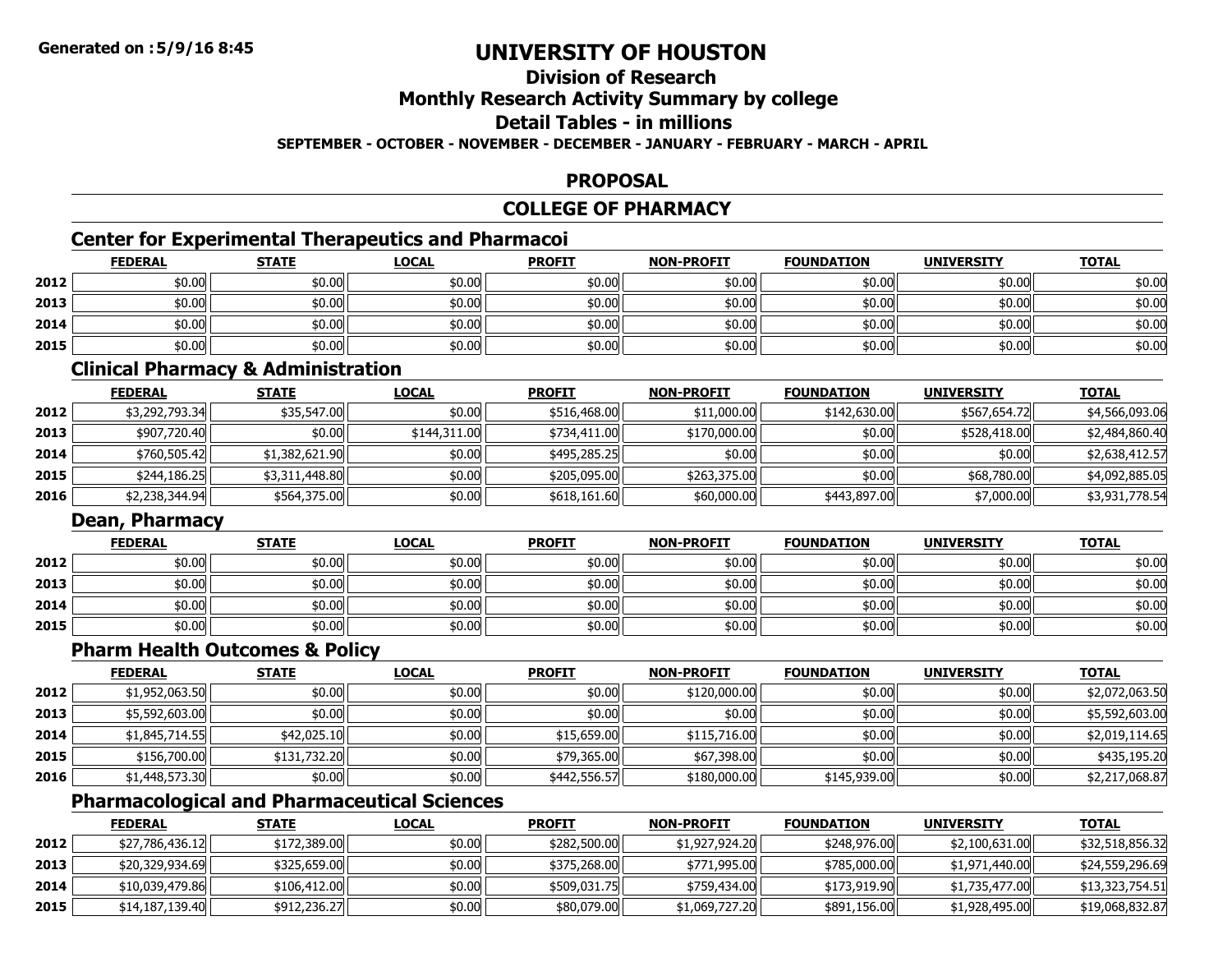Generated on :5/9/16 8:45

# UNIVERSITY OF HOUSTON

## Division of Research

## Monthly Research Activity Summary by college

## Detail Tables - in millions

**SEPTEMBER - OCTOBER - NOVEMBER - DECEMBER - JANUARY - FEBRUARY - MARCH - APRIL**

## PROPOSAL

## COLLEGE OF PHARMACY

### Center for Experimental Therapeutics and Pharmacoi

| | FEDERAL | STATE | LOCAL | PROFIT | NON-PROFIT | FOUNDATION | UNIVERSITY | TOTAL |
|---|---|---|---|---|---|---|---|---|
| 2012 | $0.00 | $0.00 | $0.00 | $0.00 | $0.00 | $0.00 | $0.00 | $0.00 |
| 2013 | $0.00 | $0.00 | $0.00 | $0.00 | $0.00 | $0.00 | $0.00 | $0.00 |
| 2014 | $0.00 | $0.00 | $0.00 | $0.00 | $0.00 | $0.00 | $0.00 | $0.00 |
| 2015 | $0.00 | $0.00 | $0.00 | $0.00 | $0.00 | $0.00 | $0.00 | $0.00 |

### Clinical Pharmacy & Administration

| | FEDERAL | STATE | LOCAL | PROFIT | NON-PROFIT | FOUNDATION | UNIVERSITY | TOTAL |
|---|---|---|---|---|---|---|---|---|
| 2012 | $3,292,793.34 | $35,547.00 | $0.00 | $516,468.00 | $11,000.00 | $142,630.00 | $567,654.72 | $4,566,093.06 |
| 2013 | $907,720.40 | $0.00 | $144,311.00 | $734,411.00 | $170,000.00 | $0.00 | $528,418.00 | $2,484,860.40 |
| 2014 | $760,505.42 | $1,382,621.90 | $0.00 | $495,285.25 | $0.00 | $0.00 | $0.00 | $2,638,412.57 |
| 2015 | $244,186.25 | $3,311,448.80 | $0.00 | $205,095.00 | $263,375.00 | $0.00 | $68,780.00 | $4,092,885.05 |
| 2016 | $2,238,344.94 | $564,375.00 | $0.00 | $618,161.60 | $60,000.00 | $443,897.00 | $7,000.00 | $3,931,778.54 |

### Dean, Pharmacy

| | FEDERAL | STATE | LOCAL | PROFIT | NON-PROFIT | FOUNDATION | UNIVERSITY | TOTAL |
|---|---|---|---|---|---|---|---|---|
| 2012 | $0.00 | $0.00 | $0.00 | $0.00 | $0.00 | $0.00 | $0.00 | $0.00 |
| 2013 | $0.00 | $0.00 | $0.00 | $0.00 | $0.00 | $0.00 | $0.00 | $0.00 |
| 2014 | $0.00 | $0.00 | $0.00 | $0.00 | $0.00 | $0.00 | $0.00 | $0.00 |
| 2015 | $0.00 | $0.00 | $0.00 | $0.00 | $0.00 | $0.00 | $0.00 | $0.00 |

### Pharm Health Outcomes & Policy

| | FEDERAL | STATE | LOCAL | PROFIT | NON-PROFIT | FOUNDATION | UNIVERSITY | TOTAL |
|---|---|---|---|---|---|---|---|---|
| 2012 | $1,952,063.50 | $0.00 | $0.00 | $0.00 | $120,000.00 | $0.00 | $0.00 | $2,072,063.50 |
| 2013 | $5,592,603.00 | $0.00 | $0.00 | $0.00 | $0.00 | $0.00 | $0.00 | $5,592,603.00 |
| 2014 | $1,845,714.55 | $42,025.10 | $0.00 | $15,659.00 | $115,716.00 | $0.00 | $0.00 | $2,019,114.65 |
| 2015 | $156,700.00 | $131,732.20 | $0.00 | $79,365.00 | $67,398.00 | $0.00 | $0.00 | $435,195.20 |
| 2016 | $1,448,573.30 | $0.00 | $0.00 | $442,556.57 | $180,000.00 | $145,939.00 | $0.00 | $2,217,068.87 |

### Pharmacological and Pharmaceutical Sciences

| | FEDERAL | STATE | LOCAL | PROFIT | NON-PROFIT | FOUNDATION | UNIVERSITY | TOTAL |
|---|---|---|---|---|---|---|---|---|
| 2012 | $27,786,436.12 | $172,389.00 | $0.00 | $282,500.00 | $1,927,924.20 | $248,976.00 | $2,100,631.00 | $32,518,856.32 |
| 2013 | $20,329,934.69 | $325,659.00 | $0.00 | $375,268.00 | $771,995.00 | $785,000.00 | $1,971,440.00 | $24,559,296.69 |
| 2014 | $10,039,479.86 | $106,412.00 | $0.00 | $509,031.75 | $759,434.00 | $173,919.90 | $1,735,477.00 | $13,323,754.51 |
| 2015 | $14,187,139.40 | $912,236.27 | $0.00 | $80,079.00 | $1,069,727.20 | $891,156.00 | $1,928,495.00 | $19,068,832.87 |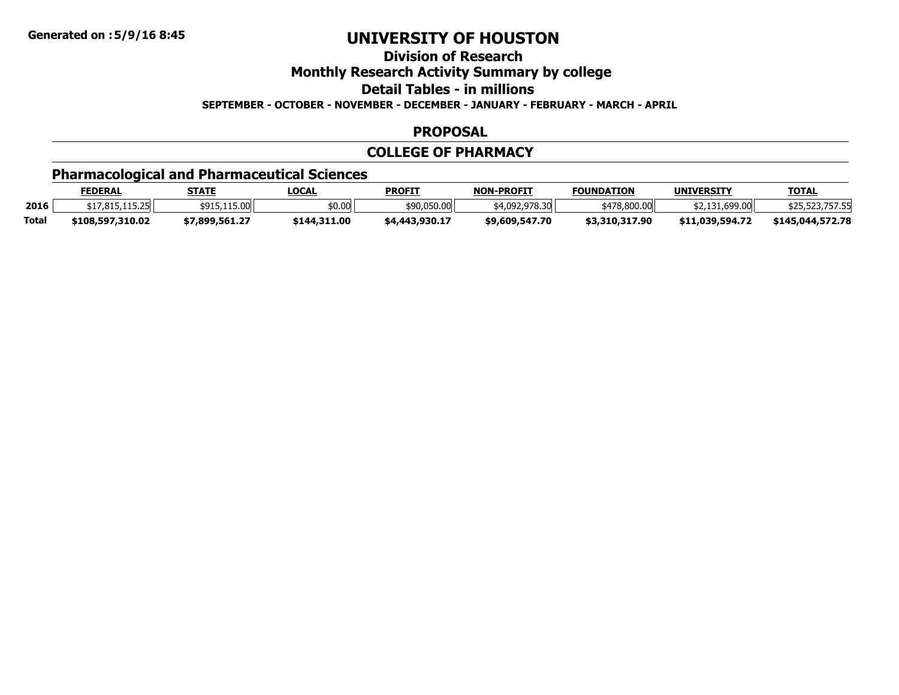Generated on :5/9/16 8:45

# UNIVERSITY OF HOUSTON

## Division of Research

## Monthly Research Activity Summary by college

## Detail Tables - in millions

**SEPTEMBER - OCTOBER - NOVEMBER - DECEMBER - JANUARY - FEBRUARY - MARCH - APRIL**

## PROPOSAL

## COLLEGE OF PHARMACY

### Pharmacological and Pharmaceutical Sciences

| | FEDERAL | STATE | LOCAL | PROFIT | NON-PROFIT | FOUNDATION | UNIVERSITY | TOTAL |
|---|---|---|---|---|---|---|---|---|
| **2016** | $17,815,115.25 | $915,115.00 | $0.00 | $90,050.00 | $4,092,978.30 | $478,800.00 | $2,131,699.00 | $25,523,757.55 |
| **Total** | **$108,597,310.02** | **$7,899,561.27** | **$144,311.00** | **$4,443,930.17** | **$9,609,547.70** | **$3,310,317.90** | **$11,039,594.72** | **$145,044,572.78** |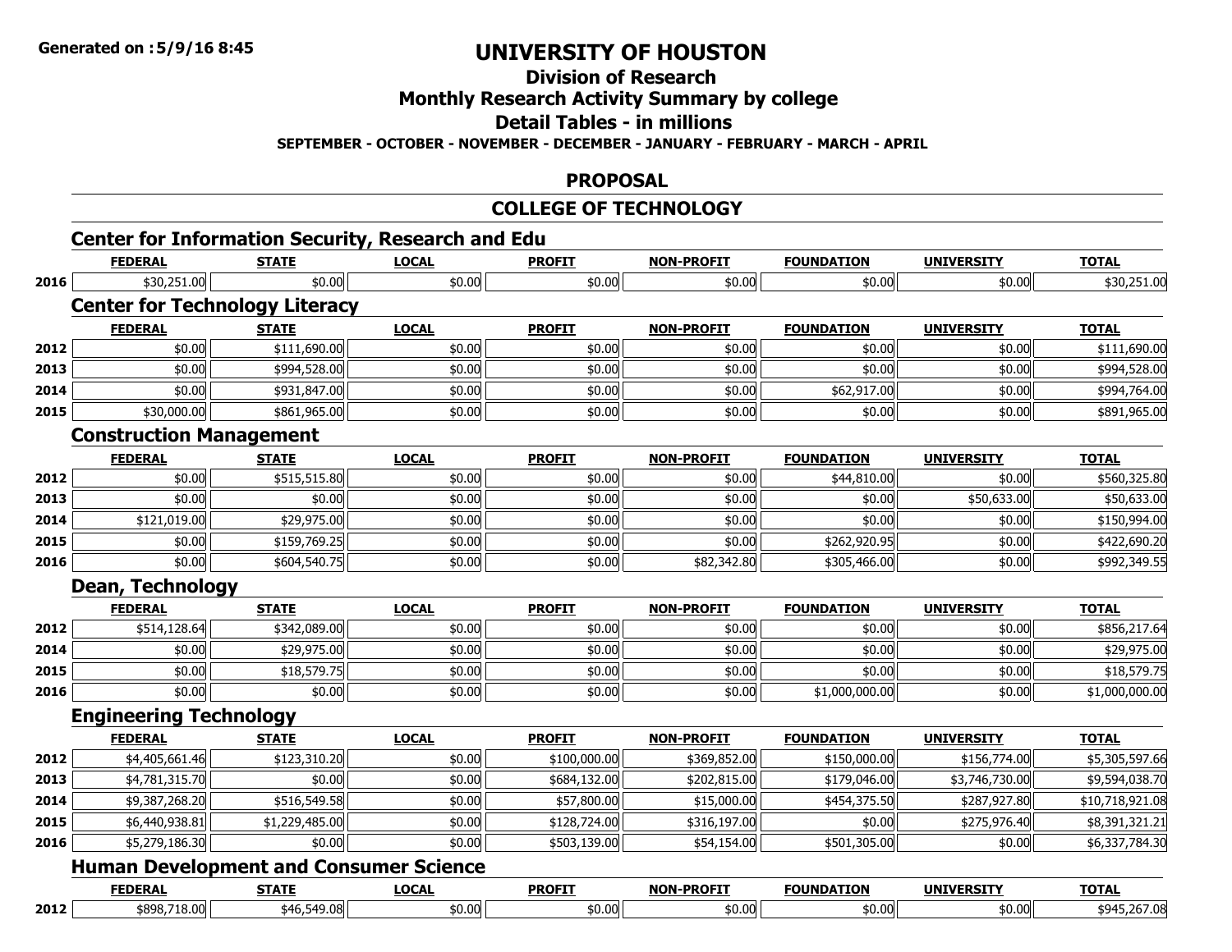# UNIVERSITY OF HOUSTON

## Division of Research

## Monthly Research Activity Summary by college

## Detail Tables - in millions

**SEPTEMBER - OCTOBER - NOVEMBER - DECEMBER - JANUARY - FEBRUARY - MARCH - APRIL**

## PROPOSAL

## COLLEGE OF TECHNOLOGY

### Center for Information Security, Research and Edu

| | FEDERAL | STATE | LOCAL | PROFIT | NON-PROFIT | FOUNDATION | UNIVERSITY | TOTAL |
|---|---|---|---|---|---|---|---|---|
| 2016 | $30,251.00 | $0.00 | $0.00 | $0.00 | $0.00 | $0.00 | $0.00 | $30,251.00 |

### Center for Technology Literacy

| | FEDERAL | STATE | LOCAL | PROFIT | NON-PROFIT | FOUNDATION | UNIVERSITY | TOTAL |
|---|---|---|---|---|---|---|---|---|
| 2012 | $0.00 | $111,690.00 | $0.00 | $0.00 | $0.00 | $0.00 | $0.00 | $111,690.00 |
| 2013 | $0.00 | $994,528.00 | $0.00 | $0.00 | $0.00 | $0.00 | $0.00 | $994,528.00 |
| 2014 | $0.00 | $931,847.00 | $0.00 | $0.00 | $0.00 | $62,917.00 | $0.00 | $994,764.00 |
| 2015 | $30,000.00 | $861,965.00 | $0.00 | $0.00 | $0.00 | $0.00 | $0.00 | $891,965.00 |

### Construction Management

| | FEDERAL | STATE | LOCAL | PROFIT | NON-PROFIT | FOUNDATION | UNIVERSITY | TOTAL |
|---|---|---|---|---|---|---|---|---|
| 2012 | $0.00 | $515,515.80 | $0.00 | $0.00 | $0.00 | $44,810.00 | $0.00 | $560,325.80 |
| 2013 | $0.00 | $0.00 | $0.00 | $0.00 | $0.00 | $0.00 | $50,633.00 | $50,633.00 |
| 2014 | $121,019.00 | $29,975.00 | $0.00 | $0.00 | $0.00 | $0.00 | $0.00 | $150,994.00 |
| 2015 | $0.00 | $159,769.25 | $0.00 | $0.00 | $0.00 | $262,920.95 | $0.00 | $422,690.20 |
| 2016 | $0.00 | $604,540.75 | $0.00 | $0.00 | $82,342.80 | $305,466.00 | $0.00 | $992,349.55 |

### Dean, Technology

| | FEDERAL | STATE | LOCAL | PROFIT | NON-PROFIT | FOUNDATION | UNIVERSITY | TOTAL |
|---|---|---|---|---|---|---|---|---|
| 2012 | $514,128.64 | $342,089.00 | $0.00 | $0.00 | $0.00 | $0.00 | $0.00 | $856,217.64 |
| 2014 | $0.00 | $29,975.00 | $0.00 | $0.00 | $0.00 | $0.00 | $0.00 | $29,975.00 |
| 2015 | $0.00 | $18,579.75 | $0.00 | $0.00 | $0.00 | $0.00 | $0.00 | $18,579.75 |
| 2016 | $0.00 | $0.00 | $0.00 | $0.00 | $0.00 | $1,000,000.00 | $0.00 | $1,000,000.00 |

### Engineering Technology

| | FEDERAL | STATE | LOCAL | PROFIT | NON-PROFIT | FOUNDATION | UNIVERSITY | TOTAL |
|---|---|---|---|---|---|---|---|---|
| 2012 | $4,405,661.46 | $123,310.20 | $0.00 | $100,000.00 | $369,852.00 | $150,000.00 | $156,774.00 | $5,305,597.66 |
| 2013 | $4,781,315.70 | $0.00 | $0.00 | $684,132.00 | $202,815.00 | $179,046.00 | $3,746,730.00 | $9,594,038.70 |
| 2014 | $9,387,268.20 | $516,549.58 | $0.00 | $57,800.00 | $15,000.00 | $454,375.50 | $287,927.80 | $10,718,921.08 |
| 2015 | $6,440,938.81 | $1,229,485.00 | $0.00 | $128,724.00 | $316,197.00 | $0.00 | $275,976.40 | $8,391,321.21 |
| 2016 | $5,279,186.30 | $0.00 | $0.00 | $503,139.00 | $54,154.00 | $501,305.00 | $0.00 | $6,337,784.30 |

### Human Development and Consumer Science

| | FEDERAL | STATE | LOCAL | PROFIT | NON-PROFIT | FOUNDATION | UNIVERSITY | TOTAL |
|---|---|---|---|---|---|---|---|---|
| 2012 | $898,718.00 | $46,549.08 | $0.00 | $0.00 | $0.00 | $0.00 | $0.00 | $945,267.08 |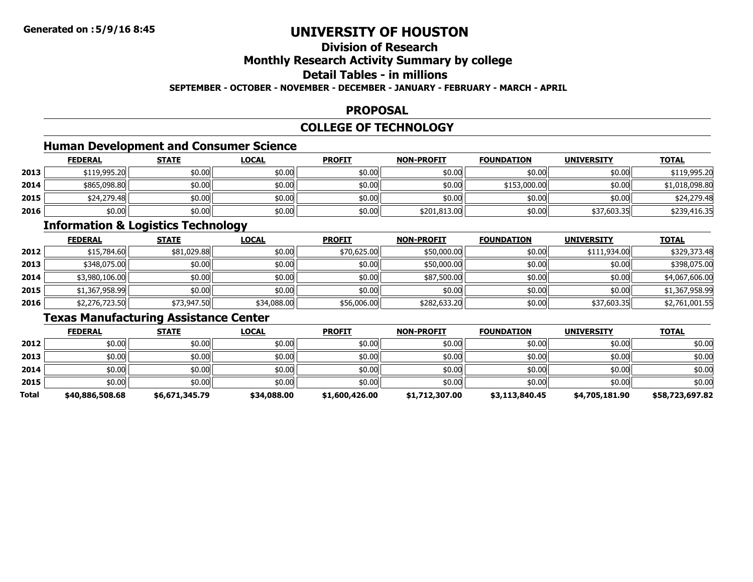# UNIVERSITY OF HOUSTON

## Division of Research

## Monthly Research Activity Summary by college

## Detail Tables - in millions

**SEPTEMBER - OCTOBER - NOVEMBER - DECEMBER - JANUARY - FEBRUARY - MARCH - APRIL**

## PROPOSAL

## COLLEGE OF TECHNOLOGY

### Human Development and Consumer Science

| | FEDERAL | STATE | LOCAL | PROFIT | NON-PROFIT | FOUNDATION | UNIVERSITY | TOTAL |
|---|---|---|---|---|---|---|---|---|
| 2013 | $119,995.20 | $0.00 | $0.00 | $0.00 | $0.00 | $0.00 | $0.00 | $119,995.20 |
| 2014 | $865,098.80 | $0.00 | $0.00 | $0.00 | $0.00 | $153,000.00 | $0.00 | $1,018,098.80 |
| 2015 | $24,279.48 | $0.00 | $0.00 | $0.00 | $0.00 | $0.00 | $0.00 | $24,279.48 |
| 2016 | $0.00 | $0.00 | $0.00 | $0.00 | $201,813.00 | $0.00 | $37,603.35 | $239,416.35 |

### Information & Logistics Technology

| | FEDERAL | STATE | LOCAL | PROFIT | NON-PROFIT | FOUNDATION | UNIVERSITY | TOTAL |
|---|---|---|---|---|---|---|---|---|
| 2012 | $15,784.60 | $81,029.88 | $0.00 | $70,625.00 | $50,000.00 | $0.00 | $111,934.00 | $329,373.48 |
| 2013 | $348,075.00 | $0.00 | $0.00 | $0.00 | $50,000.00 | $0.00 | $0.00 | $398,075.00 |
| 2014 | $3,980,106.00 | $0.00 | $0.00 | $0.00 | $87,500.00 | $0.00 | $0.00 | $4,067,606.00 |
| 2015 | $1,367,958.99 | $0.00 | $0.00 | $0.00 | $0.00 | $0.00 | $0.00 | $1,367,958.99 |
| 2016 | $2,276,723.50 | $73,947.50 | $34,088.00 | $56,006.00 | $282,633.20 | $0.00 | $37,603.35 | $2,761,001.55 |

### Texas Manufacturing Assistance Center

| | FEDERAL | STATE | LOCAL | PROFIT | NON-PROFIT | FOUNDATION | UNIVERSITY | TOTAL |
|---|---|---|---|---|---|---|---|---|
| 2012 | $0.00 | $0.00 | $0.00 | $0.00 | $0.00 | $0.00 | $0.00 | $0.00 |
| 2013 | $0.00 | $0.00 | $0.00 | $0.00 | $0.00 | $0.00 | $0.00 | $0.00 |
| 2014 | $0.00 | $0.00 | $0.00 | $0.00 | $0.00 | $0.00 | $0.00 | $0.00 |
| 2015 | $0.00 | $0.00 | $0.00 | $0.00 | $0.00 | $0.00 | $0.00 | $0.00 |
| **Total** | **$40,886,508.68** | **$6,671,345.79** | **$34,088.00** | **$1,600,426.00** | **$1,712,307.00** | **$3,113,840.45** | **$4,705,181.90** | **$58,723,697.82** |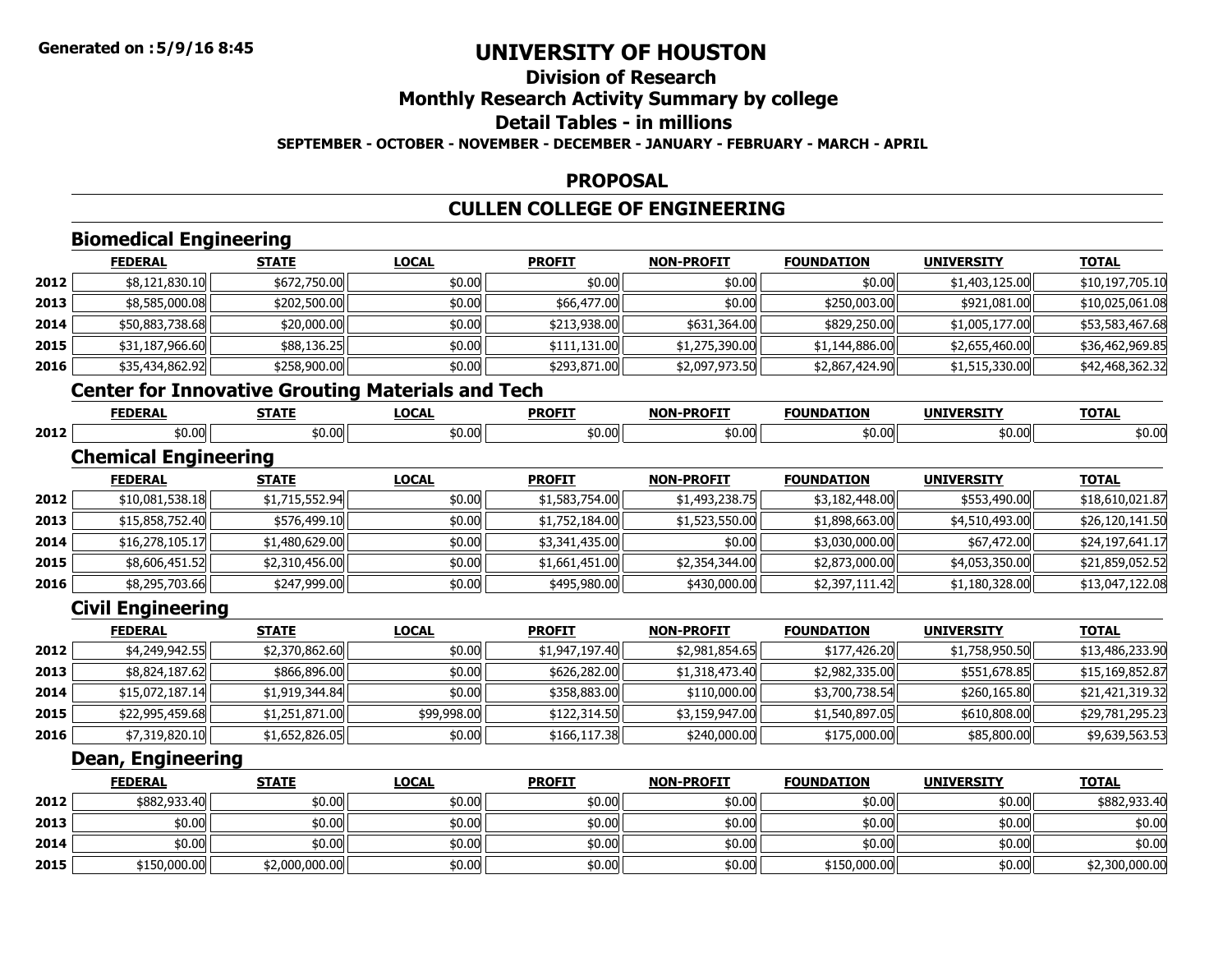# UNIVERSITY OF HOUSTON

## Division of Research

## Monthly Research Activity Summary by college

## Detail Tables - in millions

**SEPTEMBER - OCTOBER - NOVEMBER - DECEMBER - JANUARY - FEBRUARY - MARCH - APRIL**

## PROPOSAL

## CULLEN COLLEGE OF ENGINEERING

### Biomedical Engineering

| | FEDERAL | STATE | LOCAL | PROFIT | NON-PROFIT | FOUNDATION | UNIVERSITY | TOTAL |
|---|---|---|---|---|---|---|---|---|
| 2012 | $8,121,830.10 | $672,750.00 | $0.00 | $0.00 | $0.00 | $0.00 | $1,403,125.00 | $10,197,705.10 |
| 2013 | $8,585,000.08 | $202,500.00 | $0.00 | $66,477.00 | $0.00 | $250,003.00 | $921,081.00 | $10,025,061.08 |
| 2014 | $50,883,738.68 | $20,000.00 | $0.00 | $213,938.00 | $631,364.00 | $829,250.00 | $1,005,177.00 | $53,583,467.68 |
| 2015 | $31,187,966.60 | $88,136.25 | $0.00 | $111,131.00 | $1,275,390.00 | $1,144,886.00 | $2,655,460.00 | $36,462,969.85 |
| 2016 | $35,434,862.92 | $258,900.00 | $0.00 | $293,871.00 | $2,097,973.50 | $2,867,424.90 | $1,515,330.00 | $42,468,362.32 |

### Center for Innovative Grouting Materials and Tech

| | FEDERAL | STATE | LOCAL | PROFIT | NON-PROFIT | FOUNDATION | UNIVERSITY | TOTAL |
|---|---|---|---|---|---|---|---|---|
| 2012 | $0.00 | $0.00 | $0.00 | $0.00 | $0.00 | $0.00 | $0.00 | $0.00 |

### Chemical Engineering

| | FEDERAL | STATE | LOCAL | PROFIT | NON-PROFIT | FOUNDATION | UNIVERSITY | TOTAL |
|---|---|---|---|---|---|---|---|---|
| 2012 | $10,081,538.18 | $1,715,552.94 | $0.00 | $1,583,754.00 | $1,493,238.75 | $3,182,448.00 | $553,490.00 | $18,610,021.87 |
| 2013 | $15,858,752.40 | $576,499.10 | $0.00 | $1,752,184.00 | $1,523,550.00 | $1,898,663.00 | $4,510,493.00 | $26,120,141.50 |
| 2014 | $16,278,105.17 | $1,480,629.00 | $0.00 | $3,341,435.00 | $0.00 | $3,030,000.00 | $67,472.00 | $24,197,641.17 |
| 2015 | $8,606,451.52 | $2,310,456.00 | $0.00 | $1,661,451.00 | $2,354,344.00 | $2,873,000.00 | $4,053,350.00 | $21,859,052.52 |
| 2016 | $8,295,703.66 | $247,999.00 | $0.00 | $495,980.00 | $430,000.00 | $2,397,111.42 | $1,180,328.00 | $13,047,122.08 |

### Civil Engineering

| | FEDERAL | STATE | LOCAL | PROFIT | NON-PROFIT | FOUNDATION | UNIVERSITY | TOTAL |
|---|---|---|---|---|---|---|---|---|
| 2012 | $4,249,942.55 | $2,370,862.60 | $0.00 | $1,947,197.40 | $2,981,854.65 | $177,426.20 | $1,758,950.50 | $13,486,233.90 |
| 2013 | $8,824,187.62 | $866,896.00 | $0.00 | $626,282.00 | $1,318,473.40 | $2,982,335.00 | $551,678.85 | $15,169,852.87 |
| 2014 | $15,072,187.14 | $1,919,344.84 | $0.00 | $358,883.00 | $110,000.00 | $3,700,738.54 | $260,165.80 | $21,421,319.32 |
| 2015 | $22,995,459.68 | $1,251,871.00 | $99,998.00 | $122,314.50 | $3,159,947.00 | $1,540,897.05 | $610,808.00 | $29,781,295.23 |
| 2016 | $7,319,820.10 | $1,652,826.05 | $0.00 | $166,117.38 | $240,000.00 | $175,000.00 | $85,800.00 | $9,639,563.53 |

### Dean, Engineering

| | FEDERAL | STATE | LOCAL | PROFIT | NON-PROFIT | FOUNDATION | UNIVERSITY | TOTAL |
|---|---|---|---|---|---|---|---|---|
| 2012 | $882,933.40 | $0.00 | $0.00 | $0.00 | $0.00 | $0.00 | $0.00 | $882,933.40 |
| 2013 | $0.00 | $0.00 | $0.00 | $0.00 | $0.00 | $0.00 | $0.00 | $0.00 |
| 2014 | $0.00 | $0.00 | $0.00 | $0.00 | $0.00 | $0.00 | $0.00 | $0.00 |
| 2015 | $150,000.00 | $2,000,000.00 | $0.00 | $0.00 | $0.00 | $150,000.00 | $0.00 | $2,300,000.00 |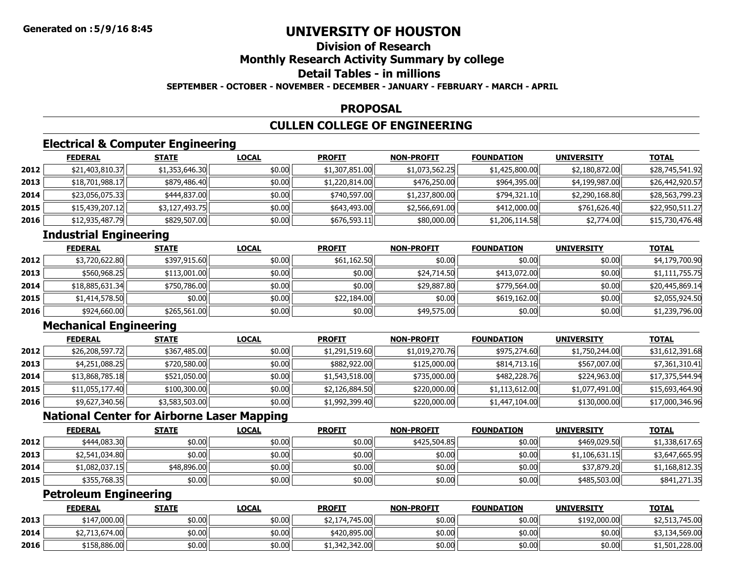**Generated on :5/9/16 8:45**

# UNIVERSITY OF HOUSTON

## Division of Research

## Monthly Research Activity Summary by college

## Detail Tables - in millions

**SEPTEMBER - OCTOBER - NOVEMBER - DECEMBER - JANUARY - FEBRUARY - MARCH - APRIL**

## PROPOSAL

## CULLEN COLLEGE OF ENGINEERING

### Electrical & Computer Engineering

| | FEDERAL | STATE | LOCAL | PROFIT | NON-PROFIT | FOUNDATION | UNIVERSITY | TOTAL |
|---|---|---|---|---|---|---|---|---|
| 2012 | $21,403,810.37 | $1,353,646.30 | $0.00 | $1,307,851.00 | $1,073,562.25 | $1,425,800.00 | $2,180,872.00 | $28,745,541.92 |
| 2013 | $18,701,988.17 | $879,486.40 | $0.00 | $1,220,814.00 | $476,250.00 | $964,395.00 | $4,199,987.00 | $26,442,920.57 |
| 2014 | $23,056,075.33 | $444,837.00 | $0.00 | $740,597.00 | $1,237,800.00 | $794,321.10 | $2,290,168.80 | $28,563,799.23 |
| 2015 | $15,439,207.12 | $3,127,493.75 | $0.00 | $643,493.00 | $2,566,691.00 | $412,000.00 | $761,626.40 | $22,950,511.27 |
| 2016 | $12,935,487.79 | $829,507.00 | $0.00 | $676,593.11 | $80,000.00 | $1,206,114.58 | $2,774.00 | $15,730,476.48 |

### Industrial Engineering

| | FEDERAL | STATE | LOCAL | PROFIT | NON-PROFIT | FOUNDATION | UNIVERSITY | TOTAL |
|---|---|---|---|---|---|---|---|---|
| 2012 | $3,720,622.80 | $397,915.60 | $0.00 | $61,162.50 | $0.00 | $0.00 | $0.00 | $4,179,700.90 |
| 2013 | $560,968.25 | $113,001.00 | $0.00 | $0.00 | $24,714.50 | $413,072.00 | $0.00 | $1,111,755.75 |
| 2014 | $18,885,631.34 | $750,786.00 | $0.00 | $0.00 | $29,887.80 | $779,564.00 | $0.00 | $20,445,869.14 |
| 2015 | $1,414,578.50 | $0.00 | $0.00 | $22,184.00 | $0.00 | $619,162.00 | $0.00 | $2,055,924.50 |
| 2016 | $924,660.00 | $265,561.00 | $0.00 | $0.00 | $49,575.00 | $0.00 | $0.00 | $1,239,796.00 |

### Mechanical Engineering

| | FEDERAL | STATE | LOCAL | PROFIT | NON-PROFIT | FOUNDATION | UNIVERSITY | TOTAL |
|---|---|---|---|---|---|---|---|---|
| 2012 | $26,208,597.72 | $367,485.00 | $0.00 | $1,291,519.60 | $1,019,270.76 | $975,274.60 | $1,750,244.00 | $31,612,391.68 |
| 2013 | $4,251,088.25 | $720,580.00 | $0.00 | $882,922.00 | $125,000.00 | $814,713.16 | $567,007.00 | $7,361,310.41 |
| 2014 | $13,868,785.18 | $521,050.00 | $0.00 | $1,543,518.00 | $735,000.00 | $482,228.76 | $224,963.00 | $17,375,544.94 |
| 2015 | $11,055,177.40 | $100,300.00 | $0.00 | $2,126,884.50 | $220,000.00 | $1,113,612.00 | $1,077,491.00 | $15,693,464.90 |
| 2016 | $9,627,340.56 | $3,583,503.00 | $0.00 | $1,992,399.40 | $220,000.00 | $1,447,104.00 | $130,000.00 | $17,000,346.96 |

### National Center for Airborne Laser Mapping

| | FEDERAL | STATE | LOCAL | PROFIT | NON-PROFIT | FOUNDATION | UNIVERSITY | TOTAL |
|---|---|---|---|---|---|---|---|---|
| 2012 | $444,083.30 | $0.00 | $0.00 | $0.00 | $425,504.85 | $0.00 | $469,029.50 | $1,338,617.65 |
| 2013 | $2,541,034.80 | $0.00 | $0.00 | $0.00 | $0.00 | $0.00 | $1,106,631.15 | $3,647,665.95 |
| 2014 | $1,082,037.15 | $48,896.00 | $0.00 | $0.00 | $0.00 | $0.00 | $37,879.20 | $1,168,812.35 |
| 2015 | $355,768.35 | $0.00 | $0.00 | $0.00 | $0.00 | $0.00 | $485,503.00 | $841,271.35 |

### Petroleum Engineering

| | FEDERAL | STATE | LOCAL | PROFIT | NON-PROFIT | FOUNDATION | UNIVERSITY | TOTAL |
|---|---|---|---|---|---|---|---|---|
| 2013 | $147,000.00 | $0.00 | $0.00 | $2,174,745.00 | $0.00 | $0.00 | $192,000.00 | $2,513,745.00 |
| 2014 | $2,713,674.00 | $0.00 | $0.00 | $420,895.00 | $0.00 | $0.00 | $0.00 | $3,134,569.00 |
| 2016 | $158,886.00 | $0.00 | $0.00 | $1,342,342.00 | $0.00 | $0.00 | $0.00 | $1,501,228.00 |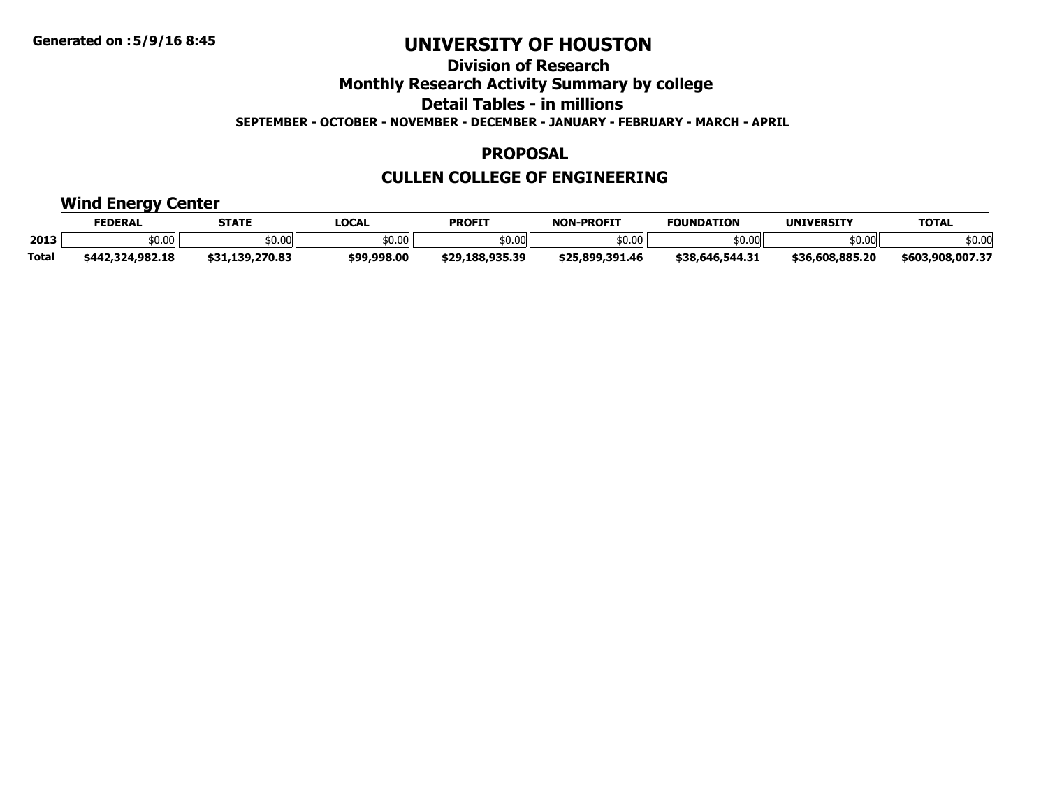Generated on :5/9/16 8:45

# UNIVERSITY OF HOUSTON

## Division of Research

## Monthly Research Activity Summary by college

## Detail Tables - in millions

**SEPTEMBER - OCTOBER - NOVEMBER - DECEMBER - JANUARY - FEBRUARY - MARCH - APRIL**

## PROPOSAL

## CULLEN COLLEGE OF ENGINEERING

### Wind Energy Center

| | FEDERAL | STATE | LOCAL | PROFIT | NON-PROFIT | FOUNDATION | UNIVERSITY | TOTAL |
|---|---|---|---|---|---|---|---|---|
| 2013 | $0.00 | $0.00 | $0.00 | $0.00 | $0.00 | $0.00 | $0.00 | $0.00 |
| Total | $442,324,982.18 | $31,139,270.83 | $99,998.00 | $29,188,935.39 | $25,899,391.46 | $38,646,544.31 | $36,608,885.20 | $603,908,007.37 |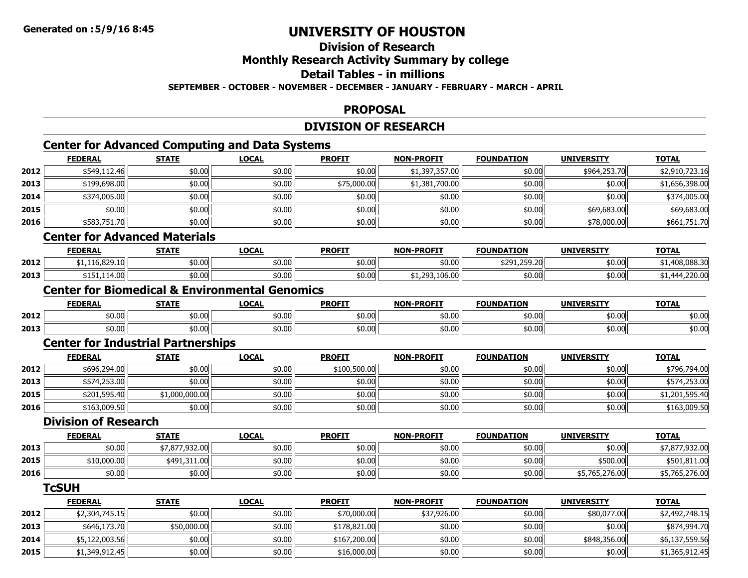Generated on :5/9/16 8:45

# UNIVERSITY OF HOUSTON

## Division of Research

## Monthly Research Activity Summary by college

## Detail Tables - in millions

**SEPTEMBER - OCTOBER - NOVEMBER - DECEMBER - JANUARY - FEBRUARY - MARCH - APRIL**

## PROPOSAL

## DIVISION OF RESEARCH

### Center for Advanced Computing and Data Systems

| | FEDERAL | STATE | LOCAL | PROFIT | NON-PROFIT | FOUNDATION | UNIVERSITY | TOTAL |
|---|---|---|---|---|---|---|---|---|
| 2012 | $549,112.46 | $0.00 | $0.00 | $0.00 | $1,397,357.00 | $0.00 | $964,253.70 | $2,910,723.16 |
| 2013 | $199,698.00 | $0.00 | $0.00 | $75,000.00 | $1,381,700.00 | $0.00 | $0.00 | $1,656,398.00 |
| 2014 | $374,005.00 | $0.00 | $0.00 | $0.00 | $0.00 | $0.00 | $0.00 | $374,005.00 |
| 2015 | $0.00 | $0.00 | $0.00 | $0.00 | $0.00 | $0.00 | $69,683.00 | $69,683.00 |
| 2016 | $583,751.70 | $0.00 | $0.00 | $0.00 | $0.00 | $0.00 | $78,000.00 | $661,751.70 |

### Center for Advanced Materials

| | FEDERAL | STATE | LOCAL | PROFIT | NON-PROFIT | FOUNDATION | UNIVERSITY | TOTAL |
|---|---|---|---|---|---|---|---|---|
| 2012 | $1,116,829.10 | $0.00 | $0.00 | $0.00 | $0.00 | $291,259.20 | $0.00 | $1,408,088.30 |
| 2013 | $151,114.00 | $0.00 | $0.00 | $0.00 | $1,293,106.00 | $0.00 | $0.00 | $1,444,220.00 |

### Center for Biomedical & Environmental Genomics

| | FEDERAL | STATE | LOCAL | PROFIT | NON-PROFIT | FOUNDATION | UNIVERSITY | TOTAL |
|---|---|---|---|---|---|---|---|---|
| 2012 | $0.00 | $0.00 | $0.00 | $0.00 | $0.00 | $0.00 | $0.00 | $0.00 |
| 2013 | $0.00 | $0.00 | $0.00 | $0.00 | $0.00 | $0.00 | $0.00 | $0.00 |

### Center for Industrial Partnerships

| | FEDERAL | STATE | LOCAL | PROFIT | NON-PROFIT | FOUNDATION | UNIVERSITY | TOTAL |
|---|---|---|---|---|---|---|---|---|
| 2012 | $696,294.00 | $0.00 | $0.00 | $100,500.00 | $0.00 | $0.00 | $0.00 | $796,794.00 |
| 2013 | $574,253.00 | $0.00 | $0.00 | $0.00 | $0.00 | $0.00 | $0.00 | $574,253.00 |
| 2015 | $201,595.40 | $1,000,000.00 | $0.00 | $0.00 | $0.00 | $0.00 | $0.00 | $1,201,595.40 |
| 2016 | $163,009.50 | $0.00 | $0.00 | $0.00 | $0.00 | $0.00 | $0.00 | $163,009.50 |

### Division of Research

| | FEDERAL | STATE | LOCAL | PROFIT | NON-PROFIT | FOUNDATION | UNIVERSITY | TOTAL |
|---|---|---|---|---|---|---|---|---|
| 2013 | $0.00 | $7,877,932.00 | $0.00 | $0.00 | $0.00 | $0.00 | $0.00 | $7,877,932.00 |
| 2015 | $10,000.00 | $491,311.00 | $0.00 | $0.00 | $0.00 | $0.00 | $500.00 | $501,811.00 |
| 2016 | $0.00 | $0.00 | $0.00 | $0.00 | $0.00 | $0.00 | $5,765,276.00 | $5,765,276.00 |

### TcSUH

| | FEDERAL | STATE | LOCAL | PROFIT | NON-PROFIT | FOUNDATION | UNIVERSITY | TOTAL |
|---|---|---|---|---|---|---|---|---|
| 2012 | $2,304,745.15 | $0.00 | $0.00 | $70,000.00 | $37,926.00 | $0.00 | $80,077.00 | $2,492,748.15 |
| 2013 | $646,173.70 | $50,000.00 | $0.00 | $178,821.00 | $0.00 | $0.00 | $0.00 | $874,994.70 |
| 2014 | $5,122,003.56 | $0.00 | $0.00 | $167,200.00 | $0.00 | $0.00 | $848,356.00 | $6,137,559.56 |
| 2015 | $1,349,912.45 | $0.00 | $0.00 | $16,000.00 | $0.00 | $0.00 | $0.00 | $1,365,912.45 |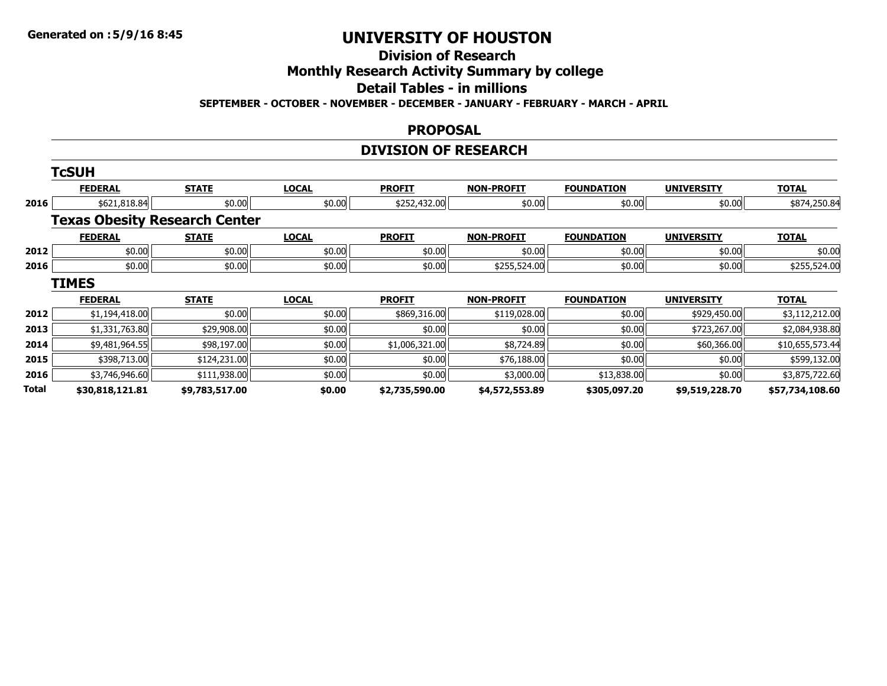# UNIVERSITY OF HOUSTON

## Division of Research

## Monthly Research Activity Summary by college

## Detail Tables - in millions

**SEPTEMBER - OCTOBER - NOVEMBER - DECEMBER - JANUARY - FEBRUARY - MARCH - APRIL**

## PROPOSAL

## DIVISION OF RESEARCH

### TcSUH

| | FEDERAL | STATE | LOCAL | PROFIT | NON-PROFIT | FOUNDATION | UNIVERSITY | TOTAL |
|---|---|---|---|---|---|---|---|---|
| 2016 | $621,818.84 | $0.00 | $0.00 | $252,432.00 | $0.00 | $0.00 | $0.00 | $874,250.84 |

### Texas Obesity Research Center

| | FEDERAL | STATE | LOCAL | PROFIT | NON-PROFIT | FOUNDATION | UNIVERSITY | TOTAL |
|---|---|---|---|---|---|---|---|---|
| 2012 | $0.00 | $0.00 | $0.00 | $0.00 | $0.00 | $0.00 | $0.00 | $0.00 |
| 2016 | $0.00 | $0.00 | $0.00 | $0.00 | $255,524.00 | $0.00 | $0.00 | $255,524.00 |

### TIMES

| | FEDERAL | STATE | LOCAL | PROFIT | NON-PROFIT | FOUNDATION | UNIVERSITY | TOTAL |
|---|---|---|---|---|---|---|---|---|
| 2012 | $1,194,418.00 | $0.00 | $0.00 | $869,316.00 | $119,028.00 | $0.00 | $929,450.00 | $3,112,212.00 |
| 2013 | $1,331,763.80 | $29,908.00 | $0.00 | $0.00 | $0.00 | $0.00 | $723,267.00 | $2,084,938.80 |
| 2014 | $9,481,964.55 | $98,197.00 | $0.00 | $1,006,321.00 | $8,724.89 | $0.00 | $60,366.00 | $10,655,573.44 |
| 2015 | $398,713.00 | $124,231.00 | $0.00 | $0.00 | $76,188.00 | $0.00 | $0.00 | $599,132.00 |
| 2016 | $3,746,946.60 | $111,938.00 | $0.00 | $0.00 | $3,000.00 | $13,838.00 | $0.00 | $3,875,722.60 |
| **Total** | **$30,818,121.81** | **$9,783,517.00** | **$0.00** | **$2,735,590.00** | **$4,572,553.89** | **$305,097.20** | **$9,519,228.70** | **$57,734,108.60** |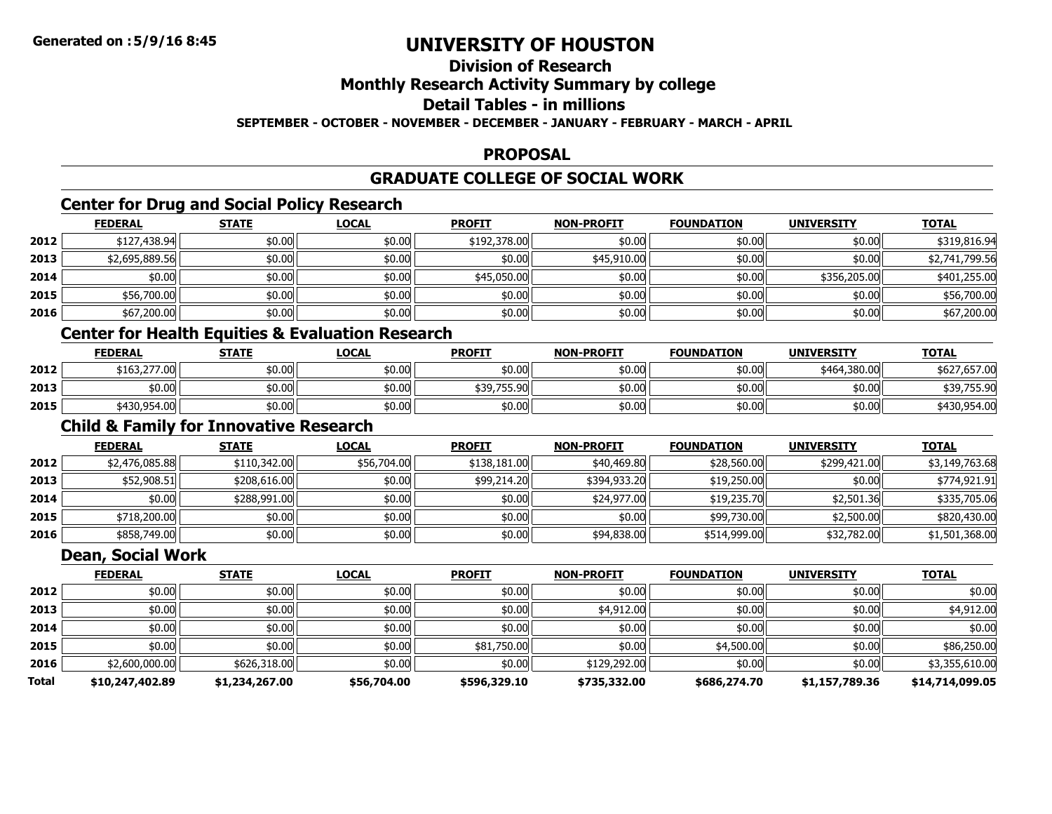# UNIVERSITY OF HOUSTON

## Division of Research

## Monthly Research Activity Summary by college

## Detail Tables - in millions

**SEPTEMBER - OCTOBER - NOVEMBER - DECEMBER - JANUARY - FEBRUARY - MARCH - APRIL**

## PROPOSAL

## GRADUATE COLLEGE OF SOCIAL WORK

### Center for Drug and Social Policy Research

| | FEDERAL | STATE | LOCAL | PROFIT | NON-PROFIT | FOUNDATION | UNIVERSITY | TOTAL |
|---|---|---|---|---|---|---|---|---|
| 2012 | $127,438.94 | $0.00 | $0.00 | $192,378.00 | $0.00 | $0.00 | $0.00 | $319,816.94 |
| 2013 | $2,695,889.56 | $0.00 | $0.00 | $0.00 | $45,910.00 | $0.00 | $0.00 | $2,741,799.56 |
| 2014 | $0.00 | $0.00 | $0.00 | $45,050.00 | $0.00 | $0.00 | $356,205.00 | $401,255.00 |
| 2015 | $56,700.00 | $0.00 | $0.00 | $0.00 | $0.00 | $0.00 | $0.00 | $56,700.00 |
| 2016 | $67,200.00 | $0.00 | $0.00 | $0.00 | $0.00 | $0.00 | $0.00 | $67,200.00 |

### Center for Health Equities & Evaluation Research

| | FEDERAL | STATE | LOCAL | PROFIT | NON-PROFIT | FOUNDATION | UNIVERSITY | TOTAL |
|---|---|---|---|---|---|---|---|---|
| 2012 | $163,277.00 | $0.00 | $0.00 | $0.00 | $0.00 | $0.00 | $464,380.00 | $627,657.00 |
| 2013 | $0.00 | $0.00 | $0.00 | $39,755.90 | $0.00 | $0.00 | $0.00 | $39,755.90 |
| 2015 | $430,954.00 | $0.00 | $0.00 | $0.00 | $0.00 | $0.00 | $0.00 | $430,954.00 |

### Child & Family for Innovative Research

| | FEDERAL | STATE | LOCAL | PROFIT | NON-PROFIT | FOUNDATION | UNIVERSITY | TOTAL |
|---|---|---|---|---|---|---|---|---|
| 2012 | $2,476,085.88 | $110,342.00 | $56,704.00 | $138,181.00 | $40,469.80 | $28,560.00 | $299,421.00 | $3,149,763.68 |
| 2013 | $52,908.51 | $208,616.00 | $0.00 | $99,214.20 | $394,933.20 | $19,250.00 | $0.00 | $774,921.91 |
| 2014 | $0.00 | $288,991.00 | $0.00 | $0.00 | $24,977.00 | $19,235.70 | $2,501.36 | $335,705.06 |
| 2015 | $718,200.00 | $0.00 | $0.00 | $0.00 | $0.00 | $99,730.00 | $2,500.00 | $820,430.00 |
| 2016 | $858,749.00 | $0.00 | $0.00 | $0.00 | $94,838.00 | $514,999.00 | $32,782.00 | $1,501,368.00 |

### Dean, Social Work

| | FEDERAL | STATE | LOCAL | PROFIT | NON-PROFIT | FOUNDATION | UNIVERSITY | TOTAL |
|---|---|---|---|---|---|---|---|---|
| 2012 | $0.00 | $0.00 | $0.00 | $0.00 | $0.00 | $0.00 | $0.00 | $0.00 |
| 2013 | $0.00 | $0.00 | $0.00 | $0.00 | $4,912.00 | $0.00 | $0.00 | $4,912.00 |
| 2014 | $0.00 | $0.00 | $0.00 | $0.00 | $0.00 | $0.00 | $0.00 | $0.00 |
| 2015 | $0.00 | $0.00 | $0.00 | $81,750.00 | $0.00 | $4,500.00 | $0.00 | $86,250.00 |
| 2016 | $2,600,000.00 | $626,318.00 | $0.00 | $0.00 | $129,292.00 | $0.00 | $0.00 | $3,355,610.00 |
| **Total** | **$10,247,402.89** | **$1,234,267.00** | **$56,704.00** | **$596,329.10** | **$735,332.00** | **$686,274.70** | **$1,157,789.36** | **$14,714,099.05** |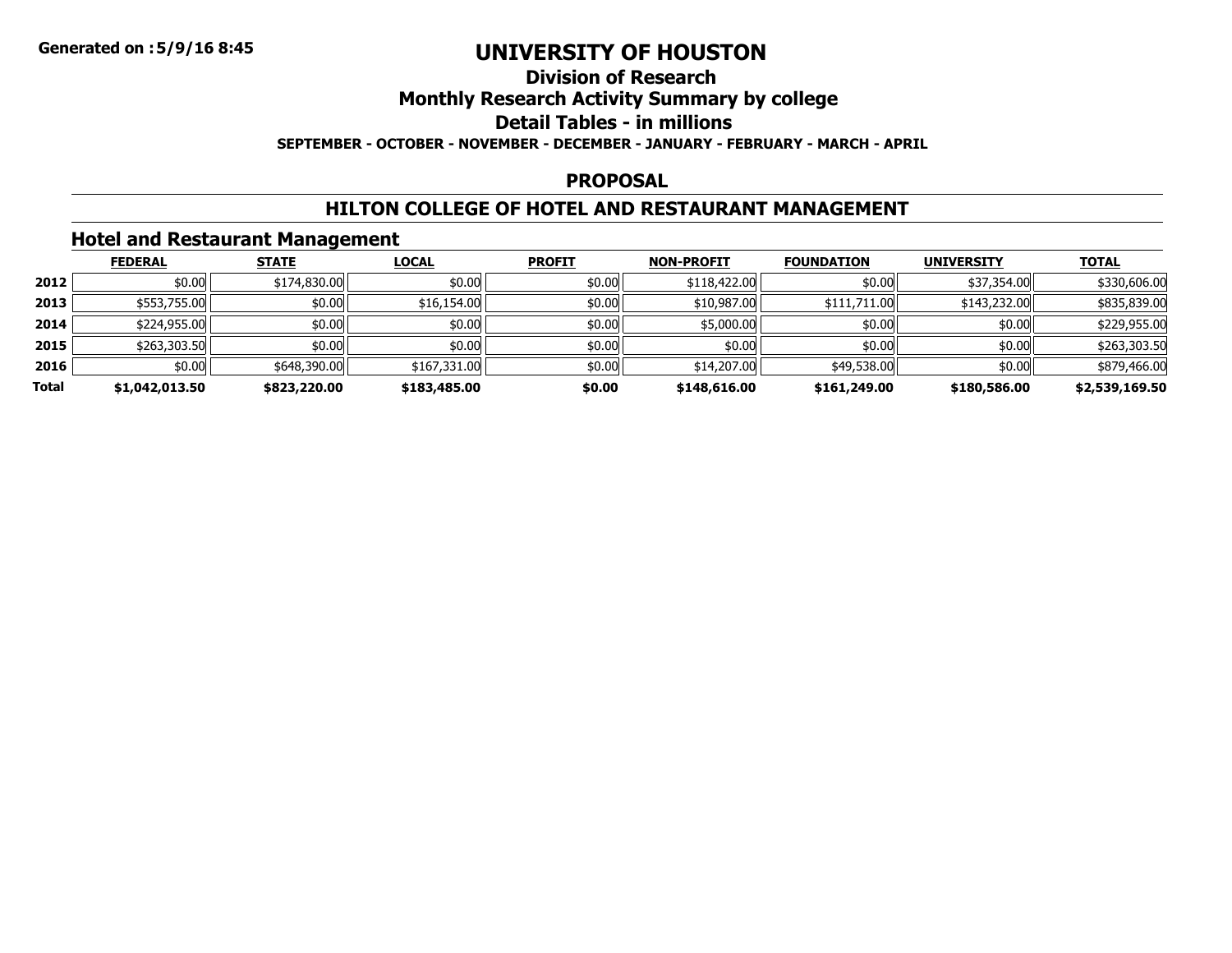# UNIVERSITY OF HOUSTON

## Division of Research

## Monthly Research Activity Summary by college

## Detail Tables - in millions

**SEPTEMBER - OCTOBER - NOVEMBER - DECEMBER - JANUARY - FEBRUARY - MARCH - APRIL**

**PROPOSAL**

**HILTON COLLEGE OF HOTEL AND RESTAURANT MANAGEMENT**

### Hotel and Restaurant Management

| | FEDERAL | STATE | LOCAL | PROFIT | NON-PROFIT | FOUNDATION | UNIVERSITY | TOTAL |
|---|---|---|---|---|---|---|---|---|
| **2012** | $0.00 | $174,830.00 | $0.00 | $0.00 | $118,422.00 | $0.00 | $37,354.00 | $330,606.00 |
| **2013** | $553,755.00 | $0.00 | $16,154.00 | $0.00 | $10,987.00 | $111,711.00 | $143,232.00 | $835,839.00 |
| **2014** | $224,955.00 | $0.00 | $0.00 | $0.00 | $5,000.00 | $0.00 | $0.00 | $229,955.00 |
| **2015** | $263,303.50 | $0.00 | $0.00 | $0.00 | $0.00 | $0.00 | $0.00 | $263,303.50 |
| **2016** | $0.00 | $648,390.00 | $167,331.00 | $0.00 | $14,207.00 | $49,538.00 | $0.00 | $879,466.00 |
| **Total** | **$1,042,013.50** | **$823,220.00** | **$183,485.00** | **$0.00** | **$148,616.00** | **$161,249.00** | **$180,586.00** | **$2,539,169.50** |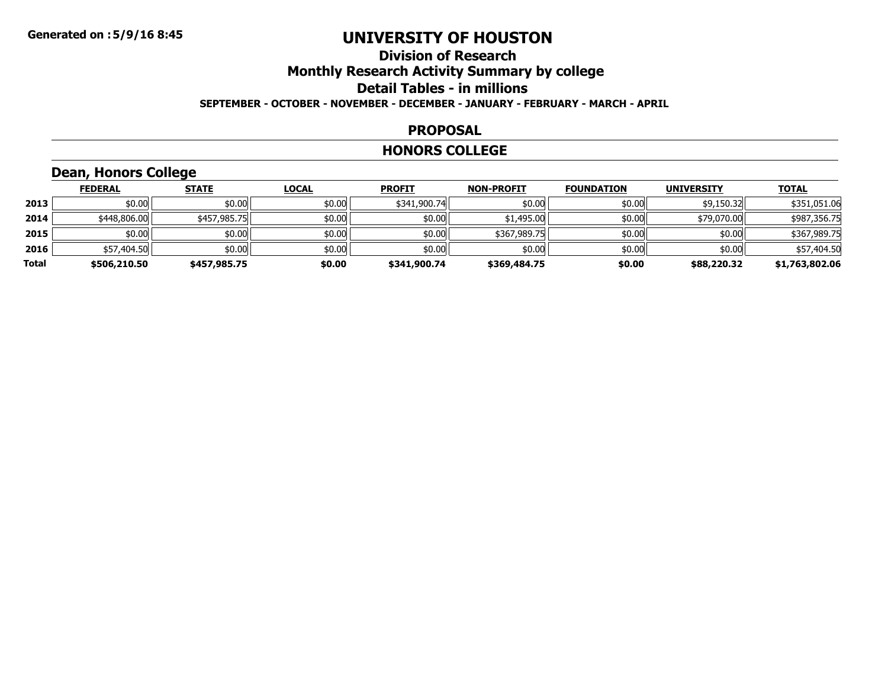**Generated on :5/9/16 8:45**

# UNIVERSITY OF HOUSTON

## Division of Research

## Monthly Research Activity Summary by college

## Detail Tables - in millions

**SEPTEMBER - OCTOBER - NOVEMBER - DECEMBER - JANUARY - FEBRUARY - MARCH - APRIL**

## PROPOSAL

## HONORS COLLEGE

### Dean, Honors College

| | FEDERAL | STATE | LOCAL | PROFIT | NON-PROFIT | FOUNDATION | UNIVERSITY | TOTAL |
|---|---|---|---|---|---|---|---|---|
| **2013** | $0.00 | $0.00 | $0.00 | $341,900.74 | $0.00 | $0.00 | $9,150.32 | $351,051.06 |
| **2014** | $448,806.00 | $457,985.75 | $0.00 | $0.00 | $1,495.00 | $0.00 | $79,070.00 | $987,356.75 |
| **2015** | $0.00 | $0.00 | $0.00 | $0.00 | $367,989.75 | $0.00 | $0.00 | $367,989.75 |
| **2016** | $57,404.50 | $0.00 | $0.00 | $0.00 | $0.00 | $0.00 | $0.00 | $57,404.50 |
| **Total** | **$506,210.50** | **$457,985.75** | **$0.00** | **$341,900.74** | **$369,484.75** | **$0.00** | **$88,220.32** | **$1,763,802.06** |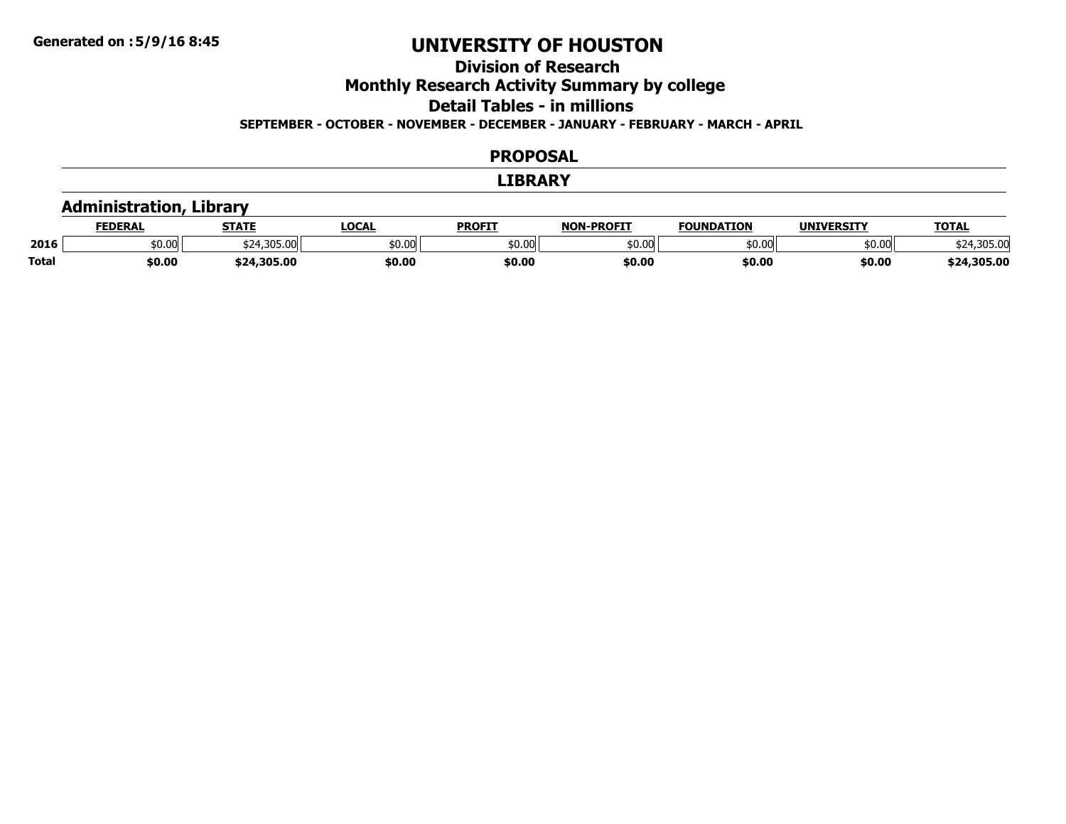# UNIVERSITY OF HOUSTON

## Division of Research

## Monthly Research Activity Summary by college

## Detail Tables - in millions

**SEPTEMBER - OCTOBER - NOVEMBER - DECEMBER - JANUARY - FEBRUARY - MARCH - APRIL**

## PROPOSAL

## LIBRARY

### Administration, Library

| | FEDERAL | STATE | LOCAL | PROFIT | NON-PROFIT | FOUNDATION | UNIVERSITY | TOTAL |
|---|---|---|---|---|---|---|---|---|
| **2016** | $0.00 | $24,305.00 | $0.00 | $0.00 | $0.00 | $0.00 | $0.00 | $24,305.00 |
| **Total** | **$0.00** | **$24,305.00** | **$0.00** | **$0.00** | **$0.00** | **$0.00** | **$0.00** | **$24,305.00** |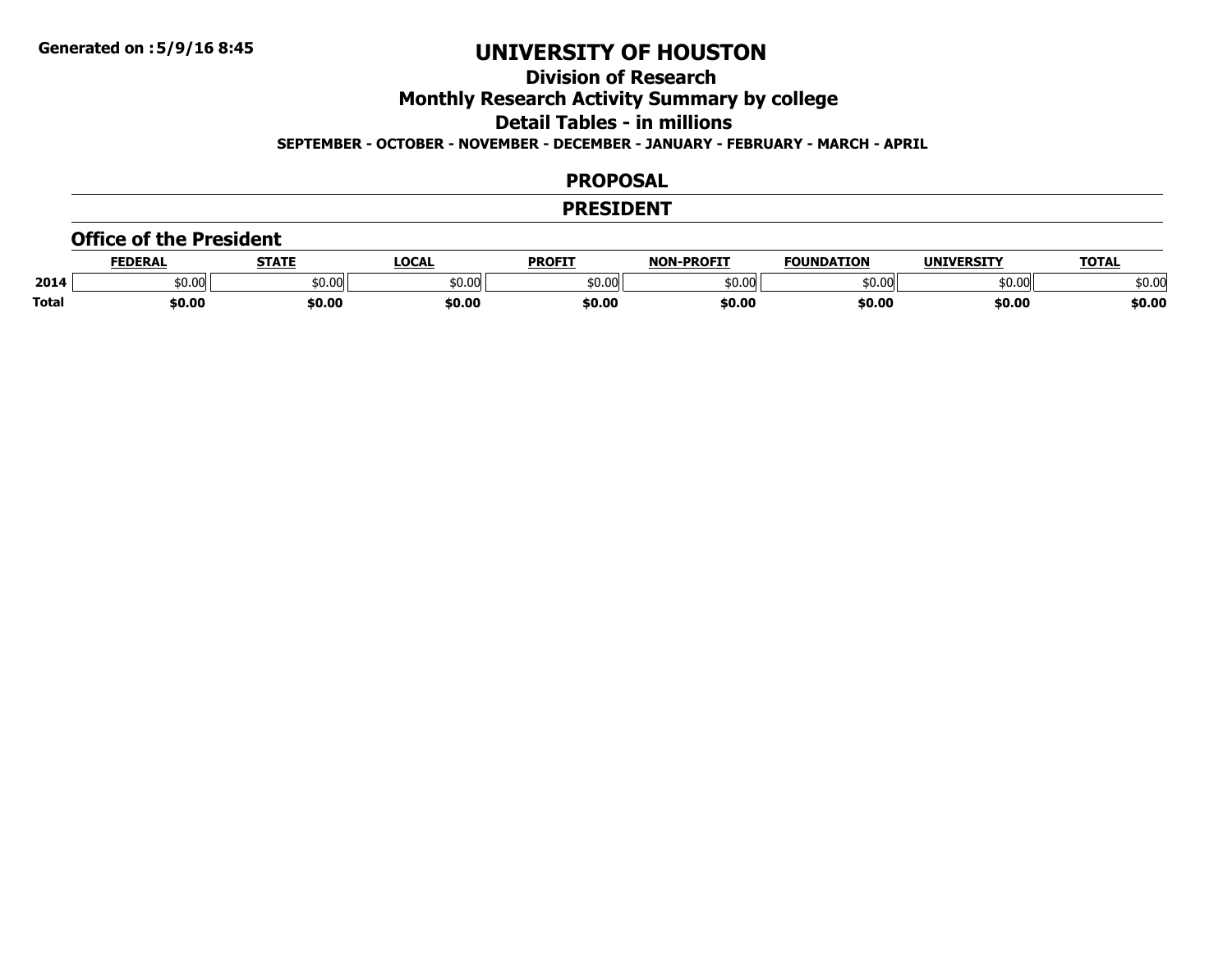Generated on :5/9/16 8:45

# UNIVERSITY OF HOUSTON

## Division of Research

## Monthly Research Activity Summary by college

## Detail Tables - in millions

**SEPTEMBER - OCTOBER - NOVEMBER - DECEMBER - JANUARY - FEBRUARY - MARCH - APRIL**

## PROPOSAL

## PRESIDENT

### Office of the President

| | FEDERAL | STATE | LOCAL | PROFIT | NON-PROFIT | FOUNDATION | UNIVERSITY | TOTAL |
|---|---|---|---|---|---|---|---|---|
| 2014 | $0.00 | $0.00 | $0.00 | $0.00 | $0.00 | $0.00 | $0.00 | $0.00 |
| **Total** | **$0.00** | **$0.00** | **$0.00** | **$0.00** | **$0.00** | **$0.00** | **$0.00** | **$0.00** |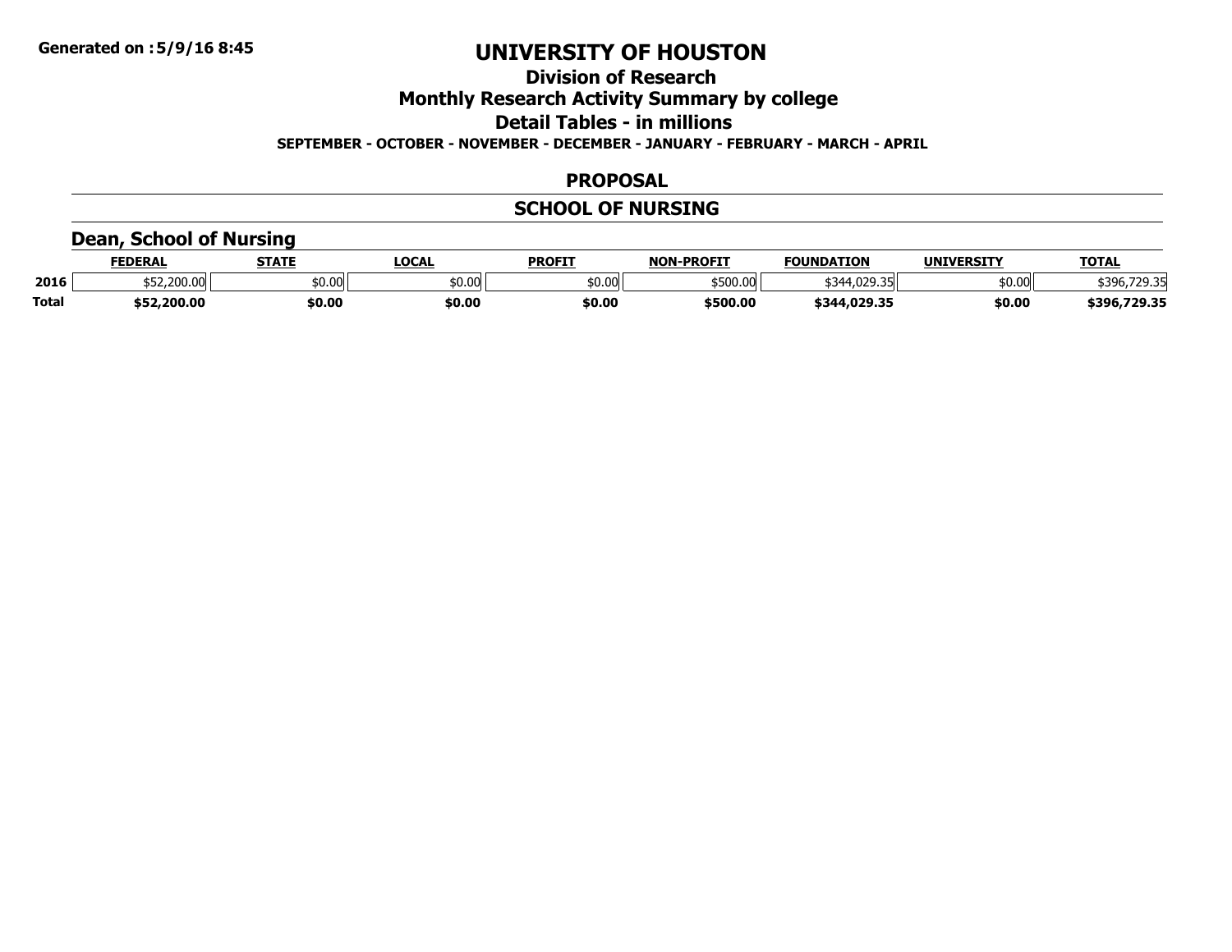**Generated on :5/9/16 8:45**

# UNIVERSITY OF HOUSTON

## Division of Research

## Monthly Research Activity Summary by college

## Detail Tables - in millions

**SEPTEMBER - OCTOBER - NOVEMBER - DECEMBER - JANUARY - FEBRUARY - MARCH - APRIL**

## PROPOSAL

## SCHOOL OF NURSING

### Dean, School of Nursing

| | FEDERAL | STATE | LOCAL | PROFIT | NON-PROFIT | FOUNDATION | UNIVERSITY | TOTAL |
|---|---|---|---|---|---|---|---|---|
| **2016** | $52,200.00 | $0.00 | $0.00 | $0.00 | $500.00 | $344,029.35 | $0.00 | $396,729.35 |
| **Total** | **$52,200.00** | **$0.00** | **$0.00** | **$0.00** | **$500.00** | **$344,029.35** | **$0.00** | **$396,729.35** |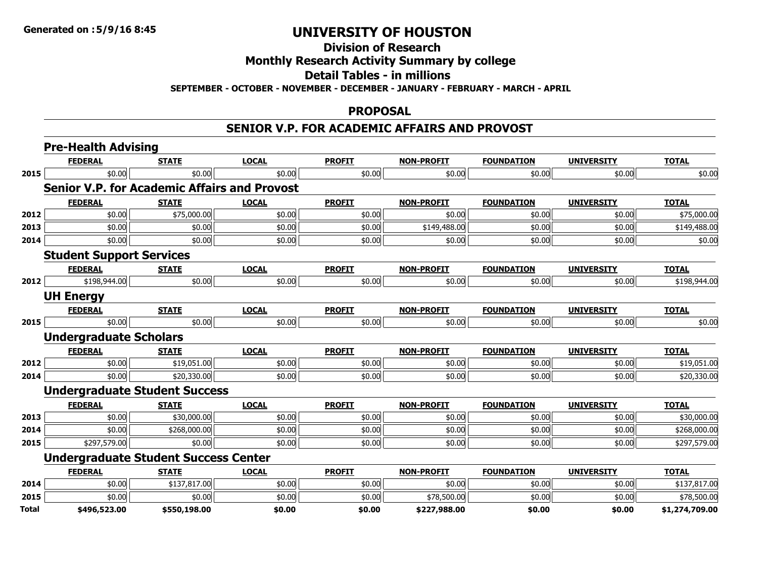# UNIVERSITY OF HOUSTON

## Division of Research

## Monthly Research Activity Summary by college

## Detail Tables - in millions

**SEPTEMBER - OCTOBER - NOVEMBER - DECEMBER - JANUARY - FEBRUARY - MARCH - APRIL**

**Generated on :5/9/16 8:45**

## PROPOSAL

## SENIOR V.P. FOR ACADEMIC AFFAIRS AND PROVOST

### Pre-Health Advising

| | FEDERAL | STATE | LOCAL | PROFIT | NON-PROFIT | FOUNDATION | UNIVERSITY | TOTAL |
|---|---|---|---|---|---|---|---|---|
| 2015 | $0.00 | $0.00 | $0.00 | $0.00 | $0.00 | $0.00 | $0.00 | $0.00 |

### Senior V.P. for Academic Affairs and Provost

| | FEDERAL | STATE | LOCAL | PROFIT | NON-PROFIT | FOUNDATION | UNIVERSITY | TOTAL |
|---|---|---|---|---|---|---|---|---|
| 2012 | $0.00 | $75,000.00 | $0.00 | $0.00 | $0.00 | $0.00 | $0.00 | $75,000.00 |
| 2013 | $0.00 | $0.00 | $0.00 | $0.00 | $149,488.00 | $0.00 | $0.00 | $149,488.00 |
| 2014 | $0.00 | $0.00 | $0.00 | $0.00 | $0.00 | $0.00 | $0.00 | $0.00 |

### Student Support Services

| | FEDERAL | STATE | LOCAL | PROFIT | NON-PROFIT | FOUNDATION | UNIVERSITY | TOTAL |
|---|---|---|---|---|---|---|---|---|
| 2012 | $198,944.00 | $0.00 | $0.00 | $0.00 | $0.00 | $0.00 | $0.00 | $198,944.00 |

### UH Energy

| | FEDERAL | STATE | LOCAL | PROFIT | NON-PROFIT | FOUNDATION | UNIVERSITY | TOTAL |
|---|---|---|---|---|---|---|---|---|
| 2015 | $0.00 | $0.00 | $0.00 | $0.00 | $0.00 | $0.00 | $0.00 | $0.00 |

### Undergraduate Scholars

| | FEDERAL | STATE | LOCAL | PROFIT | NON-PROFIT | FOUNDATION | UNIVERSITY | TOTAL |
|---|---|---|---|---|---|---|---|---|
| 2012 | $0.00 | $19,051.00 | $0.00 | $0.00 | $0.00 | $0.00 | $0.00 | $19,051.00 |
| 2014 | $0.00 | $20,330.00 | $0.00 | $0.00 | $0.00 | $0.00 | $0.00 | $20,330.00 |

### Undergraduate Student Success

| | FEDERAL | STATE | LOCAL | PROFIT | NON-PROFIT | FOUNDATION | UNIVERSITY | TOTAL |
|---|---|---|---|---|---|---|---|---|
| 2013 | $0.00 | $30,000.00 | $0.00 | $0.00 | $0.00 | $0.00 | $0.00 | $30,000.00 |
| 2014 | $0.00 | $268,000.00 | $0.00 | $0.00 | $0.00 | $0.00 | $0.00 | $268,000.00 |
| 2015 | $297,579.00 | $0.00 | $0.00 | $0.00 | $0.00 | $0.00 | $0.00 | $297,579.00 |

### Undergraduate Student Success Center

| | FEDERAL | STATE | LOCAL | PROFIT | NON-PROFIT | FOUNDATION | UNIVERSITY | TOTAL |
|---|---|---|---|---|---|---|---|---|
| 2014 | $0.00 | $137,817.00 | $0.00 | $0.00 | $0.00 | $0.00 | $0.00 | $137,817.00 |
| 2015 | $0.00 | $0.00 | $0.00 | $0.00 | $78,500.00 | $0.00 | $0.00 | $78,500.00 |
| **Total** | **$496,523.00** | **$550,198.00** | **$0.00** | **$0.00** | **$227,988.00** | **$0.00** | **$0.00** | **$1,274,709.00** |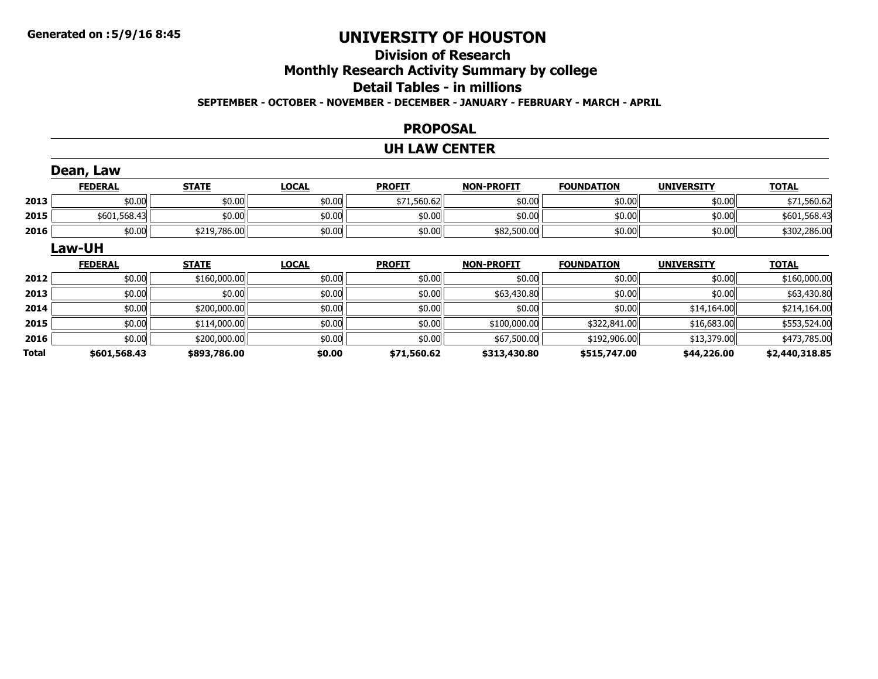**Generated on :5/9/16 8:45**

# UNIVERSITY OF HOUSTON

## Division of Research

## Monthly Research Activity Summary by college

## Detail Tables - in millions

**SEPTEMBER - OCTOBER - NOVEMBER - DECEMBER - JANUARY - FEBRUARY - MARCH - APRIL**

## PROPOSAL

## UH LAW CENTER

### Dean, Law

| | FEDERAL | STATE | LOCAL | PROFIT | NON-PROFIT | FOUNDATION | UNIVERSITY | TOTAL |
|---|---|---|---|---|---|---|---|---|
| 2013 | $0.00 | $0.00 | $0.00 | $71,560.62 | $0.00 | $0.00 | $0.00 | $71,560.62 |
| 2015 | $601,568.43 | $0.00 | $0.00 | $0.00 | $0.00 | $0.00 | $0.00 | $601,568.43 |
| 2016 | $0.00 | $219,786.00 | $0.00 | $0.00 | $82,500.00 | $0.00 | $0.00 | $302,286.00 |

### Law-UH

| | FEDERAL | STATE | LOCAL | PROFIT | NON-PROFIT | FOUNDATION | UNIVERSITY | TOTAL |
|---|---|---|---|---|---|---|---|---|
| 2012 | $0.00 | $160,000.00 | $0.00 | $0.00 | $0.00 | $0.00 | $0.00 | $160,000.00 |
| 2013 | $0.00 | $0.00 | $0.00 | $0.00 | $63,430.80 | $0.00 | $0.00 | $63,430.80 |
| 2014 | $0.00 | $200,000.00 | $0.00 | $0.00 | $0.00 | $0.00 | $14,164.00 | $214,164.00 |
| 2015 | $0.00 | $114,000.00 | $0.00 | $0.00 | $100,000.00 | $322,841.00 | $16,683.00 | $553,524.00 |
| 2016 | $0.00 | $200,000.00 | $0.00 | $0.00 | $67,500.00 | $192,906.00 | $13,379.00 | $473,785.00 |
| **Total** | **$601,568.43** | **$893,786.00** | **$0.00** | **$71,560.62** | **$313,430.80** | **$515,747.00** | **$44,226.00** | **$2,440,318.85** |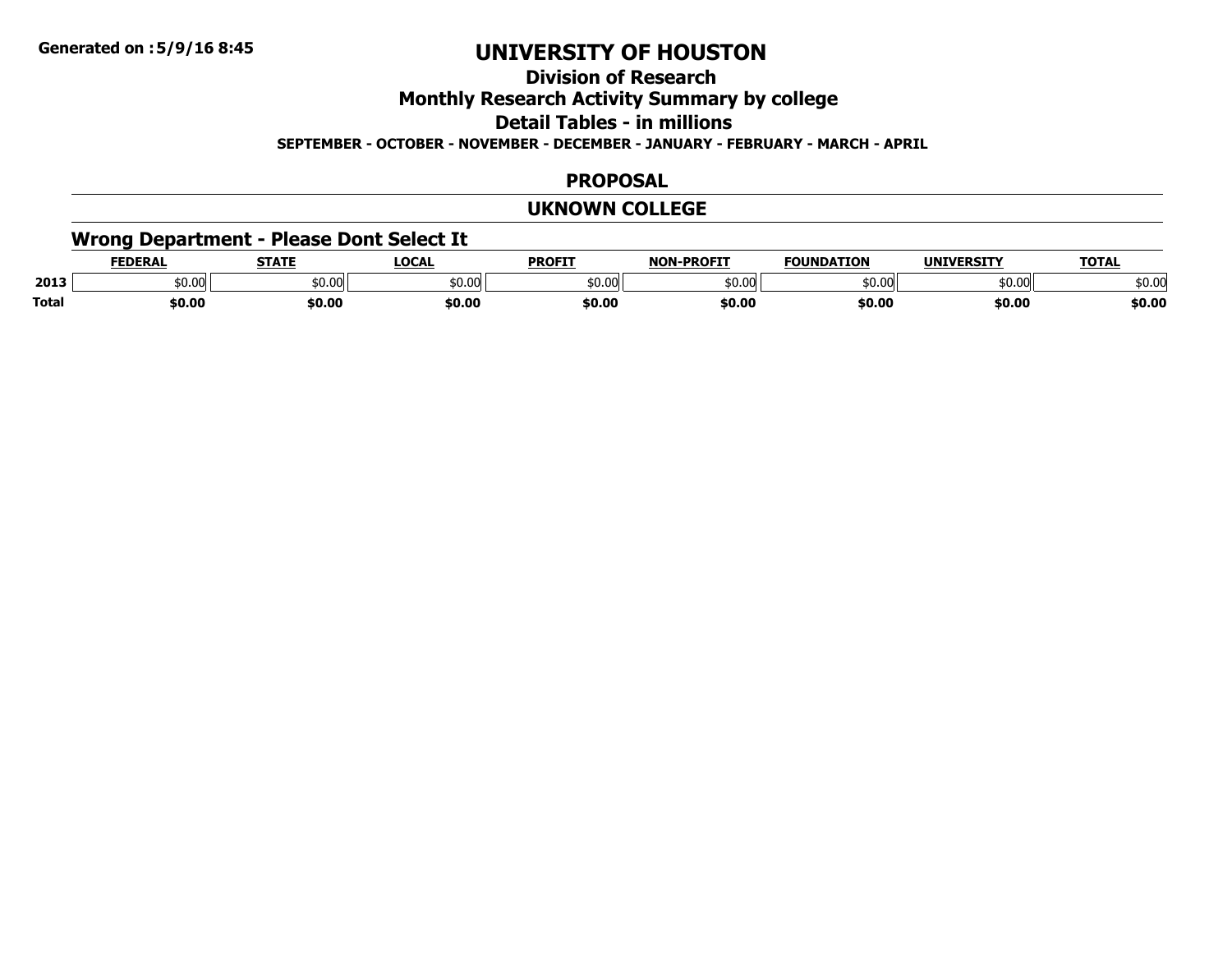# UNIVERSITY OF HOUSTON

## Division of Research

## Monthly Research Activity Summary by college

## Detail Tables - in millions

**SEPTEMBER - OCTOBER - NOVEMBER - DECEMBER - JANUARY - FEBRUARY - MARCH - APRIL**

**Generated on :5/9/16 8:45**

## PROPOSAL

## UKNOWN COLLEGE

### Wrong Department - Please Dont Select It

| | FEDERAL | STATE | LOCAL | PROFIT | NON-PROFIT | FOUNDATION | UNIVERSITY | TOTAL |
|---|---|---|---|---|---|---|---|---|
| 2013 | $0.00 | $0.00 | $0.00 | $0.00 | $0.00 | $0.00 | $0.00 | $0.00 |
| **Total** | **$0.00** | **$0.00** | **$0.00** | **$0.00** | **$0.00** | **$0.00** | **$0.00** | **$0.00** |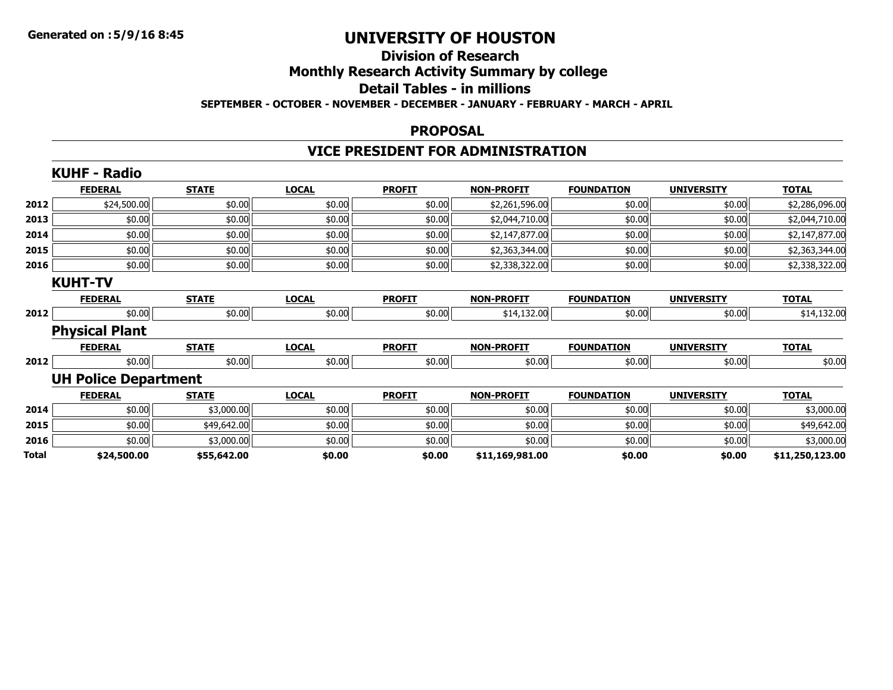# UNIVERSITY OF HOUSTON

## Division of Research

## Monthly Research Activity Summary by college

## Detail Tables - in millions

**SEPTEMBER - OCTOBER - NOVEMBER - DECEMBER - JANUARY - FEBRUARY - MARCH - APRIL**

## PROPOSAL

## VICE PRESIDENT FOR ADMINISTRATION

### KUHF - Radio

| | FEDERAL | STATE | LOCAL | PROFIT | NON-PROFIT | FOUNDATION | UNIVERSITY | TOTAL |
|---|---|---|---|---|---|---|---|---|
| 2012 | $24,500.00 | $0.00 | $0.00 | $0.00 | $2,261,596.00 | $0.00 | $0.00 | $2,286,096.00 |
| 2013 | $0.00 | $0.00 | $0.00 | $0.00 | $2,044,710.00 | $0.00 | $0.00 | $2,044,710.00 |
| 2014 | $0.00 | $0.00 | $0.00 | $0.00 | $2,147,877.00 | $0.00 | $0.00 | $2,147,877.00 |
| 2015 | $0.00 | $0.00 | $0.00 | $0.00 | $2,363,344.00 | $0.00 | $0.00 | $2,363,344.00 |
| 2016 | $0.00 | $0.00 | $0.00 | $0.00 | $2,338,322.00 | $0.00 | $0.00 | $2,338,322.00 |

### KUHT-TV

| | FEDERAL | STATE | LOCAL | PROFIT | NON-PROFIT | FOUNDATION | UNIVERSITY | TOTAL |
|---|---|---|---|---|---|---|---|---|
| 2012 | $0.00 | $0.00 | $0.00 | $0.00 | $14,132.00 | $0.00 | $0.00 | $14,132.00 |

### Physical Plant

| | FEDERAL | STATE | LOCAL | PROFIT | NON-PROFIT | FOUNDATION | UNIVERSITY | TOTAL |
|---|---|---|---|---|---|---|---|---|
| 2012 | $0.00 | $0.00 | $0.00 | $0.00 | $0.00 | $0.00 | $0.00 | $0.00 |

### UH Police Department

| | FEDERAL | STATE | LOCAL | PROFIT | NON-PROFIT | FOUNDATION | UNIVERSITY | TOTAL |
|---|---|---|---|---|---|---|---|---|
| 2014 | $0.00 | $3,000.00 | $0.00 | $0.00 | $0.00 | $0.00 | $0.00 | $3,000.00 |
| 2015 | $0.00 | $49,642.00 | $0.00 | $0.00 | $0.00 | $0.00 | $0.00 | $49,642.00 |
| 2016 | $0.00 | $3,000.00 | $0.00 | $0.00 | $0.00 | $0.00 | $0.00 | $3,000.00 |
| **Total** | **$24,500.00** | **$55,642.00** | **$0.00** | **$0.00** | **$11,169,981.00** | **$0.00** | **$0.00** | **$11,250,123.00** |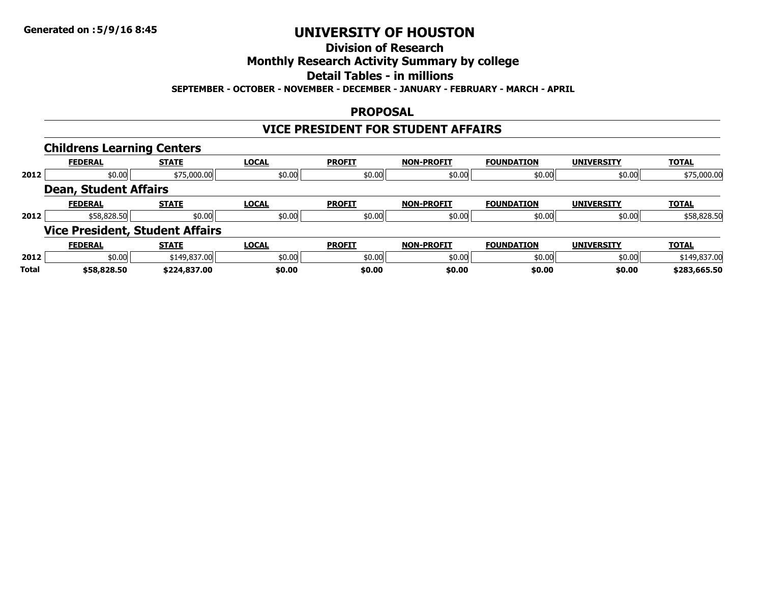# UNIVERSITY OF HOUSTON

## Division of Research

## Monthly Research Activity Summary by college

## Detail Tables - in millions

**SEPTEMBER - OCTOBER - NOVEMBER - DECEMBER - JANUARY - FEBRUARY - MARCH - APRIL**

### PROPOSAL

### VICE PRESIDENT FOR STUDENT AFFAIRS

#### Childrens Learning Centers

| | FEDERAL | STATE | LOCAL | PROFIT | NON-PROFIT | FOUNDATION | UNIVERSITY | TOTAL |
|---|---|---|---|---|---|---|---|---|
| 2012 | $0.00 | $75,000.00 | $0.00 | $0.00 | $0.00 | $0.00 | $0.00 | $75,000.00 |

#### Dean, Student Affairs

| | FEDERAL | STATE | LOCAL | PROFIT | NON-PROFIT | FOUNDATION | UNIVERSITY | TOTAL |
|---|---|---|---|---|---|---|---|---|
| 2012 | $58,828.50 | $0.00 | $0.00 | $0.00 | $0.00 | $0.00 | $0.00 | $58,828.50 |

#### Vice President, Student Affairs

| | FEDERAL | STATE | LOCAL | PROFIT | NON-PROFIT | FOUNDATION | UNIVERSITY | TOTAL |
|---|---|---|---|---|---|---|---|---|
| 2012 | $0.00 | $149,837.00 | $0.00 | $0.00 | $0.00 | $0.00 | $0.00 | $149,837.00 |
| **Total** | **$58,828.50** | **$224,837.00** | **$0.00** | **$0.00** | **$0.00** | **$0.00** | **$0.00** | **$283,665.50** |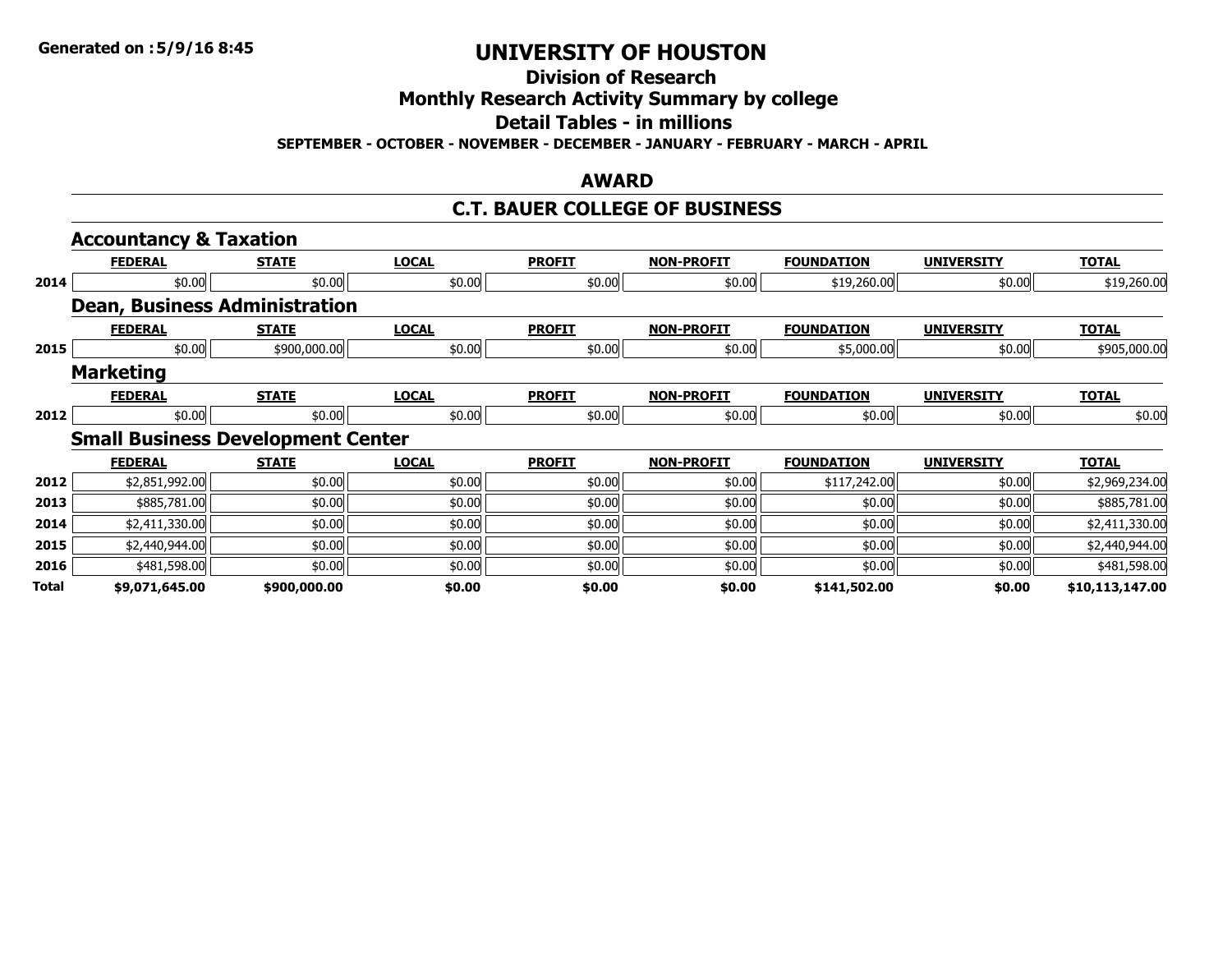# UNIVERSITY OF HOUSTON

## Division of Research

## Monthly Research Activity Summary by college

## Detail Tables - in millions

**SEPTEMBER - OCTOBER - NOVEMBER - DECEMBER - JANUARY - FEBRUARY - MARCH - APRIL**

## AWARD

## C.T. BAUER COLLEGE OF BUSINESS

### Accountancy & Taxation

| | FEDERAL | STATE | LOCAL | PROFIT | NON-PROFIT | FOUNDATION | UNIVERSITY | TOTAL |
|---|---|---|---|---|---|---|---|---|
| 2014 | $0.00 | $0.00 | $0.00 | $0.00 | $0.00 | $19,260.00 | $0.00 | $19,260.00 |

### Dean, Business Administration

| | FEDERAL | STATE | LOCAL | PROFIT | NON-PROFIT | FOUNDATION | UNIVERSITY | TOTAL |
|---|---|---|---|---|---|---|---|---|
| 2015 | $0.00 | $900,000.00 | $0.00 | $0.00 | $0.00 | $5,000.00 | $0.00 | $905,000.00 |

### Marketing

| | FEDERAL | STATE | LOCAL | PROFIT | NON-PROFIT | FOUNDATION | UNIVERSITY | TOTAL |
|---|---|---|---|---|---|---|---|---|
| 2012 | $0.00 | $0.00 | $0.00 | $0.00 | $0.00 | $0.00 | $0.00 | $0.00 |

### Small Business Development Center

| | FEDERAL | STATE | LOCAL | PROFIT | NON-PROFIT | FOUNDATION | UNIVERSITY | TOTAL |
|---|---|---|---|---|---|---|---|---|
| 2012 | $2,851,992.00 | $0.00 | $0.00 | $0.00 | $0.00 | $117,242.00 | $0.00 | $2,969,234.00 |
| 2013 | $885,781.00 | $0.00 | $0.00 | $0.00 | $0.00 | $0.00 | $0.00 | $885,781.00 |
| 2014 | $2,411,330.00 | $0.00 | $0.00 | $0.00 | $0.00 | $0.00 | $0.00 | $2,411,330.00 |
| 2015 | $2,440,944.00 | $0.00 | $0.00 | $0.00 | $0.00 | $0.00 | $0.00 | $2,440,944.00 |
| 2016 | $481,598.00 | $0.00 | $0.00 | $0.00 | $0.00 | $0.00 | $0.00 | $481,598.00 |
| **Total** | **$9,071,645.00** | **$900,000.00** | **$0.00** | **$0.00** | **$0.00** | **$141,502.00** | **$0.00** | **$10,113,147.00** |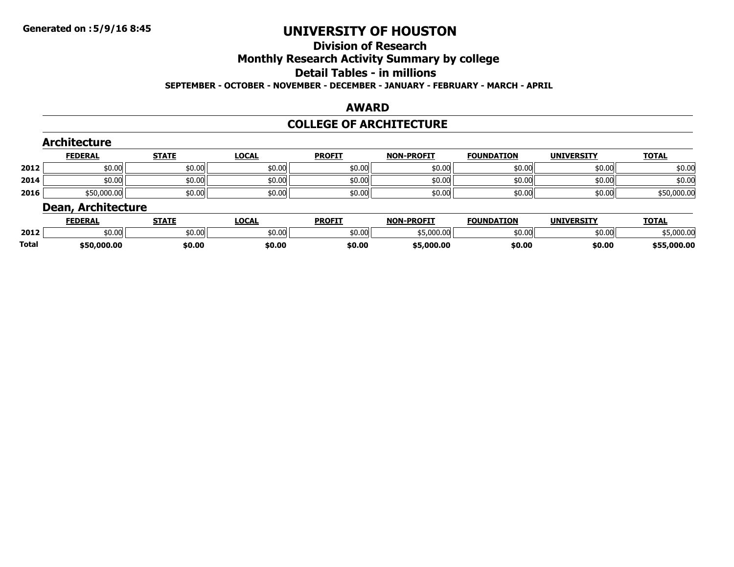# UNIVERSITY OF HOUSTON

## Division of Research

## Monthly Research Activity Summary by college

## Detail Tables - in millions

**SEPTEMBER - OCTOBER - NOVEMBER - DECEMBER - JANUARY - FEBRUARY - MARCH - APRIL**

**Generated on :5/9/16 8:45**

## AWARD

## COLLEGE OF ARCHITECTURE

### Architecture

| | FEDERAL | STATE | LOCAL | PROFIT | NON-PROFIT | FOUNDATION | UNIVERSITY | TOTAL |
|---|---|---|---|---|---|---|---|---|
| 2012 | $0.00 | $0.00 | $0.00 | $0.00 | $0.00 | $0.00 | $0.00 | $0.00 |
| 2014 | $0.00 | $0.00 | $0.00 | $0.00 | $0.00 | $0.00 | $0.00 | $0.00 |
| 2016 | $50,000.00 | $0.00 | $0.00 | $0.00 | $0.00 | $0.00 | $0.00 | $50,000.00 |

### Dean, Architecture

| | FEDERAL | STATE | LOCAL | PROFIT | NON-PROFIT | FOUNDATION | UNIVERSITY | TOTAL |
|---|---|---|---|---|---|---|---|---|
| 2012 | $0.00 | $0.00 | $0.00 | $0.00 | $5,000.00 | $0.00 | $0.00 | $5,000.00 |
| **Total** | **$50,000.00** | **$0.00** | **$0.00** | **$0.00** | **$5,000.00** | **$0.00** | **$0.00** | **$55,000.00** |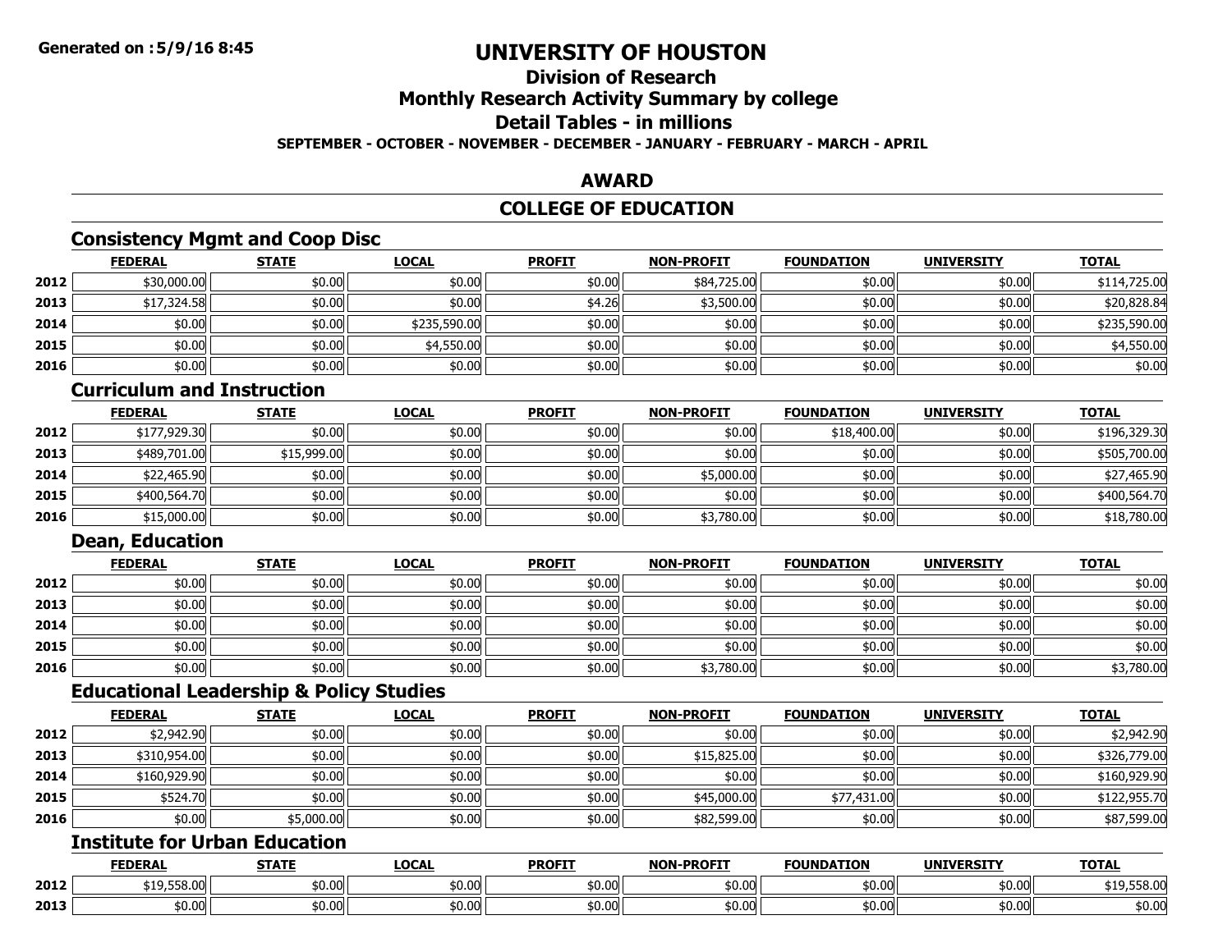**Generated on :5/9/16 8:45**

# UNIVERSITY OF HOUSTON

## Division of Research

## Monthly Research Activity Summary by college

## Detail Tables - in millions

**SEPTEMBER - OCTOBER - NOVEMBER - DECEMBER - JANUARY - FEBRUARY - MARCH - APRIL**

## AWARD

## COLLEGE OF EDUCATION

### Consistency Mgmt and Coop Disc

| | FEDERAL | STATE | LOCAL | PROFIT | NON-PROFIT | FOUNDATION | UNIVERSITY | TOTAL |
|---|---|---|---|---|---|---|---|---|
| 2012 | $30,000.00 | $0.00 | $0.00 | $0.00 | $84,725.00 | $0.00 | $0.00 | $114,725.00 |
| 2013 | $17,324.58 | $0.00 | $0.00 | $4.26 | $3,500.00 | $0.00 | $0.00 | $20,828.84 |
| 2014 | $0.00 | $0.00 | $235,590.00 | $0.00 | $0.00 | $0.00 | $0.00 | $235,590.00 |
| 2015 | $0.00 | $0.00 | $4,550.00 | $0.00 | $0.00 | $0.00 | $0.00 | $4,550.00 |
| 2016 | $0.00 | $0.00 | $0.00 | $0.00 | $0.00 | $0.00 | $0.00 | $0.00 |

### Curriculum and Instruction

| | FEDERAL | STATE | LOCAL | PROFIT | NON-PROFIT | FOUNDATION | UNIVERSITY | TOTAL |
|---|---|---|---|---|---|---|---|---|
| 2012 | $177,929.30 | $0.00 | $0.00 | $0.00 | $0.00 | $18,400.00 | $0.00 | $196,329.30 |
| 2013 | $489,701.00 | $15,999.00 | $0.00 | $0.00 | $0.00 | $0.00 | $0.00 | $505,700.00 |
| 2014 | $22,465.90 | $0.00 | $0.00 | $0.00 | $5,000.00 | $0.00 | $0.00 | $27,465.90 |
| 2015 | $400,564.70 | $0.00 | $0.00 | $0.00 | $0.00 | $0.00 | $0.00 | $400,564.70 |
| 2016 | $15,000.00 | $0.00 | $0.00 | $0.00 | $3,780.00 | $0.00 | $0.00 | $18,780.00 |

### Dean, Education

| | FEDERAL | STATE | LOCAL | PROFIT | NON-PROFIT | FOUNDATION | UNIVERSITY | TOTAL |
|---|---|---|---|---|---|---|---|---|
| 2012 | $0.00 | $0.00 | $0.00 | $0.00 | $0.00 | $0.00 | $0.00 | $0.00 |
| 2013 | $0.00 | $0.00 | $0.00 | $0.00 | $0.00 | $0.00 | $0.00 | $0.00 |
| 2014 | $0.00 | $0.00 | $0.00 | $0.00 | $0.00 | $0.00 | $0.00 | $0.00 |
| 2015 | $0.00 | $0.00 | $0.00 | $0.00 | $0.00 | $0.00 | $0.00 | $0.00 |
| 2016 | $0.00 | $0.00 | $0.00 | $0.00 | $3,780.00 | $0.00 | $0.00 | $3,780.00 |

### Educational Leadership & Policy Studies

| | FEDERAL | STATE | LOCAL | PROFIT | NON-PROFIT | FOUNDATION | UNIVERSITY | TOTAL |
|---|---|---|---|---|---|---|---|---|
| 2012 | $2,942.90 | $0.00 | $0.00 | $0.00 | $0.00 | $0.00 | $0.00 | $2,942.90 |
| 2013 | $310,954.00 | $0.00 | $0.00 | $0.00 | $15,825.00 | $0.00 | $0.00 | $326,779.00 |
| 2014 | $160,929.90 | $0.00 | $0.00 | $0.00 | $0.00 | $0.00 | $0.00 | $160,929.90 |
| 2015 | $524.70 | $0.00 | $0.00 | $0.00 | $45,000.00 | $77,431.00 | $0.00 | $122,955.70 |
| 2016 | $0.00 | $5,000.00 | $0.00 | $0.00 | $82,599.00 | $0.00 | $0.00 | $87,599.00 |

### Institute for Urban Education

| | FEDERAL | STATE | LOCAL | PROFIT | NON-PROFIT | FOUNDATION | UNIVERSITY | TOTAL |
|---|---|---|---|---|---|---|---|---|
| 2012 | $19,558.00 | $0.00 | $0.00 | $0.00 | $0.00 | $0.00 | $0.00 | $19,558.00 |
| 2013 | $0.00 | $0.00 | $0.00 | $0.00 | $0.00 | $0.00 | $0.00 | $0.00 |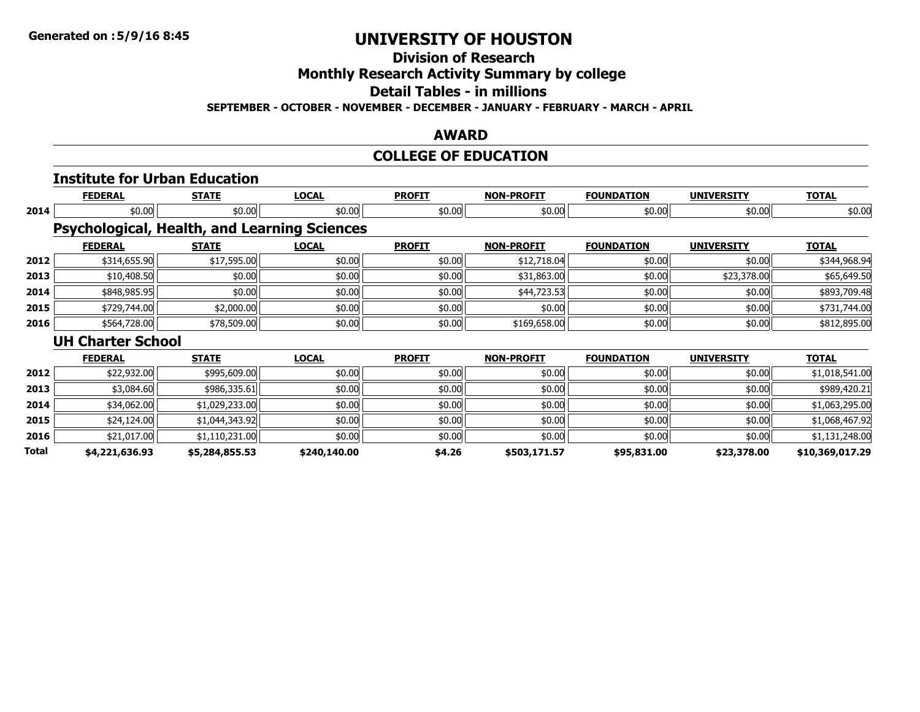**Generated on :5/9/16 8:45**

# UNIVERSITY OF HOUSTON

## Division of Research

## Monthly Research Activity Summary by college

## Detail Tables - in millions

**SEPTEMBER - OCTOBER - NOVEMBER - DECEMBER - JANUARY - FEBRUARY - MARCH - APRIL**

## AWARD

## COLLEGE OF EDUCATION

### Institute for Urban Education

| | FEDERAL | STATE | LOCAL | PROFIT | NON-PROFIT | FOUNDATION | UNIVERSITY | TOTAL |
|---|---|---|---|---|---|---|---|---|
| 2014 | $0.00 | $0.00 | $0.00 | $0.00 | $0.00 | $0.00 | $0.00 | $0.00 |

### Psychological, Health, and Learning Sciences

| | FEDERAL | STATE | LOCAL | PROFIT | NON-PROFIT | FOUNDATION | UNIVERSITY | TOTAL |
|---|---|---|---|---|---|---|---|---|
| 2012 | $314,655.90 | $17,595.00 | $0.00 | $0.00 | $12,718.04 | $0.00 | $0.00 | $344,968.94 |
| 2013 | $10,408.50 | $0.00 | $0.00 | $0.00 | $31,863.00 | $0.00 | $23,378.00 | $65,649.50 |
| 2014 | $848,985.95 | $0.00 | $0.00 | $0.00 | $44,723.53 | $0.00 | $0.00 | $893,709.48 |
| 2015 | $729,744.00 | $2,000.00 | $0.00 | $0.00 | $0.00 | $0.00 | $0.00 | $731,744.00 |
| 2016 | $564,728.00 | $78,509.00 | $0.00 | $0.00 | $169,658.00 | $0.00 | $0.00 | $812,895.00 |

### UH Charter School

| | FEDERAL | STATE | LOCAL | PROFIT | NON-PROFIT | FOUNDATION | UNIVERSITY | TOTAL |
|---|---|---|---|---|---|---|---|---|
| 2012 | $22,932.00 | $995,609.00 | $0.00 | $0.00 | $0.00 | $0.00 | $0.00 | $1,018,541.00 |
| 2013 | $3,084.60 | $986,335.61 | $0.00 | $0.00 | $0.00 | $0.00 | $0.00 | $989,420.21 |
| 2014 | $34,062.00 | $1,029,233.00 | $0.00 | $0.00 | $0.00 | $0.00 | $0.00 | $1,063,295.00 |
| 2015 | $24,124.00 | $1,044,343.92 | $0.00 | $0.00 | $0.00 | $0.00 | $0.00 | $1,068,467.92 |
| 2016 | $21,017.00 | $1,110,231.00 | $0.00 | $0.00 | $0.00 | $0.00 | $0.00 | $1,131,248.00 |
| **Total** | **$4,221,636.93** | **$5,284,855.53** | **$240,140.00** | **$4.26** | **$503,171.57** | **$95,831.00** | **$23,378.00** | **$10,369,017.29** |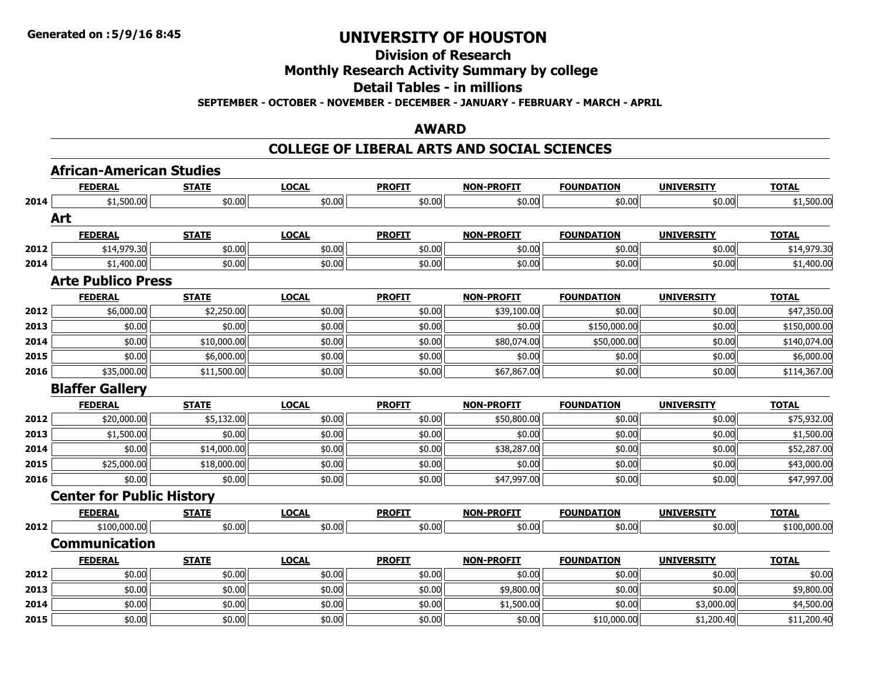# UNIVERSITY OF HOUSTON

## Division of Research

## Monthly Research Activity Summary by college

## Detail Tables - in millions

**SEPTEMBER - OCTOBER - NOVEMBER - DECEMBER - JANUARY - FEBRUARY - MARCH - APRIL**

## AWARD

## COLLEGE OF LIBERAL ARTS AND SOCIAL SCIENCES

### African-American Studies

| | FEDERAL | STATE | LOCAL | PROFIT | NON-PROFIT | FOUNDATION | UNIVERSITY | TOTAL |
|---|---|---|---|---|---|---|---|---|
| 2014 | $1,500.00 | $0.00 | $0.00 | $0.00 | $0.00 | $0.00 | $0.00 | $1,500.00 |

### Art

| | FEDERAL | STATE | LOCAL | PROFIT | NON-PROFIT | FOUNDATION | UNIVERSITY | TOTAL |
|---|---|---|---|---|---|---|---|---|
| 2012 | $14,979.30 | $0.00 | $0.00 | $0.00 | $0.00 | $0.00 | $0.00 | $14,979.30 |
| 2014 | $1,400.00 | $0.00 | $0.00 | $0.00 | $0.00 | $0.00 | $0.00 | $1,400.00 |

### Arte Publico Press

| | FEDERAL | STATE | LOCAL | PROFIT | NON-PROFIT | FOUNDATION | UNIVERSITY | TOTAL |
|---|---|---|---|---|---|---|---|---|
| 2012 | $6,000.00 | $2,250.00 | $0.00 | $0.00 | $39,100.00 | $0.00 | $0.00 | $47,350.00 |
| 2013 | $0.00 | $0.00 | $0.00 | $0.00 | $0.00 | $150,000.00 | $0.00 | $150,000.00 |
| 2014 | $0.00 | $10,000.00 | $0.00 | $0.00 | $80,074.00 | $50,000.00 | $0.00 | $140,074.00 |
| 2015 | $0.00 | $6,000.00 | $0.00 | $0.00 | $0.00 | $0.00 | $0.00 | $6,000.00 |
| 2016 | $35,000.00 | $11,500.00 | $0.00 | $0.00 | $67,867.00 | $0.00 | $0.00 | $114,367.00 |

### Blaffer Gallery

| | FEDERAL | STATE | LOCAL | PROFIT | NON-PROFIT | FOUNDATION | UNIVERSITY | TOTAL |
|---|---|---|---|---|---|---|---|---|
| 2012 | $20,000.00 | $5,132.00 | $0.00 | $0.00 | $50,800.00 | $0.00 | $0.00 | $75,932.00 |
| 2013 | $1,500.00 | $0.00 | $0.00 | $0.00 | $0.00 | $0.00 | $0.00 | $1,500.00 |
| 2014 | $0.00 | $14,000.00 | $0.00 | $0.00 | $38,287.00 | $0.00 | $0.00 | $52,287.00 |
| 2015 | $25,000.00 | $18,000.00 | $0.00 | $0.00 | $0.00 | $0.00 | $0.00 | $43,000.00 |
| 2016 | $0.00 | $0.00 | $0.00 | $0.00 | $47,997.00 | $0.00 | $0.00 | $47,997.00 |

### Center for Public History

| | FEDERAL | STATE | LOCAL | PROFIT | NON-PROFIT | FOUNDATION | UNIVERSITY | TOTAL |
|---|---|---|---|---|---|---|---|---|
| 2012 | $100,000.00 | $0.00 | $0.00 | $0.00 | $0.00 | $0.00 | $0.00 | $100,000.00 |

### Communication

| | FEDERAL | STATE | LOCAL | PROFIT | NON-PROFIT | FOUNDATION | UNIVERSITY | TOTAL |
|---|---|---|---|---|---|---|---|---|
| 2012 | $0.00 | $0.00 | $0.00 | $0.00 | $0.00 | $0.00 | $0.00 | $0.00 |
| 2013 | $0.00 | $0.00 | $0.00 | $0.00 | $9,800.00 | $0.00 | $0.00 | $9,800.00 |
| 2014 | $0.00 | $0.00 | $0.00 | $0.00 | $1,500.00 | $0.00 | $3,000.00 | $4,500.00 |
| 2015 | $0.00 | $0.00 | $0.00 | $0.00 | $0.00 | $10,000.00 | $1,200.40 | $11,200.40 |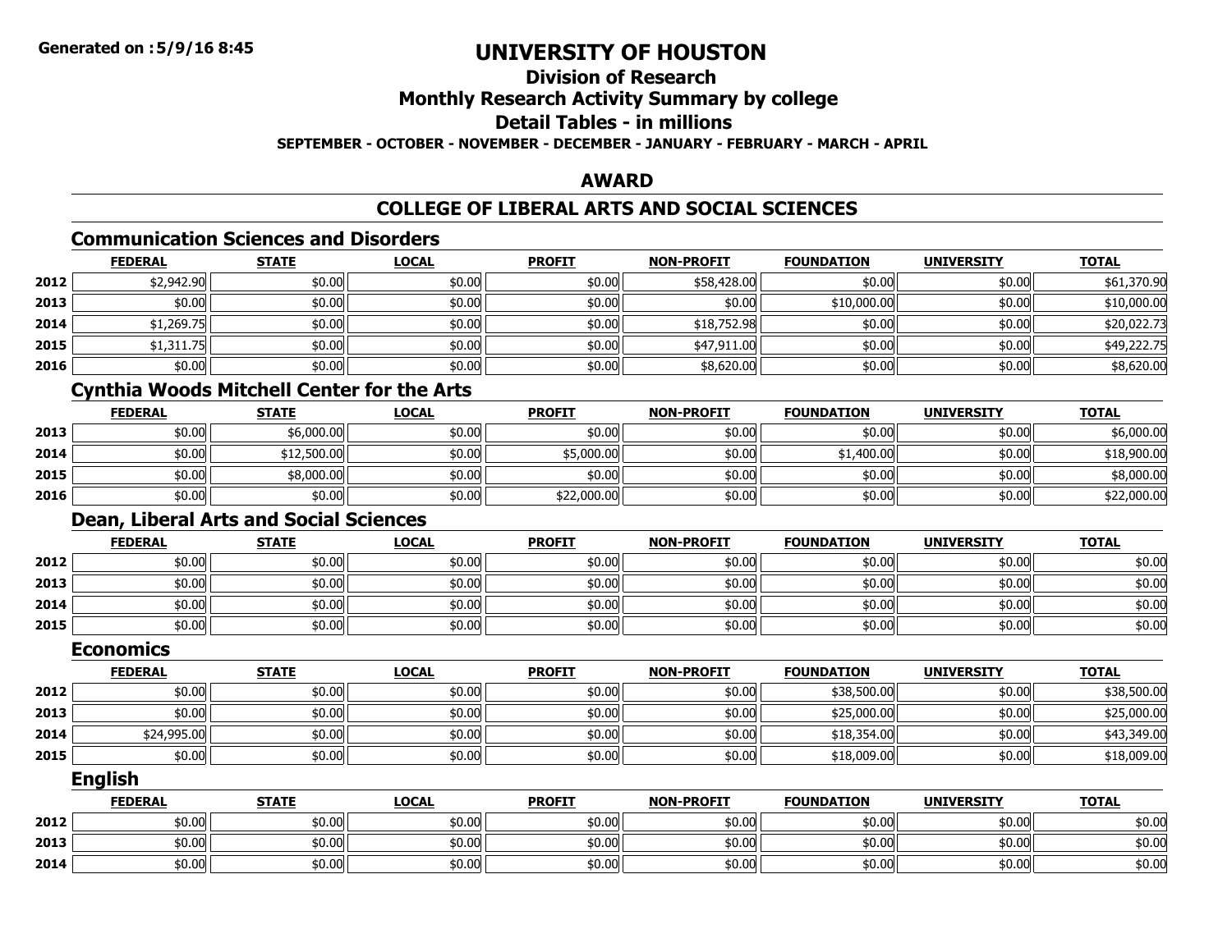# UNIVERSITY OF HOUSTON

## Division of Research

## Monthly Research Activity Summary by college

## Detail Tables - in millions

**SEPTEMBER - OCTOBER - NOVEMBER - DECEMBER - JANUARY - FEBRUARY - MARCH - APRIL**

## AWARD

## COLLEGE OF LIBERAL ARTS AND SOCIAL SCIENCES

### Communication Sciences and Disorders

| | FEDERAL | STATE | LOCAL | PROFIT | NON-PROFIT | FOUNDATION | UNIVERSITY | TOTAL |
|---|---|---|---|---|---|---|---|---|
| 2012 | $2,942.90 | $0.00 | $0.00 | $0.00 | $58,428.00 | $0.00 | $0.00 | $61,370.90 |
| 2013 | $0.00 | $0.00 | $0.00 | $0.00 | $0.00 | $10,000.00 | $0.00 | $10,000.00 |
| 2014 | $1,269.75 | $0.00 | $0.00 | $0.00 | $18,752.98 | $0.00 | $0.00 | $20,022.73 |
| 2015 | $1,311.75 | $0.00 | $0.00 | $0.00 | $47,911.00 | $0.00 | $0.00 | $49,222.75 |
| 2016 | $0.00 | $0.00 | $0.00 | $0.00 | $8,620.00 | $0.00 | $0.00 | $8,620.00 |

### Cynthia Woods Mitchell Center for the Arts

| | FEDERAL | STATE | LOCAL | PROFIT | NON-PROFIT | FOUNDATION | UNIVERSITY | TOTAL |
|---|---|---|---|---|---|---|---|---|
| 2013 | $0.00 | $6,000.00 | $0.00 | $0.00 | $0.00 | $0.00 | $0.00 | $6,000.00 |
| 2014 | $0.00 | $12,500.00 | $0.00 | $5,000.00 | $0.00 | $1,400.00 | $0.00 | $18,900.00 |
| 2015 | $0.00 | $8,000.00 | $0.00 | $0.00 | $0.00 | $0.00 | $0.00 | $8,000.00 |
| 2016 | $0.00 | $0.00 | $0.00 | $22,000.00 | $0.00 | $0.00 | $0.00 | $22,000.00 |

### Dean, Liberal Arts and Social Sciences

| | FEDERAL | STATE | LOCAL | PROFIT | NON-PROFIT | FOUNDATION | UNIVERSITY | TOTAL |
|---|---|---|---|---|---|---|---|---|
| 2012 | $0.00 | $0.00 | $0.00 | $0.00 | $0.00 | $0.00 | $0.00 | $0.00 |
| 2013 | $0.00 | $0.00 | $0.00 | $0.00 | $0.00 | $0.00 | $0.00 | $0.00 |
| 2014 | $0.00 | $0.00 | $0.00 | $0.00 | $0.00 | $0.00 | $0.00 | $0.00 |
| 2015 | $0.00 | $0.00 | $0.00 | $0.00 | $0.00 | $0.00 | $0.00 | $0.00 |

### Economics

| | FEDERAL | STATE | LOCAL | PROFIT | NON-PROFIT | FOUNDATION | UNIVERSITY | TOTAL |
|---|---|---|---|---|---|---|---|---|
| 2012 | $0.00 | $0.00 | $0.00 | $0.00 | $0.00 | $38,500.00 | $0.00 | $38,500.00 |
| 2013 | $0.00 | $0.00 | $0.00 | $0.00 | $0.00 | $25,000.00 | $0.00 | $25,000.00 |
| 2014 | $24,995.00 | $0.00 | $0.00 | $0.00 | $0.00 | $18,354.00 | $0.00 | $43,349.00 |
| 2015 | $0.00 | $0.00 | $0.00 | $0.00 | $0.00 | $18,009.00 | $0.00 | $18,009.00 |

### English

| | FEDERAL | STATE | LOCAL | PROFIT | NON-PROFIT | FOUNDATION | UNIVERSITY | TOTAL |
|---|---|---|---|---|---|---|---|---|
| 2012 | $0.00 | $0.00 | $0.00 | $0.00 | $0.00 | $0.00 | $0.00 | $0.00 |
| 2013 | $0.00 | $0.00 | $0.00 | $0.00 | $0.00 | $0.00 | $0.00 | $0.00 |
| 2014 | $0.00 | $0.00 | $0.00 | $0.00 | $0.00 | $0.00 | $0.00 | $0.00 |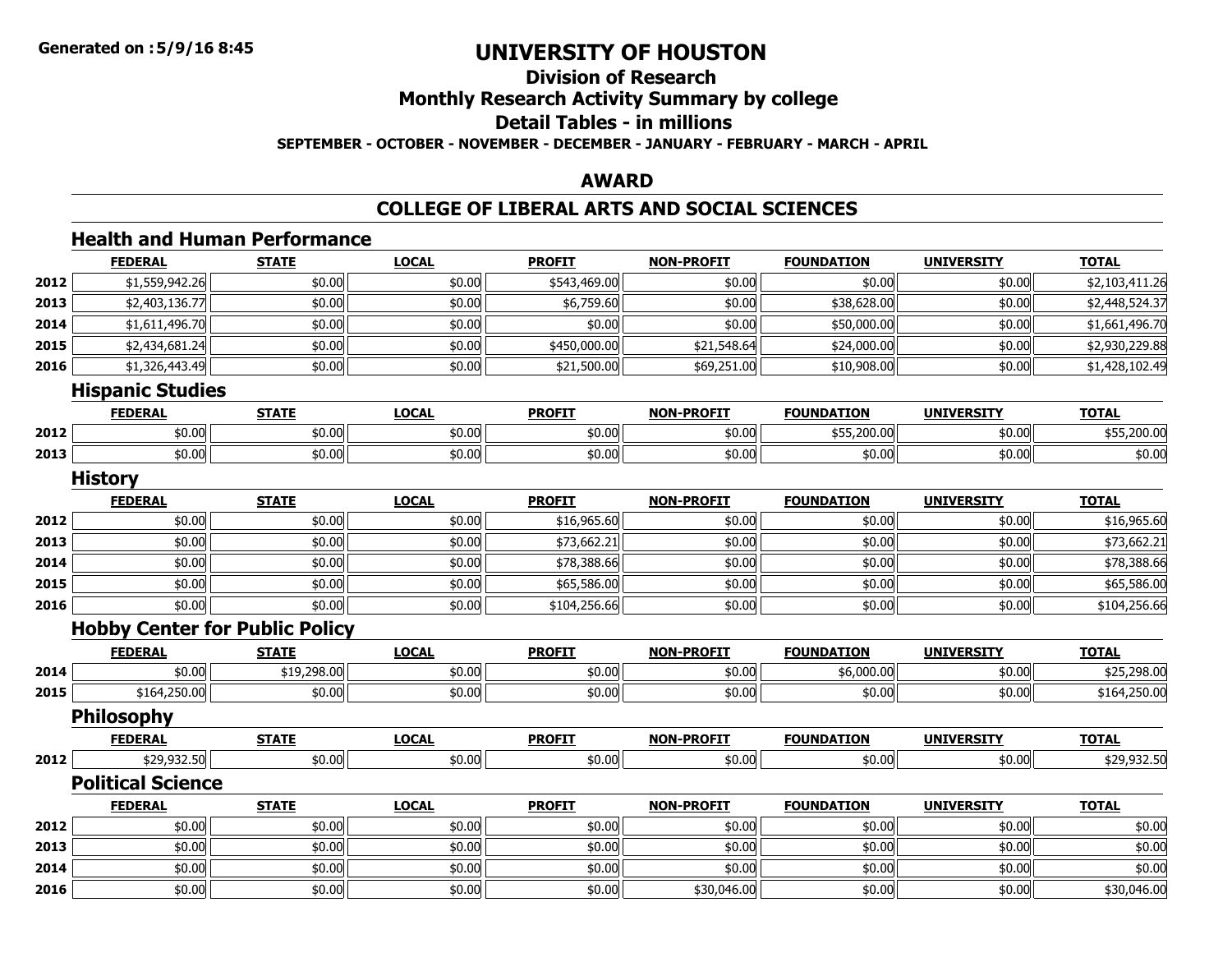**Generated on :5/9/16 8:45**

# UNIVERSITY OF HOUSTON

## Division of Research

## Monthly Research Activity Summary by college

## Detail Tables - in millions

**SEPTEMBER - OCTOBER - NOVEMBER - DECEMBER - JANUARY - FEBRUARY - MARCH - APRIL**

## AWARD

## COLLEGE OF LIBERAL ARTS AND SOCIAL SCIENCES

### Health and Human Performance

| | FEDERAL | STATE | LOCAL | PROFIT | NON-PROFIT | FOUNDATION | UNIVERSITY | TOTAL |
|---|---|---|---|---|---|---|---|---|
| 2012 | $1,559,942.26 | $0.00 | $0.00 | $543,469.00 | $0.00 | $0.00 | $0.00 | $2,103,411.26 |
| 2013 | $2,403,136.77 | $0.00 | $0.00 | $6,759.60 | $0.00 | $38,628.00 | $0.00 | $2,448,524.37 |
| 2014 | $1,611,496.70 | $0.00 | $0.00 | $0.00 | $0.00 | $50,000.00 | $0.00 | $1,661,496.70 |
| 2015 | $2,434,681.24 | $0.00 | $0.00 | $450,000.00 | $21,548.64 | $24,000.00 | $0.00 | $2,930,229.88 |
| 2016 | $1,326,443.49 | $0.00 | $0.00 | $21,500.00 | $69,251.00 | $10,908.00 | $0.00 | $1,428,102.49 |

### Hispanic Studies

| | FEDERAL | STATE | LOCAL | PROFIT | NON-PROFIT | FOUNDATION | UNIVERSITY | TOTAL |
|---|---|---|---|---|---|---|---|---|
| 2012 | $0.00 | $0.00 | $0.00 | $0.00 | $0.00 | $55,200.00 | $0.00 | $55,200.00 |
| 2013 | $0.00 | $0.00 | $0.00 | $0.00 | $0.00 | $0.00 | $0.00 | $0.00 |

### History

| | FEDERAL | STATE | LOCAL | PROFIT | NON-PROFIT | FOUNDATION | UNIVERSITY | TOTAL |
|---|---|---|---|---|---|---|---|---|
| 2012 | $0.00 | $0.00 | $0.00 | $16,965.60 | $0.00 | $0.00 | $0.00 | $16,965.60 |
| 2013 | $0.00 | $0.00 | $0.00 | $73,662.21 | $0.00 | $0.00 | $0.00 | $73,662.21 |
| 2014 | $0.00 | $0.00 | $0.00 | $78,388.66 | $0.00 | $0.00 | $0.00 | $78,388.66 |
| 2015 | $0.00 | $0.00 | $0.00 | $65,586.00 | $0.00 | $0.00 | $0.00 | $65,586.00 |
| 2016 | $0.00 | $0.00 | $0.00 | $104,256.66 | $0.00 | $0.00 | $0.00 | $104,256.66 |

### Hobby Center for Public Policy

| | FEDERAL | STATE | LOCAL | PROFIT | NON-PROFIT | FOUNDATION | UNIVERSITY | TOTAL |
|---|---|---|---|---|---|---|---|---|
| 2014 | $0.00 | $19,298.00 | $0.00 | $0.00 | $0.00 | $6,000.00 | $0.00 | $25,298.00 |
| 2015 | $164,250.00 | $0.00 | $0.00 | $0.00 | $0.00 | $0.00 | $0.00 | $164,250.00 |

### Philosophy

| | FEDERAL | STATE | LOCAL | PROFIT | NON-PROFIT | FOUNDATION | UNIVERSITY | TOTAL |
|---|---|---|---|---|---|---|---|---|
| 2012 | $29,932.50 | $0.00 | $0.00 | $0.00 | $0.00 | $0.00 | $0.00 | $29,932.50 |

### Political Science

| | FEDERAL | STATE | LOCAL | PROFIT | NON-PROFIT | FOUNDATION | UNIVERSITY | TOTAL |
|---|---|---|---|---|---|---|---|---|
| 2012 | $0.00 | $0.00 | $0.00 | $0.00 | $0.00 | $0.00 | $0.00 | $0.00 |
| 2013 | $0.00 | $0.00 | $0.00 | $0.00 | $0.00 | $0.00 | $0.00 | $0.00 |
| 2014 | $0.00 | $0.00 | $0.00 | $0.00 | $0.00 | $0.00 | $0.00 | $0.00 |
| 2016 | $0.00 | $0.00 | $0.00 | $0.00 | $30,046.00 | $0.00 | $0.00 | $30,046.00 |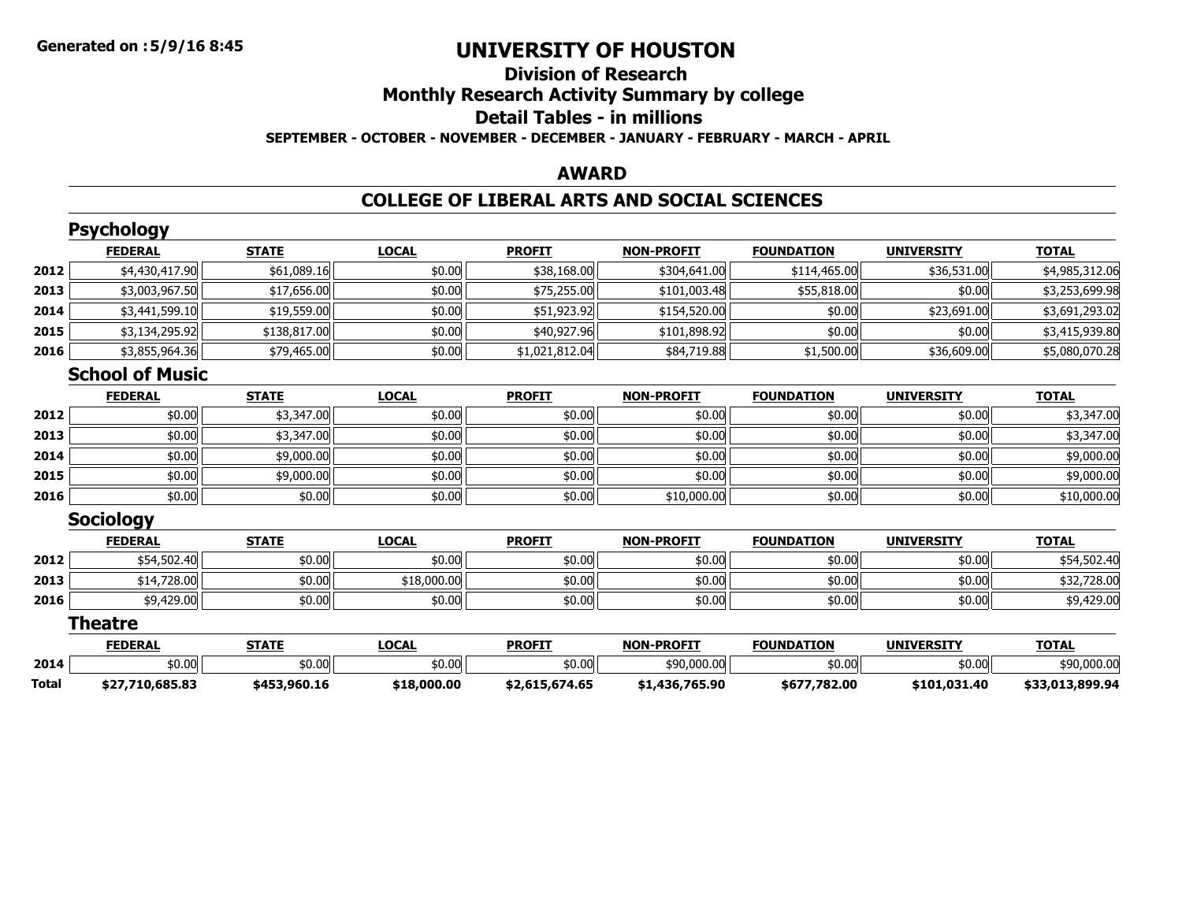# UNIVERSITY OF HOUSTON

## Division of Research

## Monthly Research Activity Summary by college

## Detail Tables - in millions

**SEPTEMBER - OCTOBER - NOVEMBER - DECEMBER - JANUARY - FEBRUARY - MARCH - APRIL**

## AWARD

## COLLEGE OF LIBERAL ARTS AND SOCIAL SCIENCES

### Psychology

| | FEDERAL | STATE | LOCAL | PROFIT | NON-PROFIT | FOUNDATION | UNIVERSITY | TOTAL |
|---|---|---|---|---|---|---|---|---|
| 2012 | $4,430,417.90 | $61,089.16 | $0.00 | $38,168.00 | $304,641.00 | $114,465.00 | $36,531.00 | $4,985,312.06 |
| 2013 | $3,003,967.50 | $17,656.00 | $0.00 | $75,255.00 | $101,003.48 | $55,818.00 | $0.00 | $3,253,699.98 |
| 2014 | $3,441,599.10 | $19,559.00 | $0.00 | $51,923.92 | $154,520.00 | $0.00 | $23,691.00 | $3,691,293.02 |
| 2015 | $3,134,295.92 | $138,817.00 | $0.00 | $40,927.96 | $101,898.92 | $0.00 | $0.00 | $3,415,939.80 |
| 2016 | $3,855,964.36 | $79,465.00 | $0.00 | $1,021,812.04 | $84,719.88 | $1,500.00 | $36,609.00 | $5,080,070.28 |

### School of Music

| | FEDERAL | STATE | LOCAL | PROFIT | NON-PROFIT | FOUNDATION | UNIVERSITY | TOTAL |
|---|---|---|---|---|---|---|---|---|
| 2012 | $0.00 | $3,347.00 | $0.00 | $0.00 | $0.00 | $0.00 | $0.00 | $3,347.00 |
| 2013 | $0.00 | $3,347.00 | $0.00 | $0.00 | $0.00 | $0.00 | $0.00 | $3,347.00 |
| 2014 | $0.00 | $9,000.00 | $0.00 | $0.00 | $0.00 | $0.00 | $0.00 | $9,000.00 |
| 2015 | $0.00 | $9,000.00 | $0.00 | $0.00 | $0.00 | $0.00 | $0.00 | $9,000.00 |
| 2016 | $0.00 | $0.00 | $0.00 | $0.00 | $10,000.00 | $0.00 | $0.00 | $10,000.00 |

### Sociology

| | FEDERAL | STATE | LOCAL | PROFIT | NON-PROFIT | FOUNDATION | UNIVERSITY | TOTAL |
|---|---|---|---|---|---|---|---|---|
| 2012 | $54,502.40 | $0.00 | $0.00 | $0.00 | $0.00 | $0.00 | $0.00 | $54,502.40 |
| 2013 | $14,728.00 | $0.00 | $18,000.00 | $0.00 | $0.00 | $0.00 | $0.00 | $32,728.00 |
| 2016 | $9,429.00 | $0.00 | $0.00 | $0.00 | $0.00 | $0.00 | $0.00 | $9,429.00 |

### Theatre

| | FEDERAL | STATE | LOCAL | PROFIT | NON-PROFIT | FOUNDATION | UNIVERSITY | TOTAL |
|---|---|---|---|---|---|---|---|---|
| 2014 | $0.00 | $0.00 | $0.00 | $0.00 | $90,000.00 | $0.00 | $0.00 | $90,000.00 |
| **Total** | **$27,710,685.83** | **$453,960.16** | **$18,000.00** | **$2,615,674.65** | **$1,436,765.90** | **$677,782.00** | **$101,031.40** | **$33,013,899.94** |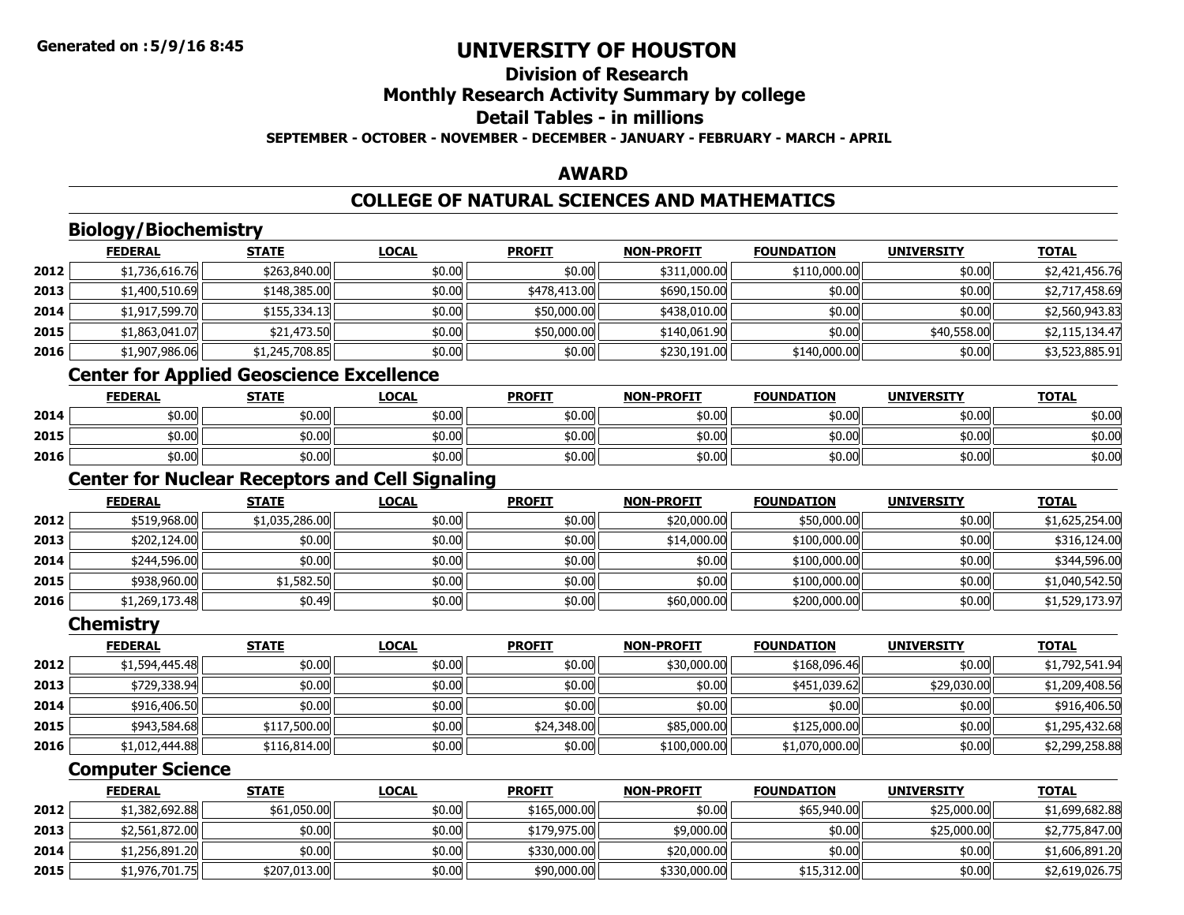# UNIVERSITY OF HOUSTON

## Division of Research

## Monthly Research Activity Summary by college

## Detail Tables - in millions

**SEPTEMBER - OCTOBER - NOVEMBER - DECEMBER - JANUARY - FEBRUARY - MARCH - APRIL**

## AWARD

## COLLEGE OF NATURAL SCIENCES AND MATHEMATICS

### Biology/Biochemistry

| | FEDERAL | STATE | LOCAL | PROFIT | NON-PROFIT | FOUNDATION | UNIVERSITY | TOTAL |
|---|---|---|---|---|---|---|---|---|
| 2012 | $1,736,616.76 | $263,840.00 | $0.00 | $0.00 | $311,000.00 | $110,000.00 | $0.00 | $2,421,456.76 |
| 2013 | $1,400,510.69 | $148,385.00 | $0.00 | $478,413.00 | $690,150.00 | $0.00 | $0.00 | $2,717,458.69 |
| 2014 | $1,917,599.70 | $155,334.13 | $0.00 | $50,000.00 | $438,010.00 | $0.00 | $0.00 | $2,560,943.83 |
| 2015 | $1,863,041.07 | $21,473.50 | $0.00 | $50,000.00 | $140,061.90 | $0.00 | $40,558.00 | $2,115,134.47 |
| 2016 | $1,907,986.06 | $1,245,708.85 | $0.00 | $0.00 | $230,191.00 | $140,000.00 | $0.00 | $3,523,885.91 |

### Center for Applied Geoscience Excellence

| | FEDERAL | STATE | LOCAL | PROFIT | NON-PROFIT | FOUNDATION | UNIVERSITY | TOTAL |
|---|---|---|---|---|---|---|---|---|
| 2014 | $0.00 | $0.00 | $0.00 | $0.00 | $0.00 | $0.00 | $0.00 | $0.00 |
| 2015 | $0.00 | $0.00 | $0.00 | $0.00 | $0.00 | $0.00 | $0.00 | $0.00 |
| 2016 | $0.00 | $0.00 | $0.00 | $0.00 | $0.00 | $0.00 | $0.00 | $0.00 |

### Center for Nuclear Receptors and Cell Signaling

| | FEDERAL | STATE | LOCAL | PROFIT | NON-PROFIT | FOUNDATION | UNIVERSITY | TOTAL |
|---|---|---|---|---|---|---|---|---|
| 2012 | $519,968.00 | $1,035,286.00 | $0.00 | $0.00 | $20,000.00 | $50,000.00 | $0.00 | $1,625,254.00 |
| 2013 | $202,124.00 | $0.00 | $0.00 | $0.00 | $14,000.00 | $100,000.00 | $0.00 | $316,124.00 |
| 2014 | $244,596.00 | $0.00 | $0.00 | $0.00 | $0.00 | $100,000.00 | $0.00 | $344,596.00 |
| 2015 | $938,960.00 | $1,582.50 | $0.00 | $0.00 | $0.00 | $100,000.00 | $0.00 | $1,040,542.50 |
| 2016 | $1,269,173.48 | $0.49 | $0.00 | $0.00 | $60,000.00 | $200,000.00 | $0.00 | $1,529,173.97 |

### Chemistry

| | FEDERAL | STATE | LOCAL | PROFIT | NON-PROFIT | FOUNDATION | UNIVERSITY | TOTAL |
|---|---|---|---|---|---|---|---|---|
| 2012 | $1,594,445.48 | $0.00 | $0.00 | $0.00 | $30,000.00 | $168,096.46 | $0.00 | $1,792,541.94 |
| 2013 | $729,338.94 | $0.00 | $0.00 | $0.00 | $0.00 | $451,039.62 | $29,030.00 | $1,209,408.56 |
| 2014 | $916,406.50 | $0.00 | $0.00 | $0.00 | $0.00 | $0.00 | $0.00 | $916,406.50 |
| 2015 | $943,584.68 | $117,500.00 | $0.00 | $24,348.00 | $85,000.00 | $125,000.00 | $0.00 | $1,295,432.68 |
| 2016 | $1,012,444.88 | $116,814.00 | $0.00 | $0.00 | $100,000.00 | $1,070,000.00 | $0.00 | $2,299,258.88 |

### Computer Science

| | FEDERAL | STATE | LOCAL | PROFIT | NON-PROFIT | FOUNDATION | UNIVERSITY | TOTAL |
|---|---|---|---|---|---|---|---|---|
| 2012 | $1,382,692.88 | $61,050.00 | $0.00 | $165,000.00 | $0.00 | $65,940.00 | $25,000.00 | $1,699,682.88 |
| 2013 | $2,561,872.00 | $0.00 | $0.00 | $179,975.00 | $9,000.00 | $0.00 | $25,000.00 | $2,775,847.00 |
| 2014 | $1,256,891.20 | $0.00 | $0.00 | $330,000.00 | $20,000.00 | $0.00 | $0.00 | $1,606,891.20 |
| 2015 | $1,976,701.75 | $207,013.00 | $0.00 | $90,000.00 | $330,000.00 | $15,312.00 | $0.00 | $2,619,026.75 |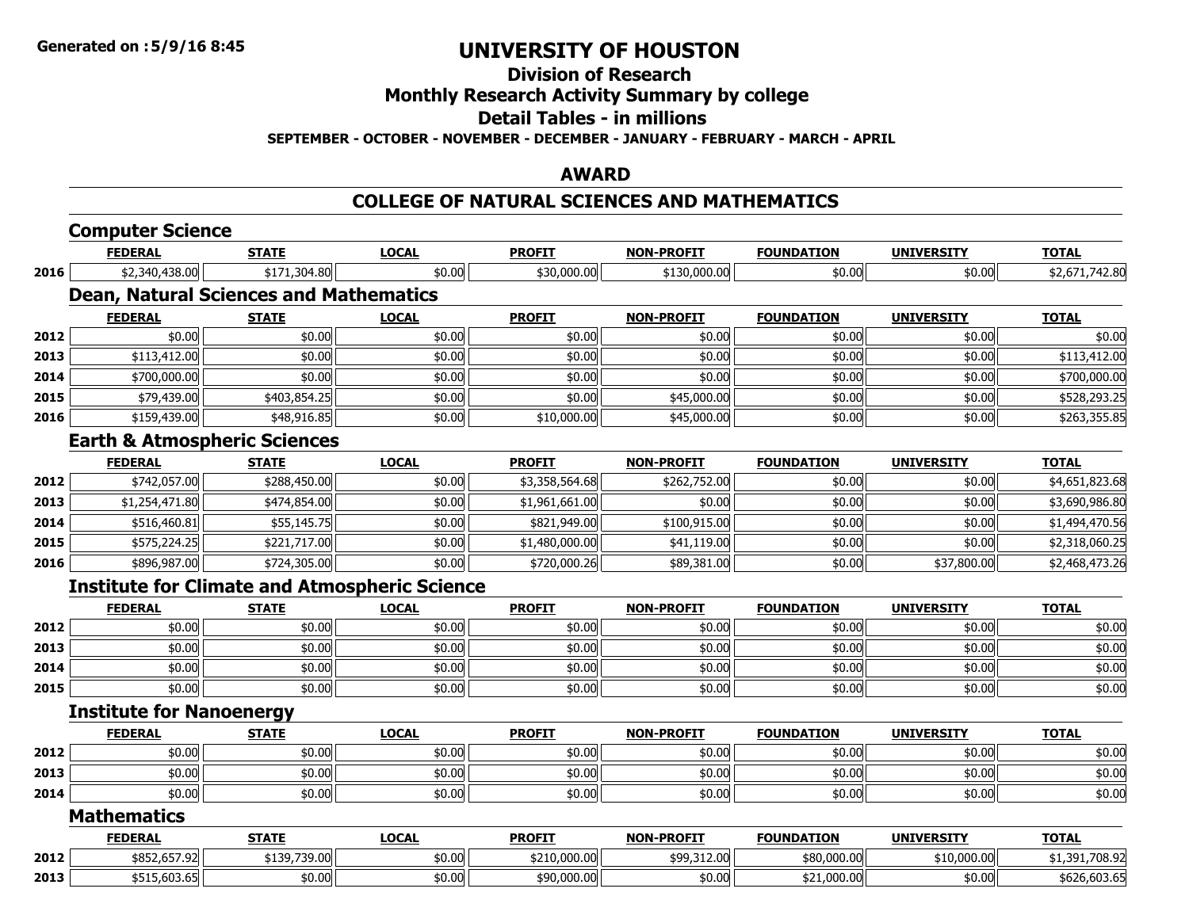Generated on :5/9/16 8:45

# UNIVERSITY OF HOUSTON

## Division of Research

## Monthly Research Activity Summary by college

## Detail Tables - in millions

**SEPTEMBER - OCTOBER - NOVEMBER - DECEMBER - JANUARY - FEBRUARY - MARCH - APRIL**

## AWARD

## COLLEGE OF NATURAL SCIENCES AND MATHEMATICS

### Computer Science

| | FEDERAL | STATE | LOCAL | PROFIT | NON-PROFIT | FOUNDATION | UNIVERSITY | TOTAL |
|---|---|---|---|---|---|---|---|---|
| 2016 | $2,340,438.00 | $171,304.80 | $0.00 | $30,000.00 | $130,000.00 | $0.00 | $0.00 | $2,671,742.80 |

### Dean, Natural Sciences and Mathematics

| | FEDERAL | STATE | LOCAL | PROFIT | NON-PROFIT | FOUNDATION | UNIVERSITY | TOTAL |
|---|---|---|---|---|---|---|---|---|
| 2012 | $0.00 | $0.00 | $0.00 | $0.00 | $0.00 | $0.00 | $0.00 | $0.00 |
| 2013 | $113,412.00 | $0.00 | $0.00 | $0.00 | $0.00 | $0.00 | $0.00 | $113,412.00 |
| 2014 | $700,000.00 | $0.00 | $0.00 | $0.00 | $0.00 | $0.00 | $0.00 | $700,000.00 |
| 2015 | $79,439.00 | $403,854.25 | $0.00 | $0.00 | $45,000.00 | $0.00 | $0.00 | $528,293.25 |
| 2016 | $159,439.00 | $48,916.85 | $0.00 | $10,000.00 | $45,000.00 | $0.00 | $0.00 | $263,355.85 |

### Earth & Atmospheric Sciences

| | FEDERAL | STATE | LOCAL | PROFIT | NON-PROFIT | FOUNDATION | UNIVERSITY | TOTAL |
|---|---|---|---|---|---|---|---|---|
| 2012 | $742,057.00 | $288,450.00 | $0.00 | $3,358,564.68 | $262,752.00 | $0.00 | $0.00 | $4,651,823.68 |
| 2013 | $1,254,471.80 | $474,854.00 | $0.00 | $1,961,661.00 | $0.00 | $0.00 | $0.00 | $3,690,986.80 |
| 2014 | $516,460.81 | $55,145.75 | $0.00 | $821,949.00 | $100,915.00 | $0.00 | $0.00 | $1,494,470.56 |
| 2015 | $575,224.25 | $221,717.00 | $0.00 | $1,480,000.00 | $41,119.00 | $0.00 | $0.00 | $2,318,060.25 |
| 2016 | $896,987.00 | $724,305.00 | $0.00 | $720,000.26 | $89,381.00 | $0.00 | $37,800.00 | $2,468,473.26 |

### Institute for Climate and Atmospheric Science

| | FEDERAL | STATE | LOCAL | PROFIT | NON-PROFIT | FOUNDATION | UNIVERSITY | TOTAL |
|---|---|---|---|---|---|---|---|---|
| 2012 | $0.00 | $0.00 | $0.00 | $0.00 | $0.00 | $0.00 | $0.00 | $0.00 |
| 2013 | $0.00 | $0.00 | $0.00 | $0.00 | $0.00 | $0.00 | $0.00 | $0.00 |
| 2014 | $0.00 | $0.00 | $0.00 | $0.00 | $0.00 | $0.00 | $0.00 | $0.00 |
| 2015 | $0.00 | $0.00 | $0.00 | $0.00 | $0.00 | $0.00 | $0.00 | $0.00 |

### Institute for Nanoenergy

| | FEDERAL | STATE | LOCAL | PROFIT | NON-PROFIT | FOUNDATION | UNIVERSITY | TOTAL |
|---|---|---|---|---|---|---|---|---|
| 2012 | $0.00 | $0.00 | $0.00 | $0.00 | $0.00 | $0.00 | $0.00 | $0.00 |
| 2013 | $0.00 | $0.00 | $0.00 | $0.00 | $0.00 | $0.00 | $0.00 | $0.00 |
| 2014 | $0.00 | $0.00 | $0.00 | $0.00 | $0.00 | $0.00 | $0.00 | $0.00 |

### Mathematics

| | FEDERAL | STATE | LOCAL | PROFIT | NON-PROFIT | FOUNDATION | UNIVERSITY | TOTAL |
|---|---|---|---|---|---|---|---|---|
| 2012 | $852,657.92 | $139,739.00 | $0.00 | $210,000.00 | $99,312.00 | $80,000.00 | $10,000.00 | $1,391,708.92 |
| 2013 | $515,603.65 | $0.00 | $0.00 | $90,000.00 | $0.00 | $21,000.00 | $0.00 | $626,603.65 |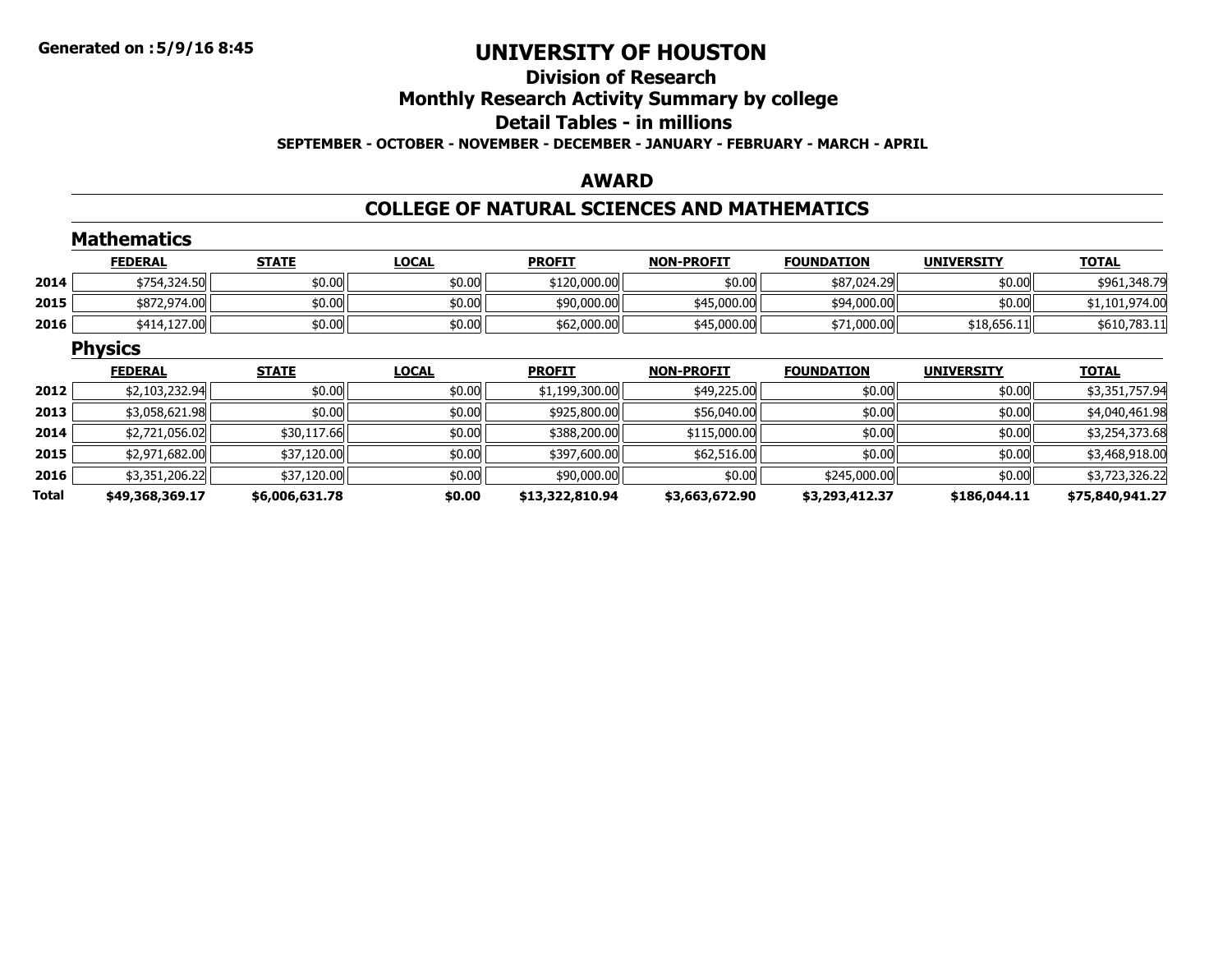# UNIVERSITY OF HOUSTON

## Division of Research

## Monthly Research Activity Summary by college

## Detail Tables - in millions

**SEPTEMBER - OCTOBER - NOVEMBER - DECEMBER - JANUARY - FEBRUARY - MARCH - APRIL**

## AWARD

## COLLEGE OF NATURAL SCIENCES AND MATHEMATICS

### Mathematics

| | FEDERAL | STATE | LOCAL | PROFIT | NON-PROFIT | FOUNDATION | UNIVERSITY | TOTAL |
|---|---|---|---|---|---|---|---|---|
| 2014 | $754,324.50 | $0.00 | $0.00 | $120,000.00 | $0.00 | $87,024.29 | $0.00 | $961,348.79 |
| 2015 | $872,974.00 | $0.00 | $0.00 | $90,000.00 | $45,000.00 | $94,000.00 | $0.00 | $1,101,974.00 |
| 2016 | $414,127.00 | $0.00 | $0.00 | $62,000.00 | $45,000.00 | $71,000.00 | $18,656.11 | $610,783.11 |

### Physics

| | FEDERAL | STATE | LOCAL | PROFIT | NON-PROFIT | FOUNDATION | UNIVERSITY | TOTAL |
|---|---|---|---|---|---|---|---|---|
| 2012 | $2,103,232.94 | $0.00 | $0.00 | $1,199,300.00 | $49,225.00 | $0.00 | $0.00 | $3,351,757.94 |
| 2013 | $3,058,621.98 | $0.00 | $0.00 | $925,800.00 | $56,040.00 | $0.00 | $0.00 | $4,040,461.98 |
| 2014 | $2,721,056.02 | $30,117.66 | $0.00 | $388,200.00 | $115,000.00 | $0.00 | $0.00 | $3,254,373.68 |
| 2015 | $2,971,682.00 | $37,120.00 | $0.00 | $397,600.00 | $62,516.00 | $0.00 | $0.00 | $3,468,918.00 |
| 2016 | $3,351,206.22 | $37,120.00 | $0.00 | $90,000.00 | $0.00 | $245,000.00 | $0.00 | $3,723,326.22 |
| **Total** | **$49,368,369.17** | **$6,006,631.78** | **$0.00** | **$13,322,810.94** | **$3,663,672.90** | **$3,293,412.37** | **$186,044.11** | **$75,840,941.27** |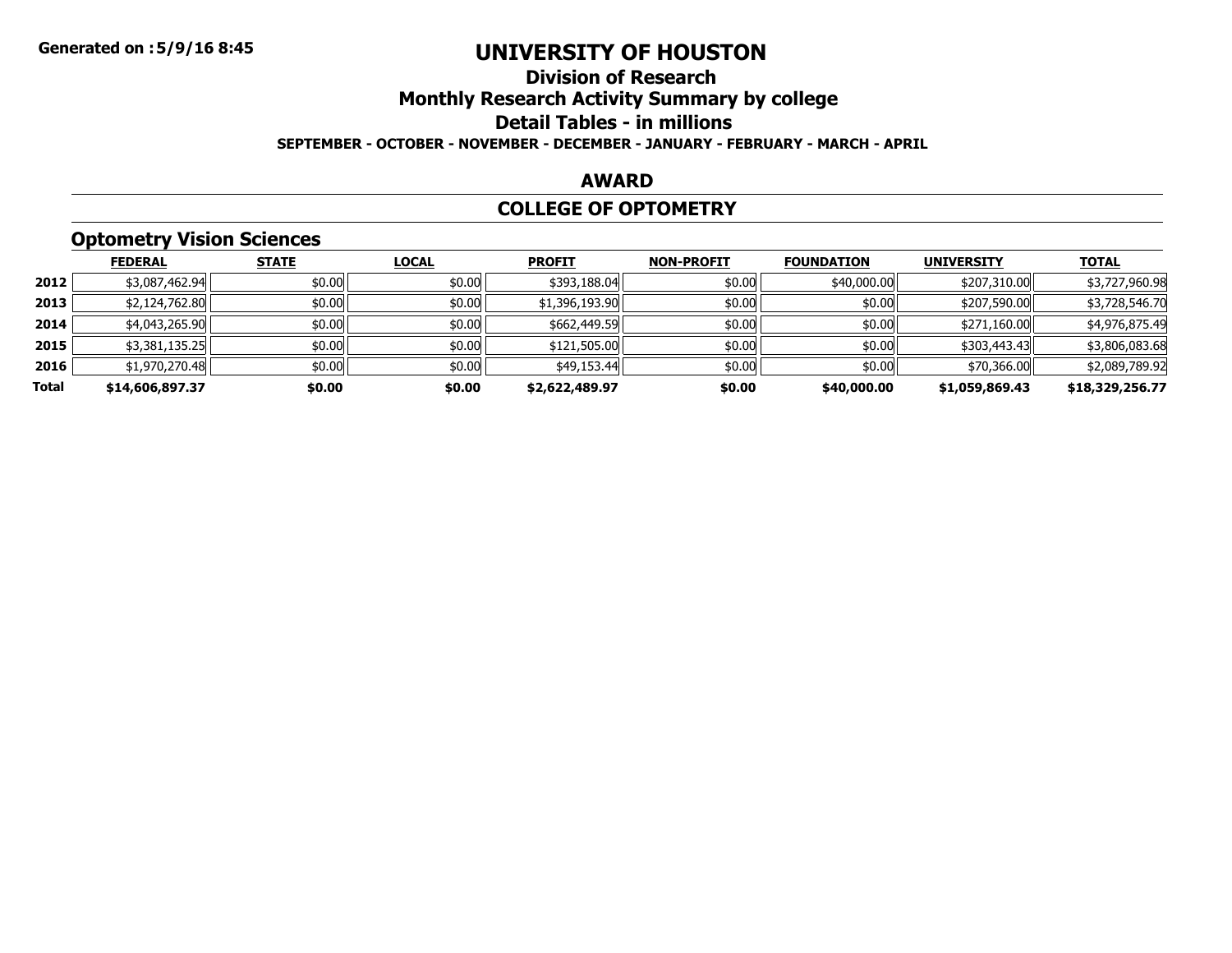# UNIVERSITY OF HOUSTON

## Division of Research

## Monthly Research Activity Summary by college

## Detail Tables - in millions

**SEPTEMBER - OCTOBER - NOVEMBER - DECEMBER - JANUARY - FEBRUARY - MARCH - APRIL**

**Generated on :5/9/16 8:45**

## AWARD

## COLLEGE OF OPTOMETRY

### Optometry Vision Sciences

| | FEDERAL | STATE | LOCAL | PROFIT | NON-PROFIT | FOUNDATION | UNIVERSITY | TOTAL |
|---|---|---|---|---|---|---|---|---|
| **2012** | $3,087,462.94 | $0.00 | $0.00 | $393,188.04 | $0.00 | $40,000.00 | $207,310.00 | $3,727,960.98 |
| **2013** | $2,124,762.80 | $0.00 | $0.00 | $1,396,193.90 | $0.00 | $0.00 | $207,590.00 | $3,728,546.70 |
| **2014** | $4,043,265.90 | $0.00 | $0.00 | $662,449.59 | $0.00 | $0.00 | $271,160.00 | $4,976,875.49 |
| **2015** | $3,381,135.25 | $0.00 | $0.00 | $121,505.00 | $0.00 | $0.00 | $303,443.43 | $3,806,083.68 |
| **2016** | $1,970,270.48 | $0.00 | $0.00 | $49,153.44 | $0.00 | $0.00 | $70,366.00 | $2,089,789.92 |
| **Total** | **$14,606,897.37** | **$0.00** | **$0.00** | **$2,622,489.97** | **$0.00** | **$40,000.00** | **$1,059,869.43** | **$18,329,256.77** |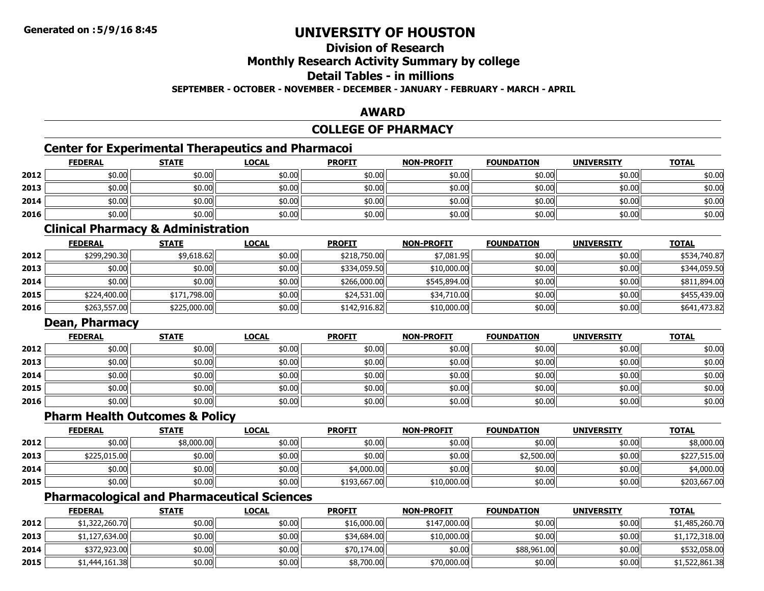# UNIVERSITY OF HOUSTON

## Division of Research

## Monthly Research Activity Summary by college

## Detail Tables - in millions

**SEPTEMBER - OCTOBER - NOVEMBER - DECEMBER - JANUARY - FEBRUARY - MARCH - APRIL**

## AWARD

## COLLEGE OF PHARMACY

### Center for Experimental Therapeutics and Pharmacoi

| | FEDERAL | STATE | LOCAL | PROFIT | NON-PROFIT | FOUNDATION | UNIVERSITY | TOTAL |
|---|---|---|---|---|---|---|---|---|
| 2012 | $0.00 | $0.00 | $0.00 | $0.00 | $0.00 | $0.00 | $0.00 | $0.00 |
| 2013 | $0.00 | $0.00 | $0.00 | $0.00 | $0.00 | $0.00 | $0.00 | $0.00 |
| 2014 | $0.00 | $0.00 | $0.00 | $0.00 | $0.00 | $0.00 | $0.00 | $0.00 |
| 2016 | $0.00 | $0.00 | $0.00 | $0.00 | $0.00 | $0.00 | $0.00 | $0.00 |

### Clinical Pharmacy & Administration

| | FEDERAL | STATE | LOCAL | PROFIT | NON-PROFIT | FOUNDATION | UNIVERSITY | TOTAL |
|---|---|---|---|---|---|---|---|---|
| 2012 | $299,290.30 | $9,618.62 | $0.00 | $218,750.00 | $7,081.95 | $0.00 | $0.00 | $534,740.87 |
| 2013 | $0.00 | $0.00 | $0.00 | $334,059.50 | $10,000.00 | $0.00 | $0.00 | $344,059.50 |
| 2014 | $0.00 | $0.00 | $0.00 | $266,000.00 | $545,894.00 | $0.00 | $0.00 | $811,894.00 |
| 2015 | $224,400.00 | $171,798.00 | $0.00 | $24,531.00 | $34,710.00 | $0.00 | $0.00 | $455,439.00 |
| 2016 | $263,557.00 | $225,000.00 | $0.00 | $142,916.82 | $10,000.00 | $0.00 | $0.00 | $641,473.82 |

### Dean, Pharmacy

| | FEDERAL | STATE | LOCAL | PROFIT | NON-PROFIT | FOUNDATION | UNIVERSITY | TOTAL |
|---|---|---|---|---|---|---|---|---|
| 2012 | $0.00 | $0.00 | $0.00 | $0.00 | $0.00 | $0.00 | $0.00 | $0.00 |
| 2013 | $0.00 | $0.00 | $0.00 | $0.00 | $0.00 | $0.00 | $0.00 | $0.00 |
| 2014 | $0.00 | $0.00 | $0.00 | $0.00 | $0.00 | $0.00 | $0.00 | $0.00 |
| 2015 | $0.00 | $0.00 | $0.00 | $0.00 | $0.00 | $0.00 | $0.00 | $0.00 |
| 2016 | $0.00 | $0.00 | $0.00 | $0.00 | $0.00 | $0.00 | $0.00 | $0.00 |

### Pharm Health Outcomes & Policy

| | FEDERAL | STATE | LOCAL | PROFIT | NON-PROFIT | FOUNDATION | UNIVERSITY | TOTAL |
|---|---|---|---|---|---|---|---|---|
| 2012 | $0.00 | $8,000.00 | $0.00 | $0.00 | $0.00 | $0.00 | $0.00 | $8,000.00 |
| 2013 | $225,015.00 | $0.00 | $0.00 | $0.00 | $0.00 | $2,500.00 | $0.00 | $227,515.00 |
| 2014 | $0.00 | $0.00 | $0.00 | $4,000.00 | $0.00 | $0.00 | $0.00 | $4,000.00 |
| 2015 | $0.00 | $0.00 | $0.00 | $193,667.00 | $10,000.00 | $0.00 | $0.00 | $203,667.00 |

### Pharmacological and Pharmaceutical Sciences

| | FEDERAL | STATE | LOCAL | PROFIT | NON-PROFIT | FOUNDATION | UNIVERSITY | TOTAL |
|---|---|---|---|---|---|---|---|---|
| 2012 | $1,322,260.70 | $0.00 | $0.00 | $16,000.00 | $147,000.00 | $0.00 | $0.00 | $1,485,260.70 |
| 2013 | $1,127,634.00 | $0.00 | $0.00 | $34,684.00 | $10,000.00 | $0.00 | $0.00 | $1,172,318.00 |
| 2014 | $372,923.00 | $0.00 | $0.00 | $70,174.00 | $0.00 | $88,961.00 | $0.00 | $532,058.00 |
| 2015 | $1,444,161.38 | $0.00 | $0.00 | $8,700.00 | $70,000.00 | $0.00 | $0.00 | $1,522,861.38 |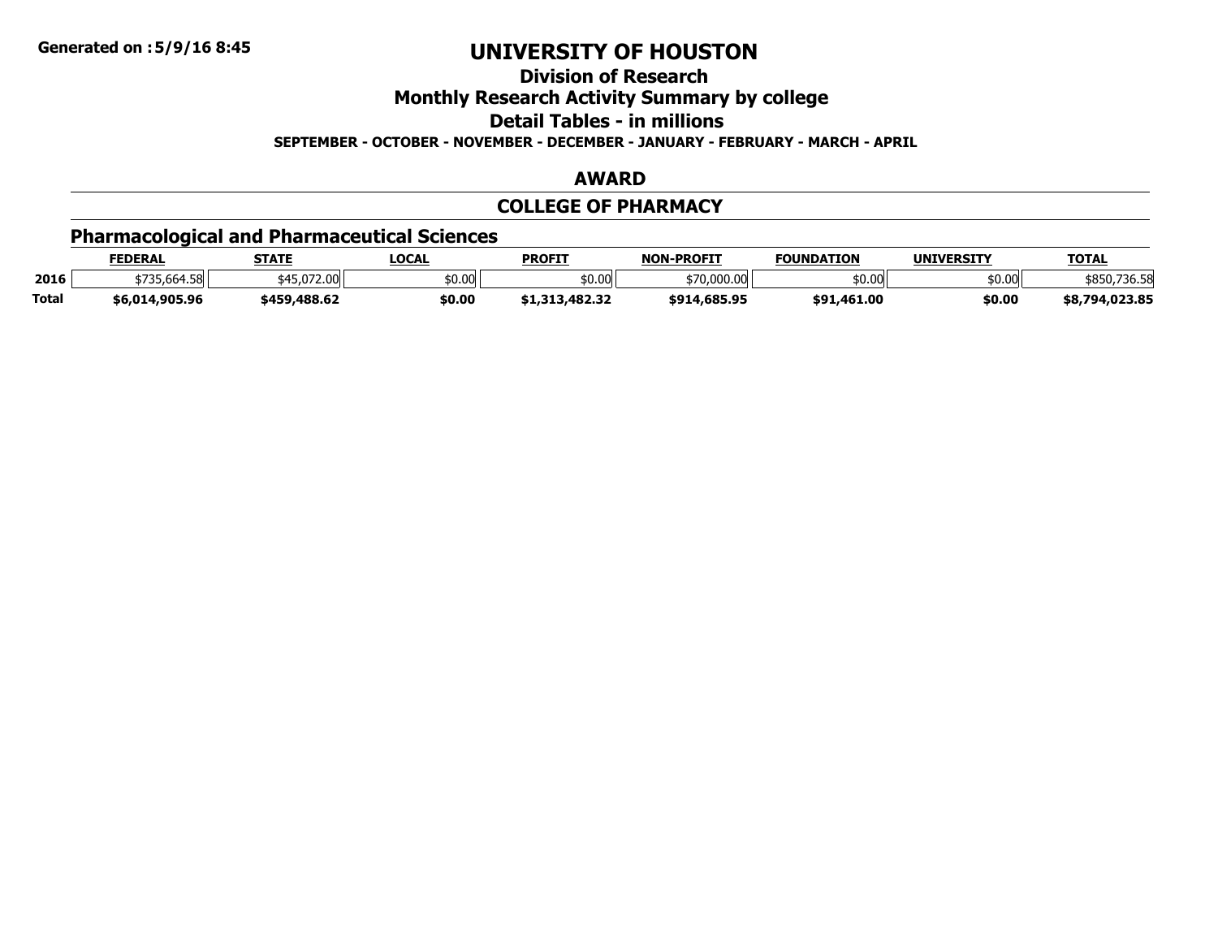# UNIVERSITY OF HOUSTON

## Division of Research

## Monthly Research Activity Summary by college

## Detail Tables - in millions

**SEPTEMBER - OCTOBER - NOVEMBER - DECEMBER - JANUARY - FEBRUARY - MARCH - APRIL**

### AWARD

### COLLEGE OF PHARMACY

### Pharmacological and Pharmaceutical Sciences

| | FEDERAL | STATE | LOCAL | PROFIT | NON-PROFIT | FOUNDATION | UNIVERSITY | TOTAL |
|---|---|---|---|---|---|---|---|---|
| 2016 | $735,664.58 | $45,072.00 | $0.00 | $0.00 | $70,000.00 | $0.00 | $0.00 | $850,736.58 |
| **Total** | **$6,014,905.96** | **$459,488.62** | **$0.00** | **$1,313,482.32** | **$914,685.95** | **$91,461.00** | **$0.00** | **$8,794,023.85** |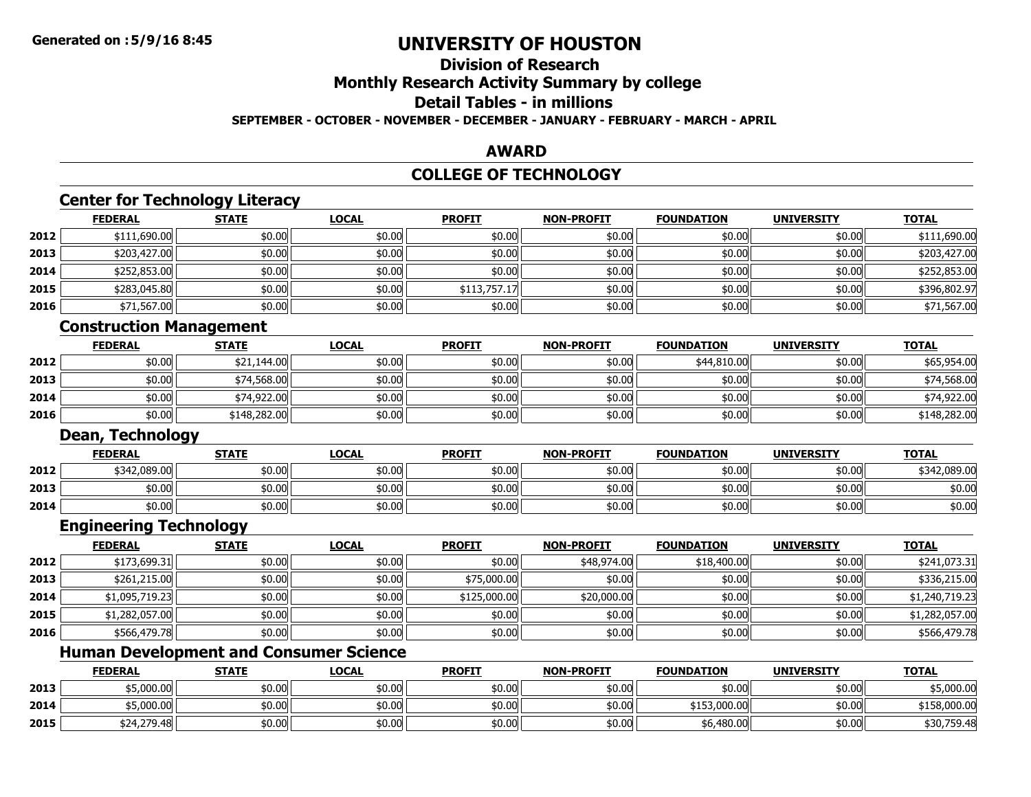Generated on :5/9/16 8:45

# UNIVERSITY OF HOUSTON

## Division of Research

## Monthly Research Activity Summary by college

## Detail Tables - in millions

**SEPTEMBER - OCTOBER - NOVEMBER - DECEMBER - JANUARY - FEBRUARY - MARCH - APRIL**

## AWARD

## COLLEGE OF TECHNOLOGY

### Center for Technology Literacy

| | FEDERAL | STATE | LOCAL | PROFIT | NON-PROFIT | FOUNDATION | UNIVERSITY | TOTAL |
|---|---|---|---|---|---|---|---|---|
| 2012 | $111,690.00 | $0.00 | $0.00 | $0.00 | $0.00 | $0.00 | $0.00 | $111,690.00 |
| 2013 | $203,427.00 | $0.00 | $0.00 | $0.00 | $0.00 | $0.00 | $0.00 | $203,427.00 |
| 2014 | $252,853.00 | $0.00 | $0.00 | $0.00 | $0.00 | $0.00 | $0.00 | $252,853.00 |
| 2015 | $283,045.80 | $0.00 | $0.00 | $113,757.17 | $0.00 | $0.00 | $0.00 | $396,802.97 |
| 2016 | $71,567.00 | $0.00 | $0.00 | $0.00 | $0.00 | $0.00 | $0.00 | $71,567.00 |

### Construction Management

| | FEDERAL | STATE | LOCAL | PROFIT | NON-PROFIT | FOUNDATION | UNIVERSITY | TOTAL |
|---|---|---|---|---|---|---|---|---|
| 2012 | $0.00 | $21,144.00 | $0.00 | $0.00 | $0.00 | $44,810.00 | $0.00 | $65,954.00 |
| 2013 | $0.00 | $74,568.00 | $0.00 | $0.00 | $0.00 | $0.00 | $0.00 | $74,568.00 |
| 2014 | $0.00 | $74,922.00 | $0.00 | $0.00 | $0.00 | $0.00 | $0.00 | $74,922.00 |
| 2016 | $0.00 | $148,282.00 | $0.00 | $0.00 | $0.00 | $0.00 | $0.00 | $148,282.00 |

### Dean, Technology

| | FEDERAL | STATE | LOCAL | PROFIT | NON-PROFIT | FOUNDATION | UNIVERSITY | TOTAL |
|---|---|---|---|---|---|---|---|---|
| 2012 | $342,089.00 | $0.00 | $0.00 | $0.00 | $0.00 | $0.00 | $0.00 | $342,089.00 |
| 2013 | $0.00 | $0.00 | $0.00 | $0.00 | $0.00 | $0.00 | $0.00 | $0.00 |
| 2014 | $0.00 | $0.00 | $0.00 | $0.00 | $0.00 | $0.00 | $0.00 | $0.00 |

### Engineering Technology

| | FEDERAL | STATE | LOCAL | PROFIT | NON-PROFIT | FOUNDATION | UNIVERSITY | TOTAL |
|---|---|---|---|---|---|---|---|---|
| 2012 | $173,699.31 | $0.00 | $0.00 | $0.00 | $48,974.00 | $18,400.00 | $0.00 | $241,073.31 |
| 2013 | $261,215.00 | $0.00 | $0.00 | $75,000.00 | $0.00 | $0.00 | $0.00 | $336,215.00 |
| 2014 | $1,095,719.23 | $0.00 | $0.00 | $125,000.00 | $20,000.00 | $0.00 | $0.00 | $1,240,719.23 |
| 2015 | $1,282,057.00 | $0.00 | $0.00 | $0.00 | $0.00 | $0.00 | $0.00 | $1,282,057.00 |
| 2016 | $566,479.78 | $0.00 | $0.00 | $0.00 | $0.00 | $0.00 | $0.00 | $566,479.78 |

### Human Development and Consumer Science

| | FEDERAL | STATE | LOCAL | PROFIT | NON-PROFIT | FOUNDATION | UNIVERSITY | TOTAL |
|---|---|---|---|---|---|---|---|---|
| 2013 | $5,000.00 | $0.00 | $0.00 | $0.00 | $0.00 | $0.00 | $0.00 | $5,000.00 |
| 2014 | $5,000.00 | $0.00 | $0.00 | $0.00 | $0.00 | $153,000.00 | $0.00 | $158,000.00 |
| 2015 | $24,279.48 | $0.00 | $0.00 | $0.00 | $0.00 | $6,480.00 | $0.00 | $30,759.48 |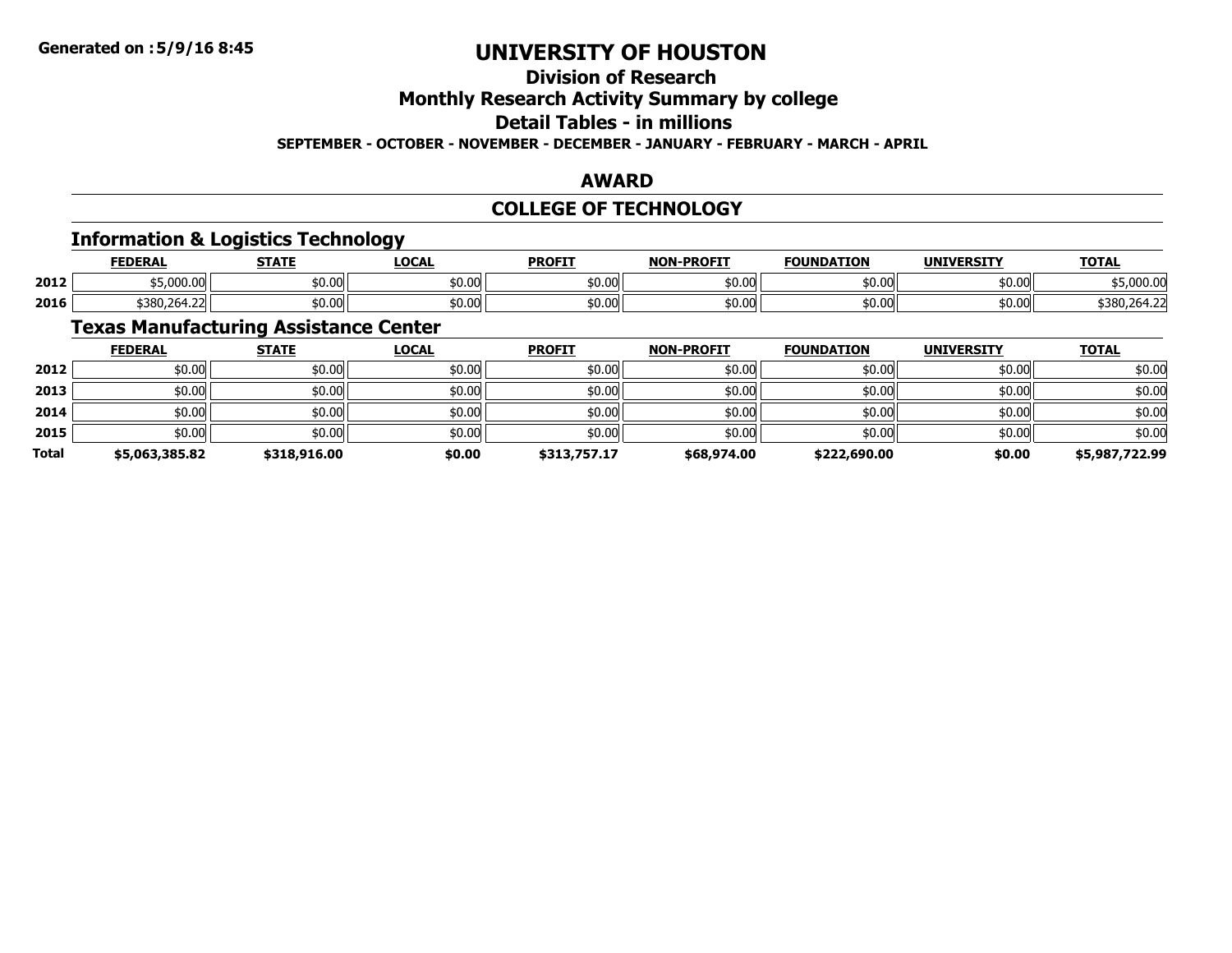# UNIVERSITY OF HOUSTON

## Division of Research

## Monthly Research Activity Summary by college

## Detail Tables - in millions

**SEPTEMBER - OCTOBER - NOVEMBER - DECEMBER - JANUARY - FEBRUARY - MARCH - APRIL**

## AWARD

## COLLEGE OF TECHNOLOGY

### Information & Logistics Technology

| | FEDERAL | STATE | LOCAL | PROFIT | NON-PROFIT | FOUNDATION | UNIVERSITY | TOTAL |
|---|---|---|---|---|---|---|---|---|
| 2012 | $5,000.00 | $0.00 | $0.00 | $0.00 | $0.00 | $0.00 | $0.00 | $5,000.00 |
| 2016 | $380,264.22 | $0.00 | $0.00 | $0.00 | $0.00 | $0.00 | $0.00 | $380,264.22 |

### Texas Manufacturing Assistance Center

| | FEDERAL | STATE | LOCAL | PROFIT | NON-PROFIT | FOUNDATION | UNIVERSITY | TOTAL |
|---|---|---|---|---|---|---|---|---|
| 2012 | $0.00 | $0.00 | $0.00 | $0.00 | $0.00 | $0.00 | $0.00 | $0.00 |
| 2013 | $0.00 | $0.00 | $0.00 | $0.00 | $0.00 | $0.00 | $0.00 | $0.00 |
| 2014 | $0.00 | $0.00 | $0.00 | $0.00 | $0.00 | $0.00 | $0.00 | $0.00 |
| 2015 | $0.00 | $0.00 | $0.00 | $0.00 | $0.00 | $0.00 | $0.00 | $0.00 |
| **Total** | **$5,063,385.82** | **$318,916.00** | **$0.00** | **$313,757.17** | **$68,974.00** | **$222,690.00** | **$0.00** | **$5,987,722.99** |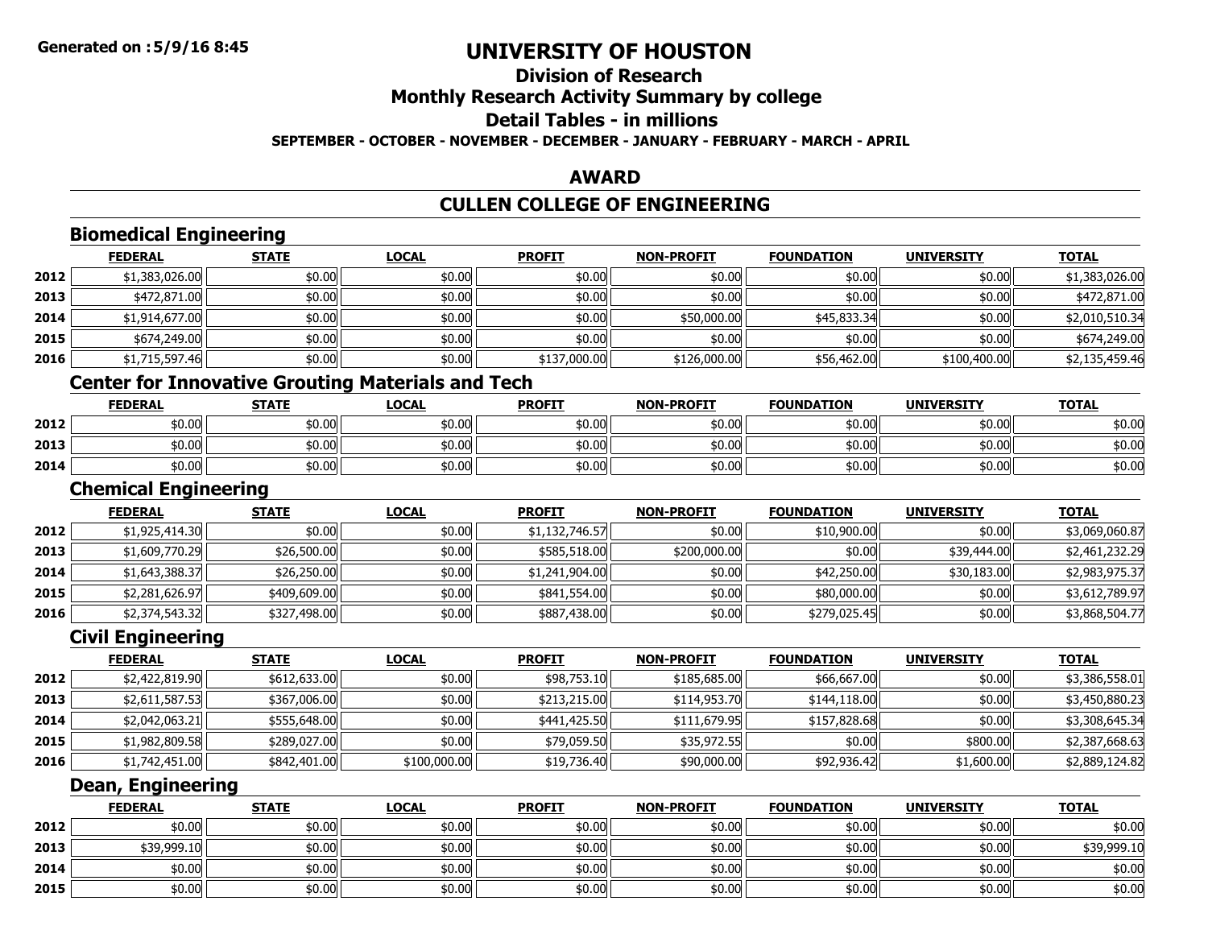# UNIVERSITY OF HOUSTON

## Division of Research

## Monthly Research Activity Summary by college

## Detail Tables - in millions

**SEPTEMBER - OCTOBER - NOVEMBER - DECEMBER - JANUARY - FEBRUARY - MARCH - APRIL**

## AWARD

## CULLEN COLLEGE OF ENGINEERING

### Biomedical Engineering

| | FEDERAL | STATE | LOCAL | PROFIT | NON-PROFIT | FOUNDATION | UNIVERSITY | TOTAL |
|---|---|---|---|---|---|---|---|---|
| 2012 | $1,383,026.00 | $0.00 | $0.00 | $0.00 | $0.00 | $0.00 | $0.00 | $1,383,026.00 |
| 2013 | $472,871.00 | $0.00 | $0.00 | $0.00 | $0.00 | $0.00 | $0.00 | $472,871.00 |
| 2014 | $1,914,677.00 | $0.00 | $0.00 | $0.00 | $50,000.00 | $45,833.34 | $0.00 | $2,010,510.34 |
| 2015 | $674,249.00 | $0.00 | $0.00 | $0.00 | $0.00 | $0.00 | $0.00 | $674,249.00 |
| 2016 | $1,715,597.46 | $0.00 | $0.00 | $137,000.00 | $126,000.00 | $56,462.00 | $100,400.00 | $2,135,459.46 |

### Center for Innovative Grouting Materials and Tech

| | FEDERAL | STATE | LOCAL | PROFIT | NON-PROFIT | FOUNDATION | UNIVERSITY | TOTAL |
|---|---|---|---|---|---|---|---|---|
| 2012 | $0.00 | $0.00 | $0.00 | $0.00 | $0.00 | $0.00 | $0.00 | $0.00 |
| 2013 | $0.00 | $0.00 | $0.00 | $0.00 | $0.00 | $0.00 | $0.00 | $0.00 |
| 2014 | $0.00 | $0.00 | $0.00 | $0.00 | $0.00 | $0.00 | $0.00 | $0.00 |

### Chemical Engineering

| | FEDERAL | STATE | LOCAL | PROFIT | NON-PROFIT | FOUNDATION | UNIVERSITY | TOTAL |
|---|---|---|---|---|---|---|---|---|
| 2012 | $1,925,414.30 | $0.00 | $0.00 | $1,132,746.57 | $0.00 | $10,900.00 | $0.00 | $3,069,060.87 |
| 2013 | $1,609,770.29 | $26,500.00 | $0.00 | $585,518.00 | $200,000.00 | $0.00 | $39,444.00 | $2,461,232.29 |
| 2014 | $1,643,388.37 | $26,250.00 | $0.00 | $1,241,904.00 | $0.00 | $42,250.00 | $30,183.00 | $2,983,975.37 |
| 2015 | $2,281,626.97 | $409,609.00 | $0.00 | $841,554.00 | $0.00 | $80,000.00 | $0.00 | $3,612,789.97 |
| 2016 | $2,374,543.32 | $327,498.00 | $0.00 | $887,438.00 | $0.00 | $279,025.45 | $0.00 | $3,868,504.77 |

### Civil Engineering

| | FEDERAL | STATE | LOCAL | PROFIT | NON-PROFIT | FOUNDATION | UNIVERSITY | TOTAL |
|---|---|---|---|---|---|---|---|---|
| 2012 | $2,422,819.90 | $612,633.00 | $0.00 | $98,753.10 | $185,685.00 | $66,667.00 | $0.00 | $3,386,558.01 |
| 2013 | $2,611,587.53 | $367,006.00 | $0.00 | $213,215.00 | $114,953.70 | $144,118.00 | $0.00 | $3,450,880.23 |
| 2014 | $2,042,063.21 | $555,648.00 | $0.00 | $441,425.50 | $111,679.95 | $157,828.68 | $0.00 | $3,308,645.34 |
| 2015 | $1,982,809.58 | $289,027.00 | $0.00 | $79,059.50 | $35,972.55 | $0.00 | $800.00 | $2,387,668.63 |
| 2016 | $1,742,451.00 | $842,401.00 | $100,000.00 | $19,736.40 | $90,000.00 | $92,936.42 | $1,600.00 | $2,889,124.82 |

### Dean, Engineering

| | FEDERAL | STATE | LOCAL | PROFIT | NON-PROFIT | FOUNDATION | UNIVERSITY | TOTAL |
|---|---|---|---|---|---|---|---|---|
| 2012 | $0.00 | $0.00 | $0.00 | $0.00 | $0.00 | $0.00 | $0.00 | $0.00 |
| 2013 | $39,999.10 | $0.00 | $0.00 | $0.00 | $0.00 | $0.00 | $0.00 | $39,999.10 |
| 2014 | $0.00 | $0.00 | $0.00 | $0.00 | $0.00 | $0.00 | $0.00 | $0.00 |
| 2015 | $0.00 | $0.00 | $0.00 | $0.00 | $0.00 | $0.00 | $0.00 | $0.00 |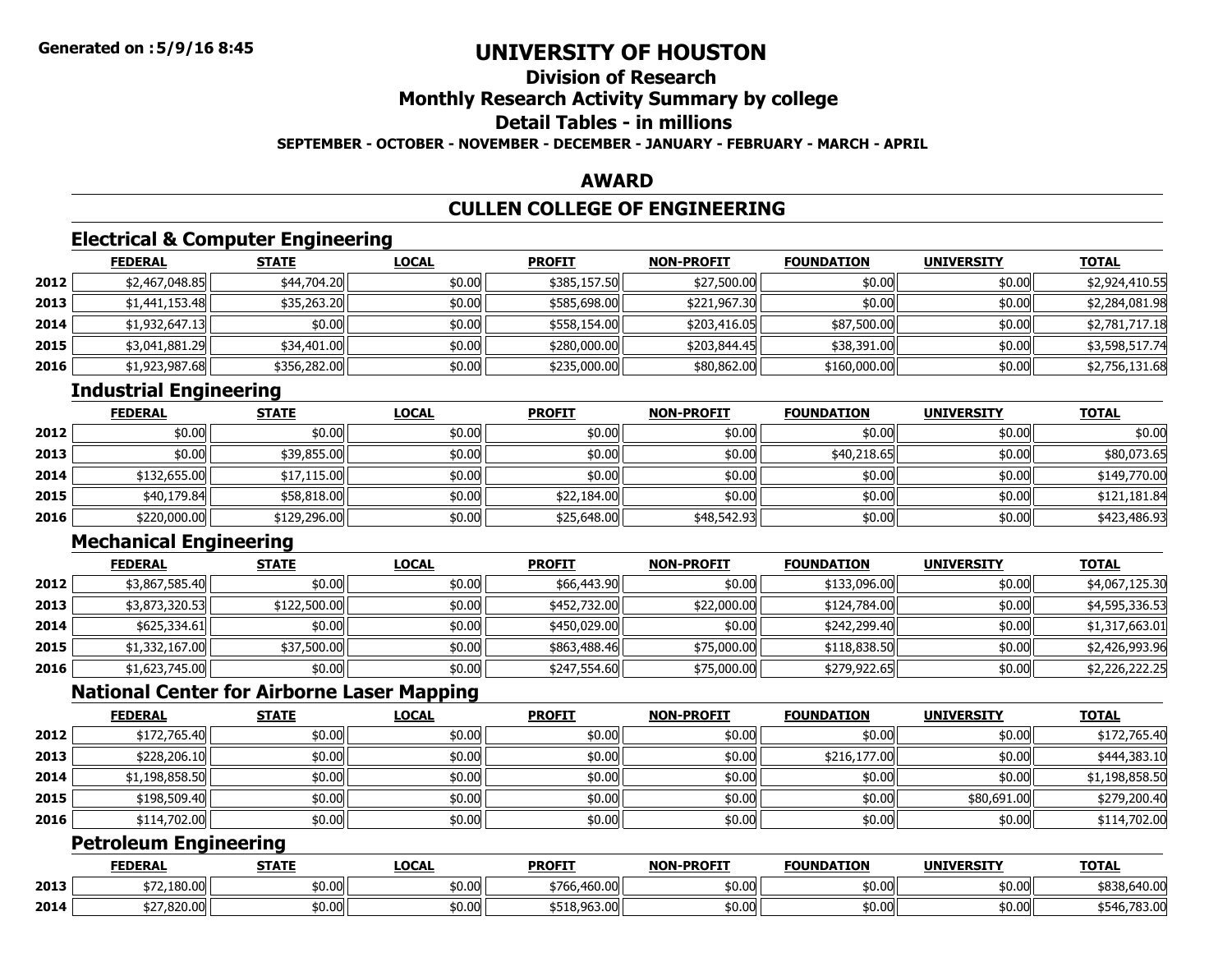Generated on :5/9/16 8:45

# UNIVERSITY OF HOUSTON

## Division of Research

## Monthly Research Activity Summary by college

## Detail Tables - in millions

**SEPTEMBER - OCTOBER - NOVEMBER - DECEMBER - JANUARY - FEBRUARY - MARCH - APRIL**

## AWARD

## CULLEN COLLEGE OF ENGINEERING

### Electrical & Computer Engineering

| | FEDERAL | STATE | LOCAL | PROFIT | NON-PROFIT | FOUNDATION | UNIVERSITY | TOTAL |
|---|---|---|---|---|---|---|---|---|
| 2012 | $2,467,048.85 | $44,704.20 | $0.00 | $385,157.50 | $27,500.00 | $0.00 | $0.00 | $2,924,410.55 |
| 2013 | $1,441,153.48 | $35,263.20 | $0.00 | $585,698.00 | $221,967.30 | $0.00 | $0.00 | $2,284,081.98 |
| 2014 | $1,932,647.13 | $0.00 | $0.00 | $558,154.00 | $203,416.05 | $87,500.00 | $0.00 | $2,781,717.18 |
| 2015 | $3,041,881.29 | $34,401.00 | $0.00 | $280,000.00 | $203,844.45 | $38,391.00 | $0.00 | $3,598,517.74 |
| 2016 | $1,923,987.68 | $356,282.00 | $0.00 | $235,000.00 | $80,862.00 | $160,000.00 | $0.00 | $2,756,131.68 |

### Industrial Engineering

| | FEDERAL | STATE | LOCAL | PROFIT | NON-PROFIT | FOUNDATION | UNIVERSITY | TOTAL |
|---|---|---|---|---|---|---|---|---|
| 2012 | $0.00 | $0.00 | $0.00 | $0.00 | $0.00 | $0.00 | $0.00 | $0.00 |
| 2013 | $0.00 | $39,855.00 | $0.00 | $0.00 | $0.00 | $40,218.65 | $0.00 | $80,073.65 |
| 2014 | $132,655.00 | $17,115.00 | $0.00 | $0.00 | $0.00 | $0.00 | $0.00 | $149,770.00 |
| 2015 | $40,179.84 | $58,818.00 | $0.00 | $22,184.00 | $0.00 | $0.00 | $0.00 | $121,181.84 |
| 2016 | $220,000.00 | $129,296.00 | $0.00 | $25,648.00 | $48,542.93 | $0.00 | $0.00 | $423,486.93 |

### Mechanical Engineering

| | FEDERAL | STATE | LOCAL | PROFIT | NON-PROFIT | FOUNDATION | UNIVERSITY | TOTAL |
|---|---|---|---|---|---|---|---|---|
| 2012 | $3,867,585.40 | $0.00 | $0.00 | $66,443.90 | $0.00 | $133,096.00 | $0.00 | $4,067,125.30 |
| 2013 | $3,873,320.53 | $122,500.00 | $0.00 | $452,732.00 | $22,000.00 | $124,784.00 | $0.00 | $4,595,336.53 |
| 2014 | $625,334.61 | $0.00 | $0.00 | $450,029.00 | $0.00 | $242,299.40 | $0.00 | $1,317,663.01 |
| 2015 | $1,332,167.00 | $37,500.00 | $0.00 | $863,488.46 | $75,000.00 | $118,838.50 | $0.00 | $2,426,993.96 |
| 2016 | $1,623,745.00 | $0.00 | $0.00 | $247,554.60 | $75,000.00 | $279,922.65 | $0.00 | $2,226,222.25 |

### National Center for Airborne Laser Mapping

| | FEDERAL | STATE | LOCAL | PROFIT | NON-PROFIT | FOUNDATION | UNIVERSITY | TOTAL |
|---|---|---|---|---|---|---|---|---|
| 2012 | $172,765.40 | $0.00 | $0.00 | $0.00 | $0.00 | $0.00 | $0.00 | $172,765.40 |
| 2013 | $228,206.10 | $0.00 | $0.00 | $0.00 | $0.00 | $216,177.00 | $0.00 | $444,383.10 |
| 2014 | $1,198,858.50 | $0.00 | $0.00 | $0.00 | $0.00 | $0.00 | $0.00 | $1,198,858.50 |
| 2015 | $198,509.40 | $0.00 | $0.00 | $0.00 | $0.00 | $0.00 | $80,691.00 | $279,200.40 |
| 2016 | $114,702.00 | $0.00 | $0.00 | $0.00 | $0.00 | $0.00 | $0.00 | $114,702.00 |

### Petroleum Engineering

| | FEDERAL | STATE | LOCAL | PROFIT | NON-PROFIT | FOUNDATION | UNIVERSITY | TOTAL |
|---|---|---|---|---|---|---|---|---|
| 2013 | $72,180.00 | $0.00 | $0.00 | $766,460.00 | $0.00 | $0.00 | $0.00 | $838,640.00 |
| 2014 | $27,820.00 | $0.00 | $0.00 | $518,963.00 | $0.00 | $0.00 | $0.00 | $546,783.00 |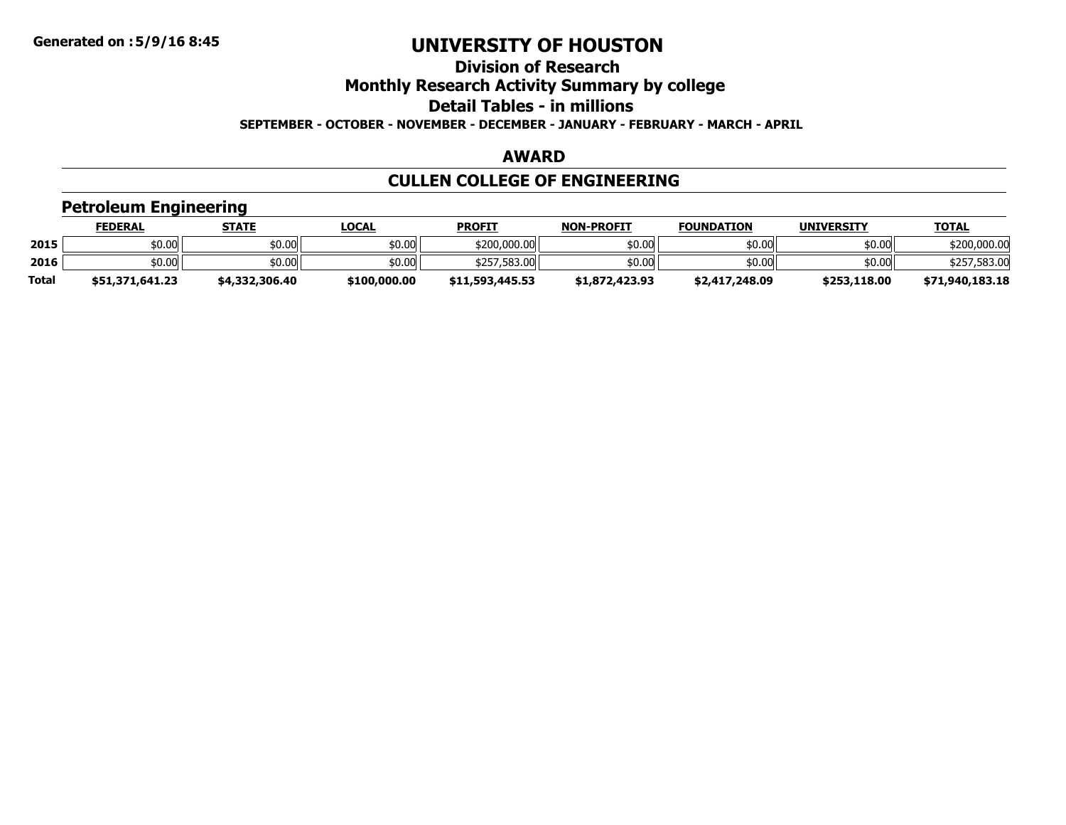# UNIVERSITY OF HOUSTON

## Division of Research

## Monthly Research Activity Summary by college

## Detail Tables - in millions

**SEPTEMBER - OCTOBER - NOVEMBER - DECEMBER - JANUARY - FEBRUARY - MARCH - APRIL**

## AWARD

## CULLEN COLLEGE OF ENGINEERING

### Petroleum Engineering

| | FEDERAL | STATE | LOCAL | PROFIT | NON-PROFIT | FOUNDATION | UNIVERSITY | TOTAL |
|---|---|---|---|---|---|---|---|---|
| **2015** | $0.00 | $0.00 | $0.00 | $200,000.00 | $0.00 | $0.00 | $0.00 | $200,000.00 |
| **2016** | $0.00 | $0.00 | $0.00 | $257,583.00 | $0.00 | $0.00 | $0.00 | $257,583.00 |
| **Total** | **$51,371,641.23** | **$4,332,306.40** | **$100,000.00** | **$11,593,445.53** | **$1,872,423.93** | **$2,417,248.09** | **$253,118.00** | **$71,940,183.18** |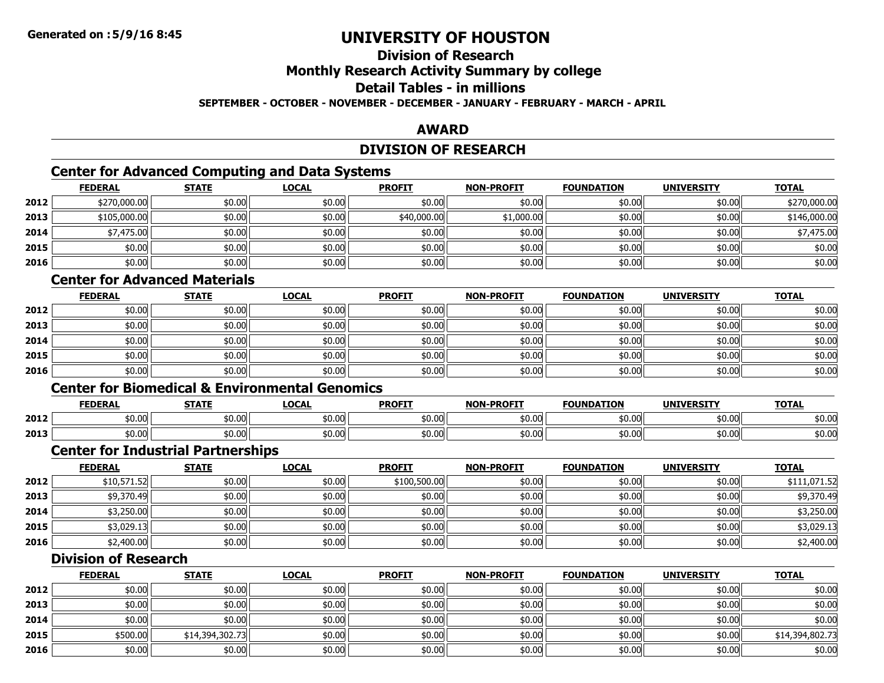**Generated on :5/9/16 8:45**

# UNIVERSITY OF HOUSTON

## Division of Research

## Monthly Research Activity Summary by college

## Detail Tables - in millions

**SEPTEMBER - OCTOBER - NOVEMBER - DECEMBER - JANUARY - FEBRUARY - MARCH - APRIL**

## AWARD

## DIVISION OF RESEARCH

### Center for Advanced Computing and Data Systems

| | FEDERAL | STATE | LOCAL | PROFIT | NON-PROFIT | FOUNDATION | UNIVERSITY | TOTAL |
|---|---|---|---|---|---|---|---|---|
| 2012 | $270,000.00 | $0.00 | $0.00 | $0.00 | $0.00 | $0.00 | $0.00 | $270,000.00 |
| 2013 | $105,000.00 | $0.00 | $0.00 | $40,000.00 | $1,000.00 | $0.00 | $0.00 | $146,000.00 |
| 2014 | $7,475.00 | $0.00 | $0.00 | $0.00 | $0.00 | $0.00 | $0.00 | $7,475.00 |
| 2015 | $0.00 | $0.00 | $0.00 | $0.00 | $0.00 | $0.00 | $0.00 | $0.00 |
| 2016 | $0.00 | $0.00 | $0.00 | $0.00 | $0.00 | $0.00 | $0.00 | $0.00 |

### Center for Advanced Materials

| | FEDERAL | STATE | LOCAL | PROFIT | NON-PROFIT | FOUNDATION | UNIVERSITY | TOTAL |
|---|---|---|---|---|---|---|---|---|
| 2012 | $0.00 | $0.00 | $0.00 | $0.00 | $0.00 | $0.00 | $0.00 | $0.00 |
| 2013 | $0.00 | $0.00 | $0.00 | $0.00 | $0.00 | $0.00 | $0.00 | $0.00 |
| 2014 | $0.00 | $0.00 | $0.00 | $0.00 | $0.00 | $0.00 | $0.00 | $0.00 |
| 2015 | $0.00 | $0.00 | $0.00 | $0.00 | $0.00 | $0.00 | $0.00 | $0.00 |
| 2016 | $0.00 | $0.00 | $0.00 | $0.00 | $0.00 | $0.00 | $0.00 | $0.00 |

### Center for Biomedical & Environmental Genomics

| | FEDERAL | STATE | LOCAL | PROFIT | NON-PROFIT | FOUNDATION | UNIVERSITY | TOTAL |
|---|---|---|---|---|---|---|---|---|
| 2012 | $0.00 | $0.00 | $0.00 | $0.00 | $0.00 | $0.00 | $0.00 | $0.00 |
| 2013 | $0.00 | $0.00 | $0.00 | $0.00 | $0.00 | $0.00 | $0.00 | $0.00 |

### Center for Industrial Partnerships

| | FEDERAL | STATE | LOCAL | PROFIT | NON-PROFIT | FOUNDATION | UNIVERSITY | TOTAL |
|---|---|---|---|---|---|---|---|---|
| 2012 | $10,571.52 | $0.00 | $0.00 | $100,500.00 | $0.00 | $0.00 | $0.00 | $111,071.52 |
| 2013 | $9,370.49 | $0.00 | $0.00 | $0.00 | $0.00 | $0.00 | $0.00 | $9,370.49 |
| 2014 | $3,250.00 | $0.00 | $0.00 | $0.00 | $0.00 | $0.00 | $0.00 | $3,250.00 |
| 2015 | $3,029.13 | $0.00 | $0.00 | $0.00 | $0.00 | $0.00 | $0.00 | $3,029.13 |
| 2016 | $2,400.00 | $0.00 | $0.00 | $0.00 | $0.00 | $0.00 | $0.00 | $2,400.00 |

### Division of Research

| | FEDERAL | STATE | LOCAL | PROFIT | NON-PROFIT | FOUNDATION | UNIVERSITY | TOTAL |
|---|---|---|---|---|---|---|---|---|
| 2012 | $0.00 | $0.00 | $0.00 | $0.00 | $0.00 | $0.00 | $0.00 | $0.00 |
| 2013 | $0.00 | $0.00 | $0.00 | $0.00 | $0.00 | $0.00 | $0.00 | $0.00 |
| 2014 | $0.00 | $0.00 | $0.00 | $0.00 | $0.00 | $0.00 | $0.00 | $0.00 |
| 2015 | $500.00 | $14,394,302.73 | $0.00 | $0.00 | $0.00 | $0.00 | $0.00 | $14,394,802.73 |
| 2016 | $0.00 | $0.00 | $0.00 | $0.00 | $0.00 | $0.00 | $0.00 | $0.00 |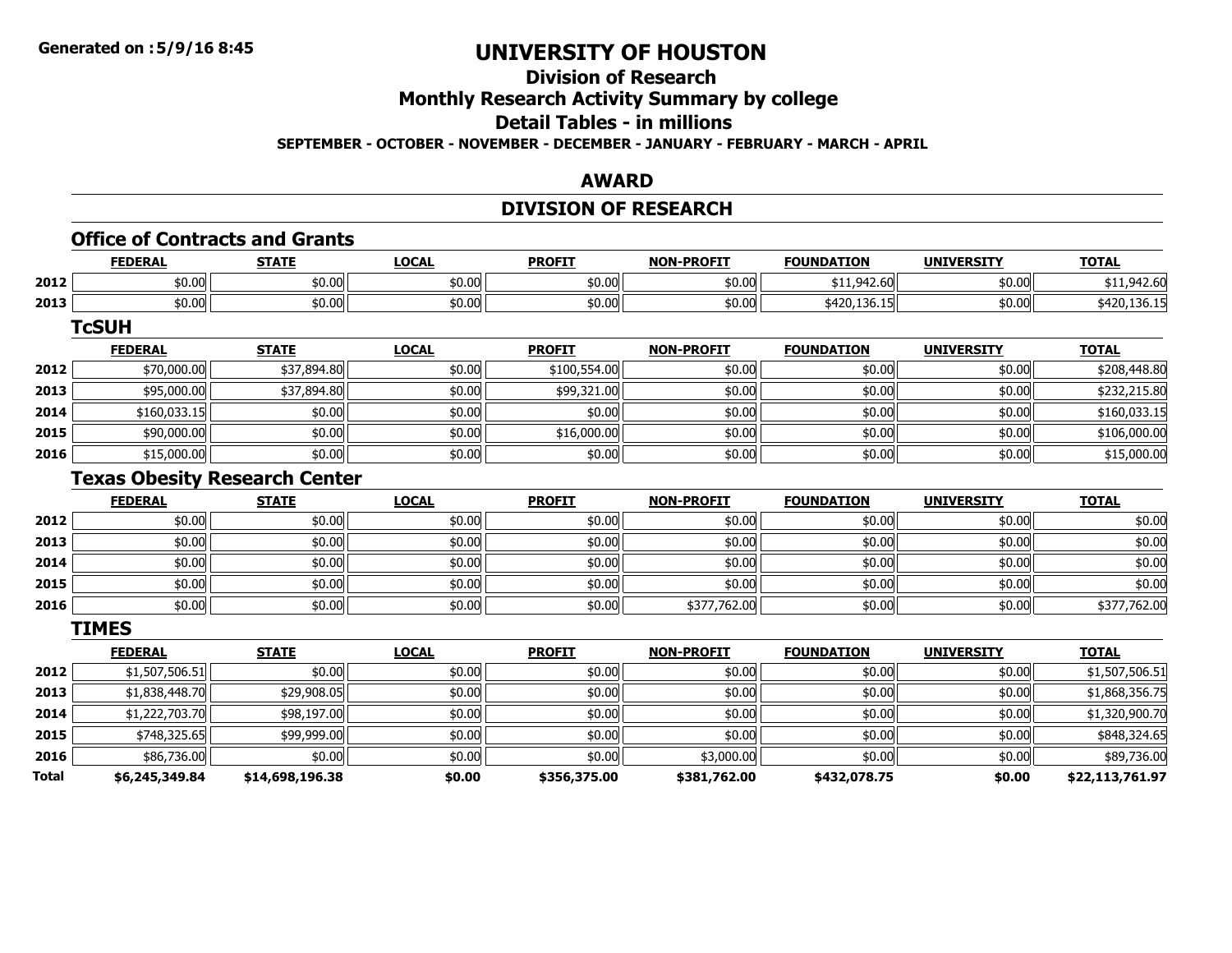**Generated on :5/9/16 8:45**

# UNIVERSITY OF HOUSTON

## Division of Research

## Monthly Research Activity Summary by college

## Detail Tables - in millions

**SEPTEMBER - OCTOBER - NOVEMBER - DECEMBER - JANUARY - FEBRUARY - MARCH - APRIL**

## AWARD

## DIVISION OF RESEARCH

### Office of Contracts and Grants

| | FEDERAL | STATE | LOCAL | PROFIT | NON-PROFIT | FOUNDATION | UNIVERSITY | TOTAL |
|---|---|---|---|---|---|---|---|---|
| 2012 | $0.00 | $0.00 | $0.00 | $0.00 | $0.00 | $11,942.60 | $0.00 | $11,942.60 |
| 2013 | $0.00 | $0.00 | $0.00 | $0.00 | $0.00 | $420,136.15 | $0.00 | $420,136.15 |

### TcSUH

| | FEDERAL | STATE | LOCAL | PROFIT | NON-PROFIT | FOUNDATION | UNIVERSITY | TOTAL |
|---|---|---|---|---|---|---|---|---|
| 2012 | $70,000.00 | $37,894.80 | $0.00 | $100,554.00 | $0.00 | $0.00 | $0.00 | $208,448.80 |
| 2013 | $95,000.00 | $37,894.80 | $0.00 | $99,321.00 | $0.00 | $0.00 | $0.00 | $232,215.80 |
| 2014 | $160,033.15 | $0.00 | $0.00 | $0.00 | $0.00 | $0.00 | $0.00 | $160,033.15 |
| 2015 | $90,000.00 | $0.00 | $0.00 | $16,000.00 | $0.00 | $0.00 | $0.00 | $106,000.00 |
| 2016 | $15,000.00 | $0.00 | $0.00 | $0.00 | $0.00 | $0.00 | $0.00 | $15,000.00 |

### Texas Obesity Research Center

| | FEDERAL | STATE | LOCAL | PROFIT | NON-PROFIT | FOUNDATION | UNIVERSITY | TOTAL |
|---|---|---|---|---|---|---|---|---|
| 2012 | $0.00 | $0.00 | $0.00 | $0.00 | $0.00 | $0.00 | $0.00 | $0.00 |
| 2013 | $0.00 | $0.00 | $0.00 | $0.00 | $0.00 | $0.00 | $0.00 | $0.00 |
| 2014 | $0.00 | $0.00 | $0.00 | $0.00 | $0.00 | $0.00 | $0.00 | $0.00 |
| 2015 | $0.00 | $0.00 | $0.00 | $0.00 | $0.00 | $0.00 | $0.00 | $0.00 |
| 2016 | $0.00 | $0.00 | $0.00 | $0.00 | $377,762.00 | $0.00 | $0.00 | $377,762.00 |

### TIMES

| | FEDERAL | STATE | LOCAL | PROFIT | NON-PROFIT | FOUNDATION | UNIVERSITY | TOTAL |
|---|---|---|---|---|---|---|---|---|
| 2012 | $1,507,506.51 | $0.00 | $0.00 | $0.00 | $0.00 | $0.00 | $0.00 | $1,507,506.51 |
| 2013 | $1,838,448.70 | $29,908.05 | $0.00 | $0.00 | $0.00 | $0.00 | $0.00 | $1,868,356.75 |
| 2014 | $1,222,703.70 | $98,197.00 | $0.00 | $0.00 | $0.00 | $0.00 | $0.00 | $1,320,900.70 |
| 2015 | $748,325.65 | $99,999.00 | $0.00 | $0.00 | $0.00 | $0.00 | $0.00 | $848,324.65 |
| 2016 | $86,736.00 | $0.00 | $0.00 | $0.00 | $3,000.00 | $0.00 | $0.00 | $89,736.00 |
| **Total** | **$6,245,349.84** | **$14,698,196.38** | **$0.00** | **$356,375.00** | **$381,762.00** | **$432,078.75** | **$0.00** | **$22,113,761.97** |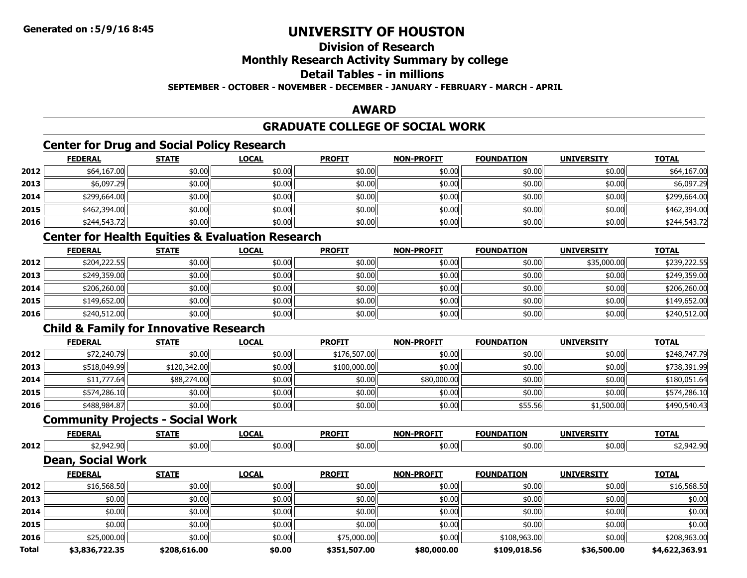**Generated on :5/9/16 8:45**

# UNIVERSITY OF HOUSTON

## Division of Research

## Monthly Research Activity Summary by college

## Detail Tables - in millions

**SEPTEMBER - OCTOBER - NOVEMBER - DECEMBER - JANUARY - FEBRUARY - MARCH - APRIL**

## AWARD

## GRADUATE COLLEGE OF SOCIAL WORK

### Center for Drug and Social Policy Research

| | FEDERAL | STATE | LOCAL | PROFIT | NON-PROFIT | FOUNDATION | UNIVERSITY | TOTAL |
|---|---|---|---|---|---|---|---|---|
| 2012 | $64,167.00 | $0.00 | $0.00 | $0.00 | $0.00 | $0.00 | $0.00 | $64,167.00 |
| 2013 | $6,097.29 | $0.00 | $0.00 | $0.00 | $0.00 | $0.00 | $0.00 | $6,097.29 |
| 2014 | $299,664.00 | $0.00 | $0.00 | $0.00 | $0.00 | $0.00 | $0.00 | $299,664.00 |
| 2015 | $462,394.00 | $0.00 | $0.00 | $0.00 | $0.00 | $0.00 | $0.00 | $462,394.00 |
| 2016 | $244,543.72 | $0.00 | $0.00 | $0.00 | $0.00 | $0.00 | $0.00 | $244,543.72 |

### Center for Health Equities & Evaluation Research

| | FEDERAL | STATE | LOCAL | PROFIT | NON-PROFIT | FOUNDATION | UNIVERSITY | TOTAL |
|---|---|---|---|---|---|---|---|---|
| 2012 | $204,222.55 | $0.00 | $0.00 | $0.00 | $0.00 | $0.00 | $35,000.00 | $239,222.55 |
| 2013 | $249,359.00 | $0.00 | $0.00 | $0.00 | $0.00 | $0.00 | $0.00 | $249,359.00 |
| 2014 | $206,260.00 | $0.00 | $0.00 | $0.00 | $0.00 | $0.00 | $0.00 | $206,260.00 |
| 2015 | $149,652.00 | $0.00 | $0.00 | $0.00 | $0.00 | $0.00 | $0.00 | $149,652.00 |
| 2016 | $240,512.00 | $0.00 | $0.00 | $0.00 | $0.00 | $0.00 | $0.00 | $240,512.00 |

### Child & Family for Innovative Research

| | FEDERAL | STATE | LOCAL | PROFIT | NON-PROFIT | FOUNDATION | UNIVERSITY | TOTAL |
|---|---|---|---|---|---|---|---|---|
| 2012 | $72,240.79 | $0.00 | $0.00 | $176,507.00 | $0.00 | $0.00 | $0.00 | $248,747.79 |
| 2013 | $518,049.99 | $120,342.00 | $0.00 | $100,000.00 | $0.00 | $0.00 | $0.00 | $738,391.99 |
| 2014 | $11,777.64 | $88,274.00 | $0.00 | $0.00 | $80,000.00 | $0.00 | $0.00 | $180,051.64 |
| 2015 | $574,286.10 | $0.00 | $0.00 | $0.00 | $0.00 | $0.00 | $0.00 | $574,286.10 |
| 2016 | $488,984.87 | $0.00 | $0.00 | $0.00 | $0.00 | $55.56 | $1,500.00 | $490,540.43 |

### Community Projects - Social Work

| | FEDERAL | STATE | LOCAL | PROFIT | NON-PROFIT | FOUNDATION | UNIVERSITY | TOTAL |
|---|---|---|---|---|---|---|---|---|
| 2012 | $2,942.90 | $0.00 | $0.00 | $0.00 | $0.00 | $0.00 | $0.00 | $2,942.90 |

### Dean, Social Work

| | FEDERAL | STATE | LOCAL | PROFIT | NON-PROFIT | FOUNDATION | UNIVERSITY | TOTAL |
|---|---|---|---|---|---|---|---|---|
| 2012 | $16,568.50 | $0.00 | $0.00 | $0.00 | $0.00 | $0.00 | $0.00 | $16,568.50 |
| 2013 | $0.00 | $0.00 | $0.00 | $0.00 | $0.00 | $0.00 | $0.00 | $0.00 |
| 2014 | $0.00 | $0.00 | $0.00 | $0.00 | $0.00 | $0.00 | $0.00 | $0.00 |
| 2015 | $0.00 | $0.00 | $0.00 | $0.00 | $0.00 | $0.00 | $0.00 | $0.00 |
| 2016 | $25,000.00 | $0.00 | $0.00 | $75,000.00 | $0.00 | $108,963.00 | $0.00 | $208,963.00 |
| **Total** | **$3,836,722.35** | **$208,616.00** | **$0.00** | **$351,507.00** | **$80,000.00** | **$109,018.56** | **$36,500.00** | **$4,622,363.91** |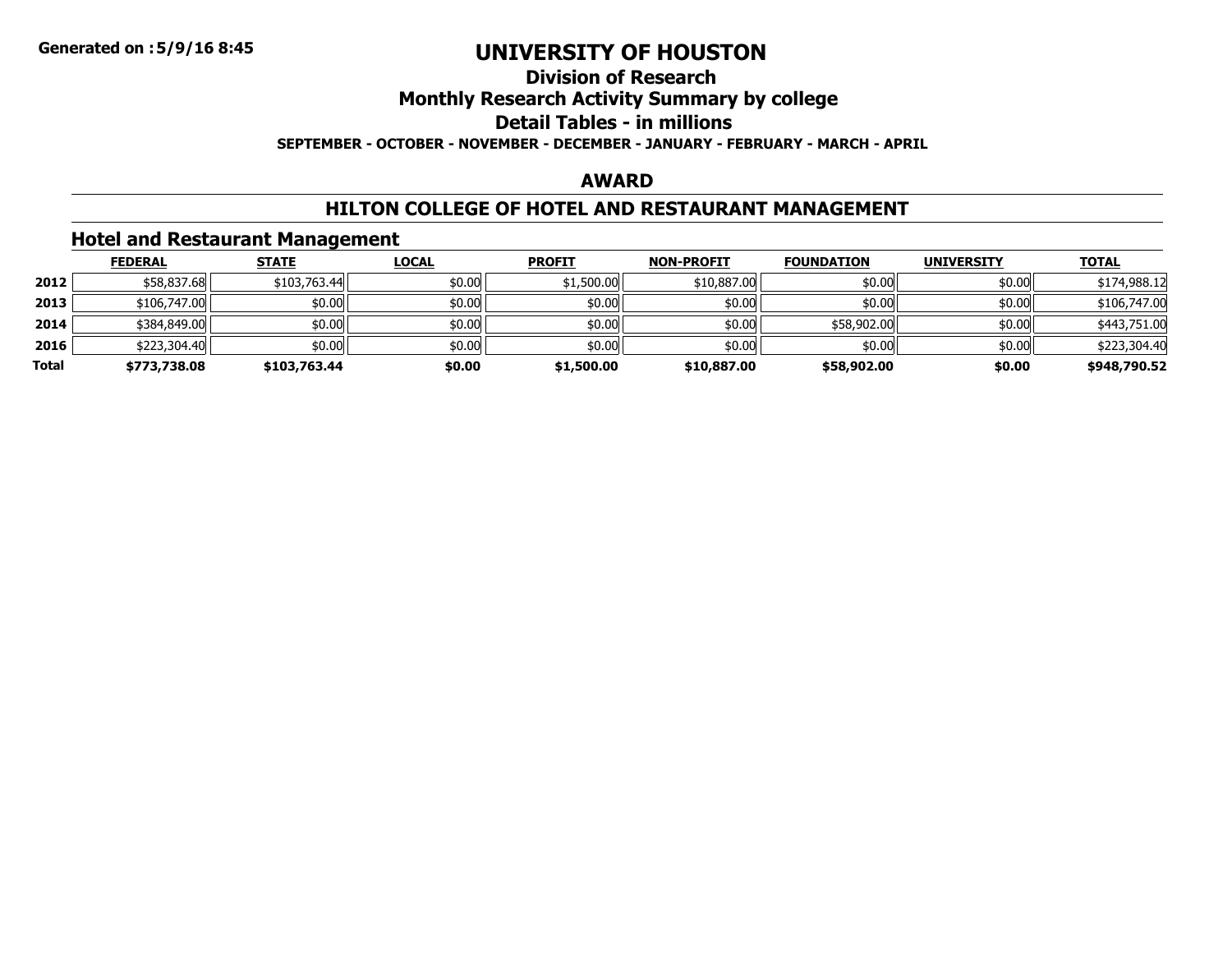Generated on :5/9/16 8:45

# UNIVERSITY OF HOUSTON

## Division of Research

## Monthly Research Activity Summary by college

## Detail Tables - in millions

**SEPTEMBER - OCTOBER - NOVEMBER - DECEMBER - JANUARY - FEBRUARY - MARCH - APRIL**

## AWARD

## HILTON COLLEGE OF HOTEL AND RESTAURANT MANAGEMENT

### Hotel and Restaurant Management

| | FEDERAL | STATE | LOCAL | PROFIT | NON-PROFIT | FOUNDATION | UNIVERSITY | TOTAL |
|---|---|---|---|---|---|---|---|---|
| **2012** | $58,837.68 | $103,763.44 | $0.00 | $1,500.00 | $10,887.00 | $0.00 | $0.00 | $174,988.12 |
| **2013** | $106,747.00 | $0.00 | $0.00 | $0.00 | $0.00 | $0.00 | $0.00 | $106,747.00 |
| **2014** | $384,849.00 | $0.00 | $0.00 | $0.00 | $0.00 | $58,902.00 | $0.00 | $443,751.00 |
| **2016** | $223,304.40 | $0.00 | $0.00 | $0.00 | $0.00 | $0.00 | $0.00 | $223,304.40 |
| **Total** | **$773,738.08** | **$103,763.44** | **$0.00** | **$1,500.00** | **$10,887.00** | **$58,902.00** | **$0.00** | **$948,790.52** |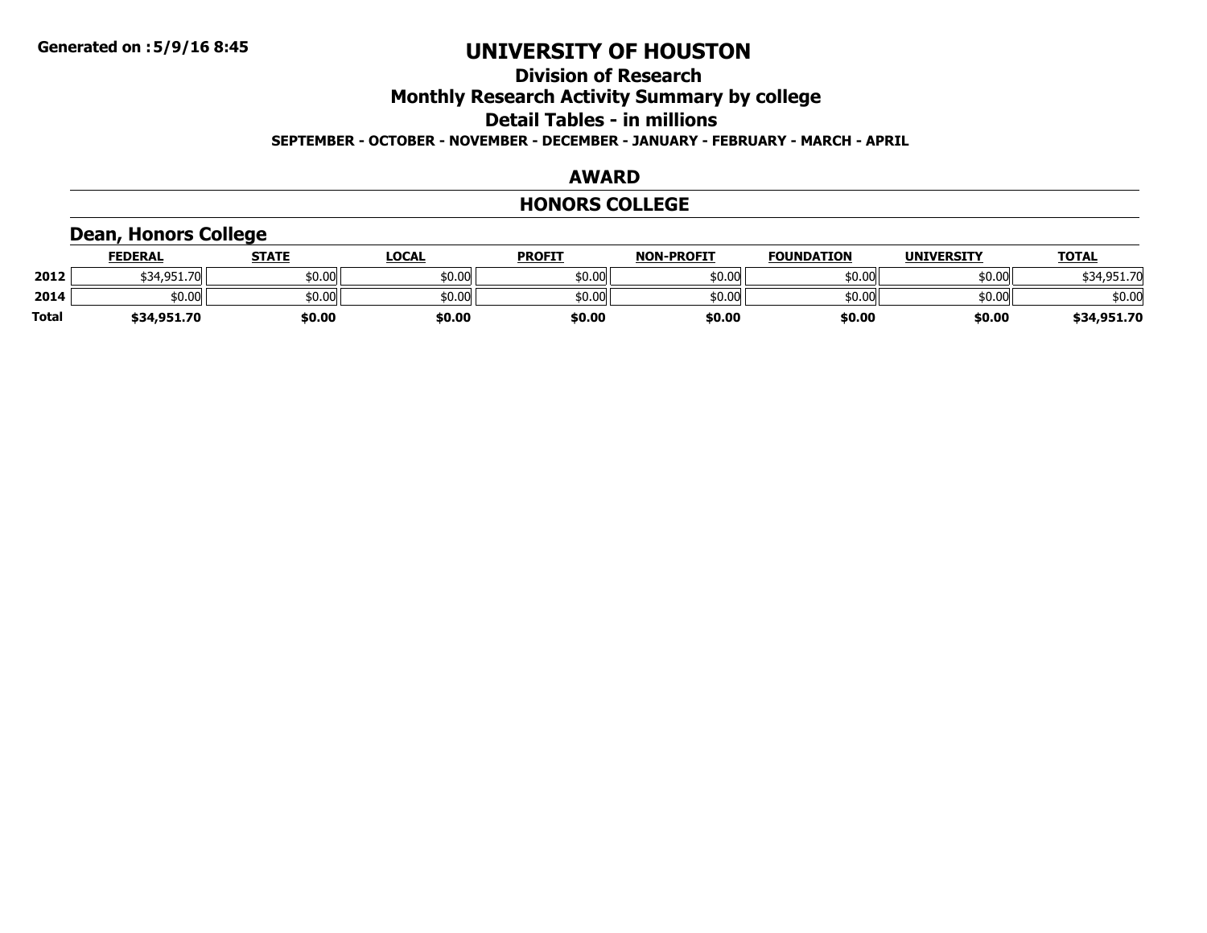**Generated on :5/9/16 8:45**

# UNIVERSITY OF HOUSTON

## Division of Research

## Monthly Research Activity Summary by college

## Detail Tables - in millions

**SEPTEMBER - OCTOBER - NOVEMBER - DECEMBER - JANUARY - FEBRUARY - MARCH - APRIL**

## AWARD

## HONORS COLLEGE

### Dean, Honors College

| | FEDERAL | STATE | LOCAL | PROFIT | NON-PROFIT | FOUNDATION | UNIVERSITY | TOTAL |
|---|---|---|---|---|---|---|---|---|
| 2012 | $34,951.70 | $0.00 | $0.00 | $0.00 | $0.00 | $0.00 | $0.00 | $34,951.70 |
| 2014 | $0.00 | $0.00 | $0.00 | $0.00 | $0.00 | $0.00 | $0.00 | $0.00 |
| **Total** | **$34,951.70** | **$0.00** | **$0.00** | **$0.00** | **$0.00** | **$0.00** | **$0.00** | **$34,951.70** |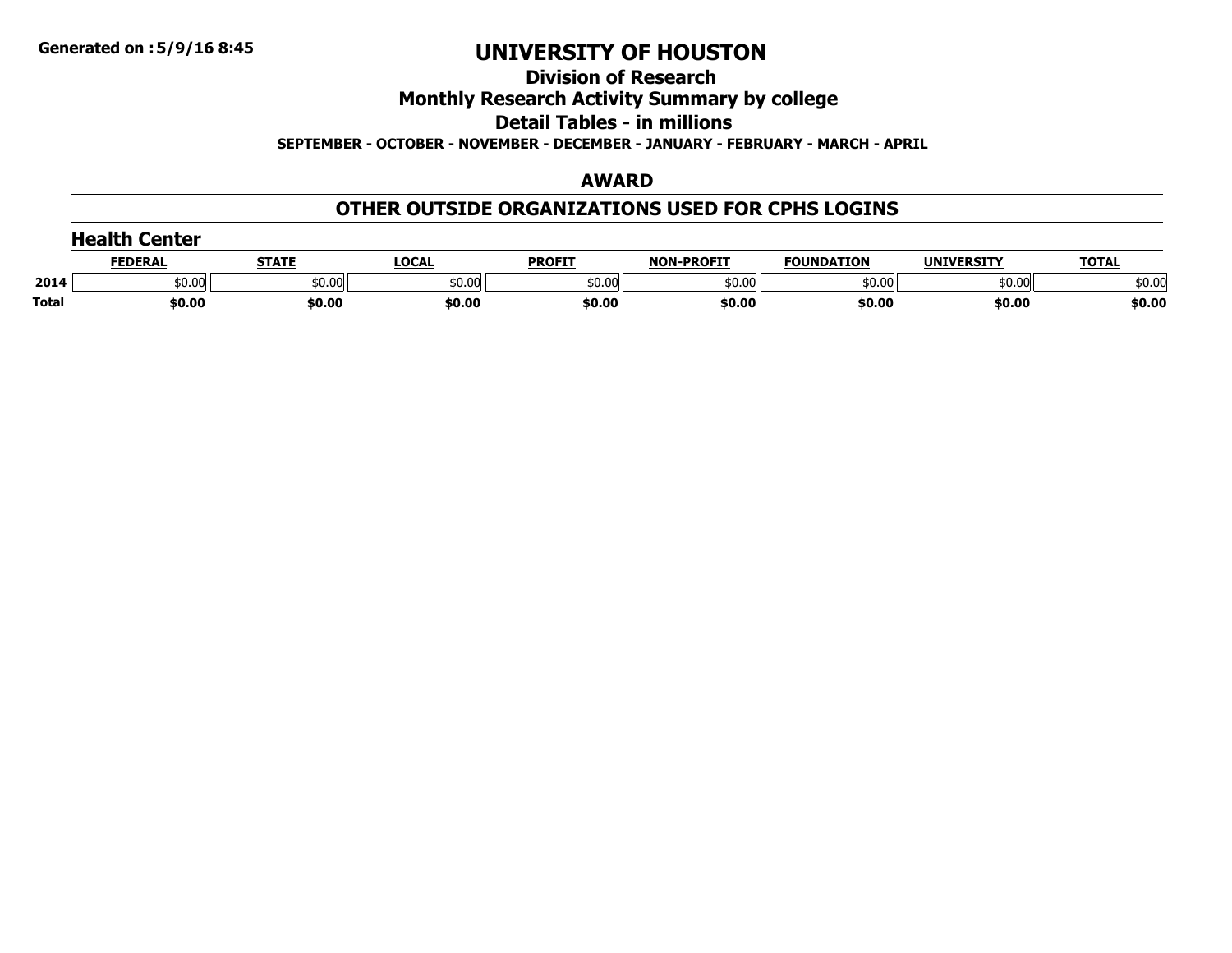Generated on :5/9/16 8:45

# UNIVERSITY OF HOUSTON

## Division of Research

## Monthly Research Activity Summary by college

## Detail Tables - in millions

**SEPTEMBER - OCTOBER - NOVEMBER - DECEMBER - JANUARY - FEBRUARY - MARCH - APRIL**

## AWARD

## OTHER OUTSIDE ORGANIZATIONS USED FOR CPHS LOGINS

### Health Center

| | FEDERAL | STATE | LOCAL | PROFIT | NON-PROFIT | FOUNDATION | UNIVERSITY | TOTAL |
|---|---|---|---|---|---|---|---|---|
| 2014 | $0.00 | $0.00 | $0.00 | $0.00 | $0.00 | $0.00 | $0.00 | $0.00 |
| **Total** | **$0.00** | **$0.00** | **$0.00** | **$0.00** | **$0.00** | **$0.00** | **$0.00** | **$0.00** |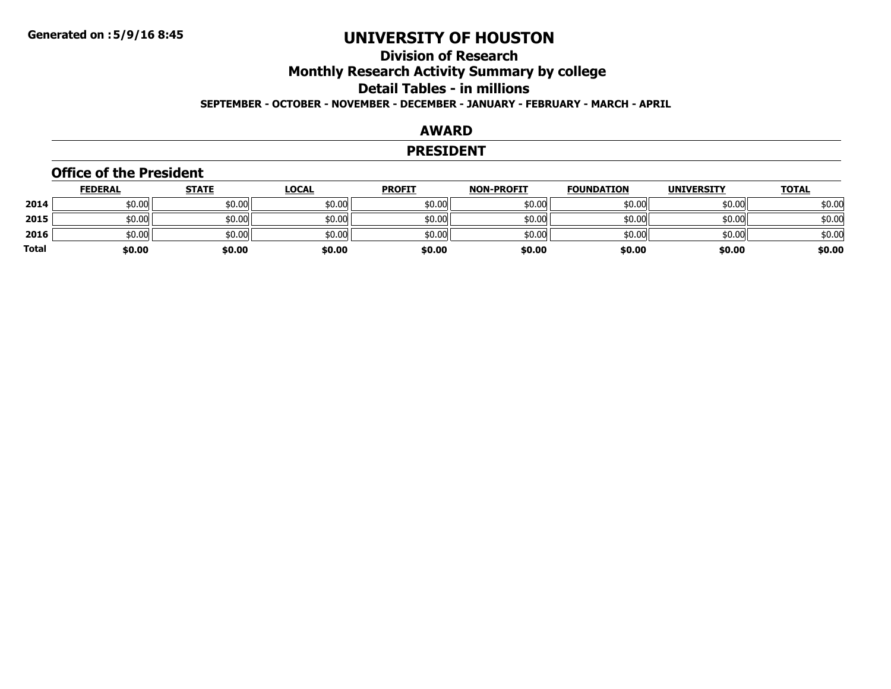# UNIVERSITY OF HOUSTON

## Division of Research

## Monthly Research Activity Summary by college

## Detail Tables - in millions

**SEPTEMBER - OCTOBER - NOVEMBER - DECEMBER - JANUARY - FEBRUARY - MARCH - APRIL**

## AWARD

## PRESIDENT

### Office of the President

| | FEDERAL | STATE | LOCAL | PROFIT | NON-PROFIT | FOUNDATION | UNIVERSITY | TOTAL |
|---|---|---|---|---|---|---|---|---|
| **2014** | $0.00 | $0.00 | $0.00 | $0.00 | $0.00 | $0.00 | $0.00 | $0.00 |
| **2015** | $0.00 | $0.00 | $0.00 | $0.00 | $0.00 | $0.00 | $0.00 | $0.00 |
| **2016** | $0.00 | $0.00 | $0.00 | $0.00 | $0.00 | $0.00 | $0.00 | $0.00 |
| **Total** | **$0.00** | **$0.00** | **$0.00** | **$0.00** | **$0.00** | **$0.00** | **$0.00** | **$0.00** |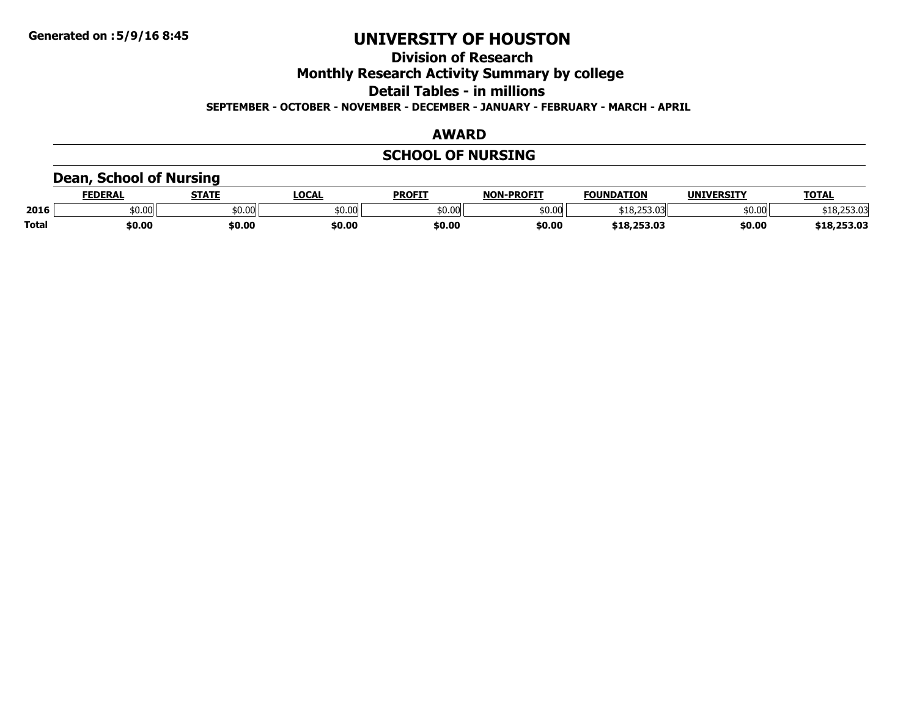# UNIVERSITY OF HOUSTON

## Division of Research

## Monthly Research Activity Summary by college

## Detail Tables - in millions

**SEPTEMBER - OCTOBER - NOVEMBER - DECEMBER - JANUARY - FEBRUARY - MARCH - APRIL**

## AWARD

## SCHOOL OF NURSING

### Dean, School of Nursing

| | FEDERAL | STATE | LOCAL | PROFIT | NON-PROFIT | FOUNDATION | UNIVERSITY | TOTAL |
|---|---|---|---|---|---|---|---|---|
| 2016 | $0.00 | $0.00 | $0.00 | $0.00 | $0.00 | $18,253.03 | $0.00 | $18,253.03 |
| **Total** | **$0.00** | **$0.00** | **$0.00** | **$0.00** | **$0.00** | **$18,253.03** | **$0.00** | **$18,253.03** |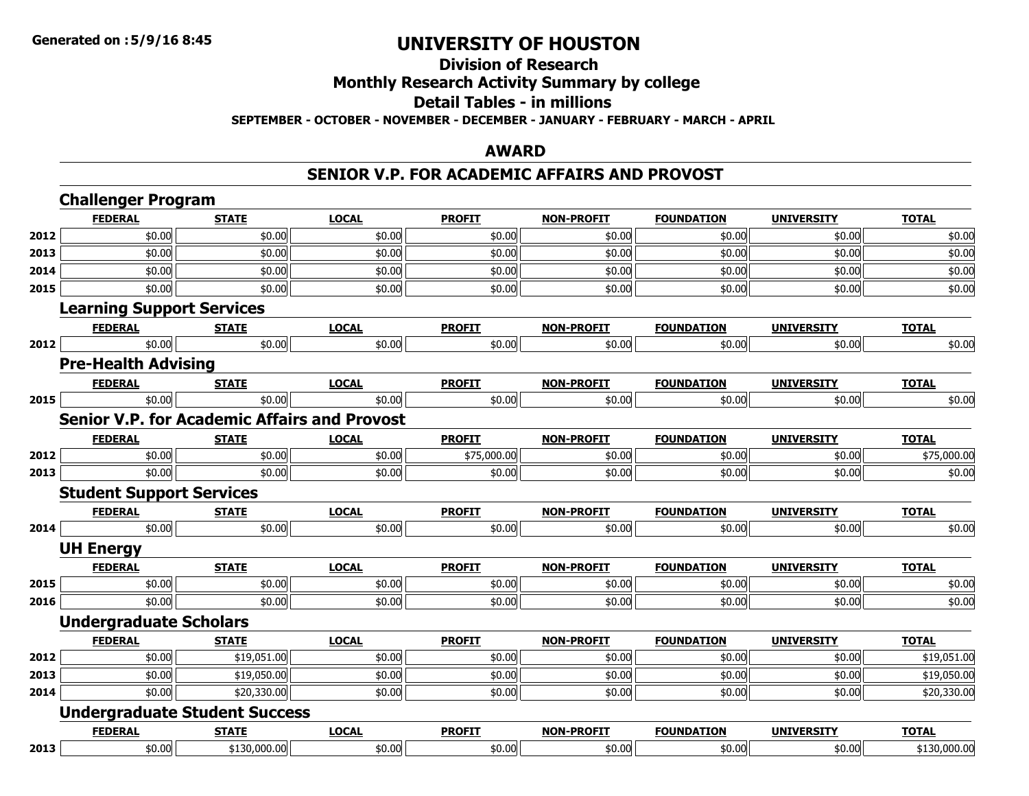**Generated on :5/9/16 8:45**

# UNIVERSITY OF HOUSTON

## Division of Research

## Monthly Research Activity Summary by college

## Detail Tables - in millions

**SEPTEMBER - OCTOBER - NOVEMBER - DECEMBER - JANUARY - FEBRUARY - MARCH - APRIL**

## AWARD

## SENIOR V.P. FOR ACADEMIC AFFAIRS AND PROVOST

### Challenger Program

| | FEDERAL | STATE | LOCAL | PROFIT | NON-PROFIT | FOUNDATION | UNIVERSITY | TOTAL |
|---|---|---|---|---|---|---|---|---|
| 2012 | $0.00 | $0.00 | $0.00 | $0.00 | $0.00 | $0.00 | $0.00 | $0.00 |
| 2013 | $0.00 | $0.00 | $0.00 | $0.00 | $0.00 | $0.00 | $0.00 | $0.00 |
| 2014 | $0.00 | $0.00 | $0.00 | $0.00 | $0.00 | $0.00 | $0.00 | $0.00 |
| 2015 | $0.00 | $0.00 | $0.00 | $0.00 | $0.00 | $0.00 | $0.00 | $0.00 |

### Learning Support Services

| | FEDERAL | STATE | LOCAL | PROFIT | NON-PROFIT | FOUNDATION | UNIVERSITY | TOTAL |
|---|---|---|---|---|---|---|---|---|
| 2012 | $0.00 | $0.00 | $0.00 | $0.00 | $0.00 | $0.00 | $0.00 | $0.00 |

### Pre-Health Advising

| | FEDERAL | STATE | LOCAL | PROFIT | NON-PROFIT | FOUNDATION | UNIVERSITY | TOTAL |
|---|---|---|---|---|---|---|---|---|
| 2015 | $0.00 | $0.00 | $0.00 | $0.00 | $0.00 | $0.00 | $0.00 | $0.00 |

### Senior V.P. for Academic Affairs and Provost

| | FEDERAL | STATE | LOCAL | PROFIT | NON-PROFIT | FOUNDATION | UNIVERSITY | TOTAL |
|---|---|---|---|---|---|---|---|---|
| 2012 | $0.00 | $0.00 | $0.00 | $75,000.00 | $0.00 | $0.00 | $0.00 | $75,000.00 |
| 2013 | $0.00 | $0.00 | $0.00 | $0.00 | $0.00 | $0.00 | $0.00 | $0.00 |

### Student Support Services

| | FEDERAL | STATE | LOCAL | PROFIT | NON-PROFIT | FOUNDATION | UNIVERSITY | TOTAL |
|---|---|---|---|---|---|---|---|---|
| 2014 | $0.00 | $0.00 | $0.00 | $0.00 | $0.00 | $0.00 | $0.00 | $0.00 |

### UH Energy

| | FEDERAL | STATE | LOCAL | PROFIT | NON-PROFIT | FOUNDATION | UNIVERSITY | TOTAL |
|---|---|---|---|---|---|---|---|---|
| 2015 | $0.00 | $0.00 | $0.00 | $0.00 | $0.00 | $0.00 | $0.00 | $0.00 |
| 2016 | $0.00 | $0.00 | $0.00 | $0.00 | $0.00 | $0.00 | $0.00 | $0.00 |

### Undergraduate Scholars

| | FEDERAL | STATE | LOCAL | PROFIT | NON-PROFIT | FOUNDATION | UNIVERSITY | TOTAL |
|---|---|---|---|---|---|---|---|---|
| 2012 | $0.00 | $19,051.00 | $0.00 | $0.00 | $0.00 | $0.00 | $0.00 | $19,051.00 |
| 2013 | $0.00 | $19,050.00 | $0.00 | $0.00 | $0.00 | $0.00 | $0.00 | $19,050.00 |
| 2014 | $0.00 | $20,330.00 | $0.00 | $0.00 | $0.00 | $0.00 | $0.00 | $20,330.00 |

### Undergraduate Student Success

| | FEDERAL | STATE | LOCAL | PROFIT | NON-PROFIT | FOUNDATION | UNIVERSITY | TOTAL |
|---|---|---|---|---|---|---|---|---|
| 2013 | $0.00 | $130,000.00 | $0.00 | $0.00 | $0.00 | $0.00 | $0.00 | $130,000.00 |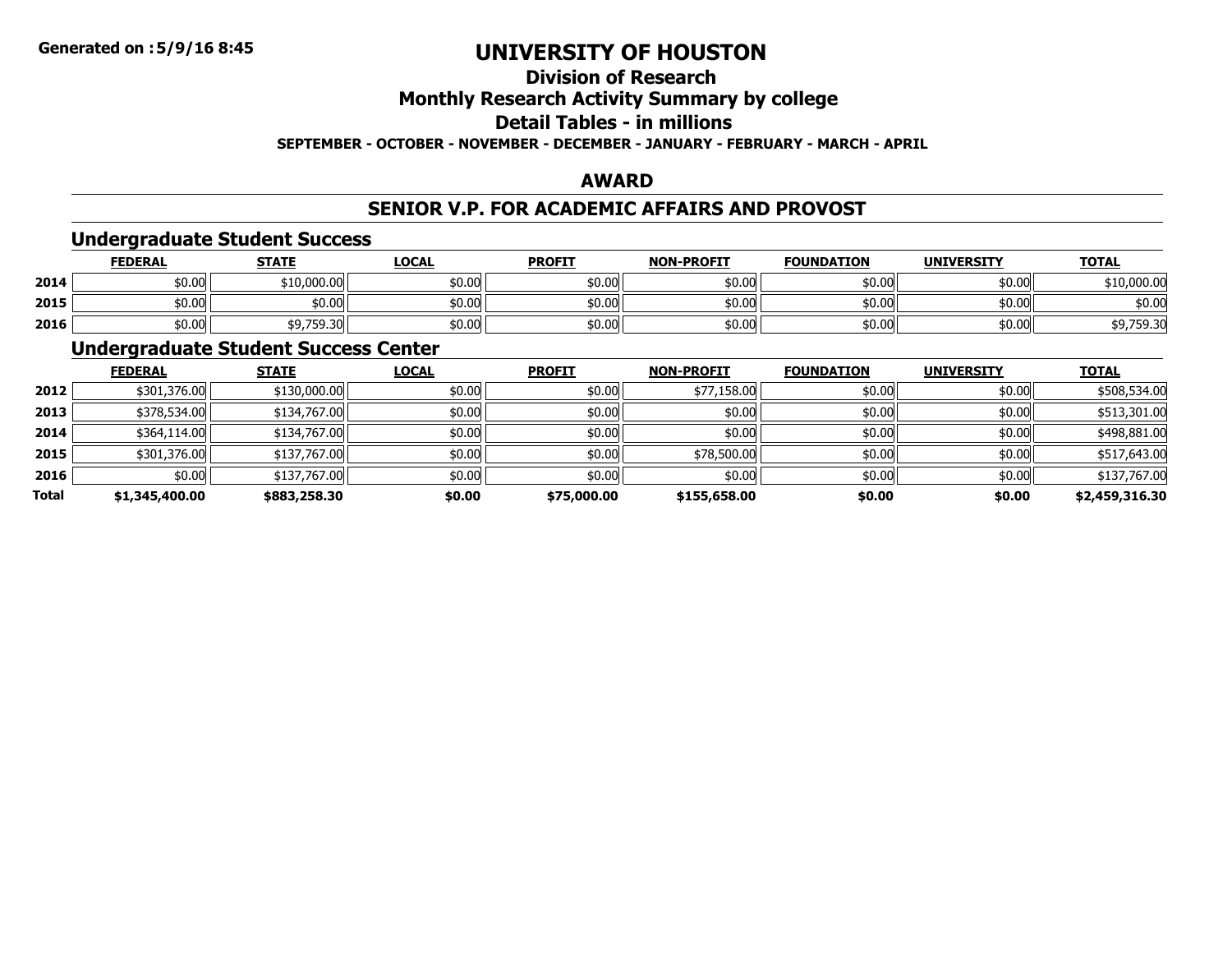**Generated on :5/9/16 8:45**

# UNIVERSITY OF HOUSTON

## Division of Research

## Monthly Research Activity Summary by college

## Detail Tables - in millions

**SEPTEMBER - OCTOBER - NOVEMBER - DECEMBER - JANUARY - FEBRUARY - MARCH - APRIL**

## AWARD

## SENIOR V.P. FOR ACADEMIC AFFAIRS AND PROVOST

### Undergraduate Student Success

| | FEDERAL | STATE | LOCAL | PROFIT | NON-PROFIT | FOUNDATION | UNIVERSITY | TOTAL |
|---|---|---|---|---|---|---|---|---|
| 2014 | $0.00 | $10,000.00 | $0.00 | $0.00 | $0.00 | $0.00 | $0.00 | $10,000.00 |
| 2015 | $0.00 | $0.00 | $0.00 | $0.00 | $0.00 | $0.00 | $0.00 | $0.00 |
| 2016 | $0.00 | $9,759.30 | $0.00 | $0.00 | $0.00 | $0.00 | $0.00 | $9,759.30 |

### Undergraduate Student Success Center

| | FEDERAL | STATE | LOCAL | PROFIT | NON-PROFIT | FOUNDATION | UNIVERSITY | TOTAL |
|---|---|---|---|---|---|---|---|---|
| 2012 | $301,376.00 | $130,000.00 | $0.00 | $0.00 | $77,158.00 | $0.00 | $0.00 | $508,534.00 |
| 2013 | $378,534.00 | $134,767.00 | $0.00 | $0.00 | $0.00 | $0.00 | $0.00 | $513,301.00 |
| 2014 | $364,114.00 | $134,767.00 | $0.00 | $0.00 | $0.00 | $0.00 | $0.00 | $498,881.00 |
| 2015 | $301,376.00 | $137,767.00 | $0.00 | $0.00 | $78,500.00 | $0.00 | $0.00 | $517,643.00 |
| 2016 | $0.00 | $137,767.00 | $0.00 | $0.00 | $0.00 | $0.00 | $0.00 | $137,767.00 |
| **Total** | **$1,345,400.00** | **$883,258.30** | **$0.00** | **$75,000.00** | **$155,658.00** | **$0.00** | **$0.00** | **$2,459,316.30** |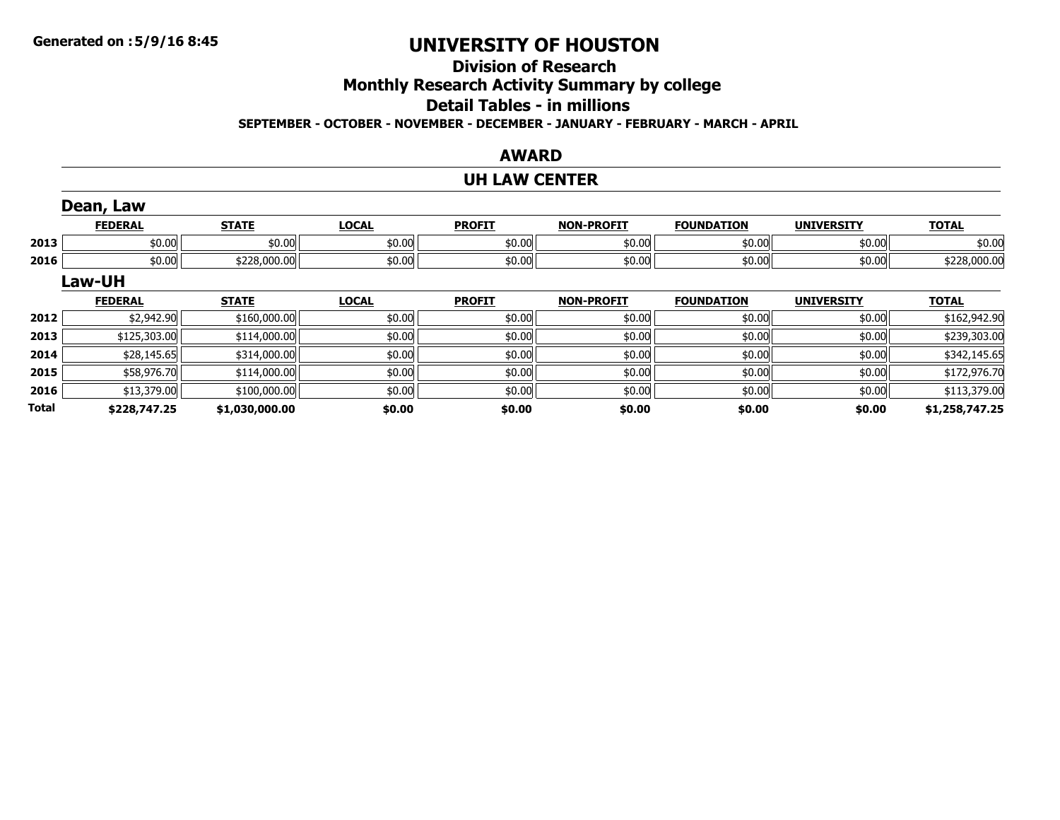**Generated on :5/9/16 8:45**

# UNIVERSITY OF HOUSTON

## Division of Research

## Monthly Research Activity Summary by college

## Detail Tables - in millions

**SEPTEMBER - OCTOBER - NOVEMBER - DECEMBER - JANUARY - FEBRUARY - MARCH - APRIL**

## AWARD

## UH LAW CENTER

### Dean, Law

| | FEDERAL | STATE | LOCAL | PROFIT | NON-PROFIT | FOUNDATION | UNIVERSITY | TOTAL |
|---|---|---|---|---|---|---|---|---|
| 2013 | $0.00 | $0.00 | $0.00 | $0.00 | $0.00 | $0.00 | $0.00 | $0.00 |
| 2016 | $0.00 | $228,000.00 | $0.00 | $0.00 | $0.00 | $0.00 | $0.00 | $228,000.00 |

### Law-UH

| | FEDERAL | STATE | LOCAL | PROFIT | NON-PROFIT | FOUNDATION | UNIVERSITY | TOTAL |
|---|---|---|---|---|---|---|---|---|
| 2012 | $2,942.90 | $160,000.00 | $0.00 | $0.00 | $0.00 | $0.00 | $0.00 | $162,942.90 |
| 2013 | $125,303.00 | $114,000.00 | $0.00 | $0.00 | $0.00 | $0.00 | $0.00 | $239,303.00 |
| 2014 | $28,145.65 | $314,000.00 | $0.00 | $0.00 | $0.00 | $0.00 | $0.00 | $342,145.65 |
| 2015 | $58,976.70 | $114,000.00 | $0.00 | $0.00 | $0.00 | $0.00 | $0.00 | $172,976.70 |
| 2016 | $13,379.00 | $100,000.00 | $0.00 | $0.00 | $0.00 | $0.00 | $0.00 | $113,379.00 |
| **Total** | **$228,747.25** | **$1,030,000.00** | **$0.00** | **$0.00** | **$0.00** | **$0.00** | **$0.00** | **$1,258,747.25** |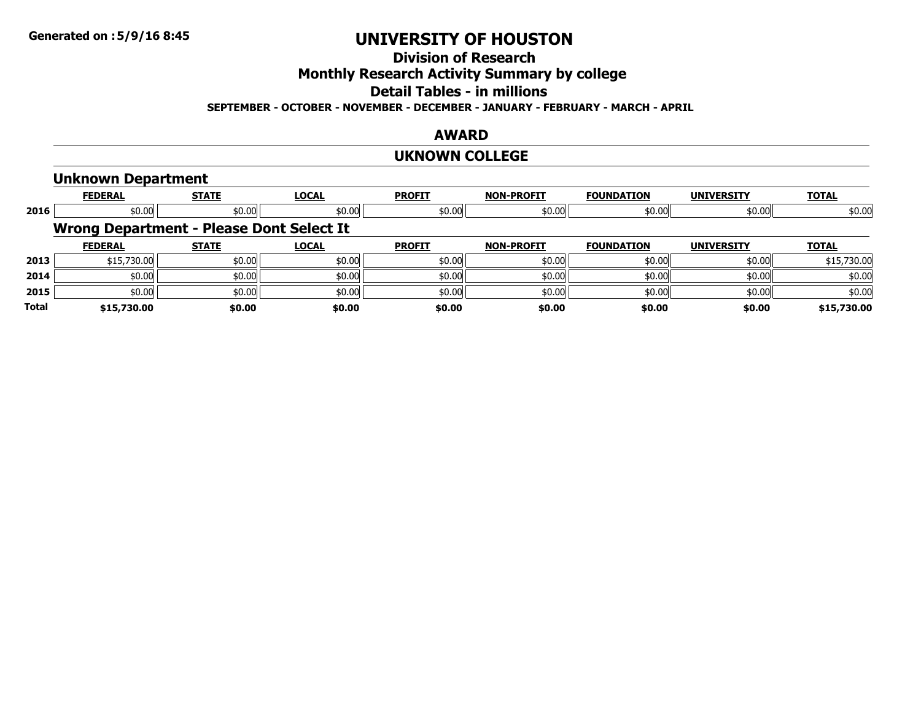# UNIVERSITY OF HOUSTON

## Division of Research

## Monthly Research Activity Summary by college

## Detail Tables - in millions

**SEPTEMBER - OCTOBER - NOVEMBER - DECEMBER - JANUARY - FEBRUARY - MARCH - APRIL**

## AWARD

## UKNOWN COLLEGE

### Unknown Department

| | FEDERAL | STATE | LOCAL | PROFIT | NON-PROFIT | FOUNDATION | UNIVERSITY | TOTAL |
|---|---|---|---|---|---|---|---|---|
| 2016 | $0.00 | $0.00 | $0.00 | $0.00 | $0.00 | $0.00 | $0.00 | $0.00 |

### Wrong Department - Please Dont Select It

| | FEDERAL | STATE | LOCAL | PROFIT | NON-PROFIT | FOUNDATION | UNIVERSITY | TOTAL |
|---|---|---|---|---|---|---|---|---|
| 2013 | $15,730.00 | $0.00 | $0.00 | $0.00 | $0.00 | $0.00 | $0.00 | $15,730.00 |
| 2014 | $0.00 | $0.00 | $0.00 | $0.00 | $0.00 | $0.00 | $0.00 | $0.00 |
| 2015 | $0.00 | $0.00 | $0.00 | $0.00 | $0.00 | $0.00 | $0.00 | $0.00 |
| **Total** | **$15,730.00** | **$0.00** | **$0.00** | **$0.00** | **$0.00** | **$0.00** | **$0.00** | **$15,730.00** |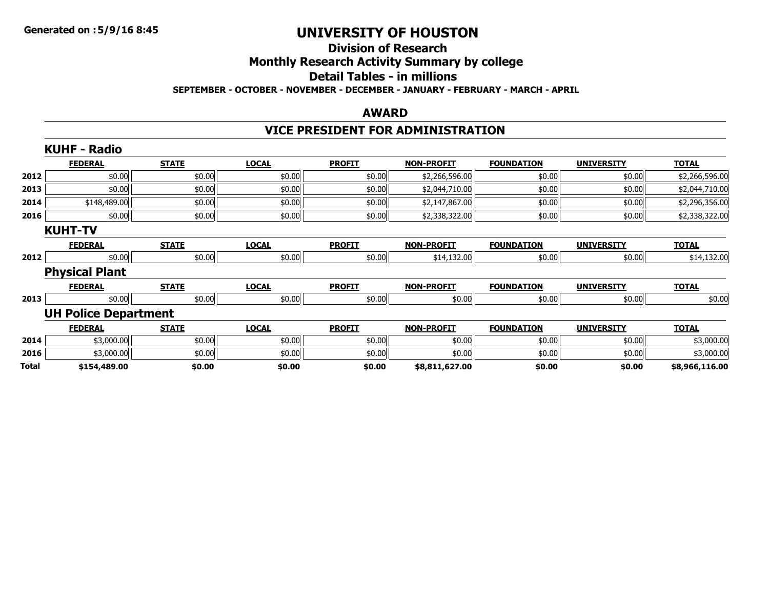# UNIVERSITY OF HOUSTON

## Division of Research

## Monthly Research Activity Summary by college

## Detail Tables - in millions

**SEPTEMBER - OCTOBER - NOVEMBER - DECEMBER - JANUARY - FEBRUARY - MARCH - APRIL**

## AWARD

## VICE PRESIDENT FOR ADMINISTRATION

### KUHF - Radio

| | FEDERAL | STATE | LOCAL | PROFIT | NON-PROFIT | FOUNDATION | UNIVERSITY | TOTAL |
|---|---|---|---|---|---|---|---|---|
| 2012 | $0.00 | $0.00 | $0.00 | $0.00 | $2,266,596.00 | $0.00 | $0.00 | $2,266,596.00 |
| 2013 | $0.00 | $0.00 | $0.00 | $0.00 | $2,044,710.00 | $0.00 | $0.00 | $2,044,710.00 |
| 2014 | $148,489.00 | $0.00 | $0.00 | $0.00 | $2,147,867.00 | $0.00 | $0.00 | $2,296,356.00 |
| 2016 | $0.00 | $0.00 | $0.00 | $0.00 | $2,338,322.00 | $0.00 | $0.00 | $2,338,322.00 |

### KUHT-TV

| | FEDERAL | STATE | LOCAL | PROFIT | NON-PROFIT | FOUNDATION | UNIVERSITY | TOTAL |
|---|---|---|---|---|---|---|---|---|
| 2012 | $0.00 | $0.00 | $0.00 | $0.00 | $14,132.00 | $0.00 | $0.00 | $14,132.00 |

### Physical Plant

| | FEDERAL | STATE | LOCAL | PROFIT | NON-PROFIT | FOUNDATION | UNIVERSITY | TOTAL |
|---|---|---|---|---|---|---|---|---|
| 2013 | $0.00 | $0.00 | $0.00 | $0.00 | $0.00 | $0.00 | $0.00 | $0.00 |

### UH Police Department

| | FEDERAL | STATE | LOCAL | PROFIT | NON-PROFIT | FOUNDATION | UNIVERSITY | TOTAL |
|---|---|---|---|---|---|---|---|---|
| 2014 | $3,000.00 | $0.00 | $0.00 | $0.00 | $0.00 | $0.00 | $0.00 | $3,000.00 |
| 2016 | $3,000.00 | $0.00 | $0.00 | $0.00 | $0.00 | $0.00 | $0.00 | $3,000.00 |
| **Total** | **$154,489.00** | **$0.00** | **$0.00** | **$0.00** | **$8,811,627.00** | **$0.00** | **$0.00** | **$8,966,116.00** |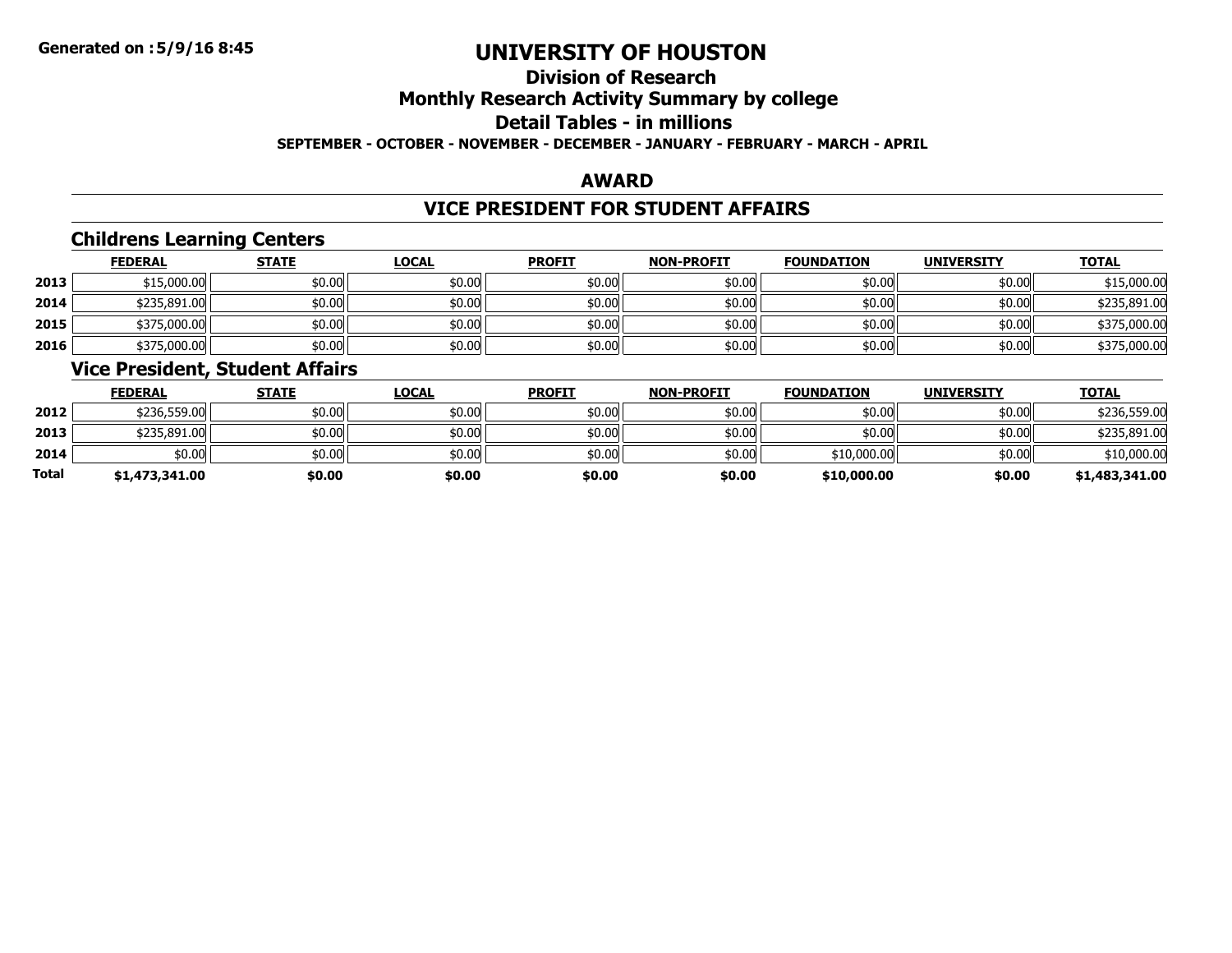# UNIVERSITY OF HOUSTON

## Division of Research

## Monthly Research Activity Summary by college

## Detail Tables - in millions

**SEPTEMBER - OCTOBER - NOVEMBER - DECEMBER - JANUARY - FEBRUARY - MARCH - APRIL**

## AWARD

## VICE PRESIDENT FOR STUDENT AFFAIRS

### Childrens Learning Centers

| | FEDERAL | STATE | LOCAL | PROFIT | NON-PROFIT | FOUNDATION | UNIVERSITY | TOTAL |
|---|---|---|---|---|---|---|---|---|
| 2013 | $15,000.00 | $0.00 | $0.00 | $0.00 | $0.00 | $0.00 | $0.00 | $15,000.00 |
| 2014 | $235,891.00 | $0.00 | $0.00 | $0.00 | $0.00 | $0.00 | $0.00 | $235,891.00 |
| 2015 | $375,000.00 | $0.00 | $0.00 | $0.00 | $0.00 | $0.00 | $0.00 | $375,000.00 |
| 2016 | $375,000.00 | $0.00 | $0.00 | $0.00 | $0.00 | $0.00 | $0.00 | $375,000.00 |

### Vice President, Student Affairs

| | FEDERAL | STATE | LOCAL | PROFIT | NON-PROFIT | FOUNDATION | UNIVERSITY | TOTAL |
|---|---|---|---|---|---|---|---|---|
| 2012 | $236,559.00 | $0.00 | $0.00 | $0.00 | $0.00 | $0.00 | $0.00 | $236,559.00 |
| 2013 | $235,891.00 | $0.00 | $0.00 | $0.00 | $0.00 | $0.00 | $0.00 | $235,891.00 |
| 2014 | $0.00 | $0.00 | $0.00 | $0.00 | $0.00 | $10,000.00 | $0.00 | $10,000.00 |
| **Total** | **$1,473,341.00** | **$0.00** | **$0.00** | **$0.00** | **$0.00** | **$10,000.00** | **$0.00** | **$1,483,341.00** |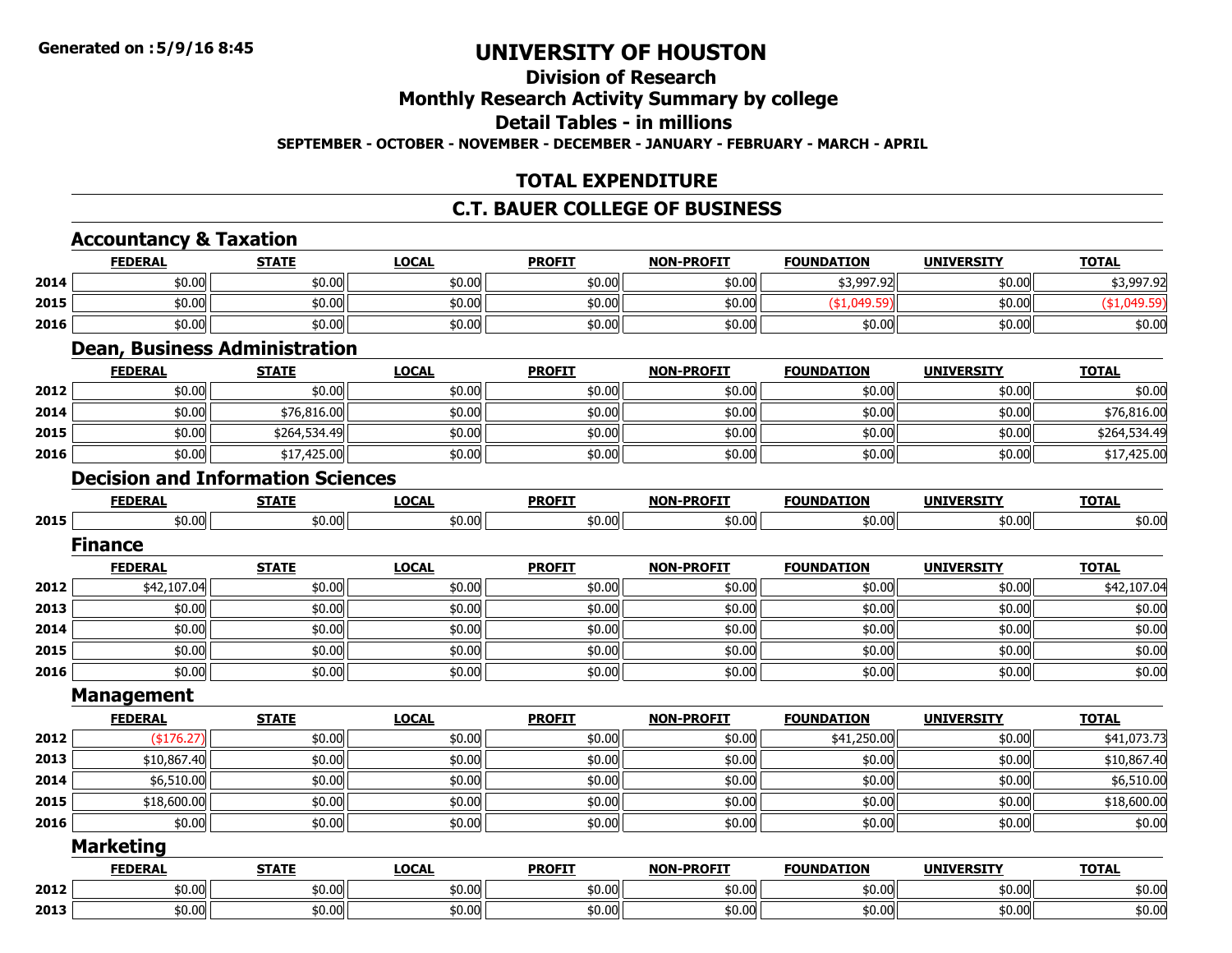Generated on :5/9/16 8:45

# UNIVERSITY OF HOUSTON

## Division of Research

## Monthly Research Activity Summary by college

## Detail Tables - in millions

SEPTEMBER - OCTOBER - NOVEMBER - DECEMBER - JANUARY - FEBRUARY - MARCH - APRIL

## TOTAL EXPENDITURE

## C.T. BAUER COLLEGE OF BUSINESS

### Accountancy & Taxation

| | FEDERAL | STATE | LOCAL | PROFIT | NON-PROFIT | FOUNDATION | UNIVERSITY | TOTAL |
|---|---|---|---|---|---|---|---|---|
| 2014 | $0.00 | $0.00 | $0.00 | $0.00 | $0.00 | $3,997.92 | $0.00 | $3,997.92 |
| 2015 | $0.00 | $0.00 | $0.00 | $0.00 | $0.00 | ($1,049.59) | $0.00 | ($1,049.59) |
| 2016 | $0.00 | $0.00 | $0.00 | $0.00 | $0.00 | $0.00 | $0.00 | $0.00 |

### Dean, Business Administration

| | FEDERAL | STATE | LOCAL | PROFIT | NON-PROFIT | FOUNDATION | UNIVERSITY | TOTAL |
|---|---|---|---|---|---|---|---|---|
| 2012 | $0.00 | $0.00 | $0.00 | $0.00 | $0.00 | $0.00 | $0.00 | $0.00 |
| 2014 | $0.00 | $76,816.00 | $0.00 | $0.00 | $0.00 | $0.00 | $0.00 | $76,816.00 |
| 2015 | $0.00 | $264,534.49 | $0.00 | $0.00 | $0.00 | $0.00 | $0.00 | $264,534.49 |
| 2016 | $0.00 | $17,425.00 | $0.00 | $0.00 | $0.00 | $0.00 | $0.00 | $17,425.00 |

### Decision and Information Sciences

| | FEDERAL | STATE | LOCAL | PROFIT | NON-PROFIT | FOUNDATION | UNIVERSITY | TOTAL |
|---|---|---|---|---|---|---|---|---|
| 2015 | $0.00 | $0.00 | $0.00 | $0.00 | $0.00 | $0.00 | $0.00 | $0.00 |

### Finance

| | FEDERAL | STATE | LOCAL | PROFIT | NON-PROFIT | FOUNDATION | UNIVERSITY | TOTAL |
|---|---|---|---|---|---|---|---|---|
| 2012 | $42,107.04 | $0.00 | $0.00 | $0.00 | $0.00 | $0.00 | $0.00 | $42,107.04 |
| 2013 | $0.00 | $0.00 | $0.00 | $0.00 | $0.00 | $0.00 | $0.00 | $0.00 |
| 2014 | $0.00 | $0.00 | $0.00 | $0.00 | $0.00 | $0.00 | $0.00 | $0.00 |
| 2015 | $0.00 | $0.00 | $0.00 | $0.00 | $0.00 | $0.00 | $0.00 | $0.00 |
| 2016 | $0.00 | $0.00 | $0.00 | $0.00 | $0.00 | $0.00 | $0.00 | $0.00 |

### Management

| | FEDERAL | STATE | LOCAL | PROFIT | NON-PROFIT | FOUNDATION | UNIVERSITY | TOTAL |
|---|---|---|---|---|---|---|---|---|
| 2012 | ($176.27) | $0.00 | $0.00 | $0.00 | $0.00 | $41,250.00 | $0.00 | $41,073.73 |
| 2013 | $10,867.40 | $0.00 | $0.00 | $0.00 | $0.00 | $0.00 | $0.00 | $10,867.40 |
| 2014 | $6,510.00 | $0.00 | $0.00 | $0.00 | $0.00 | $0.00 | $0.00 | $6,510.00 |
| 2015 | $18,600.00 | $0.00 | $0.00 | $0.00 | $0.00 | $0.00 | $0.00 | $18,600.00 |
| 2016 | $0.00 | $0.00 | $0.00 | $0.00 | $0.00 | $0.00 | $0.00 | $0.00 |

### Marketing

| | FEDERAL | STATE | LOCAL | PROFIT | NON-PROFIT | FOUNDATION | UNIVERSITY | TOTAL |
|---|---|---|---|---|---|---|---|---|
| 2012 | $0.00 | $0.00 | $0.00 | $0.00 | $0.00 | $0.00 | $0.00 | $0.00 |
| 2013 | $0.00 | $0.00 | $0.00 | $0.00 | $0.00 | $0.00 | $0.00 | $0.00 |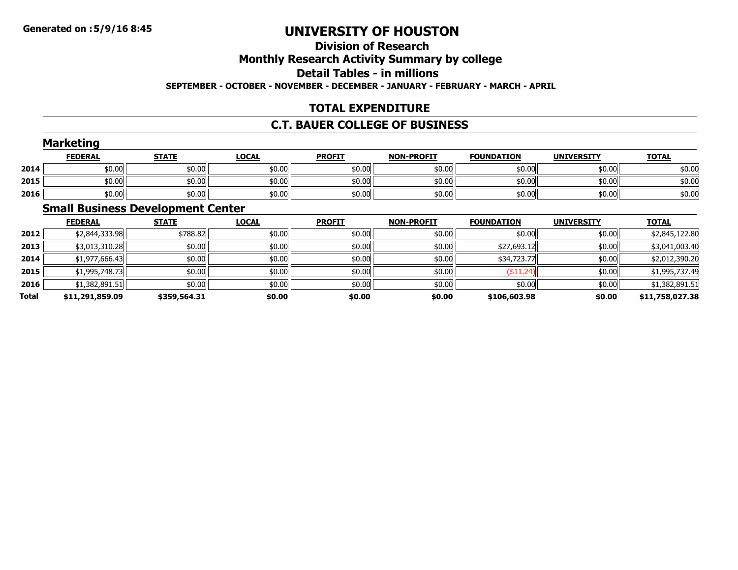**Generated on :5/9/16 8:45**

# UNIVERSITY OF HOUSTON

## Division of Research

## Monthly Research Activity Summary by college

## Detail Tables - in millions

**SEPTEMBER - OCTOBER - NOVEMBER - DECEMBER - JANUARY - FEBRUARY - MARCH - APRIL**

## TOTAL EXPENDITURE

## C.T. BAUER COLLEGE OF BUSINESS

### Marketing

| | FEDERAL | STATE | LOCAL | PROFIT | NON-PROFIT | FOUNDATION | UNIVERSITY | TOTAL |
|---|---|---|---|---|---|---|---|---|
| 2014 | $0.00 | $0.00 | $0.00 | $0.00 | $0.00 | $0.00 | $0.00 | $0.00 |
| 2015 | $0.00 | $0.00 | $0.00 | $0.00 | $0.00 | $0.00 | $0.00 | $0.00 |
| 2016 | $0.00 | $0.00 | $0.00 | $0.00 | $0.00 | $0.00 | $0.00 | $0.00 |

### Small Business Development Center

| | FEDERAL | STATE | LOCAL | PROFIT | NON-PROFIT | FOUNDATION | UNIVERSITY | TOTAL |
|---|---|---|---|---|---|---|---|---|
| 2012 | $2,844,333.98 | $788.82 | $0.00 | $0.00 | $0.00 | $0.00 | $0.00 | $2,845,122.80 |
| 2013 | $3,013,310.28 | $0.00 | $0.00 | $0.00 | $0.00 | $27,693.12 | $0.00 | $3,041,003.40 |
| 2014 | $1,977,666.43 | $0.00 | $0.00 | $0.00 | $0.00 | $34,723.77 | $0.00 | $2,012,390.20 |
| 2015 | $1,995,748.73 | $0.00 | $0.00 | $0.00 | $0.00 | ($11.24) | $0.00 | $1,995,737.49 |
| 2016 | $1,382,891.51 | $0.00 | $0.00 | $0.00 | $0.00 | $0.00 | $0.00 | $1,382,891.51 |
| **Total** | **$11,291,859.09** | **$359,564.31** | **$0.00** | **$0.00** | **$0.00** | **$106,603.98** | **$0.00** | **$11,758,027.38** |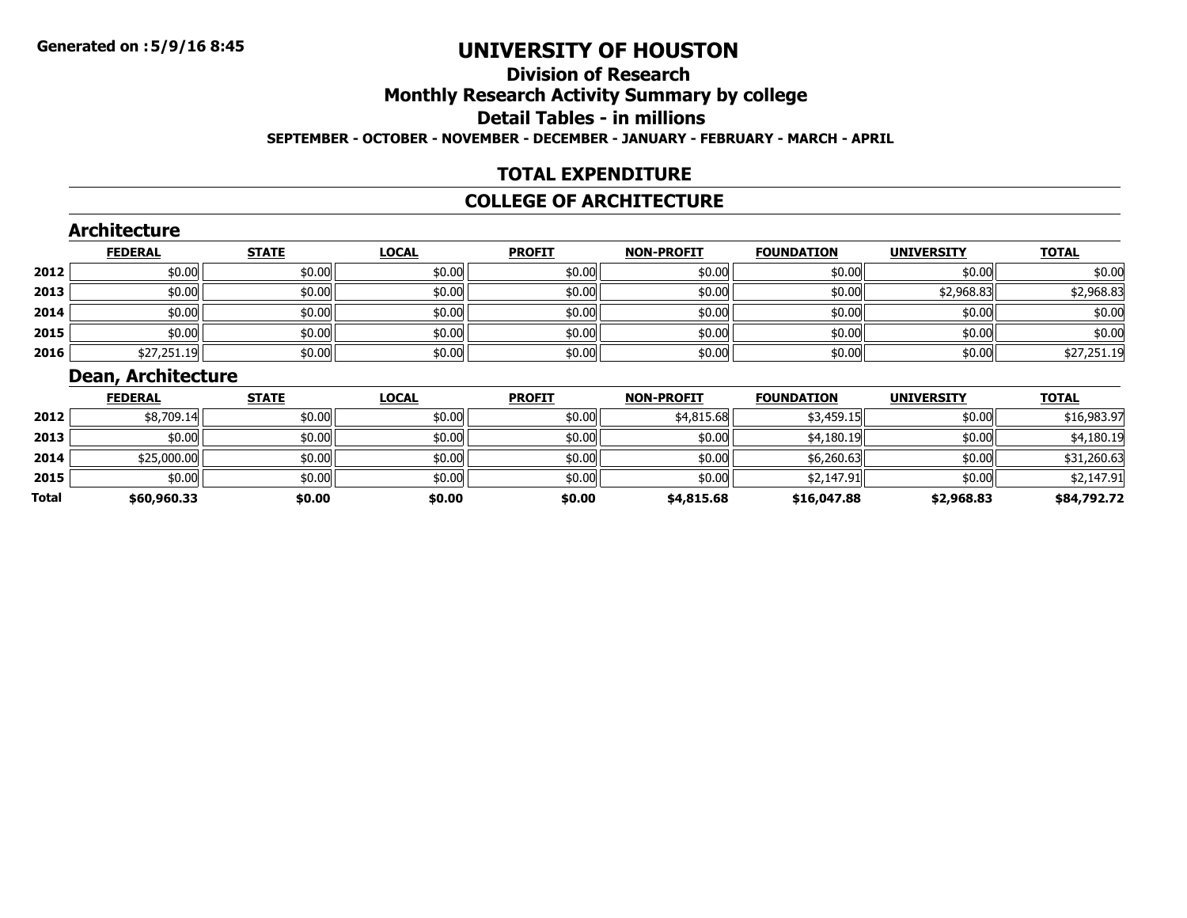# UNIVERSITY OF HOUSTON

**Generated on :5/9/16 8:45**

## Division of Research

## Monthly Research Activity Summary by college

## Detail Tables - in millions

**SEPTEMBER - OCTOBER - NOVEMBER - DECEMBER - JANUARY - FEBRUARY - MARCH - APRIL**

## TOTAL EXPENDITURE

## COLLEGE OF ARCHITECTURE

### Architecture

| | FEDERAL | STATE | LOCAL | PROFIT | NON-PROFIT | FOUNDATION | UNIVERSITY | TOTAL |
|---|---|---|---|---|---|---|---|---|
| 2012 | $0.00 | $0.00 | $0.00 | $0.00 | $0.00 | $0.00 | $0.00 | $0.00 |
| 2013 | $0.00 | $0.00 | $0.00 | $0.00 | $0.00 | $0.00 | $2,968.83 | $2,968.83 |
| 2014 | $0.00 | $0.00 | $0.00 | $0.00 | $0.00 | $0.00 | $0.00 | $0.00 |
| 2015 | $0.00 | $0.00 | $0.00 | $0.00 | $0.00 | $0.00 | $0.00 | $0.00 |
| 2016 | $27,251.19 | $0.00 | $0.00 | $0.00 | $0.00 | $0.00 | $0.00 | $27,251.19 |

### Dean, Architecture

| | FEDERAL | STATE | LOCAL | PROFIT | NON-PROFIT | FOUNDATION | UNIVERSITY | TOTAL |
|---|---|---|---|---|---|---|---|---|
| 2012 | $8,709.14 | $0.00 | $0.00 | $0.00 | $4,815.68 | $3,459.15 | $0.00 | $16,983.97 |
| 2013 | $0.00 | $0.00 | $0.00 | $0.00 | $0.00 | $4,180.19 | $0.00 | $4,180.19 |
| 2014 | $25,000.00 | $0.00 | $0.00 | $0.00 | $0.00 | $6,260.63 | $0.00 | $31,260.63 |
| 2015 | $0.00 | $0.00 | $0.00 | $0.00 | $0.00 | $2,147.91 | $0.00 | $2,147.91 |
| **Total** | **$60,960.33** | **$0.00** | **$0.00** | **$0.00** | **$4,815.68** | **$16,047.88** | **$2,968.83** | **$84,792.72** |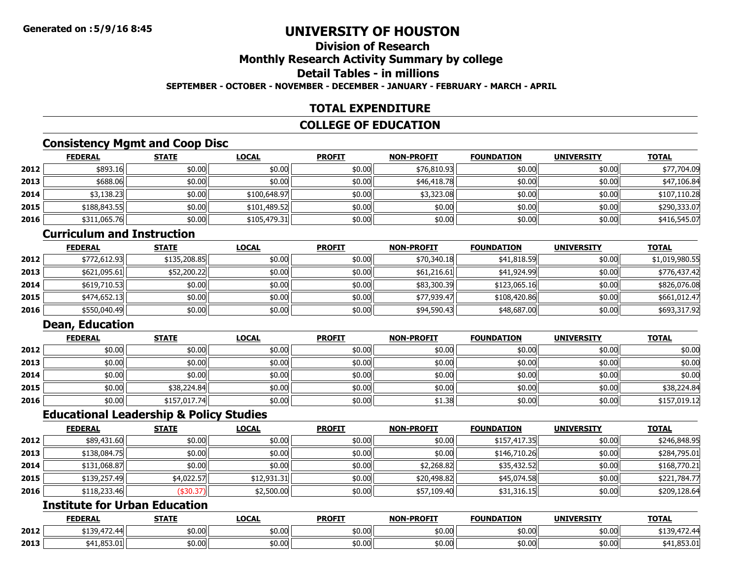# UNIVERSITY OF HOUSTON

## Division of Research

## Monthly Research Activity Summary by college

## Detail Tables - in millions

**SEPTEMBER - OCTOBER - NOVEMBER - DECEMBER - JANUARY - FEBRUARY - MARCH - APRIL**

## TOTAL EXPENDITURE

## COLLEGE OF EDUCATION

### Consistency Mgmt and Coop Disc

| | FEDERAL | STATE | LOCAL | PROFIT | NON-PROFIT | FOUNDATION | UNIVERSITY | TOTAL |
|---|---|---|---|---|---|---|---|---|
| 2012 | $893.16 | $0.00 | $0.00 | $0.00 | $76,810.93 | $0.00 | $0.00 | $77,704.09 |
| 2013 | $688.06 | $0.00 | $0.00 | $0.00 | $46,418.78 | $0.00 | $0.00 | $47,106.84 |
| 2014 | $3,138.23 | $0.00 | $100,648.97 | $0.00 | $3,323.08 | $0.00 | $0.00 | $107,110.28 |
| 2015 | $188,843.55 | $0.00 | $101,489.52 | $0.00 | $0.00 | $0.00 | $0.00 | $290,333.07 |
| 2016 | $311,065.76 | $0.00 | $105,479.31 | $0.00 | $0.00 | $0.00 | $0.00 | $416,545.07 |

### Curriculum and Instruction

| | FEDERAL | STATE | LOCAL | PROFIT | NON-PROFIT | FOUNDATION | UNIVERSITY | TOTAL |
|---|---|---|---|---|---|---|---|---|
| 2012 | $772,612.93 | $135,208.85 | $0.00 | $0.00 | $70,340.18 | $41,818.59 | $0.00 | $1,019,980.55 |
| 2013 | $621,095.61 | $52,200.22 | $0.00 | $0.00 | $61,216.61 | $41,924.99 | $0.00 | $776,437.42 |
| 2014 | $619,710.53 | $0.00 | $0.00 | $0.00 | $83,300.39 | $123,065.16 | $0.00 | $826,076.08 |
| 2015 | $474,652.13 | $0.00 | $0.00 | $0.00 | $77,939.47 | $108,420.86 | $0.00 | $661,012.47 |
| 2016 | $550,040.49 | $0.00 | $0.00 | $0.00 | $94,590.43 | $48,687.00 | $0.00 | $693,317.92 |

### Dean, Education

| | FEDERAL | STATE | LOCAL | PROFIT | NON-PROFIT | FOUNDATION | UNIVERSITY | TOTAL |
|---|---|---|---|---|---|---|---|---|
| 2012 | $0.00 | $0.00 | $0.00 | $0.00 | $0.00 | $0.00 | $0.00 | $0.00 |
| 2013 | $0.00 | $0.00 | $0.00 | $0.00 | $0.00 | $0.00 | $0.00 | $0.00 |
| 2014 | $0.00 | $0.00 | $0.00 | $0.00 | $0.00 | $0.00 | $0.00 | $0.00 |
| 2015 | $0.00 | $38,224.84 | $0.00 | $0.00 | $0.00 | $0.00 | $0.00 | $38,224.84 |
| 2016 | $0.00 | $157,017.74 | $0.00 | $0.00 | $1.38 | $0.00 | $0.00 | $157,019.12 |

### Educational Leadership & Policy Studies

| | FEDERAL | STATE | LOCAL | PROFIT | NON-PROFIT | FOUNDATION | UNIVERSITY | TOTAL |
|---|---|---|---|---|---|---|---|---|
| 2012 | $89,431.60 | $0.00 | $0.00 | $0.00 | $0.00 | $157,417.35 | $0.00 | $246,848.95 |
| 2013 | $138,084.75 | $0.00 | $0.00 | $0.00 | $0.00 | $146,710.26 | $0.00 | $284,795.01 |
| 2014 | $131,068.87 | $0.00 | $0.00 | $0.00 | $2,268.82 | $35,432.52 | $0.00 | $168,770.21 |
| 2015 | $139,257.49 | $4,022.57 | $12,931.31 | $0.00 | $20,498.82 | $45,074.58 | $0.00 | $221,784.77 |
| 2016 | $118,233.46 | ($30.37) | $2,500.00 | $0.00 | $57,109.40 | $31,316.15 | $0.00 | $209,128.64 |

### Institute for Urban Education

| | FEDERAL | STATE | LOCAL | PROFIT | NON-PROFIT | FOUNDATION | UNIVERSITY | TOTAL |
|---|---|---|---|---|---|---|---|---|
| 2012 | $139,472.44 | $0.00 | $0.00 | $0.00 | $0.00 | $0.00 | $0.00 | $139,472.44 |
| 2013 | $41,853.01 | $0.00 | $0.00 | $0.00 | $0.00 | $0.00 | $0.00 | $41,853.01 |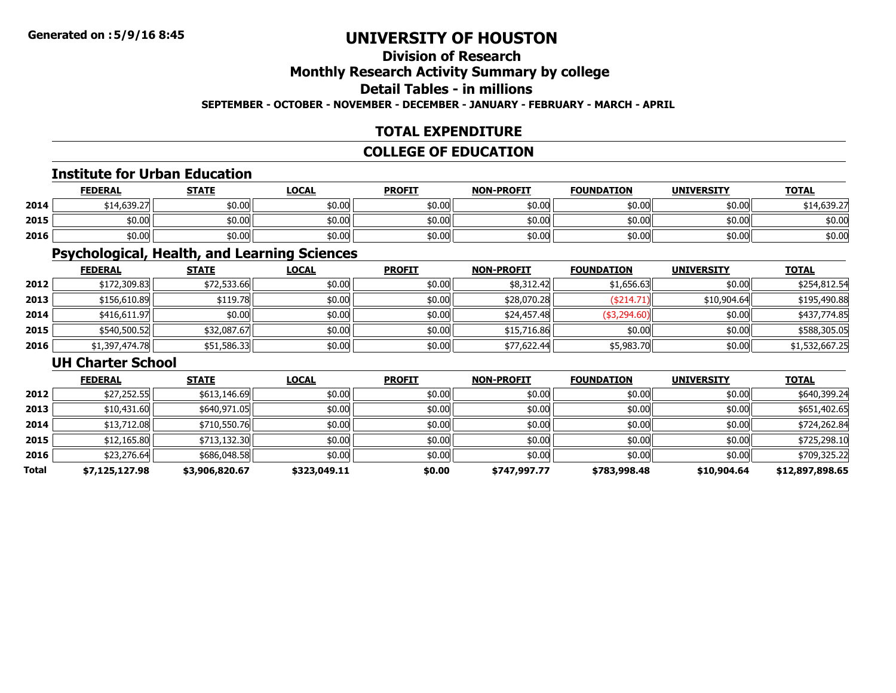Generated on :5/9/16 8:45

# UNIVERSITY OF HOUSTON

## Division of Research

## Monthly Research Activity Summary by college

## Detail Tables - in millions

**SEPTEMBER - OCTOBER - NOVEMBER - DECEMBER - JANUARY - FEBRUARY - MARCH - APRIL**

## TOTAL EXPENDITURE

## COLLEGE OF EDUCATION

### Institute for Urban Education

| | FEDERAL | STATE | LOCAL | PROFIT | NON-PROFIT | FOUNDATION | UNIVERSITY | TOTAL |
|---|---|---|---|---|---|---|---|---|
| 2014 | $14,639.27 | $0.00 | $0.00 | $0.00 | $0.00 | $0.00 | $0.00 | $14,639.27 |
| 2015 | $0.00 | $0.00 | $0.00 | $0.00 | $0.00 | $0.00 | $0.00 | $0.00 |
| 2016 | $0.00 | $0.00 | $0.00 | $0.00 | $0.00 | $0.00 | $0.00 | $0.00 |

### Psychological, Health, and Learning Sciences

| | FEDERAL | STATE | LOCAL | PROFIT | NON-PROFIT | FOUNDATION | UNIVERSITY | TOTAL |
|---|---|---|---|---|---|---|---|---|
| 2012 | $172,309.83 | $72,533.66 | $0.00 | $0.00 | $8,312.42 | $1,656.63 | $0.00 | $254,812.54 |
| 2013 | $156,610.89 | $119.78 | $0.00 | $0.00 | $28,070.28 | ($214.71) | $10,904.64 | $195,490.88 |
| 2014 | $416,611.97 | $0.00 | $0.00 | $0.00 | $24,457.48 | ($3,294.60) | $0.00 | $437,774.85 |
| 2015 | $540,500.52 | $32,087.67 | $0.00 | $0.00 | $15,716.86 | $0.00 | $0.00 | $588,305.05 |
| 2016 | $1,397,474.78 | $51,586.33 | $0.00 | $0.00 | $77,622.44 | $5,983.70 | $0.00 | $1,532,667.25 |

### UH Charter School

| | FEDERAL | STATE | LOCAL | PROFIT | NON-PROFIT | FOUNDATION | UNIVERSITY | TOTAL |
|---|---|---|---|---|---|---|---|---|
| 2012 | $27,252.55 | $613,146.69 | $0.00 | $0.00 | $0.00 | $0.00 | $0.00 | $640,399.24 |
| 2013 | $10,431.60 | $640,971.05 | $0.00 | $0.00 | $0.00 | $0.00 | $0.00 | $651,402.65 |
| 2014 | $13,712.08 | $710,550.76 | $0.00 | $0.00 | $0.00 | $0.00 | $0.00 | $724,262.84 |
| 2015 | $12,165.80 | $713,132.30 | $0.00 | $0.00 | $0.00 | $0.00 | $0.00 | $725,298.10 |
| 2016 | $23,276.64 | $686,048.58 | $0.00 | $0.00 | $0.00 | $0.00 | $0.00 | $709,325.22 |
| **Total** | **$7,125,127.98** | **$3,906,820.67** | **$323,049.11** | **$0.00** | **$747,997.77** | **$783,998.48** | **$10,904.64** | **$12,897,898.65** |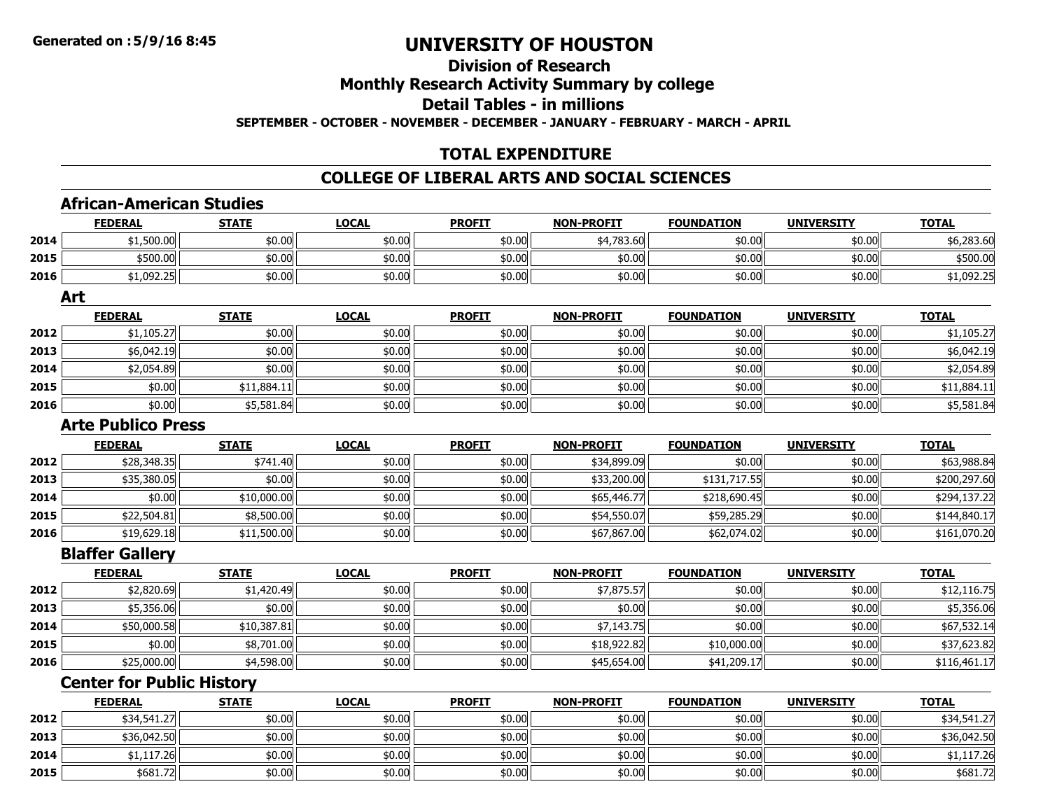Generated on :5/9/16 8:45

# UNIVERSITY OF HOUSTON

## Division of Research

## Monthly Research Activity Summary by college

## Detail Tables - in millions

SEPTEMBER - OCTOBER - NOVEMBER - DECEMBER - JANUARY - FEBRUARY - MARCH - APRIL

## TOTAL EXPENDITURE

## COLLEGE OF LIBERAL ARTS AND SOCIAL SCIENCES

### African-American Studies

| | FEDERAL | STATE | LOCAL | PROFIT | NON-PROFIT | FOUNDATION | UNIVERSITY | TOTAL |
|---|---|---|---|---|---|---|---|---|
| 2014 | $1,500.00 | $0.00 | $0.00 | $0.00 | $4,783.60 | $0.00 | $0.00 | $6,283.60 |
| 2015 | $500.00 | $0.00 | $0.00 | $0.00 | $0.00 | $0.00 | $0.00 | $500.00 |
| 2016 | $1,092.25 | $0.00 | $0.00 | $0.00 | $0.00 | $0.00 | $0.00 | $1,092.25 |

### Art

| | FEDERAL | STATE | LOCAL | PROFIT | NON-PROFIT | FOUNDATION | UNIVERSITY | TOTAL |
|---|---|---|---|---|---|---|---|---|
| 2012 | $1,105.27 | $0.00 | $0.00 | $0.00 | $0.00 | $0.00 | $0.00 | $1,105.27 |
| 2013 | $6,042.19 | $0.00 | $0.00 | $0.00 | $0.00 | $0.00 | $0.00 | $6,042.19 |
| 2014 | $2,054.89 | $0.00 | $0.00 | $0.00 | $0.00 | $0.00 | $0.00 | $2,054.89 |
| 2015 | $0.00 | $11,884.11 | $0.00 | $0.00 | $0.00 | $0.00 | $0.00 | $11,884.11 |
| 2016 | $0.00 | $5,581.84 | $0.00 | $0.00 | $0.00 | $0.00 | $0.00 | $5,581.84 |

### Arte Publico Press

| | FEDERAL | STATE | LOCAL | PROFIT | NON-PROFIT | FOUNDATION | UNIVERSITY | TOTAL |
|---|---|---|---|---|---|---|---|---|
| 2012 | $28,348.35 | $741.40 | $0.00 | $0.00 | $34,899.09 | $0.00 | $0.00 | $63,988.84 |
| 2013 | $35,380.05 | $0.00 | $0.00 | $0.00 | $33,200.00 | $131,717.55 | $0.00 | $200,297.60 |
| 2014 | $0.00 | $10,000.00 | $0.00 | $0.00 | $65,446.77 | $218,690.45 | $0.00 | $294,137.22 |
| 2015 | $22,504.81 | $8,500.00 | $0.00 | $0.00 | $54,550.07 | $59,285.29 | $0.00 | $144,840.17 |
| 2016 | $19,629.18 | $11,500.00 | $0.00 | $0.00 | $67,867.00 | $62,074.02 | $0.00 | $161,070.20 |

### Blaffer Gallery

| | FEDERAL | STATE | LOCAL | PROFIT | NON-PROFIT | FOUNDATION | UNIVERSITY | TOTAL |
|---|---|---|---|---|---|---|---|---|
| 2012 | $2,820.69 | $1,420.49 | $0.00 | $0.00 | $7,875.57 | $0.00 | $0.00 | $12,116.75 |
| 2013 | $5,356.06 | $0.00 | $0.00 | $0.00 | $0.00 | $0.00 | $0.00 | $5,356.06 |
| 2014 | $50,000.58 | $10,387.81 | $0.00 | $0.00 | $7,143.75 | $0.00 | $0.00 | $67,532.14 |
| 2015 | $0.00 | $8,701.00 | $0.00 | $0.00 | $18,922.82 | $10,000.00 | $0.00 | $37,623.82 |
| 2016 | $25,000.00 | $4,598.00 | $0.00 | $0.00 | $45,654.00 | $41,209.17 | $0.00 | $116,461.17 |

### Center for Public History

| | FEDERAL | STATE | LOCAL | PROFIT | NON-PROFIT | FOUNDATION | UNIVERSITY | TOTAL |
|---|---|---|---|---|---|---|---|---|
| 2012 | $34,541.27 | $0.00 | $0.00 | $0.00 | $0.00 | $0.00 | $0.00 | $34,541.27 |
| 2013 | $36,042.50 | $0.00 | $0.00 | $0.00 | $0.00 | $0.00 | $0.00 | $36,042.50 |
| 2014 | $1,117.26 | $0.00 | $0.00 | $0.00 | $0.00 | $0.00 | $0.00 | $1,117.26 |
| 2015 | $681.72 | $0.00 | $0.00 | $0.00 | $0.00 | $0.00 | $0.00 | $681.72 |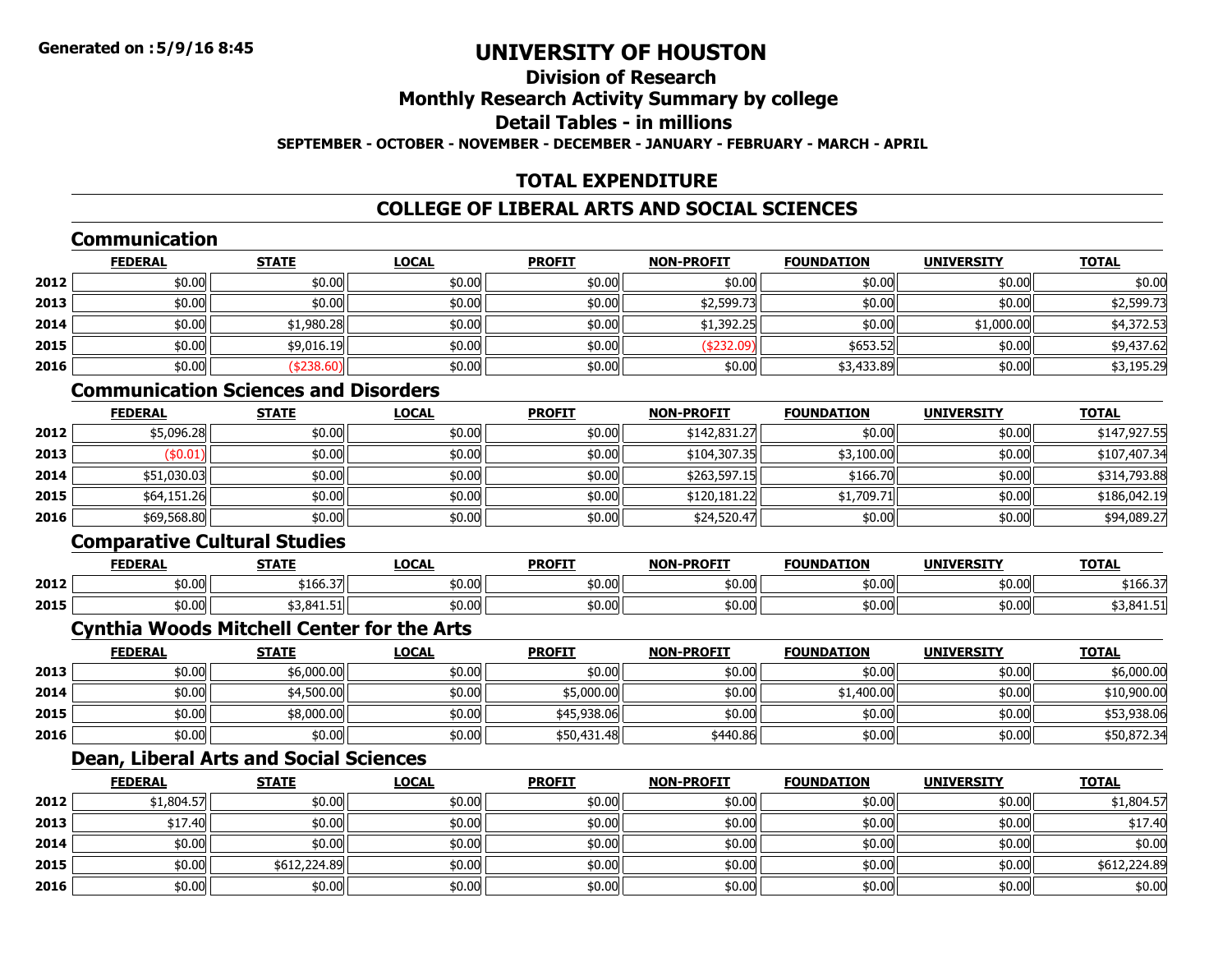Generated on :5/9/16 8:45

# UNIVERSITY OF HOUSTON

## Division of Research

## Monthly Research Activity Summary by college

## Detail Tables - in millions

**SEPTEMBER - OCTOBER - NOVEMBER - DECEMBER - JANUARY - FEBRUARY - MARCH - APRIL**

## TOTAL EXPENDITURE

## COLLEGE OF LIBERAL ARTS AND SOCIAL SCIENCES

### Communication

| | FEDERAL | STATE | LOCAL | PROFIT | NON-PROFIT | FOUNDATION | UNIVERSITY | TOTAL |
|---|---|---|---|---|---|---|---|---|
| 2012 | $0.00 | $0.00 | $0.00 | $0.00 | $0.00 | $0.00 | $0.00 | $0.00 |
| 2013 | $0.00 | $0.00 | $0.00 | $0.00 | $2,599.73 | $0.00 | $0.00 | $2,599.73 |
| 2014 | $0.00 | $1,980.28 | $0.00 | $0.00 | $1,392.25 | $0.00 | $1,000.00 | $4,372.53 |
| 2015 | $0.00 | $9,016.19 | $0.00 | $0.00 | ($232.09) | $653.52 | $0.00 | $9,437.62 |
| 2016 | $0.00 | ($238.60) | $0.00 | $0.00 | $0.00 | $3,433.89 | $0.00 | $3,195.29 |

### Communication Sciences and Disorders

| | FEDERAL | STATE | LOCAL | PROFIT | NON-PROFIT | FOUNDATION | UNIVERSITY | TOTAL |
|---|---|---|---|---|---|---|---|---|
| 2012 | $5,096.28 | $0.00 | $0.00 | $0.00 | $142,831.27 | $0.00 | $0.00 | $147,927.55 |
| 2013 | ($0.01) | $0.00 | $0.00 | $0.00 | $104,307.35 | $3,100.00 | $0.00 | $107,407.34 |
| 2014 | $51,030.03 | $0.00 | $0.00 | $0.00 | $263,597.15 | $166.70 | $0.00 | $314,793.88 |
| 2015 | $64,151.26 | $0.00 | $0.00 | $0.00 | $120,181.22 | $1,709.71 | $0.00 | $186,042.19 |
| 2016 | $69,568.80 | $0.00 | $0.00 | $0.00 | $24,520.47 | $0.00 | $0.00 | $94,089.27 |

### Comparative Cultural Studies

| | FEDERAL | STATE | LOCAL | PROFIT | NON-PROFIT | FOUNDATION | UNIVERSITY | TOTAL |
|---|---|---|---|---|---|---|---|---|
| 2012 | $0.00 | $166.37 | $0.00 | $0.00 | $0.00 | $0.00 | $0.00 | $166.37 |
| 2015 | $0.00 | $3,841.51 | $0.00 | $0.00 | $0.00 | $0.00 | $0.00 | $3,841.51 |

### Cynthia Woods Mitchell Center for the Arts

| | FEDERAL | STATE | LOCAL | PROFIT | NON-PROFIT | FOUNDATION | UNIVERSITY | TOTAL |
|---|---|---|---|---|---|---|---|---|
| 2013 | $0.00 | $6,000.00 | $0.00 | $0.00 | $0.00 | $0.00 | $0.00 | $6,000.00 |
| 2014 | $0.00 | $4,500.00 | $0.00 | $5,000.00 | $0.00 | $1,400.00 | $0.00 | $10,900.00 |
| 2015 | $0.00 | $8,000.00 | $0.00 | $45,938.06 | $0.00 | $0.00 | $0.00 | $53,938.06 |
| 2016 | $0.00 | $0.00 | $0.00 | $50,431.48 | $440.86 | $0.00 | $0.00 | $50,872.34 |

### Dean, Liberal Arts and Social Sciences

| | FEDERAL | STATE | LOCAL | PROFIT | NON-PROFIT | FOUNDATION | UNIVERSITY | TOTAL |
|---|---|---|---|---|---|---|---|---|
| 2012 | $1,804.57 | $0.00 | $0.00 | $0.00 | $0.00 | $0.00 | $0.00 | $1,804.57 |
| 2013 | $17.40 | $0.00 | $0.00 | $0.00 | $0.00 | $0.00 | $0.00 | $17.40 |
| 2014 | $0.00 | $0.00 | $0.00 | $0.00 | $0.00 | $0.00 | $0.00 | $0.00 |
| 2015 | $0.00 | $612,224.89 | $0.00 | $0.00 | $0.00 | $0.00 | $0.00 | $612,224.89 |
| 2016 | $0.00 | $0.00 | $0.00 | $0.00 | $0.00 | $0.00 | $0.00 | $0.00 |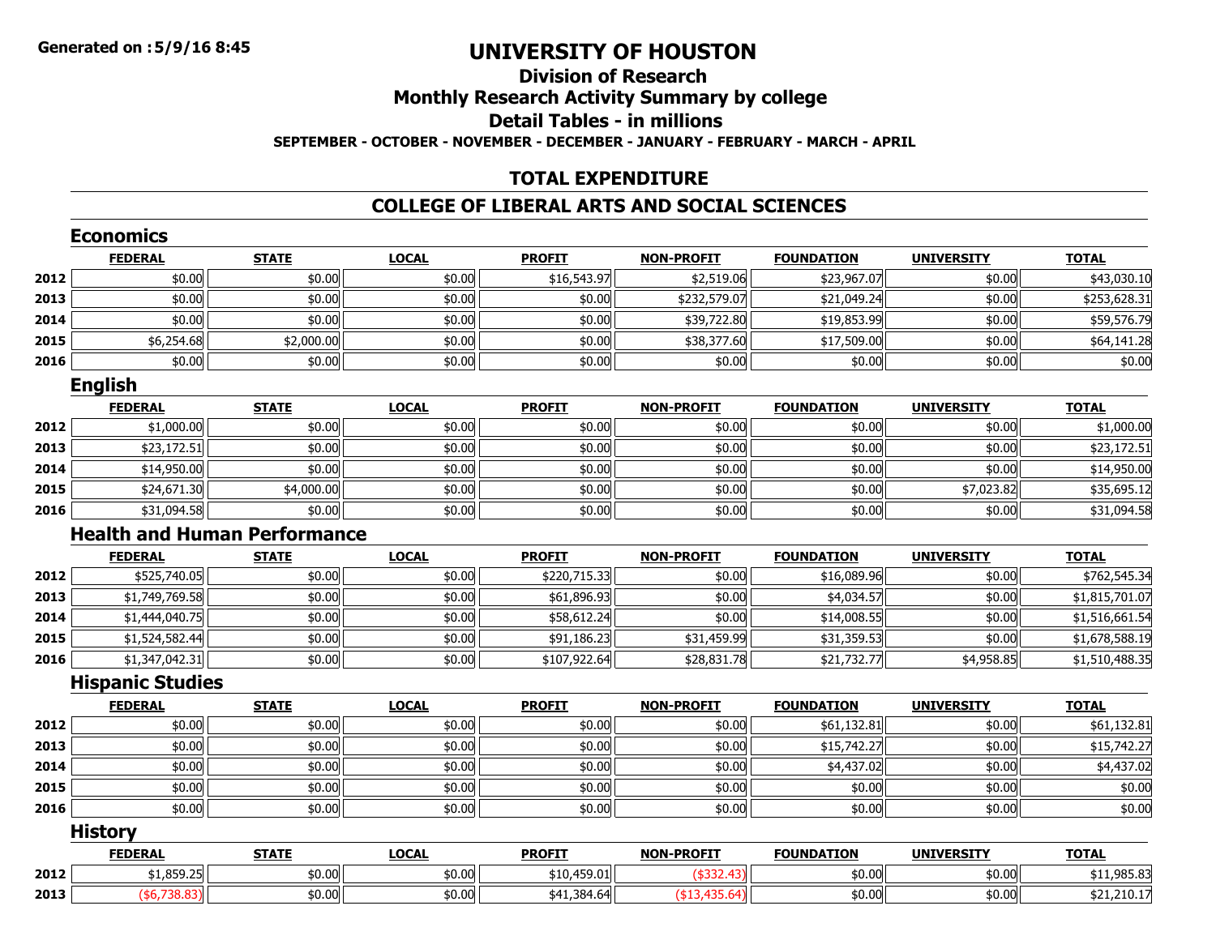Generated on :5/9/16 8:45

# UNIVERSITY OF HOUSTON

## Division of Research

## Monthly Research Activity Summary by college

## Detail Tables - in millions

**SEPTEMBER - OCTOBER - NOVEMBER - DECEMBER - JANUARY - FEBRUARY - MARCH - APRIL**

## TOTAL EXPENDITURE

## COLLEGE OF LIBERAL ARTS AND SOCIAL SCIENCES

### Economics

| | FEDERAL | STATE | LOCAL | PROFIT | NON-PROFIT | FOUNDATION | UNIVERSITY | TOTAL |
|---|---|---|---|---|---|---|---|---|
| 2012 | $0.00 | $0.00 | $0.00 | $16,543.97 | $2,519.06 | $23,967.07 | $0.00 | $43,030.10 |
| 2013 | $0.00 | $0.00 | $0.00 | $0.00 | $232,579.07 | $21,049.24 | $0.00 | $253,628.31 |
| 2014 | $0.00 | $0.00 | $0.00 | $0.00 | $39,722.80 | $19,853.99 | $0.00 | $59,576.79 |
| 2015 | $6,254.68 | $2,000.00 | $0.00 | $0.00 | $38,377.60 | $17,509.00 | $0.00 | $64,141.28 |
| 2016 | $0.00 | $0.00 | $0.00 | $0.00 | $0.00 | $0.00 | $0.00 | $0.00 |

### English

| | FEDERAL | STATE | LOCAL | PROFIT | NON-PROFIT | FOUNDATION | UNIVERSITY | TOTAL |
|---|---|---|---|---|---|---|---|---|
| 2012 | $1,000.00 | $0.00 | $0.00 | $0.00 | $0.00 | $0.00 | $0.00 | $1,000.00 |
| 2013 | $23,172.51 | $0.00 | $0.00 | $0.00 | $0.00 | $0.00 | $0.00 | $23,172.51 |
| 2014 | $14,950.00 | $0.00 | $0.00 | $0.00 | $0.00 | $0.00 | $0.00 | $14,950.00 |
| 2015 | $24,671.30 | $4,000.00 | $0.00 | $0.00 | $0.00 | $0.00 | $7,023.82 | $35,695.12 |
| 2016 | $31,094.58 | $0.00 | $0.00 | $0.00 | $0.00 | $0.00 | $0.00 | $31,094.58 |

### Health and Human Performance

| | FEDERAL | STATE | LOCAL | PROFIT | NON-PROFIT | FOUNDATION | UNIVERSITY | TOTAL |
|---|---|---|---|---|---|---|---|---|
| 2012 | $525,740.05 | $0.00 | $0.00 | $220,715.33 | $0.00 | $16,089.96 | $0.00 | $762,545.34 |
| 2013 | $1,749,769.58 | $0.00 | $0.00 | $61,896.93 | $0.00 | $4,034.57 | $0.00 | $1,815,701.07 |
| 2014 | $1,444,040.75 | $0.00 | $0.00 | $58,612.24 | $0.00 | $14,008.55 | $0.00 | $1,516,661.54 |
| 2015 | $1,524,582.44 | $0.00 | $0.00 | $91,186.23 | $31,459.99 | $31,359.53 | $0.00 | $1,678,588.19 |
| 2016 | $1,347,042.31 | $0.00 | $0.00 | $107,922.64 | $28,831.78 | $21,732.77 | $4,958.85 | $1,510,488.35 |

### Hispanic Studies

| | FEDERAL | STATE | LOCAL | PROFIT | NON-PROFIT | FOUNDATION | UNIVERSITY | TOTAL |
|---|---|---|---|---|---|---|---|---|
| 2012 | $0.00 | $0.00 | $0.00 | $0.00 | $0.00 | $61,132.81 | $0.00 | $61,132.81 |
| 2013 | $0.00 | $0.00 | $0.00 | $0.00 | $0.00 | $15,742.27 | $0.00 | $15,742.27 |
| 2014 | $0.00 | $0.00 | $0.00 | $0.00 | $0.00 | $4,437.02 | $0.00 | $4,437.02 |
| 2015 | $0.00 | $0.00 | $0.00 | $0.00 | $0.00 | $0.00 | $0.00 | $0.00 |
| 2016 | $0.00 | $0.00 | $0.00 | $0.00 | $0.00 | $0.00 | $0.00 | $0.00 |

### History

| | FEDERAL | STATE | LOCAL | PROFIT | NON-PROFIT | FOUNDATION | UNIVERSITY | TOTAL |
|---|---|---|---|---|---|---|---|---|
| 2012 | $1,859.25 | $0.00 | $0.00 | $10,459.01 | ($332.43) | $0.00 | $0.00 | $11,985.83 |
| 2013 | ($6,738.83) | $0.00 | $0.00 | $41,384.64 | ($13,435.64) | $0.00 | $0.00 | $21,210.17 |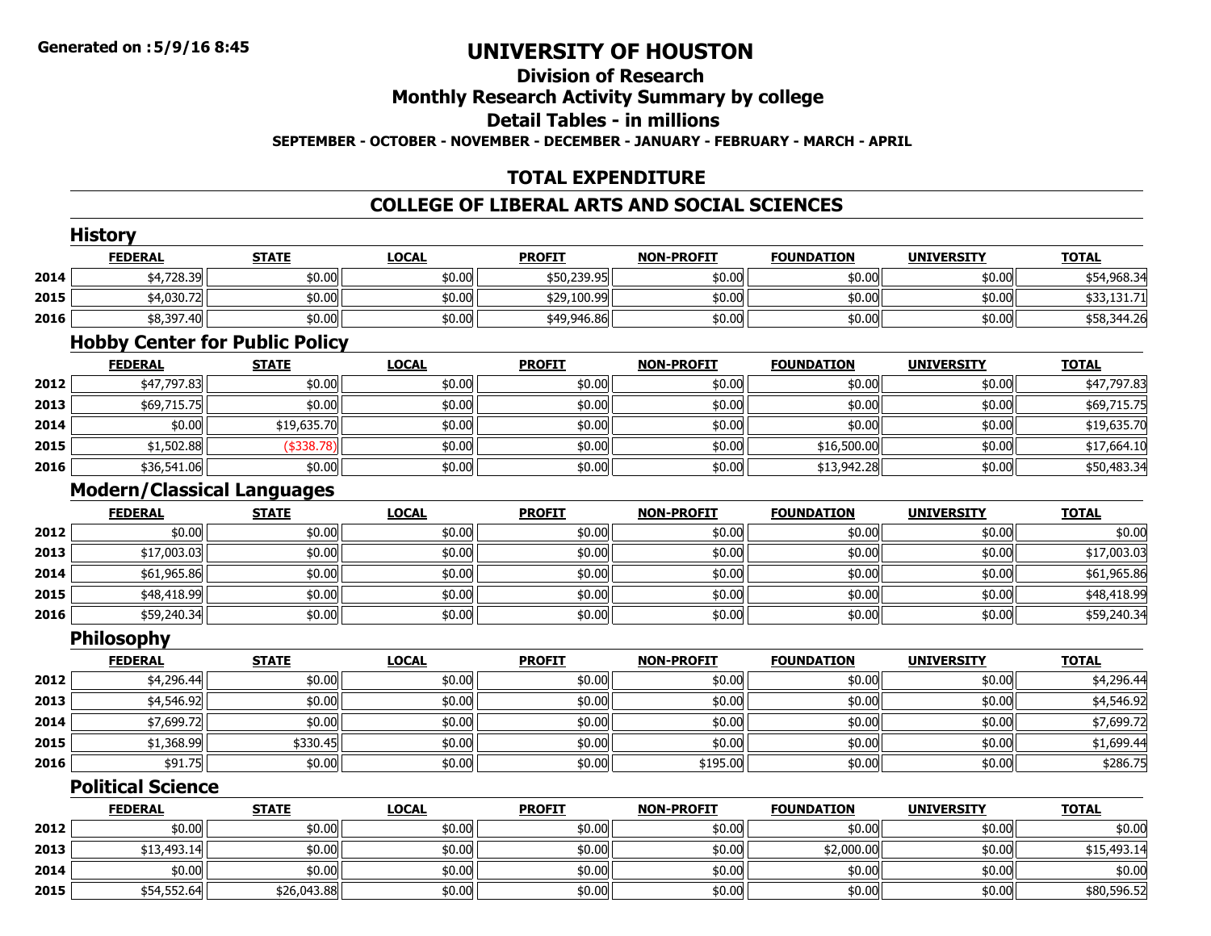**Generated on :5/9/16 8:45**

# UNIVERSITY OF HOUSTON

## Division of Research

## Monthly Research Activity Summary by college

## Detail Tables - in millions

**SEPTEMBER - OCTOBER - NOVEMBER - DECEMBER - JANUARY - FEBRUARY - MARCH - APRIL**

## TOTAL EXPENDITURE

## COLLEGE OF LIBERAL ARTS AND SOCIAL SCIENCES

### History

| | FEDERAL | STATE | LOCAL | PROFIT | NON-PROFIT | FOUNDATION | UNIVERSITY | TOTAL |
|---|---|---|---|---|---|---|---|---|
| 2014 | $4,728.39 | $0.00 | $0.00 | $50,239.95 | $0.00 | $0.00 | $0.00 | $54,968.34 |
| 2015 | $4,030.72 | $0.00 | $0.00 | $29,100.99 | $0.00 | $0.00 | $0.00 | $33,131.71 |
| 2016 | $8,397.40 | $0.00 | $0.00 | $49,946.86 | $0.00 | $0.00 | $0.00 | $58,344.26 |

### Hobby Center for Public Policy

| | FEDERAL | STATE | LOCAL | PROFIT | NON-PROFIT | FOUNDATION | UNIVERSITY | TOTAL |
|---|---|---|---|---|---|---|---|---|
| 2012 | $47,797.83 | $0.00 | $0.00 | $0.00 | $0.00 | $0.00 | $0.00 | $47,797.83 |
| 2013 | $69,715.75 | $0.00 | $0.00 | $0.00 | $0.00 | $0.00 | $0.00 | $69,715.75 |
| 2014 | $0.00 | $19,635.70 | $0.00 | $0.00 | $0.00 | $0.00 | $0.00 | $19,635.70 |
| 2015 | $1,502.88 | ($338.78) | $0.00 | $0.00 | $0.00 | $16,500.00 | $0.00 | $17,664.10 |
| 2016 | $36,541.06 | $0.00 | $0.00 | $0.00 | $0.00 | $13,942.28 | $0.00 | $50,483.34 |

### Modern/Classical Languages

| | FEDERAL | STATE | LOCAL | PROFIT | NON-PROFIT | FOUNDATION | UNIVERSITY | TOTAL |
|---|---|---|---|---|---|---|---|---|
| 2012 | $0.00 | $0.00 | $0.00 | $0.00 | $0.00 | $0.00 | $0.00 | $0.00 |
| 2013 | $17,003.03 | $0.00 | $0.00 | $0.00 | $0.00 | $0.00 | $0.00 | $17,003.03 |
| 2014 | $61,965.86 | $0.00 | $0.00 | $0.00 | $0.00 | $0.00 | $0.00 | $61,965.86 |
| 2015 | $48,418.99 | $0.00 | $0.00 | $0.00 | $0.00 | $0.00 | $0.00 | $48,418.99 |
| 2016 | $59,240.34 | $0.00 | $0.00 | $0.00 | $0.00 | $0.00 | $0.00 | $59,240.34 |

### Philosophy

| | FEDERAL | STATE | LOCAL | PROFIT | NON-PROFIT | FOUNDATION | UNIVERSITY | TOTAL |
|---|---|---|---|---|---|---|---|---|
| 2012 | $4,296.44 | $0.00 | $0.00 | $0.00 | $0.00 | $0.00 | $0.00 | $4,296.44 |
| 2013 | $4,546.92 | $0.00 | $0.00 | $0.00 | $0.00 | $0.00 | $0.00 | $4,546.92 |
| 2014 | $7,699.72 | $0.00 | $0.00 | $0.00 | $0.00 | $0.00 | $0.00 | $7,699.72 |
| 2015 | $1,368.99 | $330.45 | $0.00 | $0.00 | $0.00 | $0.00 | $0.00 | $1,699.44 |
| 2016 | $91.75 | $0.00 | $0.00 | $0.00 | $195.00 | $0.00 | $0.00 | $286.75 |

### Political Science

| | FEDERAL | STATE | LOCAL | PROFIT | NON-PROFIT | FOUNDATION | UNIVERSITY | TOTAL |
|---|---|---|---|---|---|---|---|---|
| 2012 | $0.00 | $0.00 | $0.00 | $0.00 | $0.00 | $0.00 | $0.00 | $0.00 |
| 2013 | $13,493.14 | $0.00 | $0.00 | $0.00 | $0.00 | $2,000.00 | $0.00 | $15,493.14 |
| 2014 | $0.00 | $0.00 | $0.00 | $0.00 | $0.00 | $0.00 | $0.00 | $0.00 |
| 2015 | $54,552.64 | $26,043.88 | $0.00 | $0.00 | $0.00 | $0.00 | $0.00 | $80,596.52 |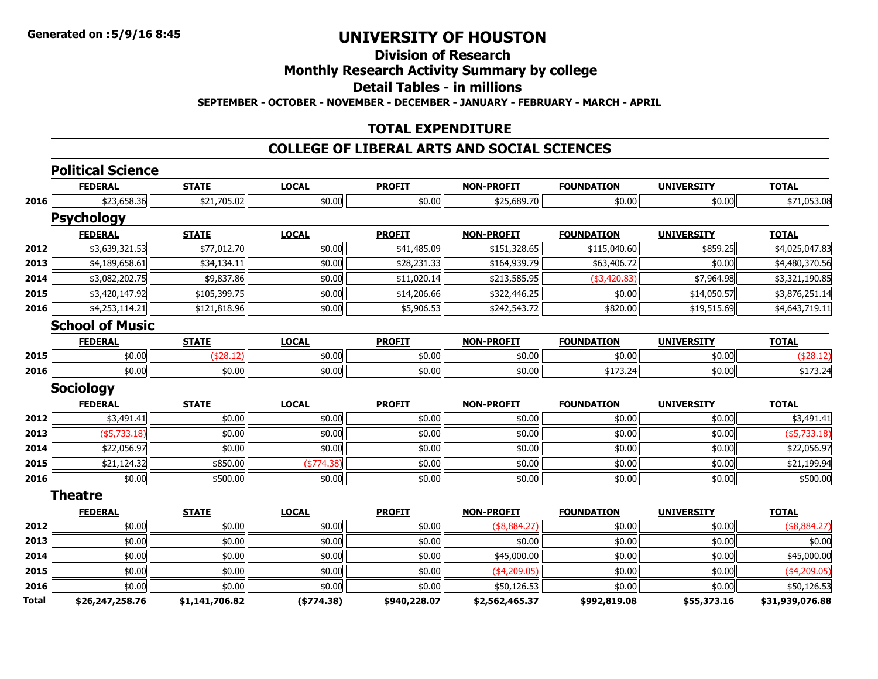**Generated on :5/9/16 8:45**

# UNIVERSITY OF HOUSTON

## Division of Research

## Monthly Research Activity Summary by college

## Detail Tables - in millions

**SEPTEMBER - OCTOBER - NOVEMBER - DECEMBER - JANUARY - FEBRUARY - MARCH - APRIL**

## TOTAL EXPENDITURE

## COLLEGE OF LIBERAL ARTS AND SOCIAL SCIENCES

### Political Science

| | FEDERAL | STATE | LOCAL | PROFIT | NON-PROFIT | FOUNDATION | UNIVERSITY | TOTAL |
|---|---|---|---|---|---|---|---|---|
| 2016 | $23,658.36 | $21,705.02 | $0.00 | $0.00 | $25,689.70 | $0.00 | $0.00 | $71,053.08 |

### Psychology

| | FEDERAL | STATE | LOCAL | PROFIT | NON-PROFIT | FOUNDATION | UNIVERSITY | TOTAL |
|---|---|---|---|---|---|---|---|---|
| 2012 | $3,639,321.53 | $77,012.70 | $0.00 | $41,485.09 | $151,328.65 | $115,040.60 | $859.25 | $4,025,047.83 |
| 2013 | $4,189,658.61 | $34,134.11 | $0.00 | $28,231.33 | $164,939.79 | $63,406.72 | $0.00 | $4,480,370.56 |
| 2014 | $3,082,202.75 | $9,837.86 | $0.00 | $11,020.14 | $213,585.95 | ($3,420.83) | $7,964.98 | $3,321,190.85 |
| 2015 | $3,420,147.92 | $105,399.75 | $0.00 | $14,206.66 | $322,446.25 | $0.00 | $14,050.57 | $3,876,251.14 |
| 2016 | $4,253,114.21 | $121,818.96 | $0.00 | $5,906.53 | $242,543.72 | $820.00 | $19,515.69 | $4,643,719.11 |

### School of Music

| | FEDERAL | STATE | LOCAL | PROFIT | NON-PROFIT | FOUNDATION | UNIVERSITY | TOTAL |
|---|---|---|---|---|---|---|---|---|
| 2015 | $0.00 | ($28.12) | $0.00 | $0.00 | $0.00 | $0.00 | $0.00 | ($28.12) |
| 2016 | $0.00 | $0.00 | $0.00 | $0.00 | $0.00 | $173.24 | $0.00 | $173.24 |

### Sociology

| | FEDERAL | STATE | LOCAL | PROFIT | NON-PROFIT | FOUNDATION | UNIVERSITY | TOTAL |
|---|---|---|---|---|---|---|---|---|
| 2012 | $3,491.41 | $0.00 | $0.00 | $0.00 | $0.00 | $0.00 | $0.00 | $3,491.41 |
| 2013 | ($5,733.18) | $0.00 | $0.00 | $0.00 | $0.00 | $0.00 | $0.00 | ($5,733.18) |
| 2014 | $22,056.97 | $0.00 | $0.00 | $0.00 | $0.00 | $0.00 | $0.00 | $22,056.97 |
| 2015 | $21,124.32 | $850.00 | ($774.38) | $0.00 | $0.00 | $0.00 | $0.00 | $21,199.94 |
| 2016 | $0.00 | $500.00 | $0.00 | $0.00 | $0.00 | $0.00 | $0.00 | $500.00 |

### Theatre

| | FEDERAL | STATE | LOCAL | PROFIT | NON-PROFIT | FOUNDATION | UNIVERSITY | TOTAL |
|---|---|---|---|---|---|---|---|---|
| 2012 | $0.00 | $0.00 | $0.00 | $0.00 | ($8,884.27) | $0.00 | $0.00 | ($8,884.27) |
| 2013 | $0.00 | $0.00 | $0.00 | $0.00 | $0.00 | $0.00 | $0.00 | $0.00 |
| 2014 | $0.00 | $0.00 | $0.00 | $0.00 | $45,000.00 | $0.00 | $0.00 | $45,000.00 |
| 2015 | $0.00 | $0.00 | $0.00 | $0.00 | ($4,209.05) | $0.00 | $0.00 | ($4,209.05) |
| 2016 | $0.00 | $0.00 | $0.00 | $0.00 | $50,126.53 | $0.00 | $0.00 | $50,126.53 |
| **Total** | **$26,247,258.76** | **$1,141,706.82** | **($774.38)** | **$940,228.07** | **$2,562,465.37** | **$992,819.08** | **$55,373.16** | **$31,939,076.88** |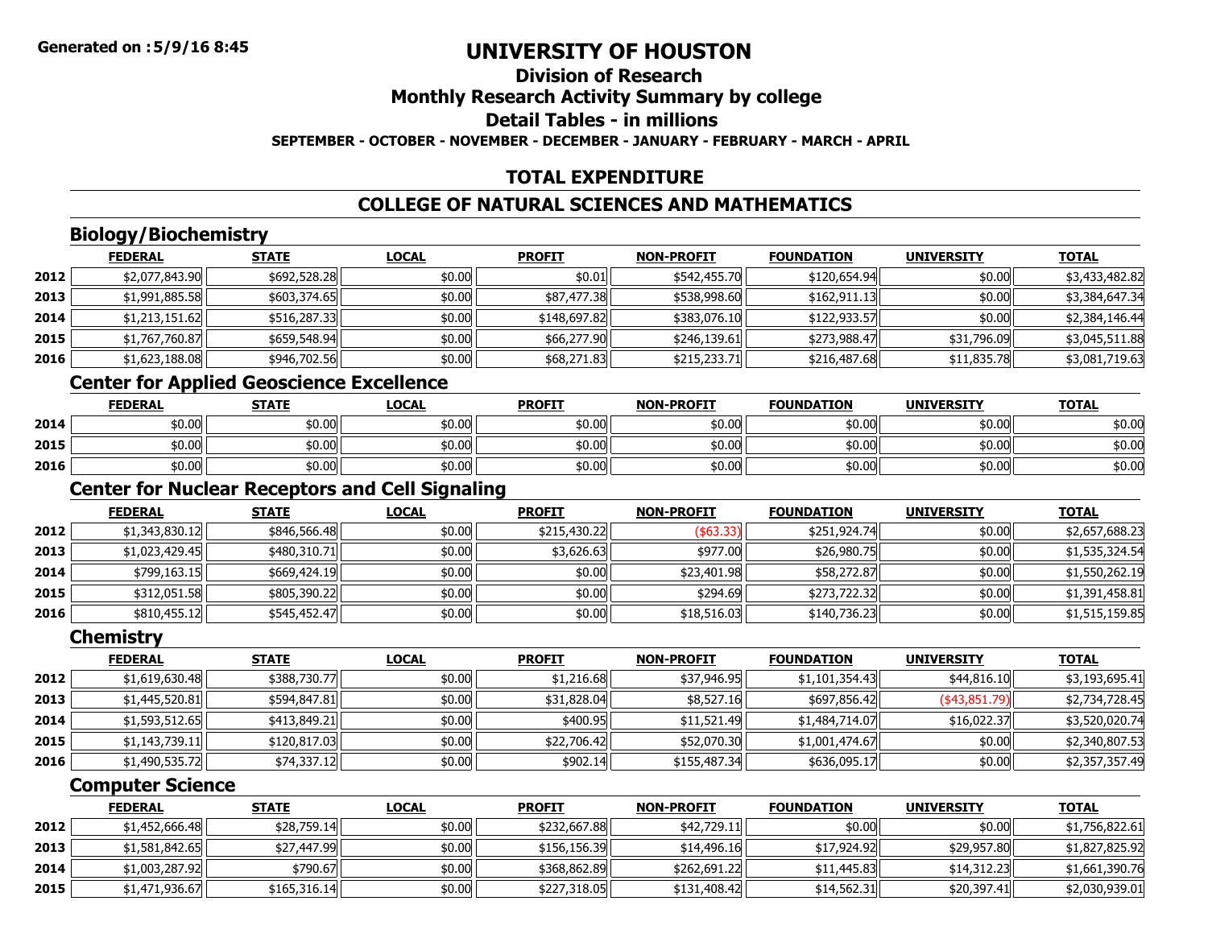**Generated on :5/9/16 8:45**

# UNIVERSITY OF HOUSTON

## Division of Research

## Monthly Research Activity Summary by college

## Detail Tables - in millions

**SEPTEMBER - OCTOBER - NOVEMBER - DECEMBER - JANUARY - FEBRUARY - MARCH - APRIL**

## TOTAL EXPENDITURE

## COLLEGE OF NATURAL SCIENCES AND MATHEMATICS

### Biology/Biochemistry

| | FEDERAL | STATE | LOCAL | PROFIT | NON-PROFIT | FOUNDATION | UNIVERSITY | TOTAL |
|---|---|---|---|---|---|---|---|---|
| 2012 | $2,077,843.90 | $692,528.28 | $0.00 | $0.01 | $542,455.70 | $120,654.94 | $0.00 | $3,433,482.82 |
| 2013 | $1,991,885.58 | $603,374.65 | $0.00 | $87,477.38 | $538,998.60 | $162,911.13 | $0.00 | $3,384,647.34 |
| 2014 | $1,213,151.62 | $516,287.33 | $0.00 | $148,697.82 | $383,076.10 | $122,933.57 | $0.00 | $2,384,146.44 |
| 2015 | $1,767,760.87 | $659,548.94 | $0.00 | $66,277.90 | $246,139.61 | $273,988.47 | $31,796.09 | $3,045,511.88 |
| 2016 | $1,623,188.08 | $946,702.56 | $0.00 | $68,271.83 | $215,233.71 | $216,487.68 | $11,835.78 | $3,081,719.63 |

### Center for Applied Geoscience Excellence

| | FEDERAL | STATE | LOCAL | PROFIT | NON-PROFIT | FOUNDATION | UNIVERSITY | TOTAL |
|---|---|---|---|---|---|---|---|---|
| 2014 | $0.00 | $0.00 | $0.00 | $0.00 | $0.00 | $0.00 | $0.00 | $0.00 |
| 2015 | $0.00 | $0.00 | $0.00 | $0.00 | $0.00 | $0.00 | $0.00 | $0.00 |
| 2016 | $0.00 | $0.00 | $0.00 | $0.00 | $0.00 | $0.00 | $0.00 | $0.00 |

### Center for Nuclear Receptors and Cell Signaling

| | FEDERAL | STATE | LOCAL | PROFIT | NON-PROFIT | FOUNDATION | UNIVERSITY | TOTAL |
|---|---|---|---|---|---|---|---|---|
| 2012 | $1,343,830.12 | $846,566.48 | $0.00 | $215,430.22 | ($63.33) | $251,924.74 | $0.00 | $2,657,688.23 |
| 2013 | $1,023,429.45 | $480,310.71 | $0.00 | $3,626.63 | $977.00 | $26,980.75 | $0.00 | $1,535,324.54 |
| 2014 | $799,163.15 | $669,424.19 | $0.00 | $0.00 | $23,401.98 | $58,272.87 | $0.00 | $1,550,262.19 |
| 2015 | $312,051.58 | $805,390.22 | $0.00 | $0.00 | $294.69 | $273,722.32 | $0.00 | $1,391,458.81 |
| 2016 | $810,455.12 | $545,452.47 | $0.00 | $0.00 | $18,516.03 | $140,736.23 | $0.00 | $1,515,159.85 |

### Chemistry

| | FEDERAL | STATE | LOCAL | PROFIT | NON-PROFIT | FOUNDATION | UNIVERSITY | TOTAL |
|---|---|---|---|---|---|---|---|---|
| 2012 | $1,619,630.48 | $388,730.77 | $0.00 | $1,216.68 | $37,946.95 | $1,101,354.43 | $44,816.10 | $3,193,695.41 |
| 2013 | $1,445,520.81 | $594,847.81 | $0.00 | $31,828.04 | $8,527.16 | $697,856.42 | ($43,851.79) | $2,734,728.45 |
| 2014 | $1,593,512.65 | $413,849.21 | $0.00 | $400.95 | $11,521.49 | $1,484,714.07 | $16,022.37 | $3,520,020.74 |
| 2015 | $1,143,739.11 | $120,817.03 | $0.00 | $22,706.42 | $52,070.30 | $1,001,474.67 | $0.00 | $2,340,807.53 |
| 2016 | $1,490,535.72 | $74,337.12 | $0.00 | $902.14 | $155,487.34 | $636,095.17 | $0.00 | $2,357,357.49 |

### Computer Science

| | FEDERAL | STATE | LOCAL | PROFIT | NON-PROFIT | FOUNDATION | UNIVERSITY | TOTAL |
|---|---|---|---|---|---|---|---|---|
| 2012 | $1,452,666.48 | $28,759.14 | $0.00 | $232,667.88 | $42,729.11 | $0.00 | $0.00 | $1,756,822.61 |
| 2013 | $1,581,842.65 | $27,447.99 | $0.00 | $156,156.39 | $14,496.16 | $17,924.92 | $29,957.80 | $1,827,825.92 |
| 2014 | $1,003,287.92 | $790.67 | $0.00 | $368,862.89 | $262,691.22 | $11,445.83 | $14,312.23 | $1,661,390.76 |
| 2015 | $1,471,936.67 | $165,316.14 | $0.00 | $227,318.05 | $131,408.42 | $14,562.31 | $20,397.41 | $2,030,939.01 |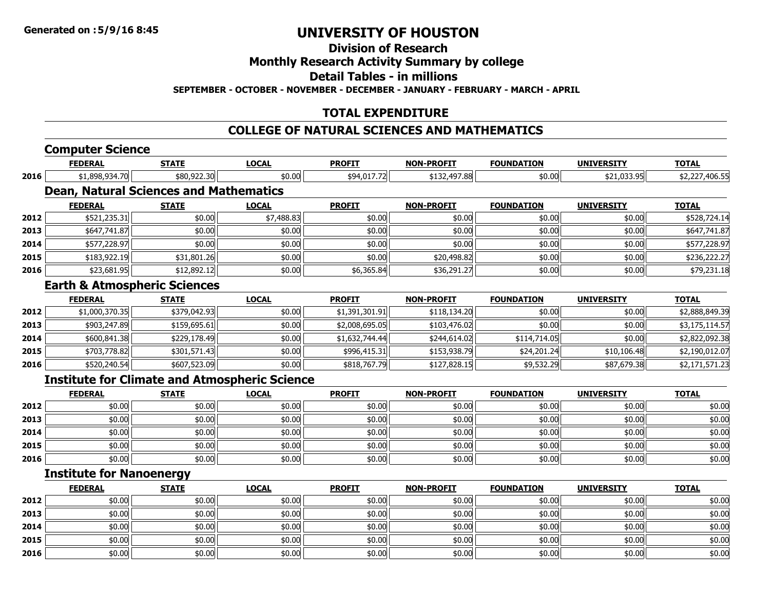# UNIVERSITY OF HOUSTON

## Division of Research

## Monthly Research Activity Summary by college

## Detail Tables - in millions

**SEPTEMBER - OCTOBER - NOVEMBER - DECEMBER - JANUARY - FEBRUARY - MARCH - APRIL**

## TOTAL EXPENDITURE

## COLLEGE OF NATURAL SCIENCES AND MATHEMATICS

### Computer Science

| | FEDERAL | STATE | LOCAL | PROFIT | NON-PROFIT | FOUNDATION | UNIVERSITY | TOTAL |
|---|---|---|---|---|---|---|---|---|
| 2016 | $1,898,934.70 | $80,922.30 | $0.00 | $94,017.72 | $132,497.88 | $0.00 | $21,033.95 | $2,227,406.55 |

### Dean, Natural Sciences and Mathematics

| | FEDERAL | STATE | LOCAL | PROFIT | NON-PROFIT | FOUNDATION | UNIVERSITY | TOTAL |
|---|---|---|---|---|---|---|---|---|
| 2012 | $521,235.31 | $0.00 | $7,488.83 | $0.00 | $0.00 | $0.00 | $0.00 | $528,724.14 |
| 2013 | $647,741.87 | $0.00 | $0.00 | $0.00 | $0.00 | $0.00 | $0.00 | $647,741.87 |
| 2014 | $577,228.97 | $0.00 | $0.00 | $0.00 | $0.00 | $0.00 | $0.00 | $577,228.97 |
| 2015 | $183,922.19 | $31,801.26 | $0.00 | $0.00 | $20,498.82 | $0.00 | $0.00 | $236,222.27 |
| 2016 | $23,681.95 | $12,892.12 | $0.00 | $6,365.84 | $36,291.27 | $0.00 | $0.00 | $79,231.18 |

### Earth & Atmospheric Sciences

| | FEDERAL | STATE | LOCAL | PROFIT | NON-PROFIT | FOUNDATION | UNIVERSITY | TOTAL |
|---|---|---|---|---|---|---|---|---|
| 2012 | $1,000,370.35 | $379,042.93 | $0.00 | $1,391,301.91 | $118,134.20 | $0.00 | $0.00 | $2,888,849.39 |
| 2013 | $903,247.89 | $159,695.61 | $0.00 | $2,008,695.05 | $103,476.02 | $0.00 | $0.00 | $3,175,114.57 |
| 2014 | $600,841.38 | $229,178.49 | $0.00 | $1,632,744.44 | $244,614.02 | $114,714.05 | $0.00 | $2,822,092.38 |
| 2015 | $703,778.82 | $301,571.43 | $0.00 | $996,415.31 | $153,938.79 | $24,201.24 | $10,106.48 | $2,190,012.07 |
| 2016 | $520,240.54 | $607,523.09 | $0.00 | $818,767.79 | $127,828.15 | $9,532.29 | $87,679.38 | $2,171,571.23 |

### Institute for Climate and Atmospheric Science

| | FEDERAL | STATE | LOCAL | PROFIT | NON-PROFIT | FOUNDATION | UNIVERSITY | TOTAL |
|---|---|---|---|---|---|---|---|---|
| 2012 | $0.00 | $0.00 | $0.00 | $0.00 | $0.00 | $0.00 | $0.00 | $0.00 |
| 2013 | $0.00 | $0.00 | $0.00 | $0.00 | $0.00 | $0.00 | $0.00 | $0.00 |
| 2014 | $0.00 | $0.00 | $0.00 | $0.00 | $0.00 | $0.00 | $0.00 | $0.00 |
| 2015 | $0.00 | $0.00 | $0.00 | $0.00 | $0.00 | $0.00 | $0.00 | $0.00 |
| 2016 | $0.00 | $0.00 | $0.00 | $0.00 | $0.00 | $0.00 | $0.00 | $0.00 |

### Institute for Nanoenergy

| | FEDERAL | STATE | LOCAL | PROFIT | NON-PROFIT | FOUNDATION | UNIVERSITY | TOTAL |
|---|---|---|---|---|---|---|---|---|
| 2012 | $0.00 | $0.00 | $0.00 | $0.00 | $0.00 | $0.00 | $0.00 | $0.00 |
| 2013 | $0.00 | $0.00 | $0.00 | $0.00 | $0.00 | $0.00 | $0.00 | $0.00 |
| 2014 | $0.00 | $0.00 | $0.00 | $0.00 | $0.00 | $0.00 | $0.00 | $0.00 |
| 2015 | $0.00 | $0.00 | $0.00 | $0.00 | $0.00 | $0.00 | $0.00 | $0.00 |
| 2016 | $0.00 | $0.00 | $0.00 | $0.00 | $0.00 | $0.00 | $0.00 | $0.00 |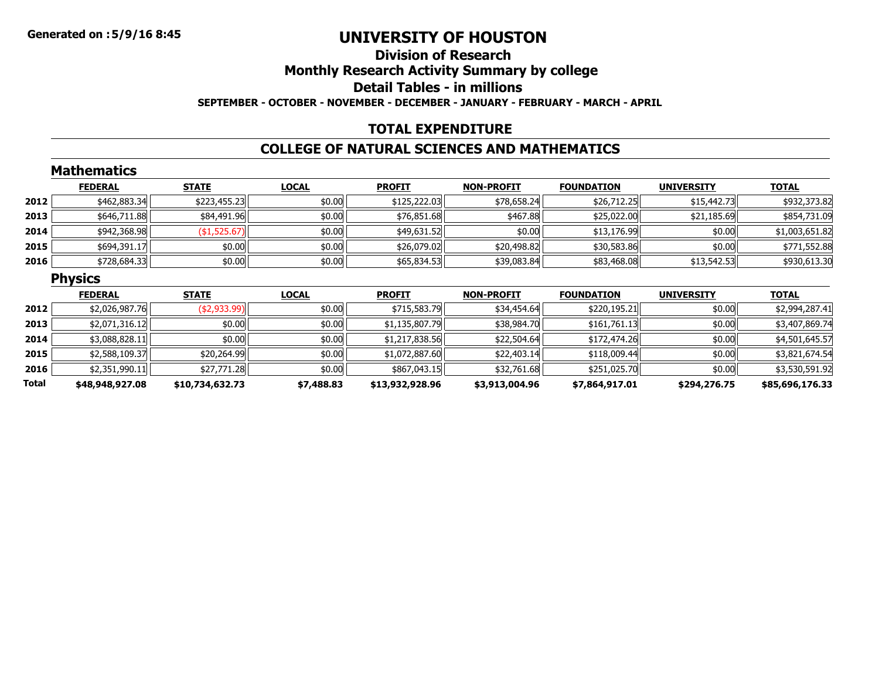Generated on :5/9/16 8:45

# UNIVERSITY OF HOUSTON

## Division of Research

## Monthly Research Activity Summary by college

## Detail Tables - in millions

**SEPTEMBER - OCTOBER - NOVEMBER - DECEMBER - JANUARY - FEBRUARY - MARCH - APRIL**

## TOTAL EXPENDITURE

## COLLEGE OF NATURAL SCIENCES AND MATHEMATICS

### Mathematics

| | FEDERAL | STATE | LOCAL | PROFIT | NON-PROFIT | FOUNDATION | UNIVERSITY | TOTAL |
|---|---|---|---|---|---|---|---|---|
| 2012 | $462,883.34 | $223,455.23 | $0.00 | $125,222.03 | $78,658.24 | $26,712.25 | $15,442.73 | $932,373.82 |
| 2013 | $646,711.88 | $84,491.96 | $0.00 | $76,851.68 | $467.88 | $25,022.00 | $21,185.69 | $854,731.09 |
| 2014 | $942,368.98 | ($1,525.67) | $0.00 | $49,631.52 | $0.00 | $13,176.99 | $0.00 | $1,003,651.82 |
| 2015 | $694,391.17 | $0.00 | $0.00 | $26,079.02 | $20,498.82 | $30,583.86 | $0.00 | $771,552.88 |
| 2016 | $728,684.33 | $0.00 | $0.00 | $65,834.53 | $39,083.84 | $83,468.08 | $13,542.53 | $930,613.30 |

### Physics

| | FEDERAL | STATE | LOCAL | PROFIT | NON-PROFIT | FOUNDATION | UNIVERSITY | TOTAL |
|---|---|---|---|---|---|---|---|---|
| 2012 | $2,026,987.76 | ($2,933.99) | $0.00 | $715,583.79 | $34,454.64 | $220,195.21 | $0.00 | $2,994,287.41 |
| 2013 | $2,071,316.12 | $0.00 | $0.00 | $1,135,807.79 | $38,984.70 | $161,761.13 | $0.00 | $3,407,869.74 |
| 2014 | $3,088,828.11 | $0.00 | $0.00 | $1,217,838.56 | $22,504.64 | $172,474.26 | $0.00 | $4,501,645.57 |
| 2015 | $2,588,109.37 | $20,264.99 | $0.00 | $1,072,887.60 | $22,403.14 | $118,009.44 | $0.00 | $3,821,674.54 |
| 2016 | $2,351,990.11 | $27,771.28 | $0.00 | $867,043.15 | $32,761.68 | $251,025.70 | $0.00 | $3,530,591.92 |
| **Total** | **$48,948,927.08** | **$10,734,632.73** | **$7,488.83** | **$13,932,928.96** | **$3,913,004.96** | **$7,864,917.01** | **$294,276.75** | **$85,696,176.33** |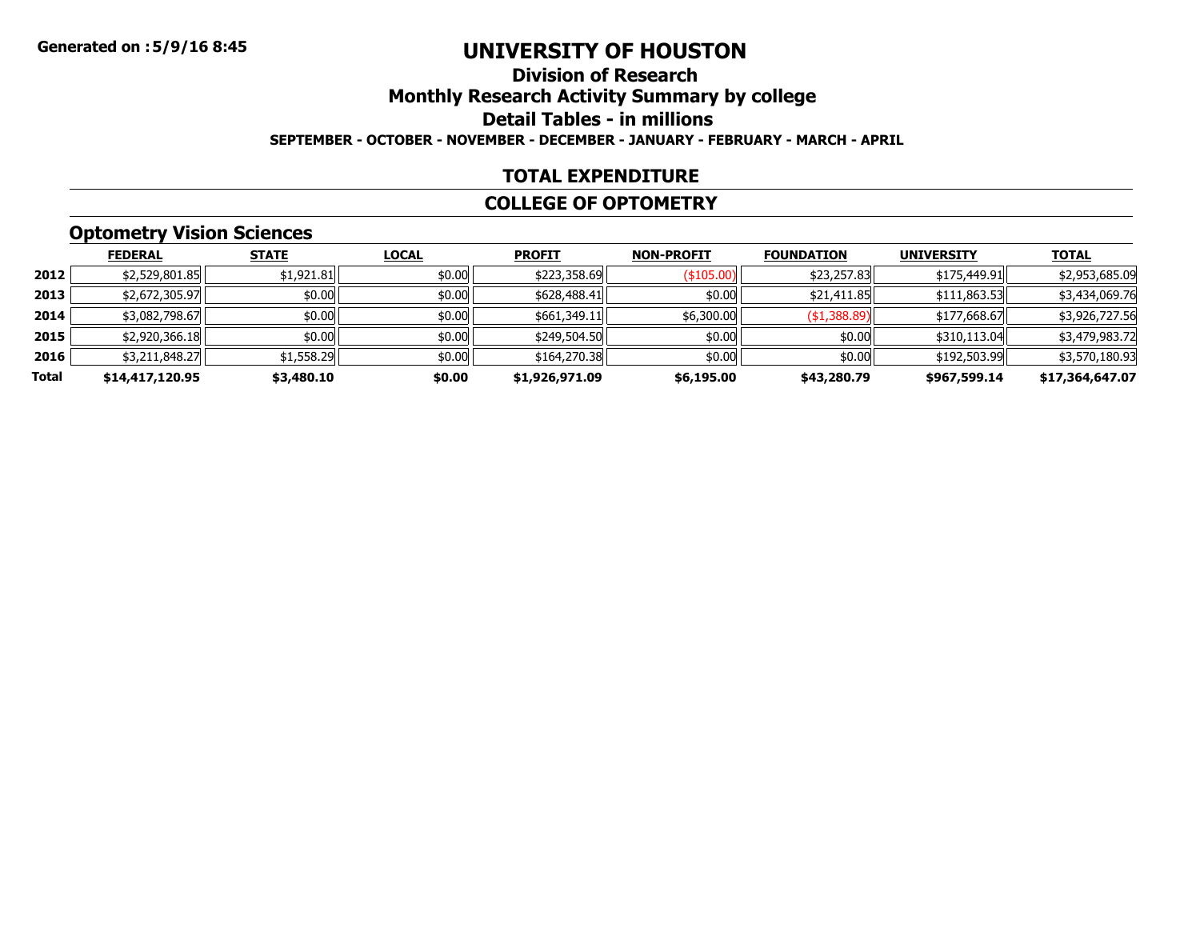Generated on :5/9/16 8:45

# UNIVERSITY OF HOUSTON

## Division of Research

## Monthly Research Activity Summary by college

## Detail Tables - in millions

**SEPTEMBER - OCTOBER - NOVEMBER - DECEMBER - JANUARY - FEBRUARY - MARCH - APRIL**

## TOTAL EXPENDITURE

## COLLEGE OF OPTOMETRY

### Optometry Vision Sciences

| | FEDERAL | STATE | LOCAL | PROFIT | NON-PROFIT | FOUNDATION | UNIVERSITY | TOTAL |
|---|---|---|---|---|---|---|---|---|
| **2012** | $2,529,801.85 | $1,921.81 | $0.00 | $223,358.69 | ($105.00) | $23,257.83 | $175,449.91 | $2,953,685.09 |
| **2013** | $2,672,305.97 | $0.00 | $0.00 | $628,488.41 | $0.00 | $21,411.85 | $111,863.53 | $3,434,069.76 |
| **2014** | $3,082,798.67 | $0.00 | $0.00 | $661,349.11 | $6,300.00 | ($1,388.89) | $177,668.67 | $3,926,727.56 |
| **2015** | $2,920,366.18 | $0.00 | $0.00 | $249,504.50 | $0.00 | $0.00 | $310,113.04 | $3,479,983.72 |
| **2016** | $3,211,848.27 | $1,558.29 | $0.00 | $164,270.38 | $0.00 | $0.00 | $192,503.99 | $3,570,180.93 |
| **Total** | **$14,417,120.95** | **$3,480.10** | **$0.00** | **$1,926,971.09** | **$6,195.00** | **$43,280.79** | **$967,599.14** | **$17,364,647.07** |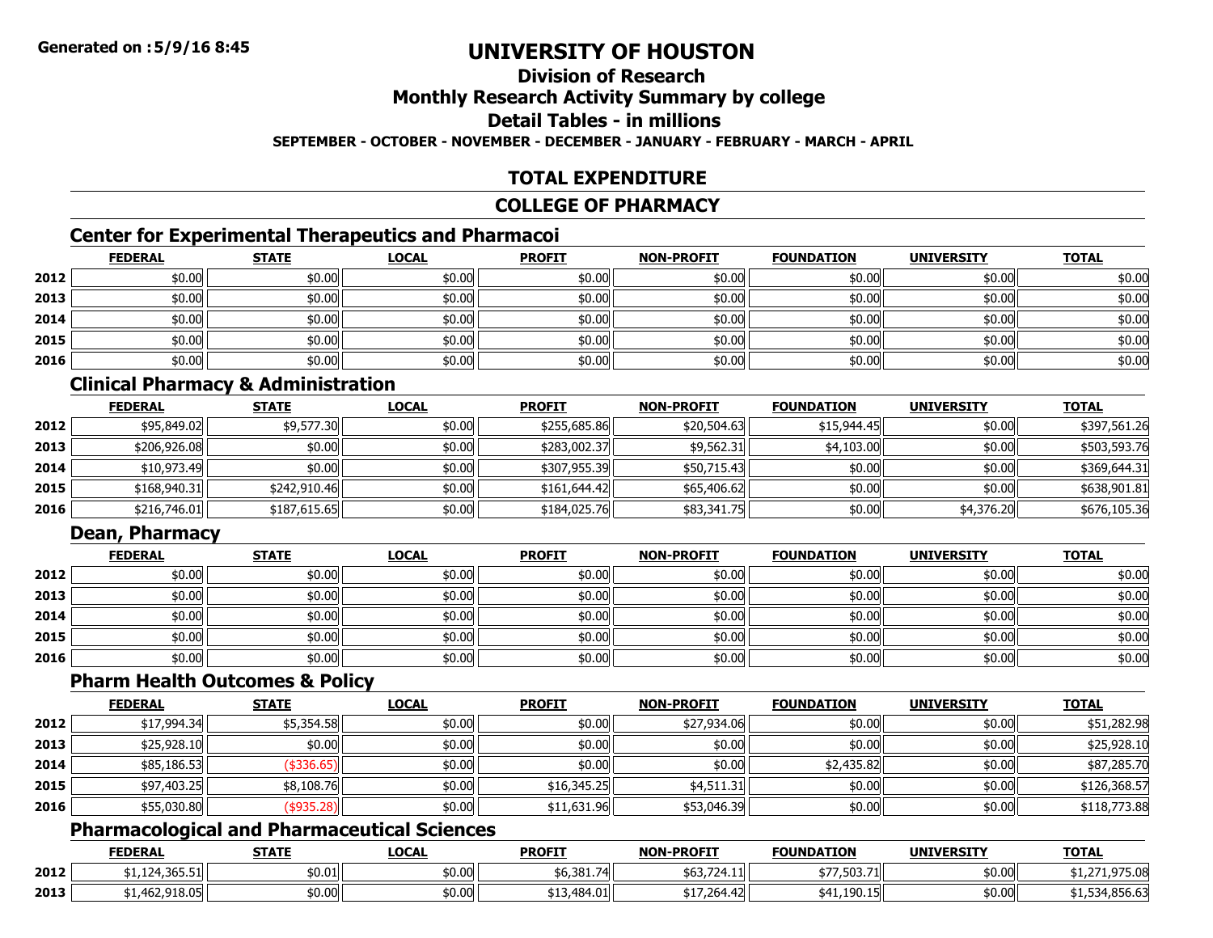# UNIVERSITY OF HOUSTON

## Division of Research

## Monthly Research Activity Summary by college

## Detail Tables - in millions

**SEPTEMBER - OCTOBER - NOVEMBER - DECEMBER - JANUARY - FEBRUARY - MARCH - APRIL**

## TOTAL EXPENDITURE

## COLLEGE OF PHARMACY

### Center for Experimental Therapeutics and Pharmacoi

| | FEDERAL | STATE | LOCAL | PROFIT | NON-PROFIT | FOUNDATION | UNIVERSITY | TOTAL |
|---|---|---|---|---|---|---|---|---|
| 2012 | $0.00 | $0.00 | $0.00 | $0.00 | $0.00 | $0.00 | $0.00 | $0.00 |
| 2013 | $0.00 | $0.00 | $0.00 | $0.00 | $0.00 | $0.00 | $0.00 | $0.00 |
| 2014 | $0.00 | $0.00 | $0.00 | $0.00 | $0.00 | $0.00 | $0.00 | $0.00 |
| 2015 | $0.00 | $0.00 | $0.00 | $0.00 | $0.00 | $0.00 | $0.00 | $0.00 |
| 2016 | $0.00 | $0.00 | $0.00 | $0.00 | $0.00 | $0.00 | $0.00 | $0.00 |

### Clinical Pharmacy & Administration

| | FEDERAL | STATE | LOCAL | PROFIT | NON-PROFIT | FOUNDATION | UNIVERSITY | TOTAL |
|---|---|---|---|---|---|---|---|---|
| 2012 | $95,849.02 | $9,577.30 | $0.00 | $255,685.86 | $20,504.63 | $15,944.45 | $0.00 | $397,561.26 |
| 2013 | $206,926.08 | $0.00 | $0.00 | $283,002.37 | $9,562.31 | $4,103.00 | $0.00 | $503,593.76 |
| 2014 | $10,973.49 | $0.00 | $0.00 | $307,955.39 | $50,715.43 | $0.00 | $0.00 | $369,644.31 |
| 2015 | $168,940.31 | $242,910.46 | $0.00 | $161,644.42 | $65,406.62 | $0.00 | $0.00 | $638,901.81 |
| 2016 | $216,746.01 | $187,615.65 | $0.00 | $184,025.76 | $83,341.75 | $0.00 | $4,376.20 | $676,105.36 |

### Dean, Pharmacy

| | FEDERAL | STATE | LOCAL | PROFIT | NON-PROFIT | FOUNDATION | UNIVERSITY | TOTAL |
|---|---|---|---|---|---|---|---|---|
| 2012 | $0.00 | $0.00 | $0.00 | $0.00 | $0.00 | $0.00 | $0.00 | $0.00 |
| 2013 | $0.00 | $0.00 | $0.00 | $0.00 | $0.00 | $0.00 | $0.00 | $0.00 |
| 2014 | $0.00 | $0.00 | $0.00 | $0.00 | $0.00 | $0.00 | $0.00 | $0.00 |
| 2015 | $0.00 | $0.00 | $0.00 | $0.00 | $0.00 | $0.00 | $0.00 | $0.00 |
| 2016 | $0.00 | $0.00 | $0.00 | $0.00 | $0.00 | $0.00 | $0.00 | $0.00 |

### Pharm Health Outcomes & Policy

| | FEDERAL | STATE | LOCAL | PROFIT | NON-PROFIT | FOUNDATION | UNIVERSITY | TOTAL |
|---|---|---|---|---|---|---|---|---|
| 2012 | $17,994.34 | $5,354.58 | $0.00 | $0.00 | $27,934.06 | $0.00 | $0.00 | $51,282.98 |
| 2013 | $25,928.10 | $0.00 | $0.00 | $0.00 | $0.00 | $0.00 | $0.00 | $25,928.10 |
| 2014 | $85,186.53 | ($336.65) | $0.00 | $0.00 | $0.00 | $2,435.82 | $0.00 | $87,285.70 |
| 2015 | $97,403.25 | $8,108.76 | $0.00 | $16,345.25 | $4,511.31 | $0.00 | $0.00 | $126,368.57 |
| 2016 | $55,030.80 | ($935.28) | $0.00 | $11,631.96 | $53,046.39 | $0.00 | $0.00 | $118,773.88 |

### Pharmacological and Pharmaceutical Sciences

| | FEDERAL | STATE | LOCAL | PROFIT | NON-PROFIT | FOUNDATION | UNIVERSITY | TOTAL |
|---|---|---|---|---|---|---|---|---|
| 2012 | $1,124,365.51 | $0.01 | $0.00 | $6,381.74 | $63,724.11 | $77,503.71 | $0.00 | $1,271,975.08 |
| 2013 | $1,462,918.05 | $0.00 | $0.00 | $13,484.01 | $17,264.42 | $41,190.15 | $0.00 | $1,534,856.63 |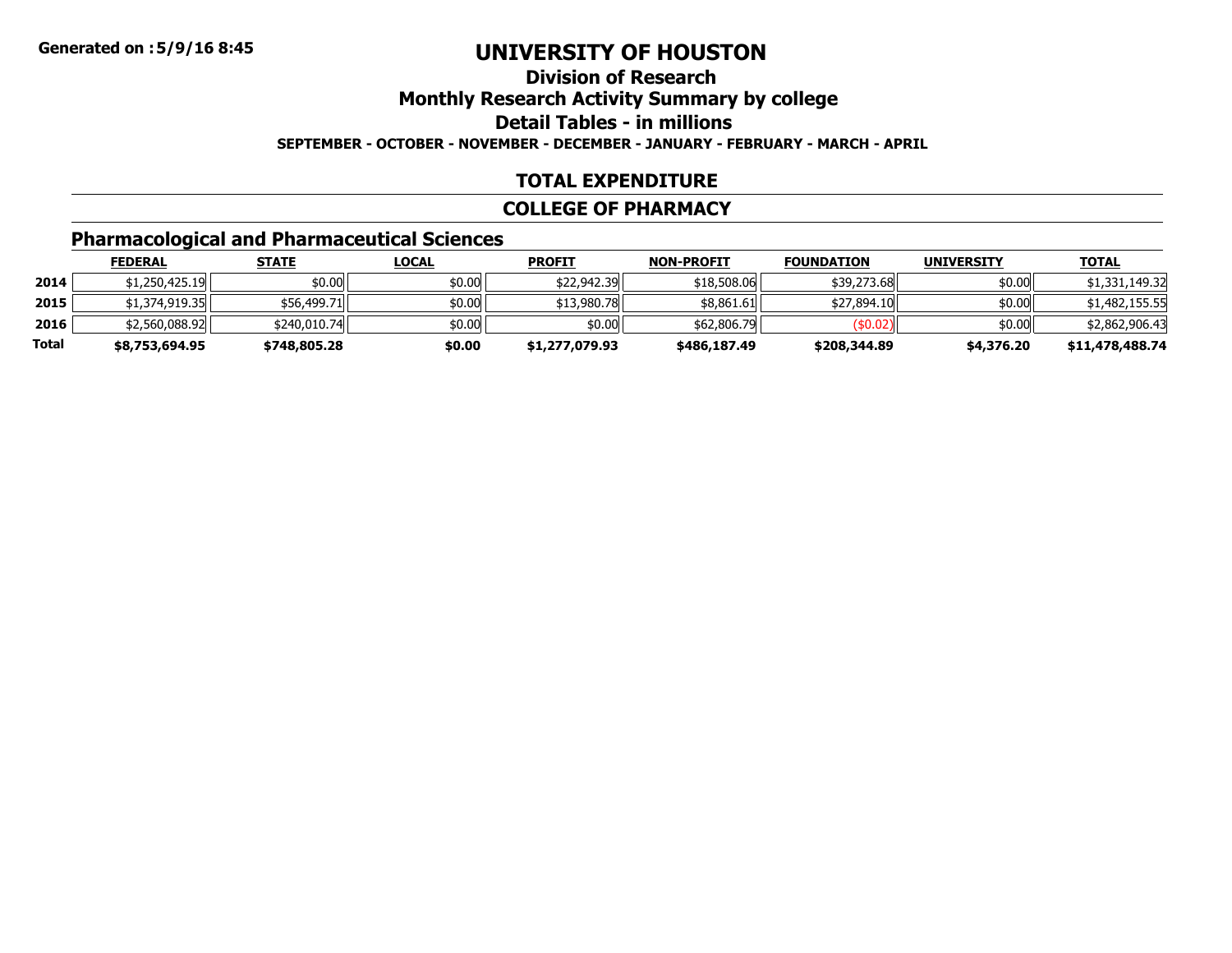Generated on :5/9/16 8:45

# UNIVERSITY OF HOUSTON

## Division of Research

## Monthly Research Activity Summary by college

## Detail Tables - in millions

**SEPTEMBER - OCTOBER - NOVEMBER - DECEMBER - JANUARY - FEBRUARY - MARCH - APRIL**

## TOTAL EXPENDITURE

## COLLEGE OF PHARMACY

### Pharmacological and Pharmaceutical Sciences

| | FEDERAL | STATE | LOCAL | PROFIT | NON-PROFIT | FOUNDATION | UNIVERSITY | TOTAL |
|---|---|---|---|---|---|---|---|---|
| **2014** | $1,250,425.19 | $0.00 | $0.00 | $22,942.39 | $18,508.06 | $39,273.68 | $0.00 | $1,331,149.32 |
| **2015** | $1,374,919.35 | $56,499.71 | $0.00 | $13,980.78 | $8,861.61 | $27,894.10 | $0.00 | $1,482,155.55 |
| **2016** | $2,560,088.92 | $240,010.74 | $0.00 | $0.00 | $62,806.79 | ($0.02) | $0.00 | $2,862,906.43 |
| **Total** | **$8,753,694.95** | **$748,805.28** | **$0.00** | **$1,277,079.93** | **$486,187.49** | **$208,344.89** | **$4,376.20** | **$11,478,488.74** |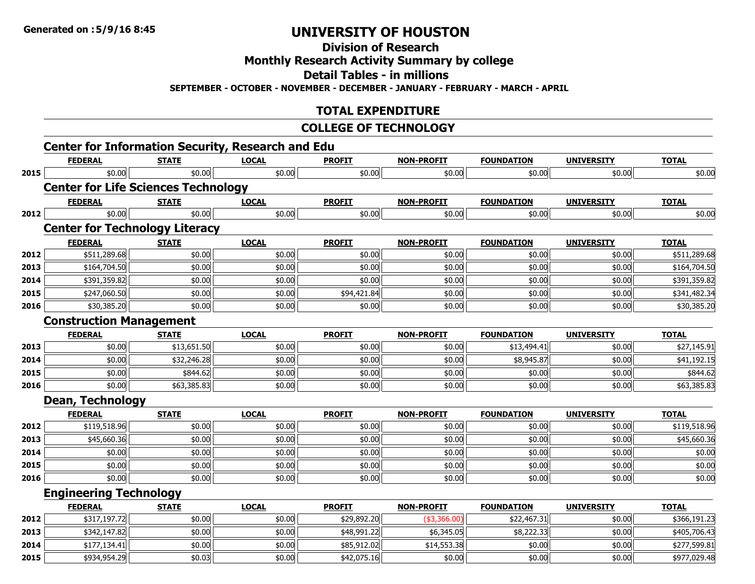# UNIVERSITY OF HOUSTON

## Division of Research

## Monthly Research Activity Summary by college

## Detail Tables - in millions

**SEPTEMBER - OCTOBER - NOVEMBER - DECEMBER - JANUARY - FEBRUARY - MARCH - APRIL**

## TOTAL EXPENDITURE

## COLLEGE OF TECHNOLOGY

### Center for Information Security, Research and Edu

| | FEDERAL | STATE | LOCAL | PROFIT | NON-PROFIT | FOUNDATION | UNIVERSITY | TOTAL |
|---|---|---|---|---|---|---|---|---|
| 2015 | $0.00 | $0.00 | $0.00 | $0.00 | $0.00 | $0.00 | $0.00 | $0.00 |

### Center for Life Sciences Technology

| | FEDERAL | STATE | LOCAL | PROFIT | NON-PROFIT | FOUNDATION | UNIVERSITY | TOTAL |
|---|---|---|---|---|---|---|---|---|
| 2012 | $0.00 | $0.00 | $0.00 | $0.00 | $0.00 | $0.00 | $0.00 | $0.00 |

### Center for Technology Literacy

| | FEDERAL | STATE | LOCAL | PROFIT | NON-PROFIT | FOUNDATION | UNIVERSITY | TOTAL |
|---|---|---|---|---|---|---|---|---|
| 2012 | $511,289.68 | $0.00 | $0.00 | $0.00 | $0.00 | $0.00 | $0.00 | $511,289.68 |
| 2013 | $164,704.50 | $0.00 | $0.00 | $0.00 | $0.00 | $0.00 | $0.00 | $164,704.50 |
| 2014 | $391,359.82 | $0.00 | $0.00 | $0.00 | $0.00 | $0.00 | $0.00 | $391,359.82 |
| 2015 | $247,060.50 | $0.00 | $0.00 | $94,421.84 | $0.00 | $0.00 | $0.00 | $341,482.34 |
| 2016 | $30,385.20 | $0.00 | $0.00 | $0.00 | $0.00 | $0.00 | $0.00 | $30,385.20 |

### Construction Management

| | FEDERAL | STATE | LOCAL | PROFIT | NON-PROFIT | FOUNDATION | UNIVERSITY | TOTAL |
|---|---|---|---|---|---|---|---|---|
| 2013 | $0.00 | $13,651.50 | $0.00 | $0.00 | $0.00 | $13,494.41 | $0.00 | $27,145.91 |
| 2014 | $0.00 | $32,246.28 | $0.00 | $0.00 | $0.00 | $8,945.87 | $0.00 | $41,192.15 |
| 2015 | $0.00 | $844.62 | $0.00 | $0.00 | $0.00 | $0.00 | $0.00 | $844.62 |
| 2016 | $0.00 | $63,385.83 | $0.00 | $0.00 | $0.00 | $0.00 | $0.00 | $63,385.83 |

### Dean, Technology

| | FEDERAL | STATE | LOCAL | PROFIT | NON-PROFIT | FOUNDATION | UNIVERSITY | TOTAL |
|---|---|---|---|---|---|---|---|---|
| 2012 | $119,518.96 | $0.00 | $0.00 | $0.00 | $0.00 | $0.00 | $0.00 | $119,518.96 |
| 2013 | $45,660.36 | $0.00 | $0.00 | $0.00 | $0.00 | $0.00 | $0.00 | $45,660.36 |
| 2014 | $0.00 | $0.00 | $0.00 | $0.00 | $0.00 | $0.00 | $0.00 | $0.00 |
| 2015 | $0.00 | $0.00 | $0.00 | $0.00 | $0.00 | $0.00 | $0.00 | $0.00 |
| 2016 | $0.00 | $0.00 | $0.00 | $0.00 | $0.00 | $0.00 | $0.00 | $0.00 |

### Engineering Technology

| | FEDERAL | STATE | LOCAL | PROFIT | NON-PROFIT | FOUNDATION | UNIVERSITY | TOTAL |
|---|---|---|---|---|---|---|---|---|
| 2012 | $317,197.72 | $0.00 | $0.00 | $29,892.20 | ($3,366.00) | $22,467.31 | $0.00 | $366,191.23 |
| 2013 | $342,147.82 | $0.00 | $0.00 | $48,991.22 | $6,345.05 | $8,222.33 | $0.00 | $405,706.43 |
| 2014 | $177,134.41 | $0.00 | $0.00 | $85,912.02 | $14,553.38 | $0.00 | $0.00 | $277,599.81 |
| 2015 | $934,954.29 | $0.03 | $0.00 | $42,075.16 | $0.00 | $0.00 | $0.00 | $977,029.48 |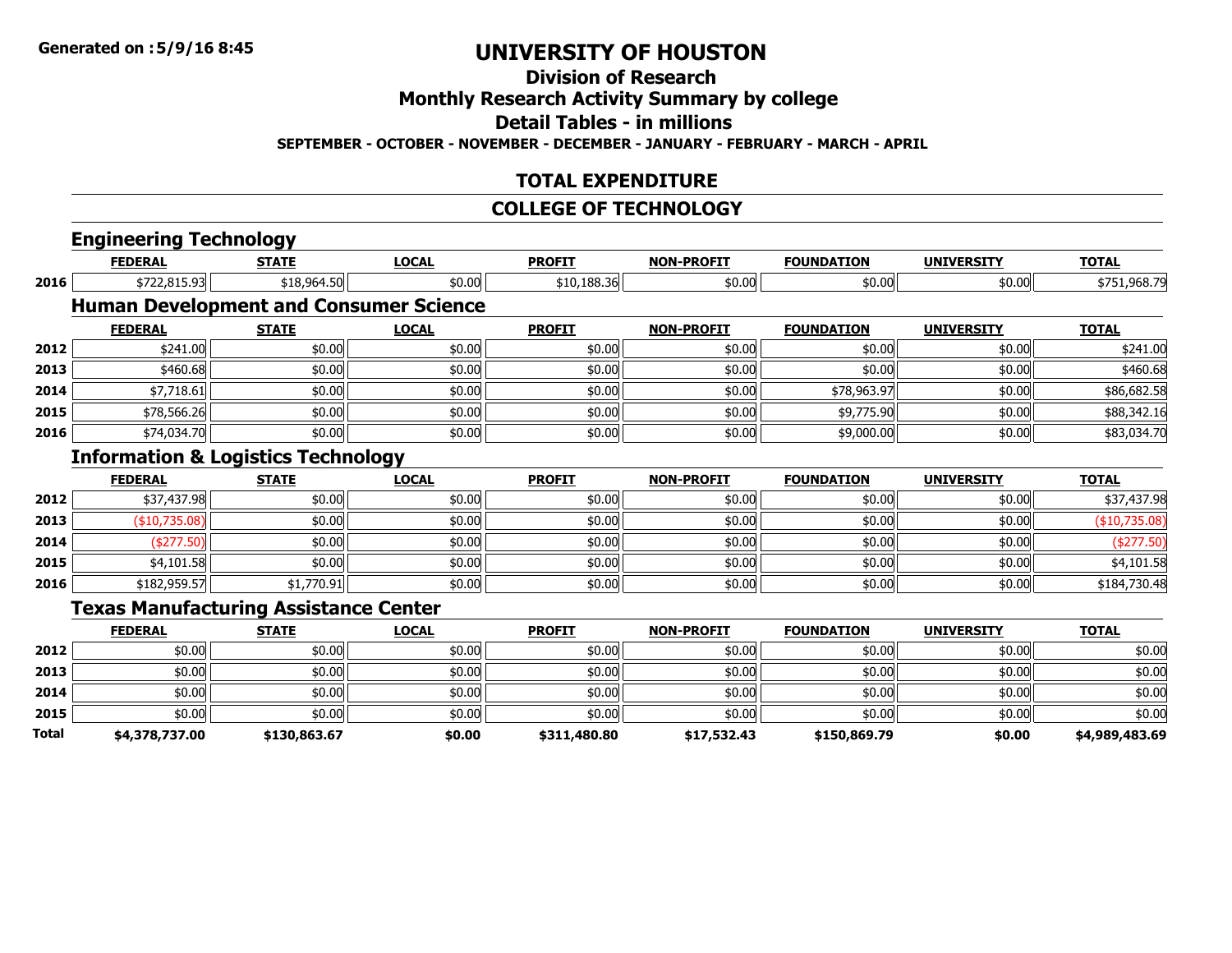**Generated on :5/9/16 8:45**

# UNIVERSITY OF HOUSTON

## Division of Research

## Monthly Research Activity Summary by college

## Detail Tables - in millions

**SEPTEMBER - OCTOBER - NOVEMBER - DECEMBER - JANUARY - FEBRUARY - MARCH - APRIL**

## TOTAL EXPENDITURE

## COLLEGE OF TECHNOLOGY

### Engineering Technology

| | FEDERAL | STATE | LOCAL | PROFIT | NON-PROFIT | FOUNDATION | UNIVERSITY | TOTAL |
|---|---|---|---|---|---|---|---|---|
| 2016 | $722,815.93 | $18,964.50 | $0.00 | $10,188.36 | $0.00 | $0.00 | $0.00 | $751,968.79 |

### Human Development and Consumer Science

| | FEDERAL | STATE | LOCAL | PROFIT | NON-PROFIT | FOUNDATION | UNIVERSITY | TOTAL |
|---|---|---|---|---|---|---|---|---|
| 2012 | $241.00 | $0.00 | $0.00 | $0.00 | $0.00 | $0.00 | $0.00 | $241.00 |
| 2013 | $460.68 | $0.00 | $0.00 | $0.00 | $0.00 | $0.00 | $0.00 | $460.68 |
| 2014 | $7,718.61 | $0.00 | $0.00 | $0.00 | $0.00 | $78,963.97 | $0.00 | $86,682.58 |
| 2015 | $78,566.26 | $0.00 | $0.00 | $0.00 | $0.00 | $9,775.90 | $0.00 | $88,342.16 |
| 2016 | $74,034.70 | $0.00 | $0.00 | $0.00 | $0.00 | $9,000.00 | $0.00 | $83,034.70 |

### Information & Logistics Technology

| | FEDERAL | STATE | LOCAL | PROFIT | NON-PROFIT | FOUNDATION | UNIVERSITY | TOTAL |
|---|---|---|---|---|---|---|---|---|
| 2012 | $37,437.98 | $0.00 | $0.00 | $0.00 | $0.00 | $0.00 | $0.00 | $37,437.98 |
| 2013 | ($10,735.08) | $0.00 | $0.00 | $0.00 | $0.00 | $0.00 | $0.00 | ($10,735.08) |
| 2014 | ($277.50) | $0.00 | $0.00 | $0.00 | $0.00 | $0.00 | $0.00 | ($277.50) |
| 2015 | $4,101.58 | $0.00 | $0.00 | $0.00 | $0.00 | $0.00 | $0.00 | $4,101.58 |
| 2016 | $182,959.57 | $1,770.91 | $0.00 | $0.00 | $0.00 | $0.00 | $0.00 | $184,730.48 |

### Texas Manufacturing Assistance Center

| | FEDERAL | STATE | LOCAL | PROFIT | NON-PROFIT | FOUNDATION | UNIVERSITY | TOTAL |
|---|---|---|---|---|---|---|---|---|
| 2012 | $0.00 | $0.00 | $0.00 | $0.00 | $0.00 | $0.00 | $0.00 | $0.00 |
| 2013 | $0.00 | $0.00 | $0.00 | $0.00 | $0.00 | $0.00 | $0.00 | $0.00 |
| 2014 | $0.00 | $0.00 | $0.00 | $0.00 | $0.00 | $0.00 | $0.00 | $0.00 |
| 2015 | $0.00 | $0.00 | $0.00 | $0.00 | $0.00 | $0.00 | $0.00 | $0.00 |
| **Total** | **$4,378,737.00** | **$130,863.67** | **$0.00** | **$311,480.80** | **$17,532.43** | **$150,869.79** | **$0.00** | **$4,989,483.69** |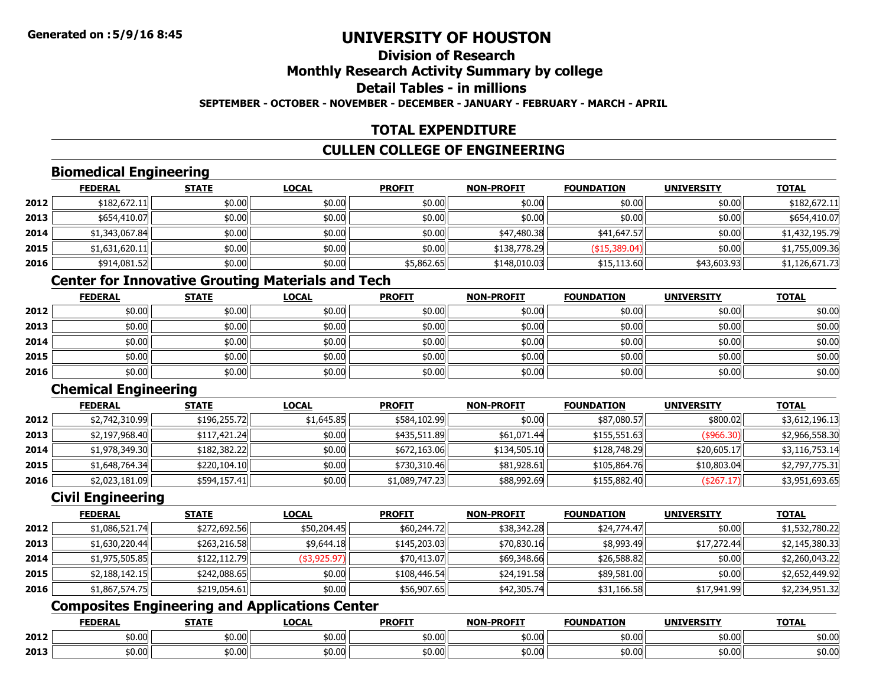# UNIVERSITY OF HOUSTON

## Division of Research

## Monthly Research Activity Summary by college

## Detail Tables - in millions

**SEPTEMBER - OCTOBER - NOVEMBER - DECEMBER - JANUARY - FEBRUARY - MARCH - APRIL**

## TOTAL EXPENDITURE

## CULLEN COLLEGE OF ENGINEERING

### Biomedical Engineering

| | FEDERAL | STATE | LOCAL | PROFIT | NON-PROFIT | FOUNDATION | UNIVERSITY | TOTAL |
|---|---|---|---|---|---|---|---|---|
| 2012 | $182,672.11 | $0.00 | $0.00 | $0.00 | $0.00 | $0.00 | $0.00 | $182,672.11 |
| 2013 | $654,410.07 | $0.00 | $0.00 | $0.00 | $0.00 | $0.00 | $0.00 | $654,410.07 |
| 2014 | $1,343,067.84 | $0.00 | $0.00 | $0.00 | $47,480.38 | $41,647.57 | $0.00 | $1,432,195.79 |
| 2015 | $1,631,620.11 | $0.00 | $0.00 | $0.00 | $138,778.29 | ($15,389.04) | $0.00 | $1,755,009.36 |
| 2016 | $914,081.52 | $0.00 | $0.00 | $5,862.65 | $148,010.03 | $15,113.60 | $43,603.93 | $1,126,671.73 |

### Center for Innovative Grouting Materials and Tech

| | FEDERAL | STATE | LOCAL | PROFIT | NON-PROFIT | FOUNDATION | UNIVERSITY | TOTAL |
|---|---|---|---|---|---|---|---|---|
| 2012 | $0.00 | $0.00 | $0.00 | $0.00 | $0.00 | $0.00 | $0.00 | $0.00 |
| 2013 | $0.00 | $0.00 | $0.00 | $0.00 | $0.00 | $0.00 | $0.00 | $0.00 |
| 2014 | $0.00 | $0.00 | $0.00 | $0.00 | $0.00 | $0.00 | $0.00 | $0.00 |
| 2015 | $0.00 | $0.00 | $0.00 | $0.00 | $0.00 | $0.00 | $0.00 | $0.00 |
| 2016 | $0.00 | $0.00 | $0.00 | $0.00 | $0.00 | $0.00 | $0.00 | $0.00 |

### Chemical Engineering

| | FEDERAL | STATE | LOCAL | PROFIT | NON-PROFIT | FOUNDATION | UNIVERSITY | TOTAL |
|---|---|---|---|---|---|---|---|---|
| 2012 | $2,742,310.99 | $196,255.72 | $1,645.85 | $584,102.99 | $0.00 | $87,080.57 | $800.02 | $3,612,196.13 |
| 2013 | $2,197,968.40 | $117,421.24 | $0.00 | $435,511.89 | $61,071.44 | $155,551.63 | ($966.30) | $2,966,558.30 |
| 2014 | $1,978,349.30 | $182,382.22 | $0.00 | $672,163.06 | $134,505.10 | $128,748.29 | $20,605.17 | $3,116,753.14 |
| 2015 | $1,648,764.34 | $220,104.10 | $0.00 | $730,310.46 | $81,928.61 | $105,864.76 | $10,803.04 | $2,797,775.31 |
| 2016 | $2,023,181.09 | $594,157.41 | $0.00 | $1,089,747.23 | $88,992.69 | $155,882.40 | ($267.17) | $3,951,693.65 |

### Civil Engineering

| | FEDERAL | STATE | LOCAL | PROFIT | NON-PROFIT | FOUNDATION | UNIVERSITY | TOTAL |
|---|---|---|---|---|---|---|---|---|
| 2012 | $1,086,521.74 | $272,692.56 | $50,204.45 | $60,244.72 | $38,342.28 | $24,774.47 | $0.00 | $1,532,780.22 |
| 2013 | $1,630,220.44 | $263,216.58 | $9,644.18 | $145,203.03 | $70,830.16 | $8,993.49 | $17,272.44 | $2,145,380.33 |
| 2014 | $1,975,505.85 | $122,112.79 | ($3,925.97) | $70,413.07 | $69,348.66 | $26,588.82 | $0.00 | $2,260,043.22 |
| 2015 | $2,188,142.15 | $242,088.65 | $0.00 | $108,446.54 | $24,191.58 | $89,581.00 | $0.00 | $2,652,449.92 |
| 2016 | $1,867,574.75 | $219,054.61 | $0.00 | $56,907.65 | $42,305.74 | $31,166.58 | $17,941.99 | $2,234,951.32 |

### Composites Engineering and Applications Center

| | FEDERAL | STATE | LOCAL | PROFIT | NON-PROFIT | FOUNDATION | UNIVERSITY | TOTAL |
|---|---|---|---|---|---|---|---|---|
| 2012 | $0.00 | $0.00 | $0.00 | $0.00 | $0.00 | $0.00 | $0.00 | $0.00 |
| 2013 | $0.00 | $0.00 | $0.00 | $0.00 | $0.00 | $0.00 | $0.00 | $0.00 |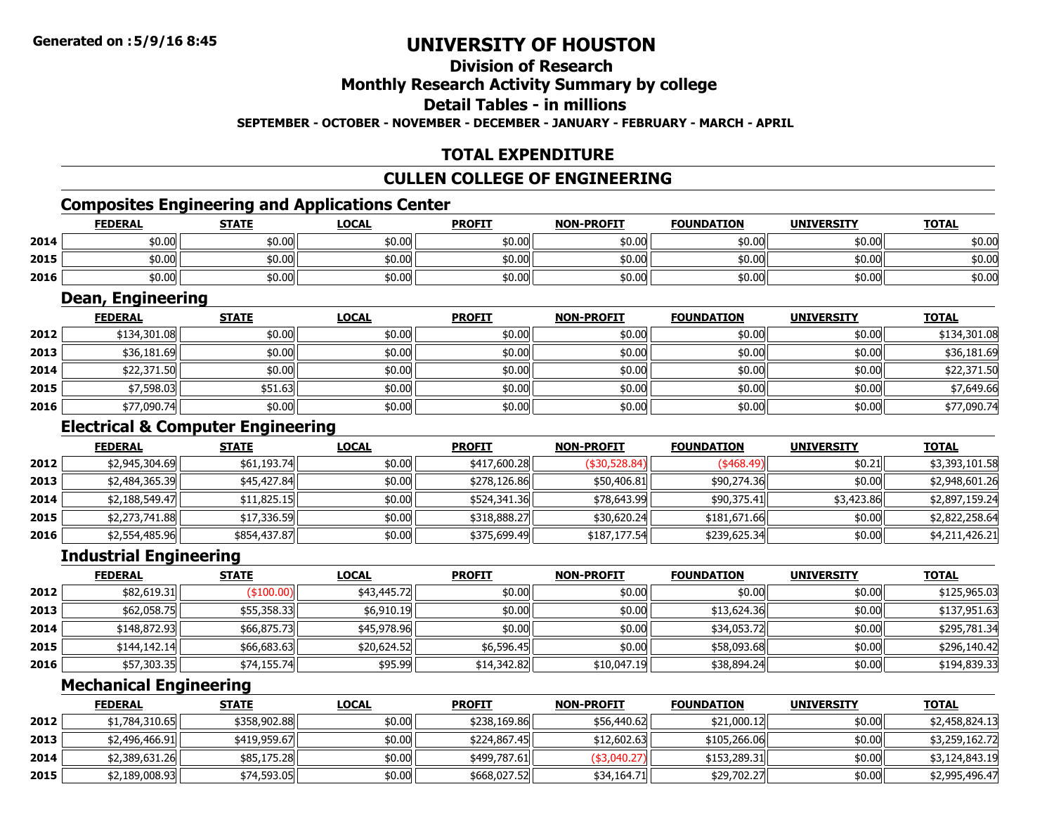Generated on :5/9/16 8:45

# UNIVERSITY OF HOUSTON

## Division of Research

## Monthly Research Activity Summary by college

## Detail Tables - in millions

**SEPTEMBER - OCTOBER - NOVEMBER - DECEMBER - JANUARY - FEBRUARY - MARCH - APRIL**

## TOTAL EXPENDITURE

## CULLEN COLLEGE OF ENGINEERING

### Composites Engineering and Applications Center

| | FEDERAL | STATE | LOCAL | PROFIT | NON-PROFIT | FOUNDATION | UNIVERSITY | TOTAL |
|---|---|---|---|---|---|---|---|---|
| 2014 | $0.00 | $0.00 | $0.00 | $0.00 | $0.00 | $0.00 | $0.00 | $0.00 |
| 2015 | $0.00 | $0.00 | $0.00 | $0.00 | $0.00 | $0.00 | $0.00 | $0.00 |
| 2016 | $0.00 | $0.00 | $0.00 | $0.00 | $0.00 | $0.00 | $0.00 | $0.00 |

### Dean, Engineering

| | FEDERAL | STATE | LOCAL | PROFIT | NON-PROFIT | FOUNDATION | UNIVERSITY | TOTAL |
|---|---|---|---|---|---|---|---|---|
| 2012 | $134,301.08 | $0.00 | $0.00 | $0.00 | $0.00 | $0.00 | $0.00 | $134,301.08 |
| 2013 | $36,181.69 | $0.00 | $0.00 | $0.00 | $0.00 | $0.00 | $0.00 | $36,181.69 |
| 2014 | $22,371.50 | $0.00 | $0.00 | $0.00 | $0.00 | $0.00 | $0.00 | $22,371.50 |
| 2015 | $7,598.03 | $51.63 | $0.00 | $0.00 | $0.00 | $0.00 | $0.00 | $7,649.66 |
| 2016 | $77,090.74 | $0.00 | $0.00 | $0.00 | $0.00 | $0.00 | $0.00 | $77,090.74 |

### Electrical & Computer Engineering

| | FEDERAL | STATE | LOCAL | PROFIT | NON-PROFIT | FOUNDATION | UNIVERSITY | TOTAL |
|---|---|---|---|---|---|---|---|---|
| 2012 | $2,945,304.69 | $61,193.74 | $0.00 | $417,600.28 | ($30,528.84) | ($468.49) | $0.21 | $3,393,101.58 |
| 2013 | $2,484,365.39 | $45,427.84 | $0.00 | $278,126.86 | $50,406.81 | $90,274.36 | $0.00 | $2,948,601.26 |
| 2014 | $2,188,549.47 | $11,825.15 | $0.00 | $524,341.36 | $78,643.99 | $90,375.41 | $3,423.86 | $2,897,159.24 |
| 2015 | $2,273,741.88 | $17,336.59 | $0.00 | $318,888.27 | $30,620.24 | $181,671.66 | $0.00 | $2,822,258.64 |
| 2016 | $2,554,485.96 | $854,437.87 | $0.00 | $375,699.49 | $187,177.54 | $239,625.34 | $0.00 | $4,211,426.21 |

### Industrial Engineering

| | FEDERAL | STATE | LOCAL | PROFIT | NON-PROFIT | FOUNDATION | UNIVERSITY | TOTAL |
|---|---|---|---|---|---|---|---|---|
| 2012 | $82,619.31 | ($100.00) | $43,445.72 | $0.00 | $0.00 | $0.00 | $0.00 | $125,965.03 |
| 2013 | $62,058.75 | $55,358.33 | $6,910.19 | $0.00 | $0.00 | $13,624.36 | $0.00 | $137,951.63 |
| 2014 | $148,872.93 | $66,875.73 | $45,978.96 | $0.00 | $0.00 | $34,053.72 | $0.00 | $295,781.34 |
| 2015 | $144,142.14 | $66,683.63 | $20,624.52 | $6,596.45 | $0.00 | $58,093.68 | $0.00 | $296,140.42 |
| 2016 | $57,303.35 | $74,155.74 | $95.99 | $14,342.82 | $10,047.19 | $38,894.24 | $0.00 | $194,839.33 |

### Mechanical Engineering

| | FEDERAL | STATE | LOCAL | PROFIT | NON-PROFIT | FOUNDATION | UNIVERSITY | TOTAL |
|---|---|---|---|---|---|---|---|---|
| 2012 | $1,784,310.65 | $358,902.88 | $0.00 | $238,169.86 | $56,440.62 | $21,000.12 | $0.00 | $2,458,824.13 |
| 2013 | $2,496,466.91 | $419,959.67 | $0.00 | $224,867.45 | $12,602.63 | $105,266.06 | $0.00 | $3,259,162.72 |
| 2014 | $2,389,631.26 | $85,175.28 | $0.00 | $499,787.61 | ($3,040.27) | $153,289.31 | $0.00 | $3,124,843.19 |
| 2015 | $2,189,008.93 | $74,593.05 | $0.00 | $668,027.52 | $34,164.71 | $29,702.27 | $0.00 | $2,995,496.47 |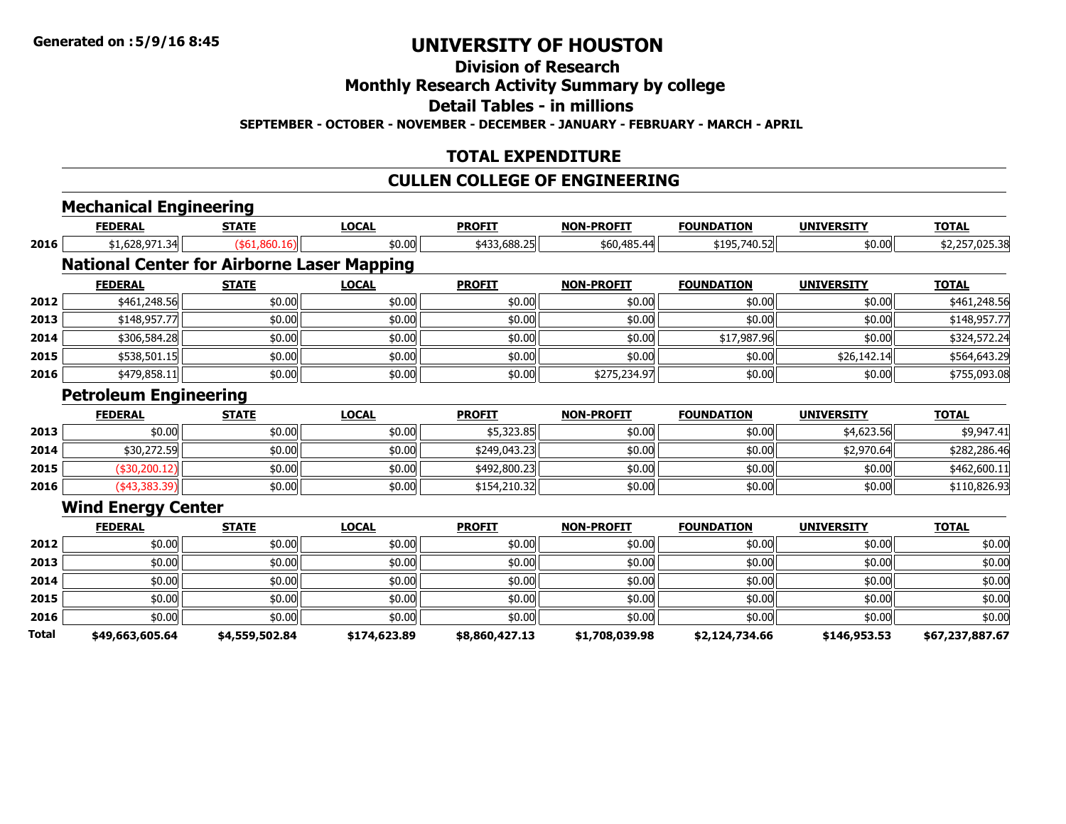# UNIVERSITY OF HOUSTON

## Division of Research

## Monthly Research Activity Summary by college

## Detail Tables - in millions

**SEPTEMBER - OCTOBER - NOVEMBER - DECEMBER - JANUARY - FEBRUARY - MARCH - APRIL**

## TOTAL EXPENDITURE

## CULLEN COLLEGE OF ENGINEERING

### Mechanical Engineering

| | FEDERAL | STATE | LOCAL | PROFIT | NON-PROFIT | FOUNDATION | UNIVERSITY | TOTAL |
|---|---|---|---|---|---|---|---|---|
| 2016 | $1,628,971.34 | ($61,860.16) | $0.00 | $433,688.25 | $60,485.44 | $195,740.52 | $0.00 | $2,257,025.38 |

### National Center for Airborne Laser Mapping

| | FEDERAL | STATE | LOCAL | PROFIT | NON-PROFIT | FOUNDATION | UNIVERSITY | TOTAL |
|---|---|---|---|---|---|---|---|---|
| 2012 | $461,248.56 | $0.00 | $0.00 | $0.00 | $0.00 | $0.00 | $0.00 | $461,248.56 |
| 2013 | $148,957.77 | $0.00 | $0.00 | $0.00 | $0.00 | $0.00 | $0.00 | $148,957.77 |
| 2014 | $306,584.28 | $0.00 | $0.00 | $0.00 | $0.00 | $17,987.96 | $0.00 | $324,572.24 |
| 2015 | $538,501.15 | $0.00 | $0.00 | $0.00 | $0.00 | $0.00 | $26,142.14 | $564,643.29 |
| 2016 | $479,858.11 | $0.00 | $0.00 | $0.00 | $275,234.97 | $0.00 | $0.00 | $755,093.08 |

### Petroleum Engineering

| | FEDERAL | STATE | LOCAL | PROFIT | NON-PROFIT | FOUNDATION | UNIVERSITY | TOTAL |
|---|---|---|---|---|---|---|---|---|
| 2013 | $0.00 | $0.00 | $0.00 | $5,323.85 | $0.00 | $0.00 | $4,623.56 | $9,947.41 |
| 2014 | $30,272.59 | $0.00 | $0.00 | $249,043.23 | $0.00 | $0.00 | $2,970.64 | $282,286.46 |
| 2015 | ($30,200.12) | $0.00 | $0.00 | $492,800.23 | $0.00 | $0.00 | $0.00 | $462,600.11 |
| 2016 | ($43,383.39) | $0.00 | $0.00 | $154,210.32 | $0.00 | $0.00 | $0.00 | $110,826.93 |

### Wind Energy Center

| | FEDERAL | STATE | LOCAL | PROFIT | NON-PROFIT | FOUNDATION | UNIVERSITY | TOTAL |
|---|---|---|---|---|---|---|---|---|
| 2012 | $0.00 | $0.00 | $0.00 | $0.00 | $0.00 | $0.00 | $0.00 | $0.00 |
| 2013 | $0.00 | $0.00 | $0.00 | $0.00 | $0.00 | $0.00 | $0.00 | $0.00 |
| 2014 | $0.00 | $0.00 | $0.00 | $0.00 | $0.00 | $0.00 | $0.00 | $0.00 |
| 2015 | $0.00 | $0.00 | $0.00 | $0.00 | $0.00 | $0.00 | $0.00 | $0.00 |
| 2016 | $0.00 | $0.00 | $0.00 | $0.00 | $0.00 | $0.00 | $0.00 | $0.00 |
| **Total** | **$49,663,605.64** | **$4,559,502.84** | **$174,623.89** | **$8,860,427.13** | **$1,708,039.98** | **$2,124,734.66** | **$146,953.53** | **$67,237,887.67** |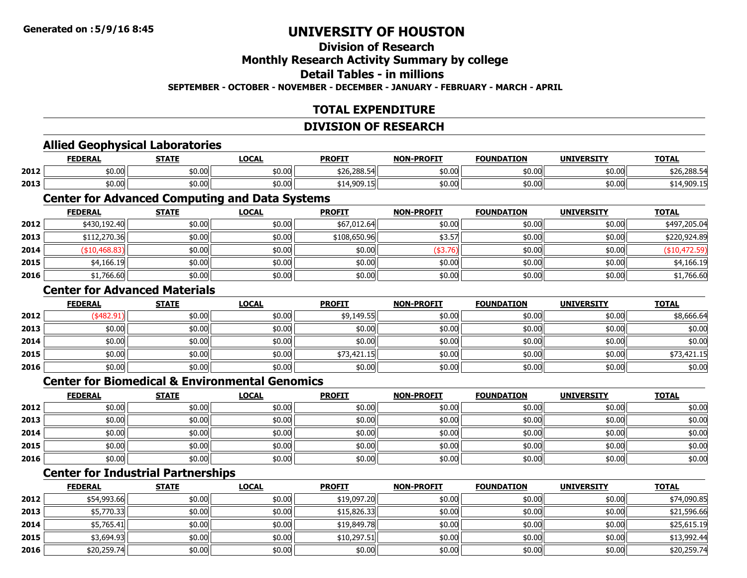Generated on :5/9/16 8:45

# UNIVERSITY OF HOUSTON

## Division of Research

## Monthly Research Activity Summary by college

## Detail Tables - in millions

**SEPTEMBER - OCTOBER - NOVEMBER - DECEMBER - JANUARY - FEBRUARY - MARCH - APRIL**

## TOTAL EXPENDITURE

## DIVISION OF RESEARCH

### Allied Geophysical Laboratories

| | FEDERAL | STATE | LOCAL | PROFIT | NON-PROFIT | FOUNDATION | UNIVERSITY | TOTAL |
|---|---|---|---|---|---|---|---|---|
| 2012 | $0.00 | $0.00 | $0.00 | $26,288.54 | $0.00 | $0.00 | $0.00 | $26,288.54 |
| 2013 | $0.00 | $0.00 | $0.00 | $14,909.15 | $0.00 | $0.00 | $0.00 | $14,909.15 |

### Center for Advanced Computing and Data Systems

| | FEDERAL | STATE | LOCAL | PROFIT | NON-PROFIT | FOUNDATION | UNIVERSITY | TOTAL |
|---|---|---|---|---|---|---|---|---|
| 2012 | $430,192.40 | $0.00 | $0.00 | $67,012.64 | $0.00 | $0.00 | $0.00 | $497,205.04 |
| 2013 | $112,270.36 | $0.00 | $0.00 | $108,650.96 | $3.57 | $0.00 | $0.00 | $220,924.89 |
| 2014 | ($10,468.83) | $0.00 | $0.00 | $0.00 | ($3.76) | $0.00 | $0.00 | ($10,472.59) |
| 2015 | $4,166.19 | $0.00 | $0.00 | $0.00 | $0.00 | $0.00 | $0.00 | $4,166.19 |
| 2016 | $1,766.60 | $0.00 | $0.00 | $0.00 | $0.00 | $0.00 | $0.00 | $1,766.60 |

### Center for Advanced Materials

| | FEDERAL | STATE | LOCAL | PROFIT | NON-PROFIT | FOUNDATION | UNIVERSITY | TOTAL |
|---|---|---|---|---|---|---|---|---|
| 2012 | ($482.91) | $0.00 | $0.00 | $9,149.55 | $0.00 | $0.00 | $0.00 | $8,666.64 |
| 2013 | $0.00 | $0.00 | $0.00 | $0.00 | $0.00 | $0.00 | $0.00 | $0.00 |
| 2014 | $0.00 | $0.00 | $0.00 | $0.00 | $0.00 | $0.00 | $0.00 | $0.00 |
| 2015 | $0.00 | $0.00 | $0.00 | $73,421.15 | $0.00 | $0.00 | $0.00 | $73,421.15 |
| 2016 | $0.00 | $0.00 | $0.00 | $0.00 | $0.00 | $0.00 | $0.00 | $0.00 |

### Center for Biomedical & Environmental Genomics

| | FEDERAL | STATE | LOCAL | PROFIT | NON-PROFIT | FOUNDATION | UNIVERSITY | TOTAL |
|---|---|---|---|---|---|---|---|---|
| 2012 | $0.00 | $0.00 | $0.00 | $0.00 | $0.00 | $0.00 | $0.00 | $0.00 |
| 2013 | $0.00 | $0.00 | $0.00 | $0.00 | $0.00 | $0.00 | $0.00 | $0.00 |
| 2014 | $0.00 | $0.00 | $0.00 | $0.00 | $0.00 | $0.00 | $0.00 | $0.00 |
| 2015 | $0.00 | $0.00 | $0.00 | $0.00 | $0.00 | $0.00 | $0.00 | $0.00 |
| 2016 | $0.00 | $0.00 | $0.00 | $0.00 | $0.00 | $0.00 | $0.00 | $0.00 |

### Center for Industrial Partnerships

| | FEDERAL | STATE | LOCAL | PROFIT | NON-PROFIT | FOUNDATION | UNIVERSITY | TOTAL |
|---|---|---|---|---|---|---|---|---|
| 2012 | $54,993.66 | $0.00 | $0.00 | $19,097.20 | $0.00 | $0.00 | $0.00 | $74,090.85 |
| 2013 | $5,770.33 | $0.00 | $0.00 | $15,826.33 | $0.00 | $0.00 | $0.00 | $21,596.66 |
| 2014 | $5,765.41 | $0.00 | $0.00 | $19,849.78 | $0.00 | $0.00 | $0.00 | $25,615.19 |
| 2015 | $3,694.93 | $0.00 | $0.00 | $10,297.51 | $0.00 | $0.00 | $0.00 | $13,992.44 |
| 2016 | $20,259.74 | $0.00 | $0.00 | $0.00 | $0.00 | $0.00 | $0.00 | $20,259.74 |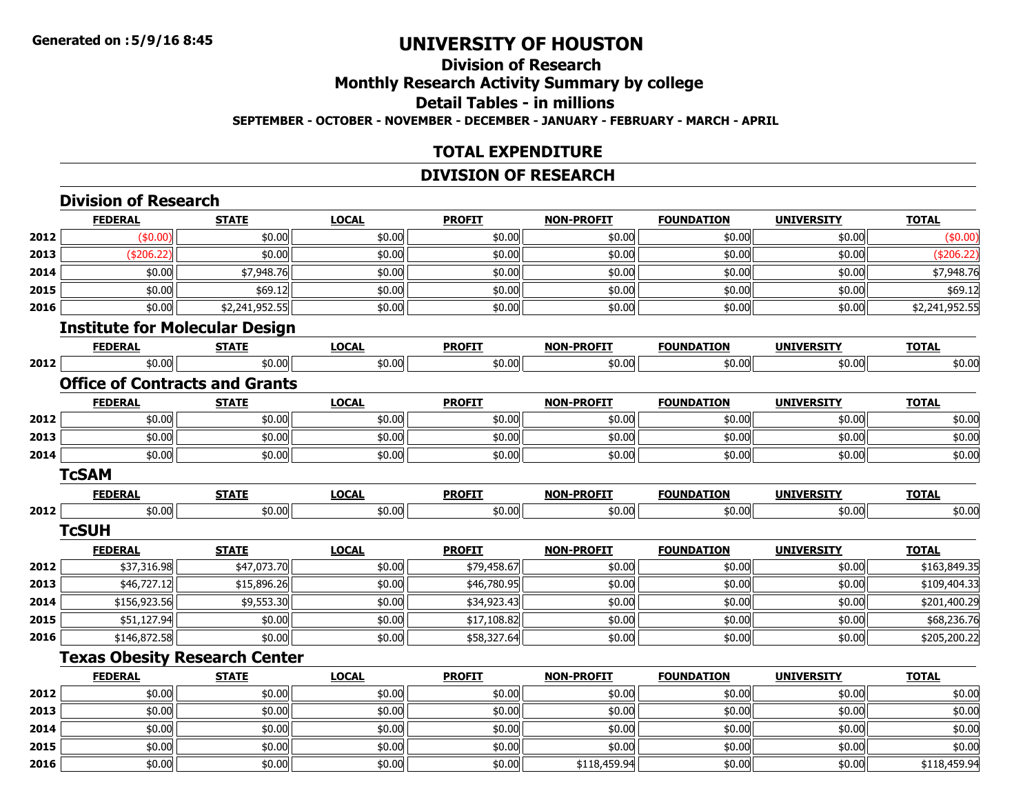Generated on :5/9/16 8:45

# UNIVERSITY OF HOUSTON

## Division of Research

## Monthly Research Activity Summary by college

## Detail Tables - in millions

**SEPTEMBER - OCTOBER - NOVEMBER - DECEMBER - JANUARY - FEBRUARY - MARCH - APRIL**

## TOTAL EXPENDITURE

## DIVISION OF RESEARCH

### Division of Research

| | FEDERAL | STATE | LOCAL | PROFIT | NON-PROFIT | FOUNDATION | UNIVERSITY | TOTAL |
|---|---|---|---|---|---|---|---|---|
| 2012 | ($0.00) | $0.00 | $0.00 | $0.00 | $0.00 | $0.00 | $0.00 | ($0.00) |
| 2013 | ($206.22) | $0.00 | $0.00 | $0.00 | $0.00 | $0.00 | $0.00 | ($206.22) |
| 2014 | $0.00 | $7,948.76 | $0.00 | $0.00 | $0.00 | $0.00 | $0.00 | $7,948.76 |
| 2015 | $0.00 | $69.12 | $0.00 | $0.00 | $0.00 | $0.00 | $0.00 | $69.12 |
| 2016 | $0.00 | $2,241,952.55 | $0.00 | $0.00 | $0.00 | $0.00 | $0.00 | $2,241,952.55 |

### Institute for Molecular Design

| | FEDERAL | STATE | LOCAL | PROFIT | NON-PROFIT | FOUNDATION | UNIVERSITY | TOTAL |
|---|---|---|---|---|---|---|---|---|
| 2012 | $0.00 | $0.00 | $0.00 | $0.00 | $0.00 | $0.00 | $0.00 | $0.00 |

### Office of Contracts and Grants

| | FEDERAL | STATE | LOCAL | PROFIT | NON-PROFIT | FOUNDATION | UNIVERSITY | TOTAL |
|---|---|---|---|---|---|---|---|---|
| 2012 | $0.00 | $0.00 | $0.00 | $0.00 | $0.00 | $0.00 | $0.00 | $0.00 |
| 2013 | $0.00 | $0.00 | $0.00 | $0.00 | $0.00 | $0.00 | $0.00 | $0.00 |
| 2014 | $0.00 | $0.00 | $0.00 | $0.00 | $0.00 | $0.00 | $0.00 | $0.00 |

### TcSAM

| | FEDERAL | STATE | LOCAL | PROFIT | NON-PROFIT | FOUNDATION | UNIVERSITY | TOTAL |
|---|---|---|---|---|---|---|---|---|
| 2012 | $0.00 | $0.00 | $0.00 | $0.00 | $0.00 | $0.00 | $0.00 | $0.00 |

### TcSUH

| | FEDERAL | STATE | LOCAL | PROFIT | NON-PROFIT | FOUNDATION | UNIVERSITY | TOTAL |
|---|---|---|---|---|---|---|---|---|
| 2012 | $37,316.98 | $47,073.70 | $0.00 | $79,458.67 | $0.00 | $0.00 | $0.00 | $163,849.35 |
| 2013 | $46,727.12 | $15,896.26 | $0.00 | $46,780.95 | $0.00 | $0.00 | $0.00 | $109,404.33 |
| 2014 | $156,923.56 | $9,553.30 | $0.00 | $34,923.43 | $0.00 | $0.00 | $0.00 | $201,400.29 |
| 2015 | $51,127.94 | $0.00 | $0.00 | $17,108.82 | $0.00 | $0.00 | $0.00 | $68,236.76 |
| 2016 | $146,872.58 | $0.00 | $0.00 | $58,327.64 | $0.00 | $0.00 | $0.00 | $205,200.22 |

### Texas Obesity Research Center

| | FEDERAL | STATE | LOCAL | PROFIT | NON-PROFIT | FOUNDATION | UNIVERSITY | TOTAL |
|---|---|---|---|---|---|---|---|---|
| 2012 | $0.00 | $0.00 | $0.00 | $0.00 | $0.00 | $0.00 | $0.00 | $0.00 |
| 2013 | $0.00 | $0.00 | $0.00 | $0.00 | $0.00 | $0.00 | $0.00 | $0.00 |
| 2014 | $0.00 | $0.00 | $0.00 | $0.00 | $0.00 | $0.00 | $0.00 | $0.00 |
| 2015 | $0.00 | $0.00 | $0.00 | $0.00 | $0.00 | $0.00 | $0.00 | $0.00 |
| 2016 | $0.00 | $0.00 | $0.00 | $0.00 | $118,459.94 | $0.00 | $0.00 | $118,459.94 |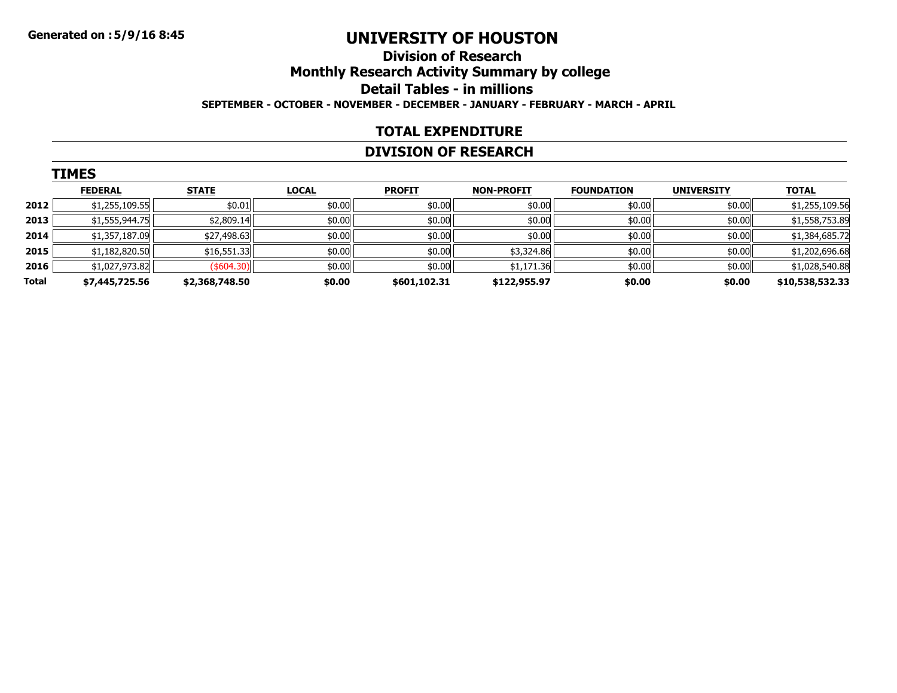**Generated on :5/9/16 8:45**

# UNIVERSITY OF HOUSTON

## Division of Research

## Monthly Research Activity Summary by college

## Detail Tables - in millions

**SEPTEMBER - OCTOBER - NOVEMBER - DECEMBER - JANUARY - FEBRUARY - MARCH - APRIL**

## TOTAL EXPENDITURE

## DIVISION OF RESEARCH

### TIMES

| | FEDERAL | STATE | LOCAL | PROFIT | NON-PROFIT | FOUNDATION | UNIVERSITY | TOTAL |
|---|---|---|---|---|---|---|---|---|
| 2012 | $1,255,109.55 | $0.01 | $0.00 | $0.00 | $0.00 | $0.00 | $0.00 | $1,255,109.56 |
| 2013 | $1,555,944.75 | $2,809.14 | $0.00 | $0.00 | $0.00 | $0.00 | $0.00 | $1,558,753.89 |
| 2014 | $1,357,187.09 | $27,498.63 | $0.00 | $0.00 | $0.00 | $0.00 | $0.00 | $1,384,685.72 |
| 2015 | $1,182,820.50 | $16,551.33 | $0.00 | $0.00 | $3,324.86 | $0.00 | $0.00 | $1,202,696.68 |
| 2016 | $1,027,973.82 | ($604.30) | $0.00 | $0.00 | $1,171.36 | $0.00 | $0.00 | $1,028,540.88 |
| **Total** | **$7,445,725.56** | **$2,368,748.50** | **$0.00** | **$601,102.31** | **$122,955.97** | **$0.00** | **$0.00** | **$10,538,532.33** |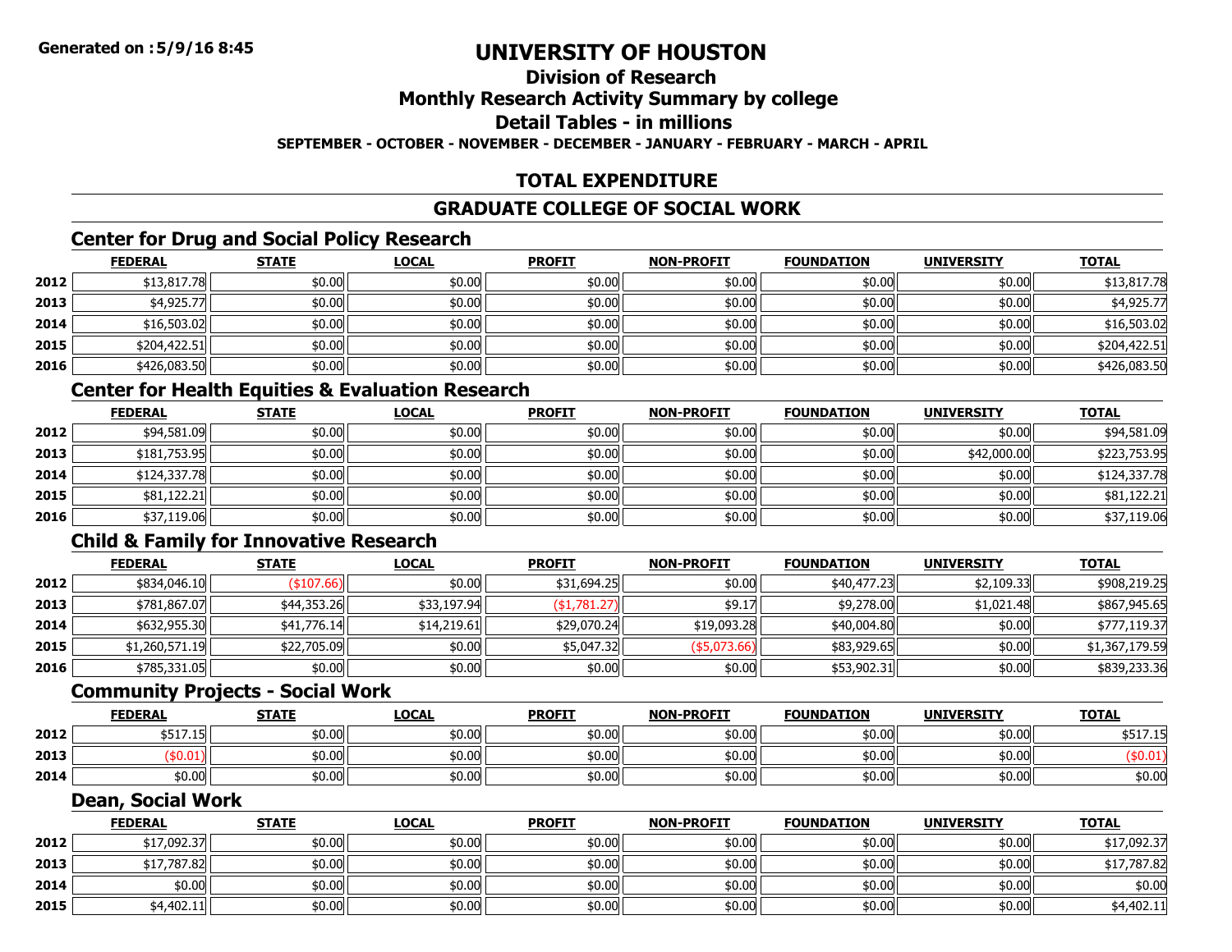**Generated on :5/9/16 8:45**

# UNIVERSITY OF HOUSTON

## Division of Research

## Monthly Research Activity Summary by college

## Detail Tables - in millions

**SEPTEMBER - OCTOBER - NOVEMBER - DECEMBER - JANUARY - FEBRUARY - MARCH - APRIL**

## TOTAL EXPENDITURE

## GRADUATE COLLEGE OF SOCIAL WORK

### Center for Drug and Social Policy Research

| | FEDERAL | STATE | LOCAL | PROFIT | NON-PROFIT | FOUNDATION | UNIVERSITY | TOTAL |
|---|---|---|---|---|---|---|---|---|
| 2012 | $13,817.78 | $0.00 | $0.00 | $0.00 | $0.00 | $0.00 | $0.00 | $13,817.78 |
| 2013 | $4,925.77 | $0.00 | $0.00 | $0.00 | $0.00 | $0.00 | $0.00 | $4,925.77 |
| 2014 | $16,503.02 | $0.00 | $0.00 | $0.00 | $0.00 | $0.00 | $0.00 | $16,503.02 |
| 2015 | $204,422.51 | $0.00 | $0.00 | $0.00 | $0.00 | $0.00 | $0.00 | $204,422.51 |
| 2016 | $426,083.50 | $0.00 | $0.00 | $0.00 | $0.00 | $0.00 | $0.00 | $426,083.50 |

### Center for Health Equities & Evaluation Research

| | FEDERAL | STATE | LOCAL | PROFIT | NON-PROFIT | FOUNDATION | UNIVERSITY | TOTAL |
|---|---|---|---|---|---|---|---|---|
| 2012 | $94,581.09 | $0.00 | $0.00 | $0.00 | $0.00 | $0.00 | $0.00 | $94,581.09 |
| 2013 | $181,753.95 | $0.00 | $0.00 | $0.00 | $0.00 | $0.00 | $42,000.00 | $223,753.95 |
| 2014 | $124,337.78 | $0.00 | $0.00 | $0.00 | $0.00 | $0.00 | $0.00 | $124,337.78 |
| 2015 | $81,122.21 | $0.00 | $0.00 | $0.00 | $0.00 | $0.00 | $0.00 | $81,122.21 |
| 2016 | $37,119.06 | $0.00 | $0.00 | $0.00 | $0.00 | $0.00 | $0.00 | $37,119.06 |

### Child & Family for Innovative Research

| | FEDERAL | STATE | LOCAL | PROFIT | NON-PROFIT | FOUNDATION | UNIVERSITY | TOTAL |
|---|---|---|---|---|---|---|---|---|
| 2012 | $834,046.10 | ($107.66) | $0.00 | $31,694.25 | $0.00 | $40,477.23 | $2,109.33 | $908,219.25 |
| 2013 | $781,867.07 | $44,353.26 | $33,197.94 | ($1,781.27) | $9.17 | $9,278.00 | $1,021.48 | $867,945.65 |
| 2014 | $632,955.30 | $41,776.14 | $14,219.61 | $29,070.24 | $19,093.28 | $40,004.80 | $0.00 | $777,119.37 |
| 2015 | $1,260,571.19 | $22,705.09 | $0.00 | $5,047.32 | ($5,073.66) | $83,929.65 | $0.00 | $1,367,179.59 |
| 2016 | $785,331.05 | $0.00 | $0.00 | $0.00 | $0.00 | $53,902.31 | $0.00 | $839,233.36 |

### Community Projects - Social Work

| | FEDERAL | STATE | LOCAL | PROFIT | NON-PROFIT | FOUNDATION | UNIVERSITY | TOTAL |
|---|---|---|---|---|---|---|---|---|
| 2012 | $517.15 | $0.00 | $0.00 | $0.00 | $0.00 | $0.00 | $0.00 | $517.15 |
| 2013 | ($0.01) | $0.00 | $0.00 | $0.00 | $0.00 | $0.00 | $0.00 | ($0.01) |
| 2014 | $0.00 | $0.00 | $0.00 | $0.00 | $0.00 | $0.00 | $0.00 | $0.00 |

### Dean, Social Work

| | FEDERAL | STATE | LOCAL | PROFIT | NON-PROFIT | FOUNDATION | UNIVERSITY | TOTAL |
|---|---|---|---|---|---|---|---|---|
| 2012 | $17,092.37 | $0.00 | $0.00 | $0.00 | $0.00 | $0.00 | $0.00 | $17,092.37 |
| 2013 | $17,787.82 | $0.00 | $0.00 | $0.00 | $0.00 | $0.00 | $0.00 | $17,787.82 |
| 2014 | $0.00 | $0.00 | $0.00 | $0.00 | $0.00 | $0.00 | $0.00 | $0.00 |
| 2015 | $4,402.11 | $0.00 | $0.00 | $0.00 | $0.00 | $0.00 | $0.00 | $4,402.11 |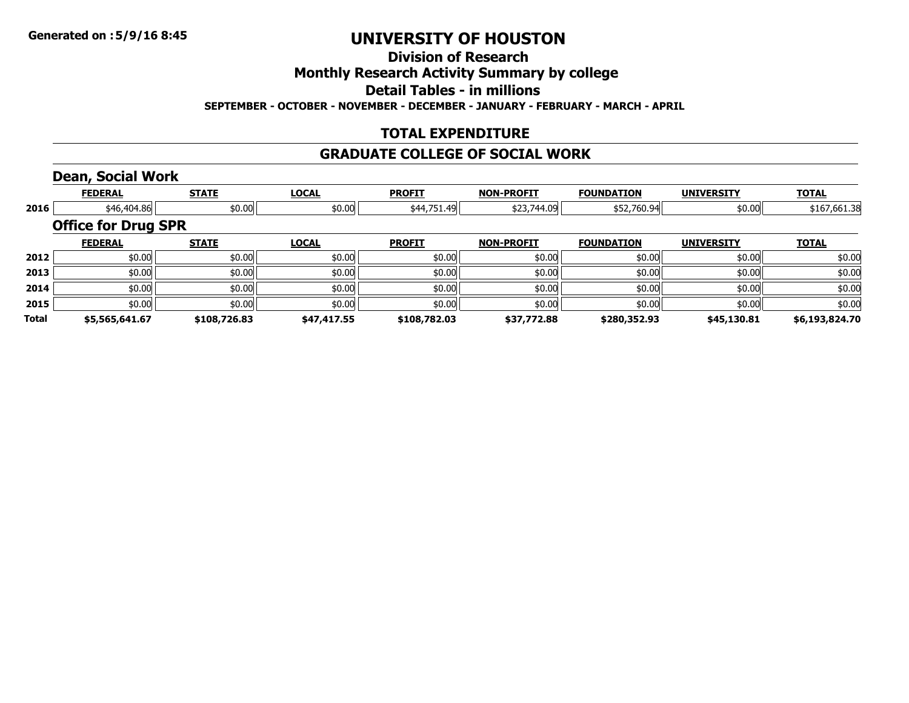**Generated on :5/9/16 8:45**

# UNIVERSITY OF HOUSTON

## Division of Research

## Monthly Research Activity Summary by college

## Detail Tables - in millions

**SEPTEMBER - OCTOBER - NOVEMBER - DECEMBER - JANUARY - FEBRUARY - MARCH - APRIL**

## TOTAL EXPENDITURE

## GRADUATE COLLEGE OF SOCIAL WORK

### Dean, Social Work

| | FEDERAL | STATE | LOCAL | PROFIT | NON-PROFIT | FOUNDATION | UNIVERSITY | TOTAL |
|---|---|---|---|---|---|---|---|---|
| 2016 | $46,404.86 | $0.00 | $0.00 | $44,751.49 | $23,744.09 | $52,760.94 | $0.00 | $167,661.38 |

### Office for Drug SPR

| | FEDERAL | STATE | LOCAL | PROFIT | NON-PROFIT | FOUNDATION | UNIVERSITY | TOTAL |
|---|---|---|---|---|---|---|---|---|
| 2012 | $0.00 | $0.00 | $0.00 | $0.00 | $0.00 | $0.00 | $0.00 | $0.00 |
| 2013 | $0.00 | $0.00 | $0.00 | $0.00 | $0.00 | $0.00 | $0.00 | $0.00 |
| 2014 | $0.00 | $0.00 | $0.00 | $0.00 | $0.00 | $0.00 | $0.00 | $0.00 |
| 2015 | $0.00 | $0.00 | $0.00 | $0.00 | $0.00 | $0.00 | $0.00 | $0.00 |
| **Total** | **$5,565,641.67** | **$108,726.83** | **$47,417.55** | **$108,782.03** | **$37,772.88** | **$280,352.93** | **$45,130.81** | **$6,193,824.70** |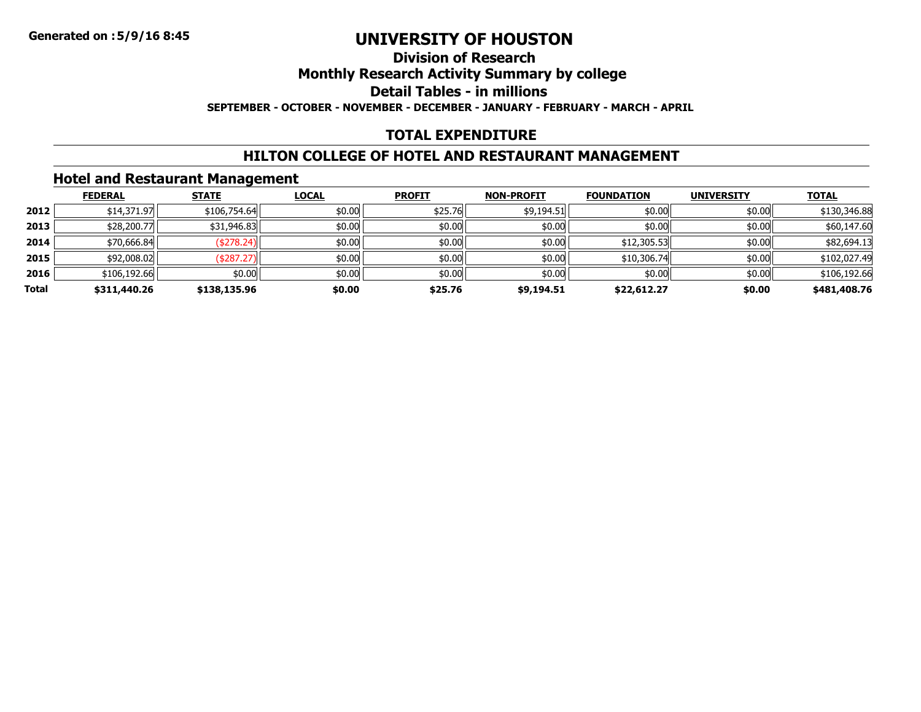**Generated on :5/9/16 8:45**

# UNIVERSITY OF HOUSTON

## Division of Research

## Monthly Research Activity Summary by college

## Detail Tables - in millions

**SEPTEMBER - OCTOBER - NOVEMBER - DECEMBER - JANUARY - FEBRUARY - MARCH - APRIL**

## TOTAL EXPENDITURE

## HILTON COLLEGE OF HOTEL AND RESTAURANT MANAGEMENT

### Hotel and Restaurant Management

| | FEDERAL | STATE | LOCAL | PROFIT | NON-PROFIT | FOUNDATION | UNIVERSITY | TOTAL |
|---|---|---|---|---|---|---|---|---|
| **2012** | $14,371.97 | $106,754.64 | $0.00 | $25.76 | $9,194.51 | $0.00 | $0.00 | $130,346.88 |
| **2013** | $28,200.77 | $31,946.83 | $0.00 | $0.00 | $0.00 | $0.00 | $0.00 | $60,147.60 |
| **2014** | $70,666.84 | ($278.24) | $0.00 | $0.00 | $0.00 | $12,305.53 | $0.00 | $82,694.13 |
| **2015** | $92,008.02 | ($287.27) | $0.00 | $0.00 | $0.00 | $10,306.74 | $0.00 | $102,027.49 |
| **2016** | $106,192.66 | $0.00 | $0.00 | $0.00 | $0.00 | $0.00 | $0.00 | $106,192.66 |
| **Total** | **$311,440.26** | **$138,135.96** | **$0.00** | **$25.76** | **$9,194.51** | **$22,612.27** | **$0.00** | **$481,408.76** |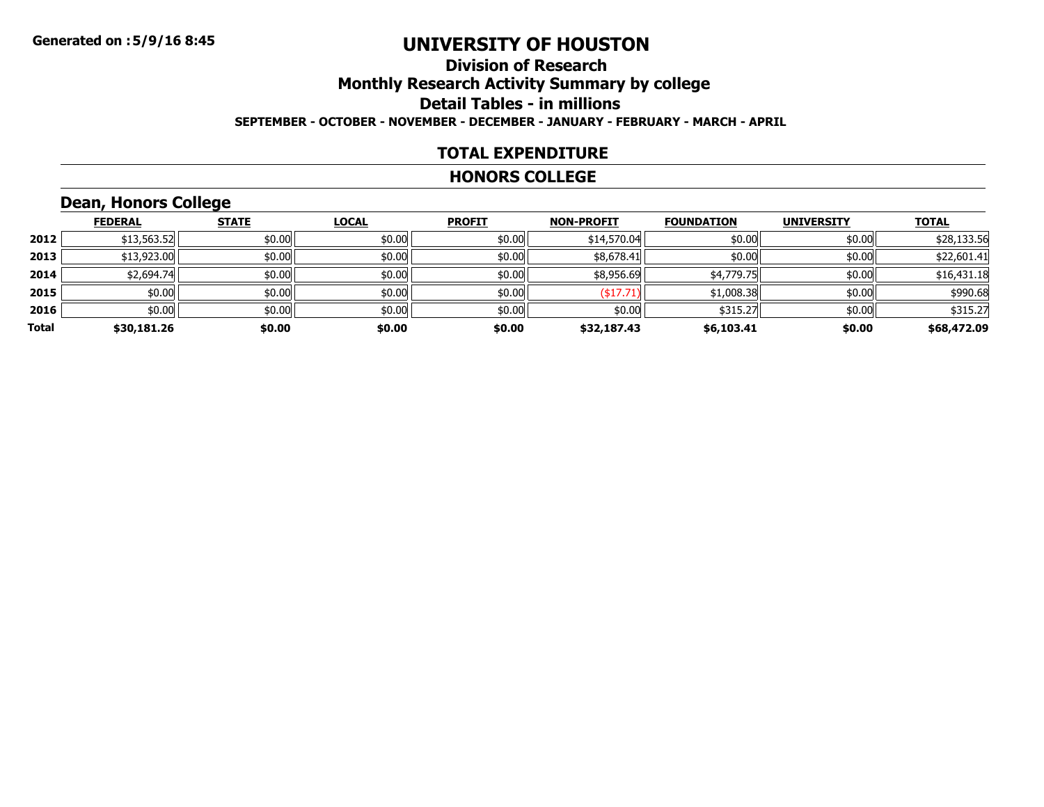Generated on :5/9/16 8:45

# UNIVERSITY OF HOUSTON

## Division of Research

## Monthly Research Activity Summary by college

## Detail Tables - in millions

**SEPTEMBER - OCTOBER - NOVEMBER - DECEMBER - JANUARY - FEBRUARY - MARCH - APRIL**

## TOTAL EXPENDITURE

## HONORS COLLEGE

### Dean, Honors College

| | FEDERAL | STATE | LOCAL | PROFIT | NON-PROFIT | FOUNDATION | UNIVERSITY | TOTAL |
|---|---|---|---|---|---|---|---|---|
| 2012 | $13,563.52 | $0.00 | $0.00 | $0.00 | $14,570.04 | $0.00 | $0.00 | $28,133.56 |
| 2013 | $13,923.00 | $0.00 | $0.00 | $0.00 | $8,678.41 | $0.00 | $0.00 | $22,601.41 |
| 2014 | $2,694.74 | $0.00 | $0.00 | $0.00 | $8,956.69 | $4,779.75 | $0.00 | $16,431.18 |
| 2015 | $0.00 | $0.00 | $0.00 | $0.00 | ($17.71) | $1,008.38 | $0.00 | $990.68 |
| 2016 | $0.00 | $0.00 | $0.00 | $0.00 | $0.00 | $315.27 | $0.00 | $315.27 |
| **Total** | **$30,181.26** | **$0.00** | **$0.00** | **$0.00** | **$32,187.43** | **$6,103.41** | **$0.00** | **$68,472.09** |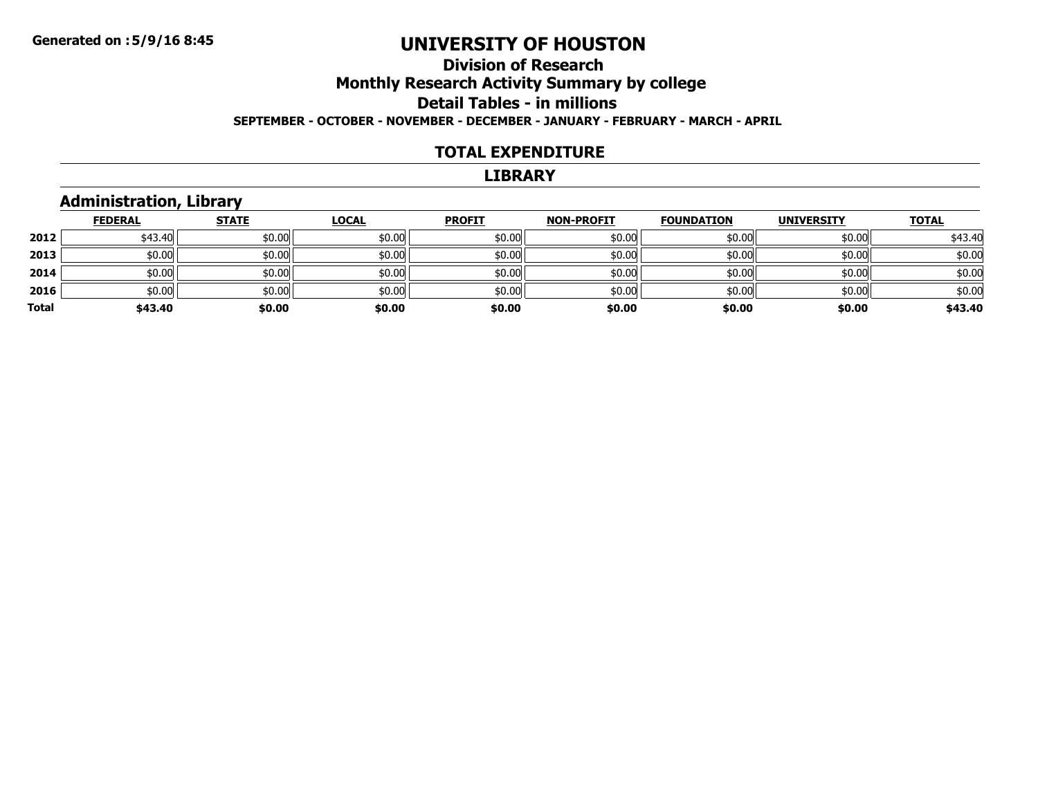Generated on :5/9/16 8:45

# UNIVERSITY OF HOUSTON

## Division of Research

## Monthly Research Activity Summary by college

## Detail Tables - in millions

**SEPTEMBER - OCTOBER - NOVEMBER - DECEMBER - JANUARY - FEBRUARY - MARCH - APRIL**

## TOTAL EXPENDITURE

## LIBRARY

### Administration, Library

| | FEDERAL | STATE | LOCAL | PROFIT | NON-PROFIT | FOUNDATION | UNIVERSITY | TOTAL |
|---|---|---|---|---|---|---|---|---|
| **2012** | $43.40 | $0.00 | $0.00 | $0.00 | $0.00 | $0.00 | $0.00 | $43.40 |
| **2013** | $0.00 | $0.00 | $0.00 | $0.00 | $0.00 | $0.00 | $0.00 | $0.00 |
| **2014** | $0.00 | $0.00 | $0.00 | $0.00 | $0.00 | $0.00 | $0.00 | $0.00 |
| **2016** | $0.00 | $0.00 | $0.00 | $0.00 | $0.00 | $0.00 | $0.00 | $0.00 |
| **Total** | **$43.40** | **$0.00** | **$0.00** | **$0.00** | **$0.00** | **$0.00** | **$0.00** | **$43.40** |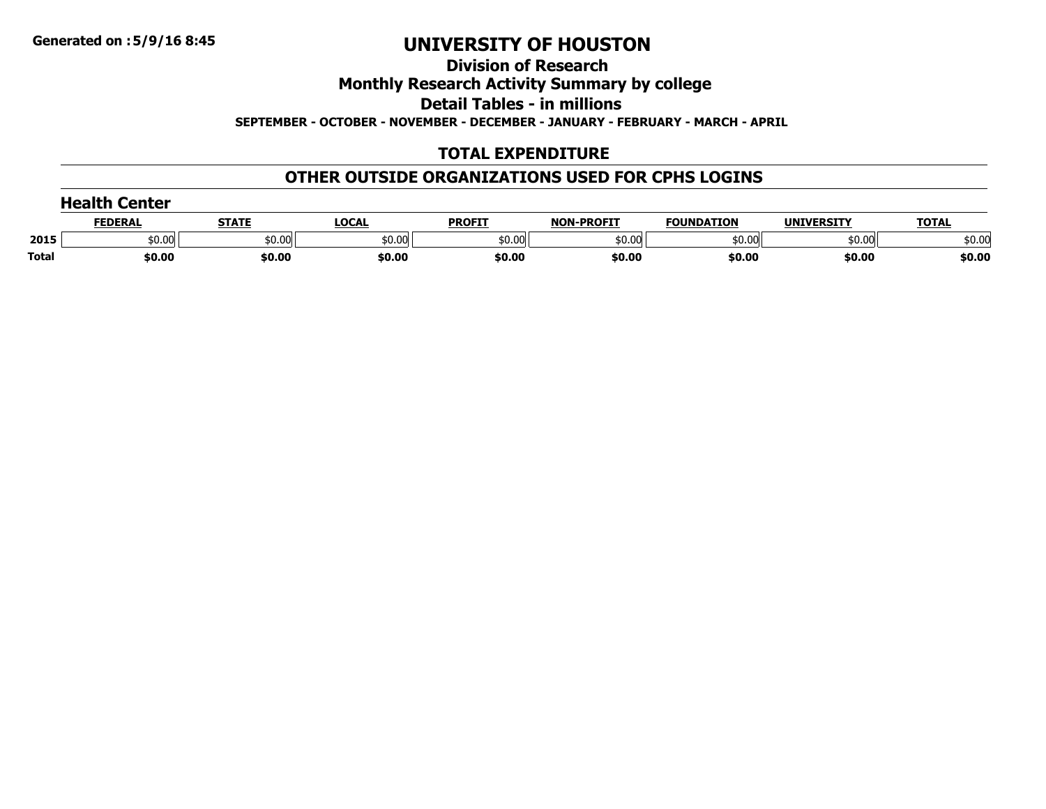Generated on :5/9/16 8:45

# UNIVERSITY OF HOUSTON

## Division of Research

## Monthly Research Activity Summary by college

## Detail Tables - in millions

**SEPTEMBER - OCTOBER - NOVEMBER - DECEMBER - JANUARY - FEBRUARY - MARCH - APRIL**

## TOTAL EXPENDITURE

## OTHER OUTSIDE ORGANIZATIONS USED FOR CPHS LOGINS

### Health Center

| | FEDERAL | STATE | LOCAL | PROFIT | NON-PROFIT | FOUNDATION | UNIVERSITY | TOTAL |
|---|---|---|---|---|---|---|---|---|
| 2015 | $0.00 | $0.00 | $0.00 | $0.00 | $0.00 | $0.00 | $0.00 | $0.00 |
| Total | $0.00 | $0.00 | $0.00 | $0.00 | $0.00 | $0.00 | $0.00 | $0.00 |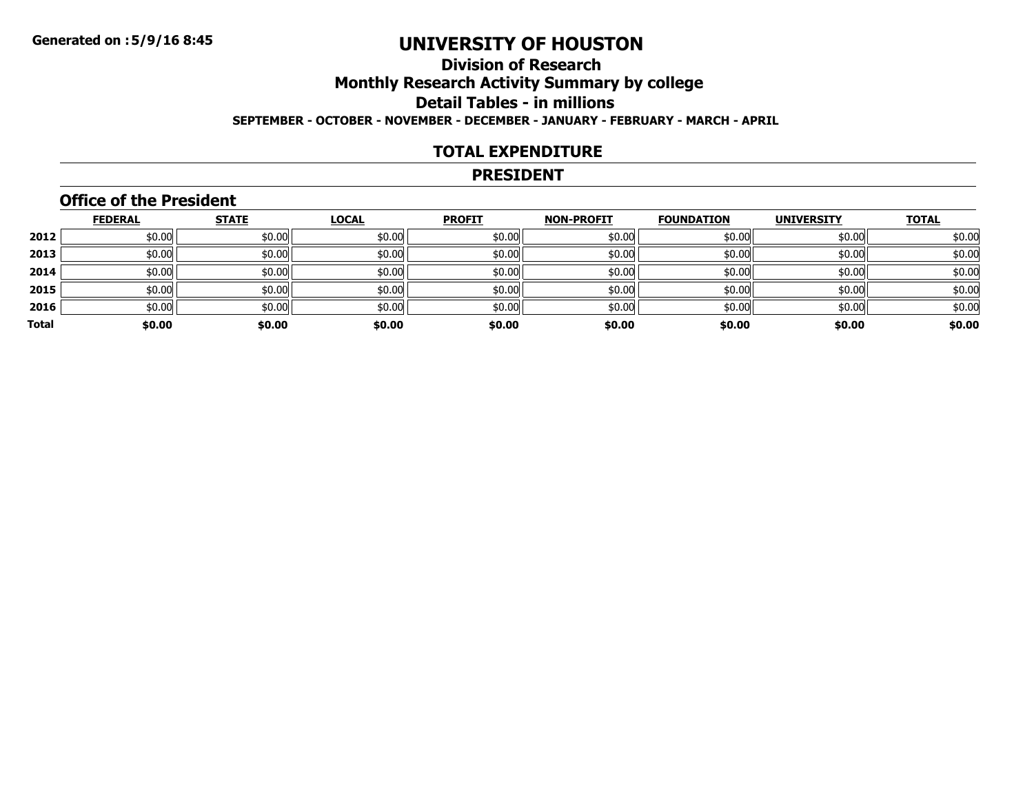# UNIVERSITY OF HOUSTON

## Division of Research

## Monthly Research Activity Summary by college

## Detail Tables - in millions

**SEPTEMBER - OCTOBER - NOVEMBER - DECEMBER - JANUARY - FEBRUARY - MARCH - APRIL**

## TOTAL EXPENDITURE

## PRESIDENT

### Office of the President

| | FEDERAL | STATE | LOCAL | PROFIT | NON-PROFIT | FOUNDATION | UNIVERSITY | TOTAL |
|---|---|---|---|---|---|---|---|---|
| 2012 | $0.00 | $0.00 | $0.00 | $0.00 | $0.00 | $0.00 | $0.00 | $0.00 |
| 2013 | $0.00 | $0.00 | $0.00 | $0.00 | $0.00 | $0.00 | $0.00 | $0.00 |
| 2014 | $0.00 | $0.00 | $0.00 | $0.00 | $0.00 | $0.00 | $0.00 | $0.00 |
| 2015 | $0.00 | $0.00 | $0.00 | $0.00 | $0.00 | $0.00 | $0.00 | $0.00 |
| 2016 | $0.00 | $0.00 | $0.00 | $0.00 | $0.00 | $0.00 | $0.00 | $0.00 |
| **Total** | **$0.00** | **$0.00** | **$0.00** | **$0.00** | **$0.00** | **$0.00** | **$0.00** | **$0.00** |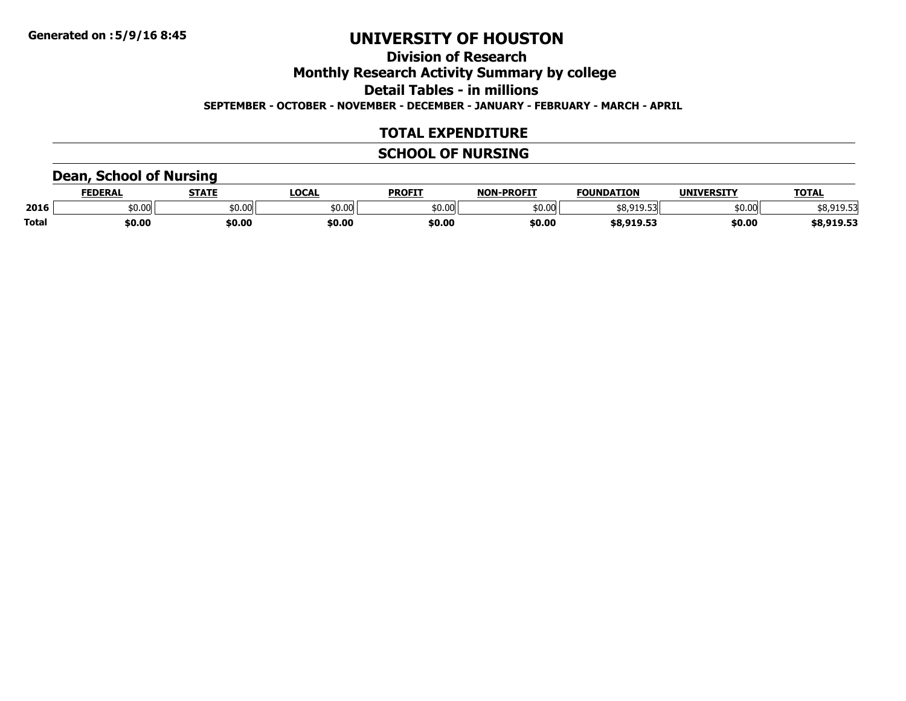Generated on :5/9/16 8:45

# UNIVERSITY OF HOUSTON

## Division of Research

## Monthly Research Activity Summary by college

## Detail Tables - in millions

**SEPTEMBER - OCTOBER - NOVEMBER - DECEMBER - JANUARY - FEBRUARY - MARCH - APRIL**

## TOTAL EXPENDITURE

## SCHOOL OF NURSING

### Dean, School of Nursing

| | FEDERAL | STATE | LOCAL | PROFIT | NON-PROFIT | FOUNDATION | UNIVERSITY | TOTAL |
|---|---|---|---|---|---|---|---|---|
| 2016 | $0.00 | $0.00 | $0.00 | $0.00 | $0.00 | $8,919.53 | $0.00 | $8,919.53 |
| **Total** | **$0.00** | **$0.00** | **$0.00** | **$0.00** | **$0.00** | **$8,919.53** | **$0.00** | **$8,919.53** |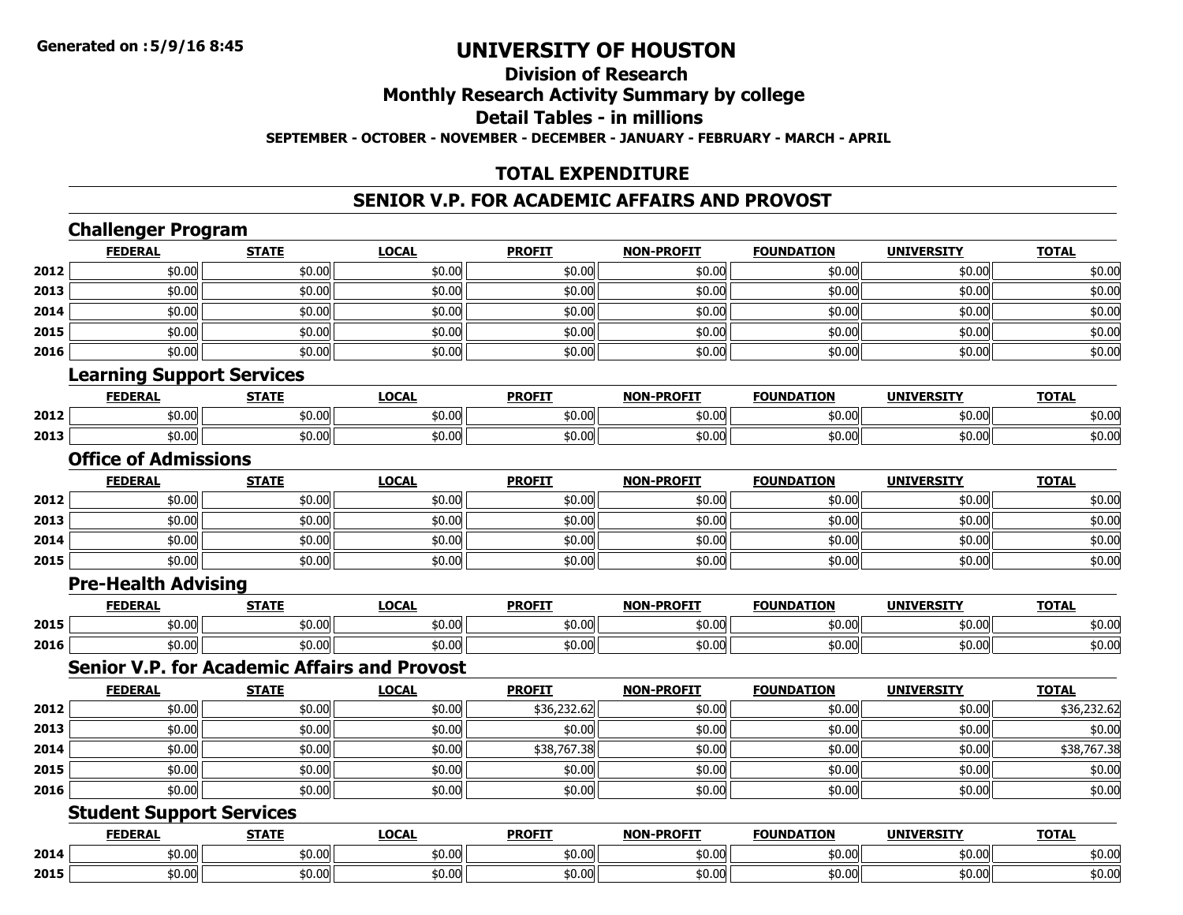**Generated on :5/9/16 8:45**

# UNIVERSITY OF HOUSTON

## Division of Research

## Monthly Research Activity Summary by college

## Detail Tables - in millions

**SEPTEMBER - OCTOBER - NOVEMBER - DECEMBER - JANUARY - FEBRUARY - MARCH - APRIL**

## TOTAL EXPENDITURE

## SENIOR V.P. FOR ACADEMIC AFFAIRS AND PROVOST

### Challenger Program

| | FEDERAL | STATE | LOCAL | PROFIT | NON-PROFIT | FOUNDATION | UNIVERSITY | TOTAL |
|---|---|---|---|---|---|---|---|---|
| 2012 | $0.00 | $0.00 | $0.00 | $0.00 | $0.00 | $0.00 | $0.00 | $0.00 |
| 2013 | $0.00 | $0.00 | $0.00 | $0.00 | $0.00 | $0.00 | $0.00 | $0.00 |
| 2014 | $0.00 | $0.00 | $0.00 | $0.00 | $0.00 | $0.00 | $0.00 | $0.00 |
| 2015 | $0.00 | $0.00 | $0.00 | $0.00 | $0.00 | $0.00 | $0.00 | $0.00 |
| 2016 | $0.00 | $0.00 | $0.00 | $0.00 | $0.00 | $0.00 | $0.00 | $0.00 |

### Learning Support Services

| | FEDERAL | STATE | LOCAL | PROFIT | NON-PROFIT | FOUNDATION | UNIVERSITY | TOTAL |
|---|---|---|---|---|---|---|---|---|
| 2012 | $0.00 | $0.00 | $0.00 | $0.00 | $0.00 | $0.00 | $0.00 | $0.00 |
| 2013 | $0.00 | $0.00 | $0.00 | $0.00 | $0.00 | $0.00 | $0.00 | $0.00 |

### Office of Admissions

| | FEDERAL | STATE | LOCAL | PROFIT | NON-PROFIT | FOUNDATION | UNIVERSITY | TOTAL |
|---|---|---|---|---|---|---|---|---|
| 2012 | $0.00 | $0.00 | $0.00 | $0.00 | $0.00 | $0.00 | $0.00 | $0.00 |
| 2013 | $0.00 | $0.00 | $0.00 | $0.00 | $0.00 | $0.00 | $0.00 | $0.00 |
| 2014 | $0.00 | $0.00 | $0.00 | $0.00 | $0.00 | $0.00 | $0.00 | $0.00 |
| 2015 | $0.00 | $0.00 | $0.00 | $0.00 | $0.00 | $0.00 | $0.00 | $0.00 |

### Pre-Health Advising

| | FEDERAL | STATE | LOCAL | PROFIT | NON-PROFIT | FOUNDATION | UNIVERSITY | TOTAL |
|---|---|---|---|---|---|---|---|---|
| 2015 | $0.00 | $0.00 | $0.00 | $0.00 | $0.00 | $0.00 | $0.00 | $0.00 |
| 2016 | $0.00 | $0.00 | $0.00 | $0.00 | $0.00 | $0.00 | $0.00 | $0.00 |

### Senior V.P. for Academic Affairs and Provost

| | FEDERAL | STATE | LOCAL | PROFIT | NON-PROFIT | FOUNDATION | UNIVERSITY | TOTAL |
|---|---|---|---|---|---|---|---|---|
| 2012 | $0.00 | $0.00 | $0.00 | $36,232.62 | $0.00 | $0.00 | $0.00 | $36,232.62 |
| 2013 | $0.00 | $0.00 | $0.00 | $0.00 | $0.00 | $0.00 | $0.00 | $0.00 |
| 2014 | $0.00 | $0.00 | $0.00 | $38,767.38 | $0.00 | $0.00 | $0.00 | $38,767.38 |
| 2015 | $0.00 | $0.00 | $0.00 | $0.00 | $0.00 | $0.00 | $0.00 | $0.00 |
| 2016 | $0.00 | $0.00 | $0.00 | $0.00 | $0.00 | $0.00 | $0.00 | $0.00 |

### Student Support Services

| | FEDERAL | STATE | LOCAL | PROFIT | NON-PROFIT | FOUNDATION | UNIVERSITY | TOTAL |
|---|---|---|---|---|---|---|---|---|
| 2014 | $0.00 | $0.00 | $0.00 | $0.00 | $0.00 | $0.00 | $0.00 | $0.00 |
| 2015 | $0.00 | $0.00 | $0.00 | $0.00 | $0.00 | $0.00 | $0.00 | $0.00 |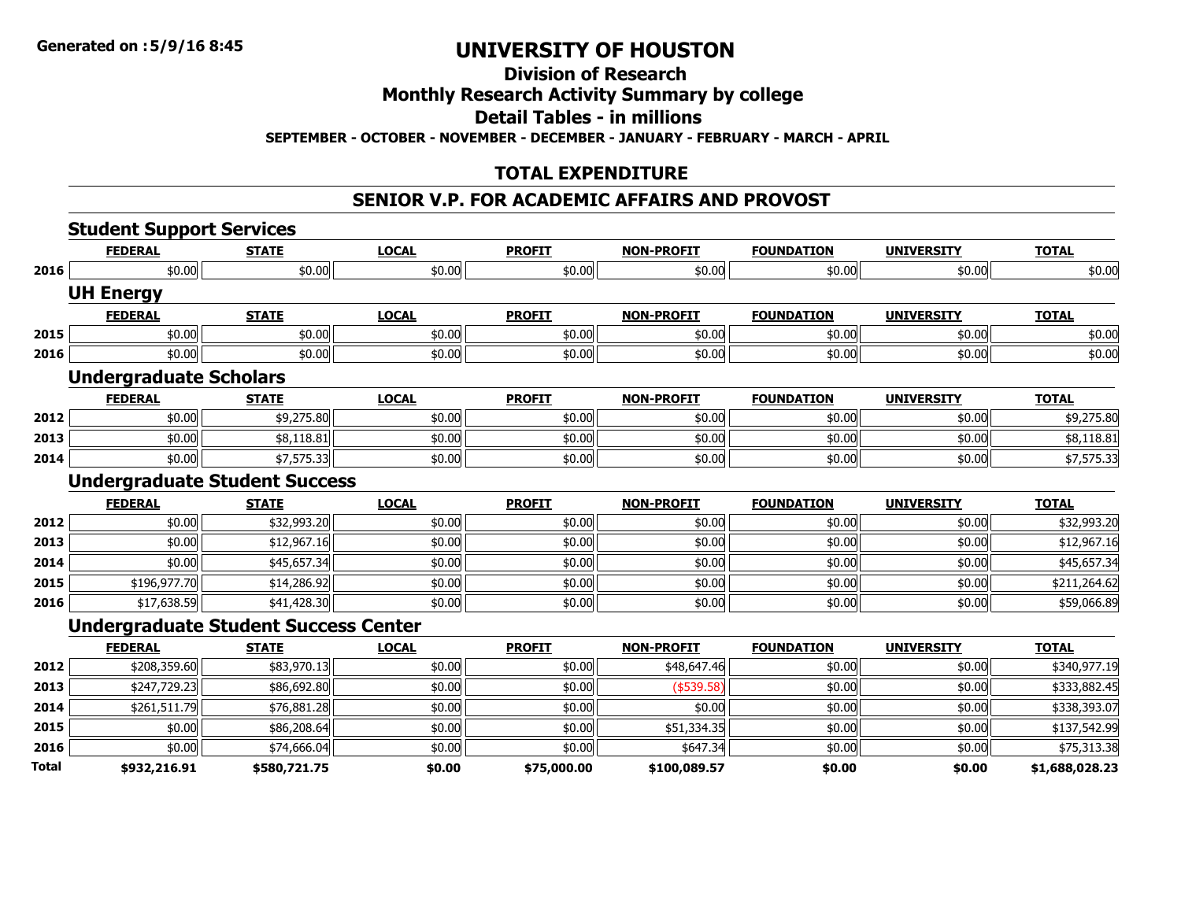**Generated on :5/9/16 8:45**

# UNIVERSITY OF HOUSTON

## Division of Research

## Monthly Research Activity Summary by college

## Detail Tables - in millions

**SEPTEMBER - OCTOBER - NOVEMBER - DECEMBER - JANUARY - FEBRUARY - MARCH - APRIL**

## TOTAL EXPENDITURE

## SENIOR V.P. FOR ACADEMIC AFFAIRS AND PROVOST

### Student Support Services

| | FEDERAL | STATE | LOCAL | PROFIT | NON-PROFIT | FOUNDATION | UNIVERSITY | TOTAL |
|---|---|---|---|---|---|---|---|---|
| 2016 | $0.00 | $0.00 | $0.00 | $0.00 | $0.00 | $0.00 | $0.00 | $0.00 |

### UH Energy

| | FEDERAL | STATE | LOCAL | PROFIT | NON-PROFIT | FOUNDATION | UNIVERSITY | TOTAL |
|---|---|---|---|---|---|---|---|---|
| 2015 | $0.00 | $0.00 | $0.00 | $0.00 | $0.00 | $0.00 | $0.00 | $0.00 |
| 2016 | $0.00 | $0.00 | $0.00 | $0.00 | $0.00 | $0.00 | $0.00 | $0.00 |

### Undergraduate Scholars

| | FEDERAL | STATE | LOCAL | PROFIT | NON-PROFIT | FOUNDATION | UNIVERSITY | TOTAL |
|---|---|---|---|---|---|---|---|---|
| 2012 | $0.00 | $9,275.80 | $0.00 | $0.00 | $0.00 | $0.00 | $0.00 | $9,275.80 |
| 2013 | $0.00 | $8,118.81 | $0.00 | $0.00 | $0.00 | $0.00 | $0.00 | $8,118.81 |
| 2014 | $0.00 | $7,575.33 | $0.00 | $0.00 | $0.00 | $0.00 | $0.00 | $7,575.33 |

### Undergraduate Student Success

| | FEDERAL | STATE | LOCAL | PROFIT | NON-PROFIT | FOUNDATION | UNIVERSITY | TOTAL |
|---|---|---|---|---|---|---|---|---|
| 2012 | $0.00 | $32,993.20 | $0.00 | $0.00 | $0.00 | $0.00 | $0.00 | $32,993.20 |
| 2013 | $0.00 | $12,967.16 | $0.00 | $0.00 | $0.00 | $0.00 | $0.00 | $12,967.16 |
| 2014 | $0.00 | $45,657.34 | $0.00 | $0.00 | $0.00 | $0.00 | $0.00 | $45,657.34 |
| 2015 | $196,977.70 | $14,286.92 | $0.00 | $0.00 | $0.00 | $0.00 | $0.00 | $211,264.62 |
| 2016 | $17,638.59 | $41,428.30 | $0.00 | $0.00 | $0.00 | $0.00 | $0.00 | $59,066.89 |

### Undergraduate Student Success Center

| | FEDERAL | STATE | LOCAL | PROFIT | NON-PROFIT | FOUNDATION | UNIVERSITY | TOTAL |
|---|---|---|---|---|---|---|---|---|
| 2012 | $208,359.60 | $83,970.13 | $0.00 | $0.00 | $48,647.46 | $0.00 | $0.00 | $340,977.19 |
| 2013 | $247,729.23 | $86,692.80 | $0.00 | $0.00 | ($539.58) | $0.00 | $0.00 | $333,882.45 |
| 2014 | $261,511.79 | $76,881.28 | $0.00 | $0.00 | $0.00 | $0.00 | $0.00 | $338,393.07 |
| 2015 | $0.00 | $86,208.64 | $0.00 | $0.00 | $51,334.35 | $0.00 | $0.00 | $137,542.99 |
| 2016 | $0.00 | $74,666.04 | $0.00 | $0.00 | $647.34 | $0.00 | $0.00 | $75,313.38 |
| **Total** | **$932,216.91** | **$580,721.75** | **$0.00** | **$75,000.00** | **$100,089.57** | **$0.00** | **$0.00** | **$1,688,028.23** |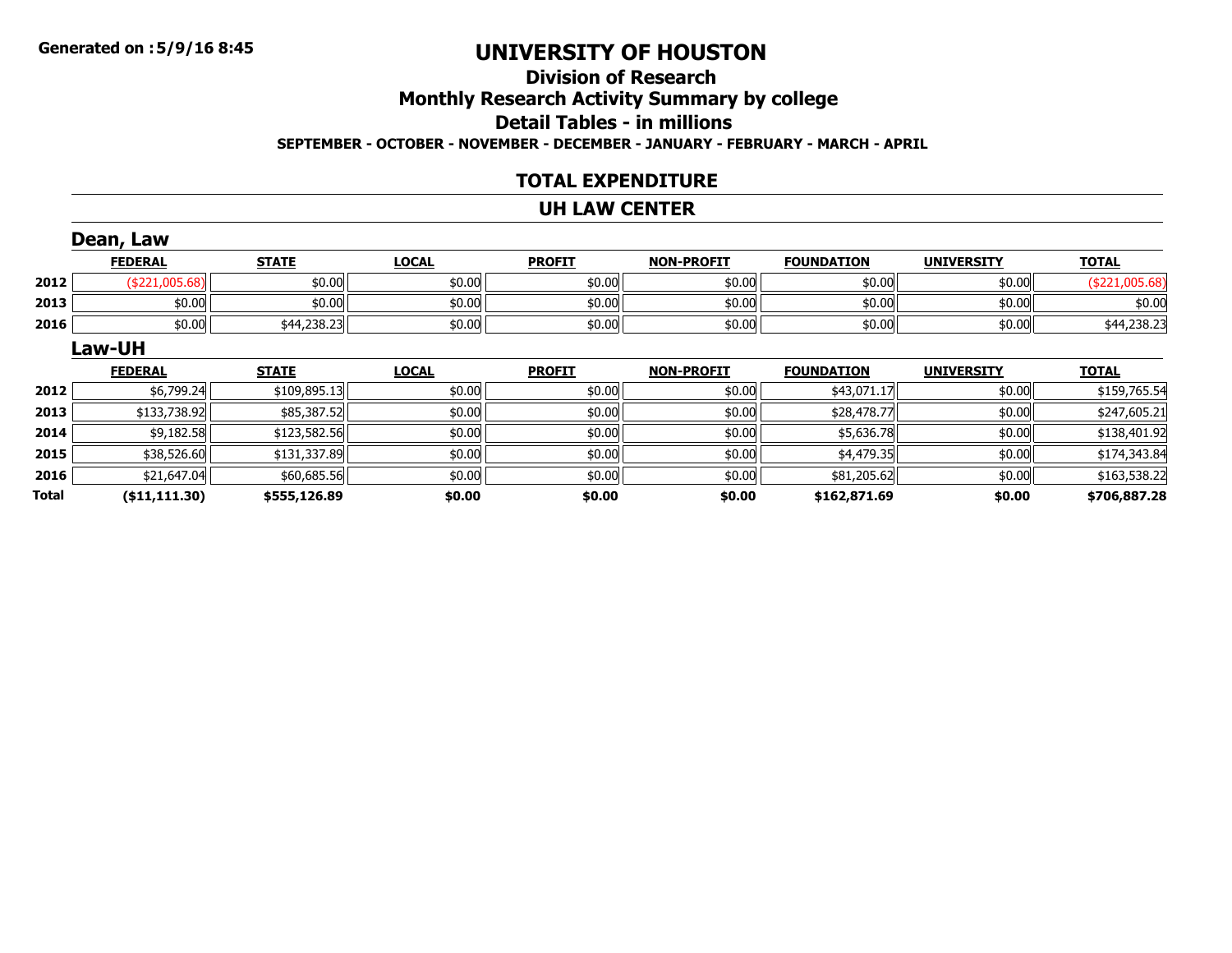Generated on :5/9/16 8:45

# UNIVERSITY OF HOUSTON

## Division of Research

## Monthly Research Activity Summary by college

## Detail Tables - in millions

**SEPTEMBER - OCTOBER - NOVEMBER - DECEMBER - JANUARY - FEBRUARY - MARCH - APRIL**

## TOTAL EXPENDITURE

## UH LAW CENTER

### Dean, Law

| | FEDERAL | STATE | LOCAL | PROFIT | NON-PROFIT | FOUNDATION | UNIVERSITY | TOTAL |
|---|---|---|---|---|---|---|---|---|
| 2012 | ($221,005.68) | $0.00 | $0.00 | $0.00 | $0.00 | $0.00 | $0.00 | ($221,005.68) |
| 2013 | $0.00 | $0.00 | $0.00 | $0.00 | $0.00 | $0.00 | $0.00 | $0.00 |
| 2016 | $0.00 | $44,238.23 | $0.00 | $0.00 | $0.00 | $0.00 | $0.00 | $44,238.23 |

### Law-UH

| | FEDERAL | STATE | LOCAL | PROFIT | NON-PROFIT | FOUNDATION | UNIVERSITY | TOTAL |
|---|---|---|---|---|---|---|---|---|
| 2012 | $6,799.24 | $109,895.13 | $0.00 | $0.00 | $0.00 | $43,071.17 | $0.00 | $159,765.54 |
| 2013 | $133,738.92 | $85,387.52 | $0.00 | $0.00 | $0.00 | $28,478.77 | $0.00 | $247,605.21 |
| 2014 | $9,182.58 | $123,582.56 | $0.00 | $0.00 | $0.00 | $5,636.78 | $0.00 | $138,401.92 |
| 2015 | $38,526.60 | $131,337.89 | $0.00 | $0.00 | $0.00 | $4,479.35 | $0.00 | $174,343.84 |
| 2016 | $21,647.04 | $60,685.56 | $0.00 | $0.00 | $0.00 | $81,205.62 | $0.00 | $163,538.22 |
| **Total** | **($11,111.30)** | **$555,126.89** | **$0.00** | **$0.00** | **$0.00** | **$162,871.69** | **$0.00** | **$706,887.28** |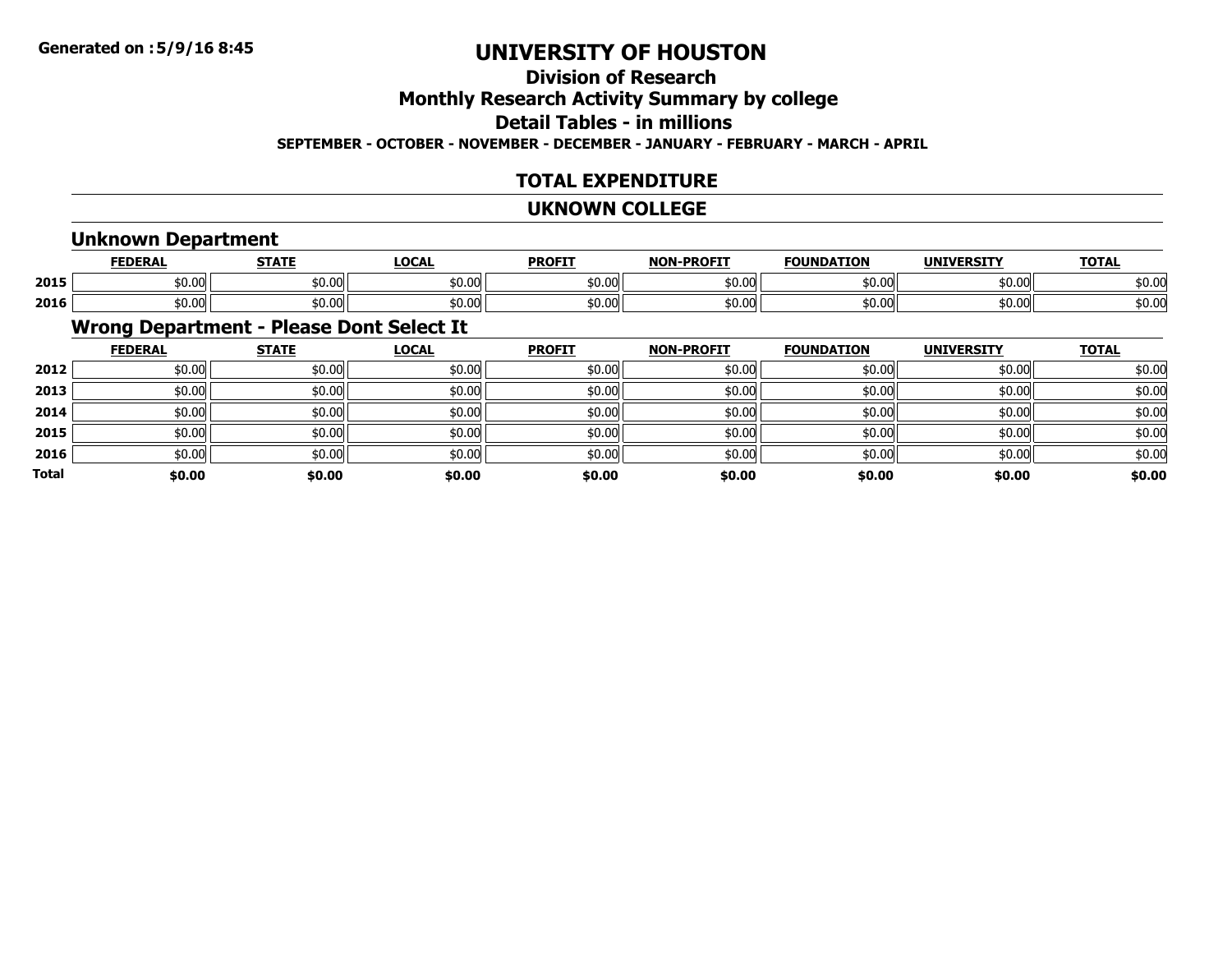Generated on :5/9/16 8:45

# UNIVERSITY OF HOUSTON

## Division of Research

## Monthly Research Activity Summary by college

## Detail Tables - in millions

**SEPTEMBER - OCTOBER - NOVEMBER - DECEMBER - JANUARY - FEBRUARY - MARCH - APRIL**

## TOTAL EXPENDITURE

## UKNOWN COLLEGE

### Unknown Department

| | FEDERAL | STATE | LOCAL | PROFIT | NON-PROFIT | FOUNDATION | UNIVERSITY | TOTAL |
|---|---|---|---|---|---|---|---|---|
| 2015 | $0.00 | $0.00 | $0.00 | $0.00 | $0.00 | $0.00 | $0.00 | $0.00 |
| 2016 | $0.00 | $0.00 | $0.00 | $0.00 | $0.00 | $0.00 | $0.00 | $0.00 |

### Wrong Department - Please Dont Select It

| | FEDERAL | STATE | LOCAL | PROFIT | NON-PROFIT | FOUNDATION | UNIVERSITY | TOTAL |
|---|---|---|---|---|---|---|---|---|
| 2012 | $0.00 | $0.00 | $0.00 | $0.00 | $0.00 | $0.00 | $0.00 | $0.00 |
| 2013 | $0.00 | $0.00 | $0.00 | $0.00 | $0.00 | $0.00 | $0.00 | $0.00 |
| 2014 | $0.00 | $0.00 | $0.00 | $0.00 | $0.00 | $0.00 | $0.00 | $0.00 |
| 2015 | $0.00 | $0.00 | $0.00 | $0.00 | $0.00 | $0.00 | $0.00 | $0.00 |
| 2016 | $0.00 | $0.00 | $0.00 | $0.00 | $0.00 | $0.00 | $0.00 | $0.00 |
| **Total** | **$0.00** | **$0.00** | **$0.00** | **$0.00** | **$0.00** | **$0.00** | **$0.00** | **$0.00** |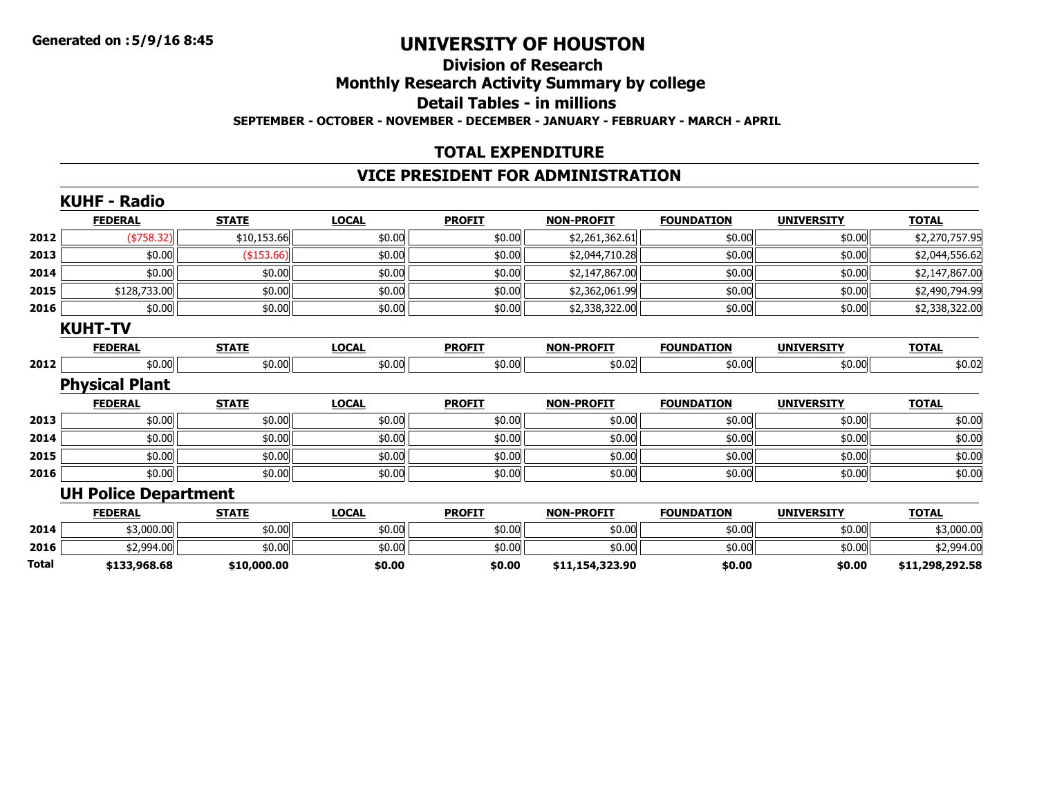# UNIVERSITY OF HOUSTON

## Division of Research

## Monthly Research Activity Summary by college

## Detail Tables - in millions

**SEPTEMBER - OCTOBER - NOVEMBER - DECEMBER - JANUARY - FEBRUARY - MARCH - APRIL**

**Generated on :5/9/16 8:45**

## TOTAL EXPENDITURE

## VICE PRESIDENT FOR ADMINISTRATION

### KUHF - Radio

| | FEDERAL | STATE | LOCAL | PROFIT | NON-PROFIT | FOUNDATION | UNIVERSITY | TOTAL |
|---|---|---|---|---|---|---|---|---|
| 2012 | ($758.32) | $10,153.66 | $0.00 | $0.00 | $2,261,362.61 | $0.00 | $0.00 | $2,270,757.95 |
| 2013 | $0.00 | ($153.66) | $0.00 | $0.00 | $2,044,710.28 | $0.00 | $0.00 | $2,044,556.62 |
| 2014 | $0.00 | $0.00 | $0.00 | $0.00 | $2,147,867.00 | $0.00 | $0.00 | $2,147,867.00 |
| 2015 | $128,733.00 | $0.00 | $0.00 | $0.00 | $2,362,061.99 | $0.00 | $0.00 | $2,490,794.99 |
| 2016 | $0.00 | $0.00 | $0.00 | $0.00 | $2,338,322.00 | $0.00 | $0.00 | $2,338,322.00 |

### KUHT-TV

| | FEDERAL | STATE | LOCAL | PROFIT | NON-PROFIT | FOUNDATION | UNIVERSITY | TOTAL |
|---|---|---|---|---|---|---|---|---|
| 2012 | $0.00 | $0.00 | $0.00 | $0.00 | $0.02 | $0.00 | $0.00 | $0.02 |

### Physical Plant

| | FEDERAL | STATE | LOCAL | PROFIT | NON-PROFIT | FOUNDATION | UNIVERSITY | TOTAL |
|---|---|---|---|---|---|---|---|---|
| 2013 | $0.00 | $0.00 | $0.00 | $0.00 | $0.00 | $0.00 | $0.00 | $0.00 |
| 2014 | $0.00 | $0.00 | $0.00 | $0.00 | $0.00 | $0.00 | $0.00 | $0.00 |
| 2015 | $0.00 | $0.00 | $0.00 | $0.00 | $0.00 | $0.00 | $0.00 | $0.00 |
| 2016 | $0.00 | $0.00 | $0.00 | $0.00 | $0.00 | $0.00 | $0.00 | $0.00 |

### UH Police Department

| | FEDERAL | STATE | LOCAL | PROFIT | NON-PROFIT | FOUNDATION | UNIVERSITY | TOTAL |
|---|---|---|---|---|---|---|---|---|
| 2014 | $3,000.00 | $0.00 | $0.00 | $0.00 | $0.00 | $0.00 | $0.00 | $3,000.00 |
| 2016 | $2,994.00 | $0.00 | $0.00 | $0.00 | $0.00 | $0.00 | $0.00 | $2,994.00 |
| **Total** | **$133,968.68** | **$10,000.00** | **$0.00** | **$0.00** | **$11,154,323.90** | **$0.00** | **$0.00** | **$11,298,292.58** |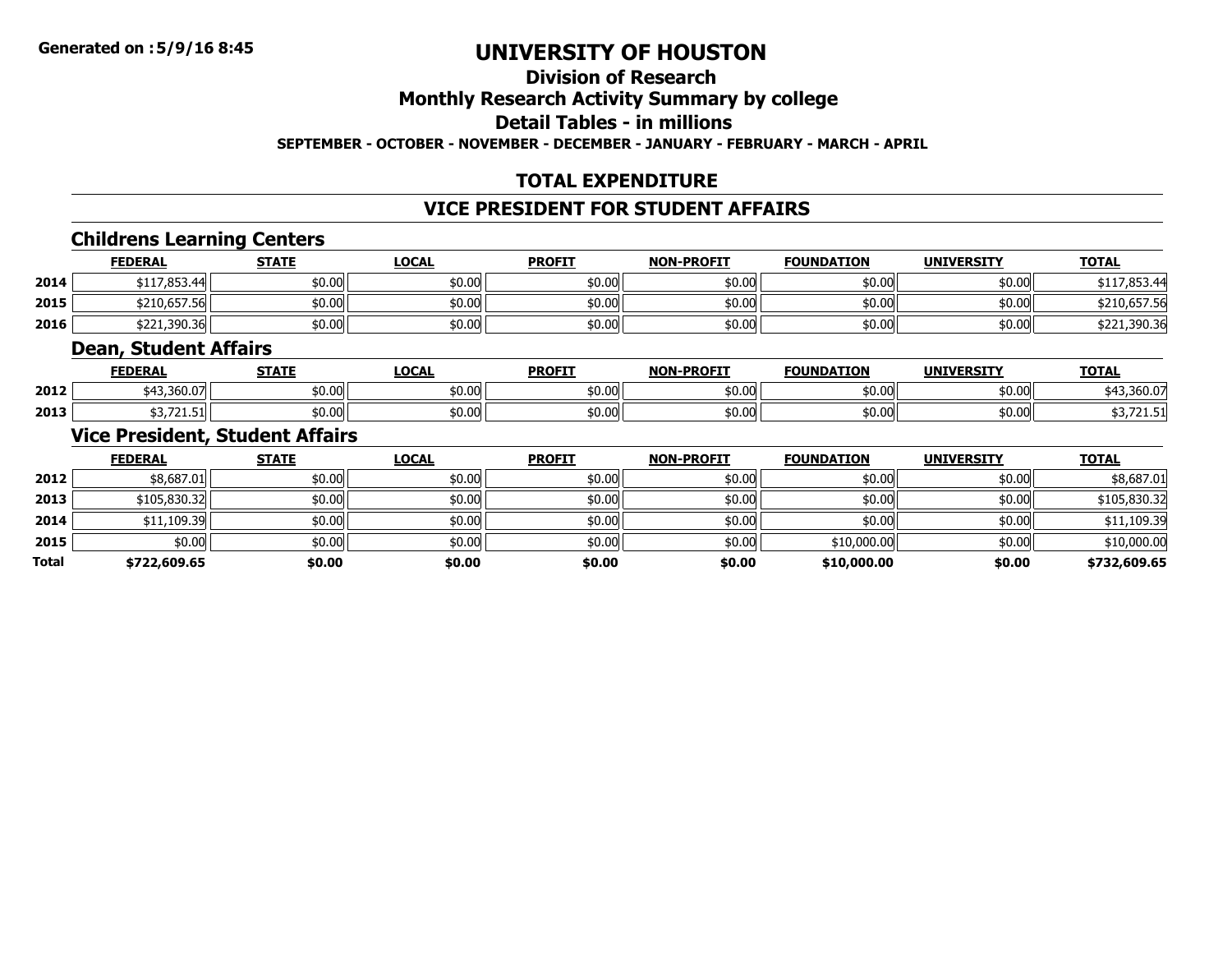# UNIVERSITY OF HOUSTON

## Division of Research

## Monthly Research Activity Summary by college

## Detail Tables - in millions

**SEPTEMBER - OCTOBER - NOVEMBER - DECEMBER - JANUARY - FEBRUARY - MARCH - APRIL**

## TOTAL EXPENDITURE

## VICE PRESIDENT FOR STUDENT AFFAIRS

### Childrens Learning Centers

| | FEDERAL | STATE | LOCAL | PROFIT | NON-PROFIT | FOUNDATION | UNIVERSITY | TOTAL |
|---|---|---|---|---|---|---|---|---|
| 2014 | $117,853.44 | $0.00 | $0.00 | $0.00 | $0.00 | $0.00 | $0.00 | $117,853.44 |
| 2015 | $210,657.56 | $0.00 | $0.00 | $0.00 | $0.00 | $0.00 | $0.00 | $210,657.56 |
| 2016 | $221,390.36 | $0.00 | $0.00 | $0.00 | $0.00 | $0.00 | $0.00 | $221,390.36 |

### Dean, Student Affairs

| | FEDERAL | STATE | LOCAL | PROFIT | NON-PROFIT | FOUNDATION | UNIVERSITY | TOTAL |
|---|---|---|---|---|---|---|---|---|
| 2012 | $43,360.07 | $0.00 | $0.00 | $0.00 | $0.00 | $0.00 | $0.00 | $43,360.07 |
| 2013 | $3,721.51 | $0.00 | $0.00 | $0.00 | $0.00 | $0.00 | $0.00 | $3,721.51 |

### Vice President, Student Affairs

| | FEDERAL | STATE | LOCAL | PROFIT | NON-PROFIT | FOUNDATION | UNIVERSITY | TOTAL |
|---|---|---|---|---|---|---|---|---|
| 2012 | $8,687.01 | $0.00 | $0.00 | $0.00 | $0.00 | $0.00 | $0.00 | $8,687.01 |
| 2013 | $105,830.32 | $0.00 | $0.00 | $0.00 | $0.00 | $0.00 | $0.00 | $105,830.32 |
| 2014 | $11,109.39 | $0.00 | $0.00 | $0.00 | $0.00 | $0.00 | $0.00 | $11,109.39 |
| 2015 | $0.00 | $0.00 | $0.00 | $0.00 | $0.00 | $10,000.00 | $0.00 | $10,000.00 |
| **Total** | **$722,609.65** | **$0.00** | **$0.00** | **$0.00** | **$0.00** | **$10,000.00** | **$0.00** | **$732,609.65** |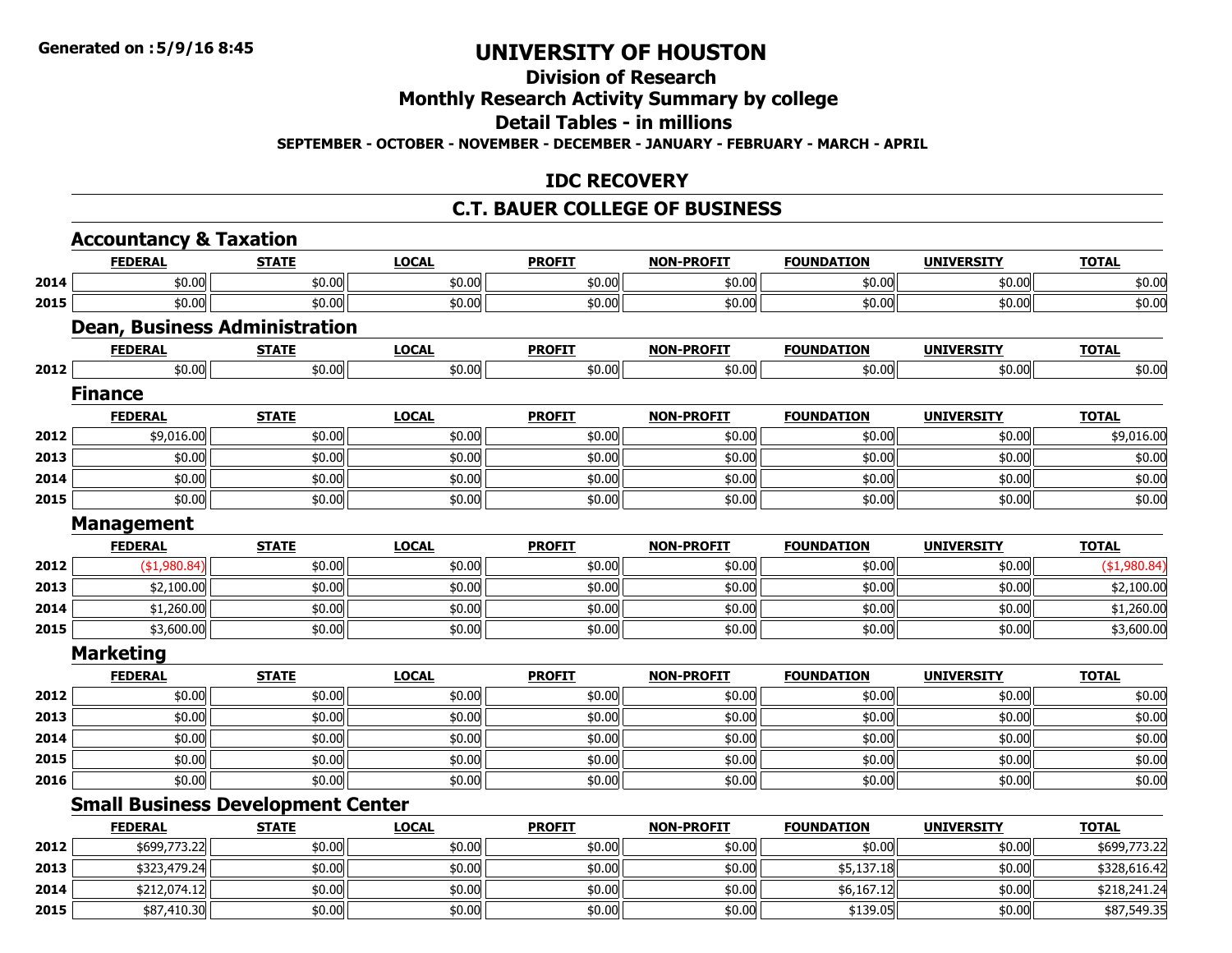**Generated on :5/9/16 8:45**

# UNIVERSITY OF HOUSTON

## Division of Research

## Monthly Research Activity Summary by college

## Detail Tables - in millions

**SEPTEMBER - OCTOBER - NOVEMBER - DECEMBER - JANUARY - FEBRUARY - MARCH - APRIL**

## IDC RECOVERY

## C.T. BAUER COLLEGE OF BUSINESS

### Accountancy & Taxation

| | FEDERAL | STATE | LOCAL | PROFIT | NON-PROFIT | FOUNDATION | UNIVERSITY | TOTAL |
|---|---|---|---|---|---|---|---|---|
| 2014 | $0.00 | $0.00 | $0.00 | $0.00 | $0.00 | $0.00 | $0.00 | $0.00 |
| 2015 | $0.00 | $0.00 | $0.00 | $0.00 | $0.00 | $0.00 | $0.00 | $0.00 |

### Dean, Business Administration

| | FEDERAL | STATE | LOCAL | PROFIT | NON-PROFIT | FOUNDATION | UNIVERSITY | TOTAL |
|---|---|---|---|---|---|---|---|---|
| 2012 | $0.00 | $0.00 | $0.00 | $0.00 | $0.00 | $0.00 | $0.00 | $0.00 |

### Finance

| | FEDERAL | STATE | LOCAL | PROFIT | NON-PROFIT | FOUNDATION | UNIVERSITY | TOTAL |
|---|---|---|---|---|---|---|---|---|
| 2012 | $9,016.00 | $0.00 | $0.00 | $0.00 | $0.00 | $0.00 | $0.00 | $9,016.00 |
| 2013 | $0.00 | $0.00 | $0.00 | $0.00 | $0.00 | $0.00 | $0.00 | $0.00 |
| 2014 | $0.00 | $0.00 | $0.00 | $0.00 | $0.00 | $0.00 | $0.00 | $0.00 |
| 2015 | $0.00 | $0.00 | $0.00 | $0.00 | $0.00 | $0.00 | $0.00 | $0.00 |

### Management

| | FEDERAL | STATE | LOCAL | PROFIT | NON-PROFIT | FOUNDATION | UNIVERSITY | TOTAL |
|---|---|---|---|---|---|---|---|---|
| 2012 | ($1,980.84) | $0.00 | $0.00 | $0.00 | $0.00 | $0.00 | $0.00 | ($1,980.84) |
| 2013 | $2,100.00 | $0.00 | $0.00 | $0.00 | $0.00 | $0.00 | $0.00 | $2,100.00 |
| 2014 | $1,260.00 | $0.00 | $0.00 | $0.00 | $0.00 | $0.00 | $0.00 | $1,260.00 |
| 2015 | $3,600.00 | $0.00 | $0.00 | $0.00 | $0.00 | $0.00 | $0.00 | $3,600.00 |

### Marketing

| | FEDERAL | STATE | LOCAL | PROFIT | NON-PROFIT | FOUNDATION | UNIVERSITY | TOTAL |
|---|---|---|---|---|---|---|---|---|
| 2012 | $0.00 | $0.00 | $0.00 | $0.00 | $0.00 | $0.00 | $0.00 | $0.00 |
| 2013 | $0.00 | $0.00 | $0.00 | $0.00 | $0.00 | $0.00 | $0.00 | $0.00 |
| 2014 | $0.00 | $0.00 | $0.00 | $0.00 | $0.00 | $0.00 | $0.00 | $0.00 |
| 2015 | $0.00 | $0.00 | $0.00 | $0.00 | $0.00 | $0.00 | $0.00 | $0.00 |
| 2016 | $0.00 | $0.00 | $0.00 | $0.00 | $0.00 | $0.00 | $0.00 | $0.00 |

### Small Business Development Center

| | FEDERAL | STATE | LOCAL | PROFIT | NON-PROFIT | FOUNDATION | UNIVERSITY | TOTAL |
|---|---|---|---|---|---|---|---|---|
| 2012 | $699,773.22 | $0.00 | $0.00 | $0.00 | $0.00 | $0.00 | $0.00 | $699,773.22 |
| 2013 | $323,479.24 | $0.00 | $0.00 | $0.00 | $0.00 | $5,137.18 | $0.00 | $328,616.42 |
| 2014 | $212,074.12 | $0.00 | $0.00 | $0.00 | $0.00 | $6,167.12 | $0.00 | $218,241.24 |
| 2015 | $87,410.30 | $0.00 | $0.00 | $0.00 | $0.00 | $139.05 | $0.00 | $87,549.35 |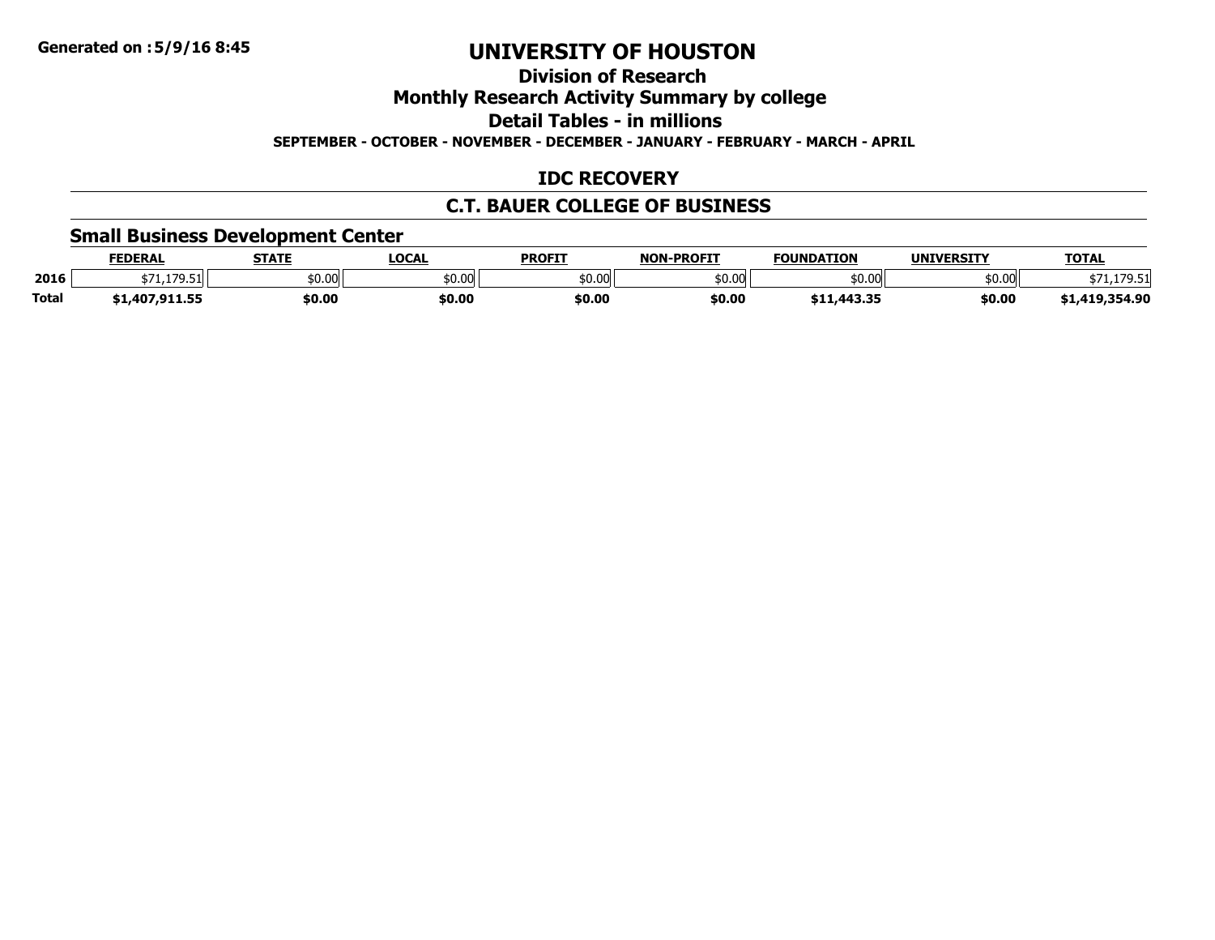**Generated on :5/9/16 8:45**

# UNIVERSITY OF HOUSTON

## Division of Research

## Monthly Research Activity Summary by college

## Detail Tables - in millions

**SEPTEMBER - OCTOBER - NOVEMBER - DECEMBER - JANUARY - FEBRUARY - MARCH - APRIL**

## IDC RECOVERY

## C.T. BAUER COLLEGE OF BUSINESS

### Small Business Development Center

| | FEDERAL | STATE | LOCAL | PROFIT | NON-PROFIT | FOUNDATION | UNIVERSITY | TOTAL |
|---|---|---|---|---|---|---|---|---|
| **2016** | $71,179.51 | $0.00 | $0.00 | $0.00 | $0.00 | $0.00 | $0.00 | $71,179.51 |
| **Total** | **$1,407,911.55** | **$0.00** | **$0.00** | **$0.00** | **$0.00** | **$11,443.35** | **$0.00** | **$1,419,354.90** |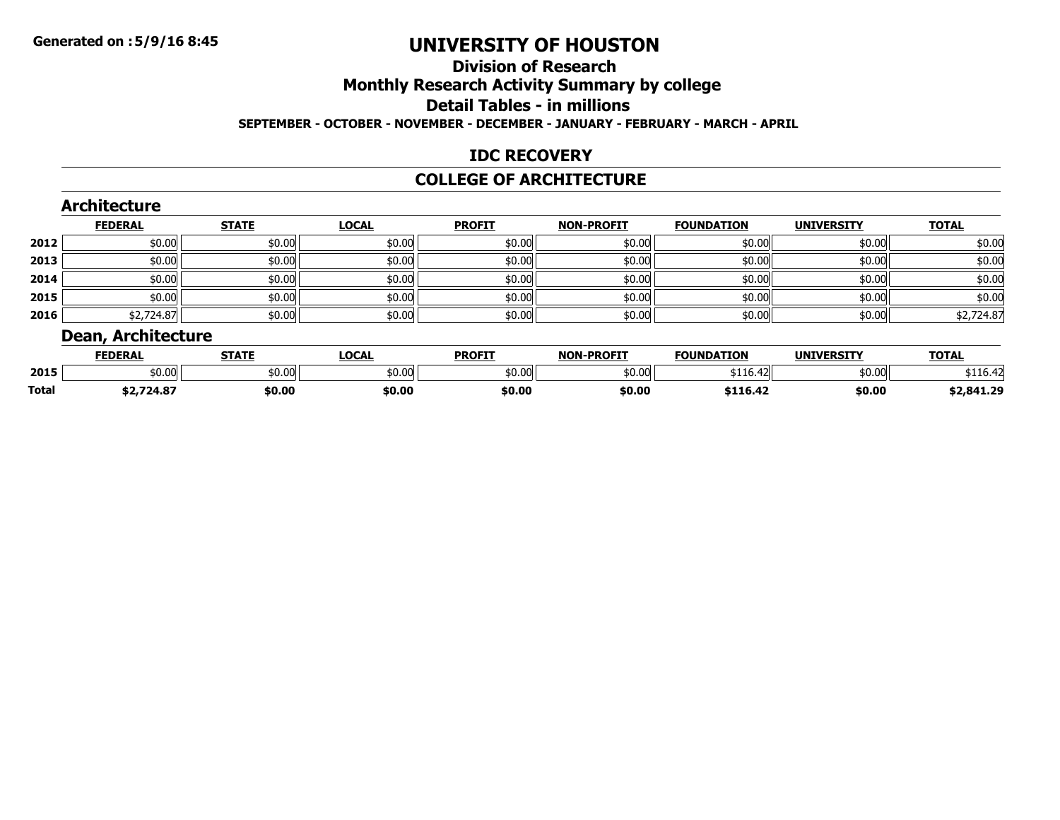Generated on :5/9/16 8:45

# UNIVERSITY OF HOUSTON

## Division of Research

## Monthly Research Activity Summary by college

## Detail Tables - in millions

**SEPTEMBER - OCTOBER - NOVEMBER - DECEMBER - JANUARY - FEBRUARY - MARCH - APRIL**

## IDC RECOVERY

## COLLEGE OF ARCHITECTURE

### Architecture

| | FEDERAL | STATE | LOCAL | PROFIT | NON-PROFIT | FOUNDATION | UNIVERSITY | TOTAL |
|---|---|---|---|---|---|---|---|---|
| 2012 | $0.00 | $0.00 | $0.00 | $0.00 | $0.00 | $0.00 | $0.00 | $0.00 |
| 2013 | $0.00 | $0.00 | $0.00 | $0.00 | $0.00 | $0.00 | $0.00 | $0.00 |
| 2014 | $0.00 | $0.00 | $0.00 | $0.00 | $0.00 | $0.00 | $0.00 | $0.00 |
| 2015 | $0.00 | $0.00 | $0.00 | $0.00 | $0.00 | $0.00 | $0.00 | $0.00 |
| 2016 | $2,724.87 | $0.00 | $0.00 | $0.00 | $0.00 | $0.00 | $0.00 | $2,724.87 |

### Dean, Architecture

| | FEDERAL | STATE | LOCAL | PROFIT | NON-PROFIT | FOUNDATION | UNIVERSITY | TOTAL |
|---|---|---|---|---|---|---|---|---|
| 2015 | $0.00 | $0.00 | $0.00 | $0.00 | $0.00 | $116.42 | $0.00 | $116.42 |
| **Total** | **$2,724.87** | **$0.00** | **$0.00** | **$0.00** | **$0.00** | **$116.42** | **$0.00** | **$2,841.29** |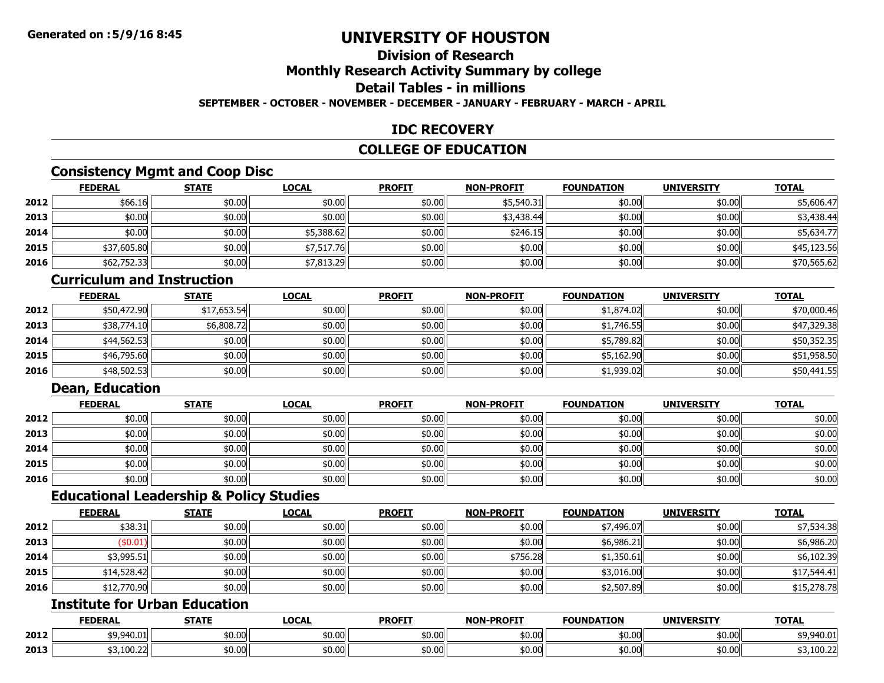**Generated on :5/9/16 8:45**

# UNIVERSITY OF HOUSTON

## Division of Research

## Monthly Research Activity Summary by college

## Detail Tables - in millions

**SEPTEMBER - OCTOBER - NOVEMBER - DECEMBER - JANUARY - FEBRUARY - MARCH - APRIL**

## IDC RECOVERY

## COLLEGE OF EDUCATION

### Consistency Mgmt and Coop Disc

| | FEDERAL | STATE | LOCAL | PROFIT | NON-PROFIT | FOUNDATION | UNIVERSITY | TOTAL |
|---|---|---|---|---|---|---|---|---|
| 2012 | $66.16 | $0.00 | $0.00 | $0.00 | $5,540.31 | $0.00 | $0.00 | $5,606.47 |
| 2013 | $0.00 | $0.00 | $0.00 | $0.00 | $3,438.44 | $0.00 | $0.00 | $3,438.44 |
| 2014 | $0.00 | $0.00 | $5,388.62 | $0.00 | $246.15 | $0.00 | $0.00 | $5,634.77 |
| 2015 | $37,605.80 | $0.00 | $7,517.76 | $0.00 | $0.00 | $0.00 | $0.00 | $45,123.56 |
| 2016 | $62,752.33 | $0.00 | $7,813.29 | $0.00 | $0.00 | $0.00 | $0.00 | $70,565.62 |

### Curriculum and Instruction

| | FEDERAL | STATE | LOCAL | PROFIT | NON-PROFIT | FOUNDATION | UNIVERSITY | TOTAL |
|---|---|---|---|---|---|---|---|---|
| 2012 | $50,472.90 | $17,653.54 | $0.00 | $0.00 | $0.00 | $1,874.02 | $0.00 | $70,000.46 |
| 2013 | $38,774.10 | $6,808.72 | $0.00 | $0.00 | $0.00 | $1,746.55 | $0.00 | $47,329.38 |
| 2014 | $44,562.53 | $0.00 | $0.00 | $0.00 | $0.00 | $5,789.82 | $0.00 | $50,352.35 |
| 2015 | $46,795.60 | $0.00 | $0.00 | $0.00 | $0.00 | $5,162.90 | $0.00 | $51,958.50 |
| 2016 | $48,502.53 | $0.00 | $0.00 | $0.00 | $0.00 | $1,939.02 | $0.00 | $50,441.55 |

### Dean, Education

| | FEDERAL | STATE | LOCAL | PROFIT | NON-PROFIT | FOUNDATION | UNIVERSITY | TOTAL |
|---|---|---|---|---|---|---|---|---|
| 2012 | $0.00 | $0.00 | $0.00 | $0.00 | $0.00 | $0.00 | $0.00 | $0.00 |
| 2013 | $0.00 | $0.00 | $0.00 | $0.00 | $0.00 | $0.00 | $0.00 | $0.00 |
| 2014 | $0.00 | $0.00 | $0.00 | $0.00 | $0.00 | $0.00 | $0.00 | $0.00 |
| 2015 | $0.00 | $0.00 | $0.00 | $0.00 | $0.00 | $0.00 | $0.00 | $0.00 |
| 2016 | $0.00 | $0.00 | $0.00 | $0.00 | $0.00 | $0.00 | $0.00 | $0.00 |

### Educational Leadership & Policy Studies

| | FEDERAL | STATE | LOCAL | PROFIT | NON-PROFIT | FOUNDATION | UNIVERSITY | TOTAL |
|---|---|---|---|---|---|---|---|---|
| 2012 | $38.31 | $0.00 | $0.00 | $0.00 | $0.00 | $7,496.07 | $0.00 | $7,534.38 |
| 2013 | ($0.01) | $0.00 | $0.00 | $0.00 | $0.00 | $6,986.21 | $0.00 | $6,986.20 |
| 2014 | $3,995.51 | $0.00 | $0.00 | $0.00 | $756.28 | $1,350.61 | $0.00 | $6,102.39 |
| 2015 | $14,528.42 | $0.00 | $0.00 | $0.00 | $0.00 | $3,016.00 | $0.00 | $17,544.41 |
| 2016 | $12,770.90 | $0.00 | $0.00 | $0.00 | $0.00 | $2,507.89 | $0.00 | $15,278.78 |

### Institute for Urban Education

| | FEDERAL | STATE | LOCAL | PROFIT | NON-PROFIT | FOUNDATION | UNIVERSITY | TOTAL |
|---|---|---|---|---|---|---|---|---|
| 2012 | $9,940.01 | $0.00 | $0.00 | $0.00 | $0.00 | $0.00 | $0.00 | $9,940.01 |
| 2013 | $3,100.22 | $0.00 | $0.00 | $0.00 | $0.00 | $0.00 | $0.00 | $3,100.22 |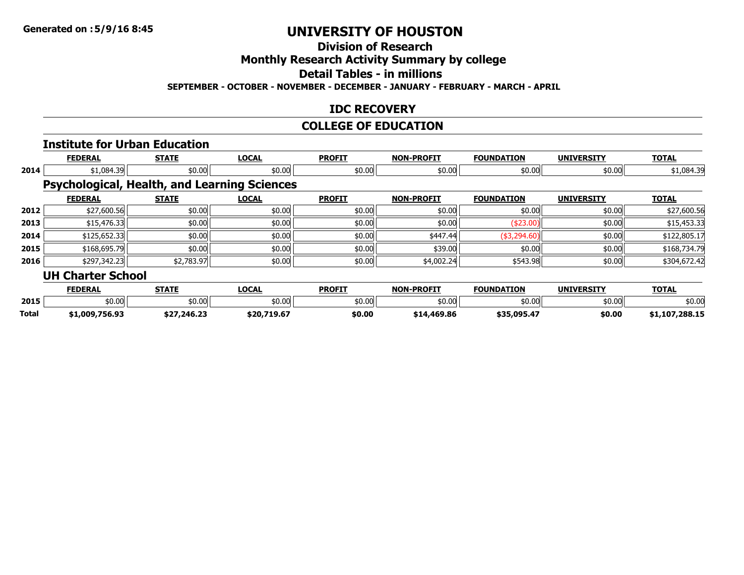# UNIVERSITY OF HOUSTON

## Division of Research

## Monthly Research Activity Summary by college

## Detail Tables - in millions

**SEPTEMBER - OCTOBER - NOVEMBER - DECEMBER - JANUARY - FEBRUARY - MARCH - APRIL**

## IDC RECOVERY

## COLLEGE OF EDUCATION

### Institute for Urban Education

| | FEDERAL | STATE | LOCAL | PROFIT | NON-PROFIT | FOUNDATION | UNIVERSITY | TOTAL |
|---|---|---|---|---|---|---|---|---|
| 2014 | $1,084.39 | $0.00 | $0.00 | $0.00 | $0.00 | $0.00 | $0.00 | $1,084.39 |

### Psychological, Health, and Learning Sciences

| | FEDERAL | STATE | LOCAL | PROFIT | NON-PROFIT | FOUNDATION | UNIVERSITY | TOTAL |
|---|---|---|---|---|---|---|---|---|
| 2012 | $27,600.56 | $0.00 | $0.00 | $0.00 | $0.00 | $0.00 | $0.00 | $27,600.56 |
| 2013 | $15,476.33 | $0.00 | $0.00 | $0.00 | $0.00 | ($23.00) | $0.00 | $15,453.33 |
| 2014 | $125,652.33 | $0.00 | $0.00 | $0.00 | $447.44 | ($3,294.60) | $0.00 | $122,805.17 |
| 2015 | $168,695.79 | $0.00 | $0.00 | $0.00 | $39.00 | $0.00 | $0.00 | $168,734.79 |
| 2016 | $297,342.23 | $2,783.97 | $0.00 | $0.00 | $4,002.24 | $543.98 | $0.00 | $304,672.42 |

### UH Charter School

| | FEDERAL | STATE | LOCAL | PROFIT | NON-PROFIT | FOUNDATION | UNIVERSITY | TOTAL |
|---|---|---|---|---|---|---|---|---|
| 2015 | $0.00 | $0.00 | $0.00 | $0.00 | $0.00 | $0.00 | $0.00 | $0.00 |
| **Total** | **$1,009,756.93** | **$27,246.23** | **$20,719.67** | **$0.00** | **$14,469.86** | **$35,095.47** | **$0.00** | **$1,107,288.15** |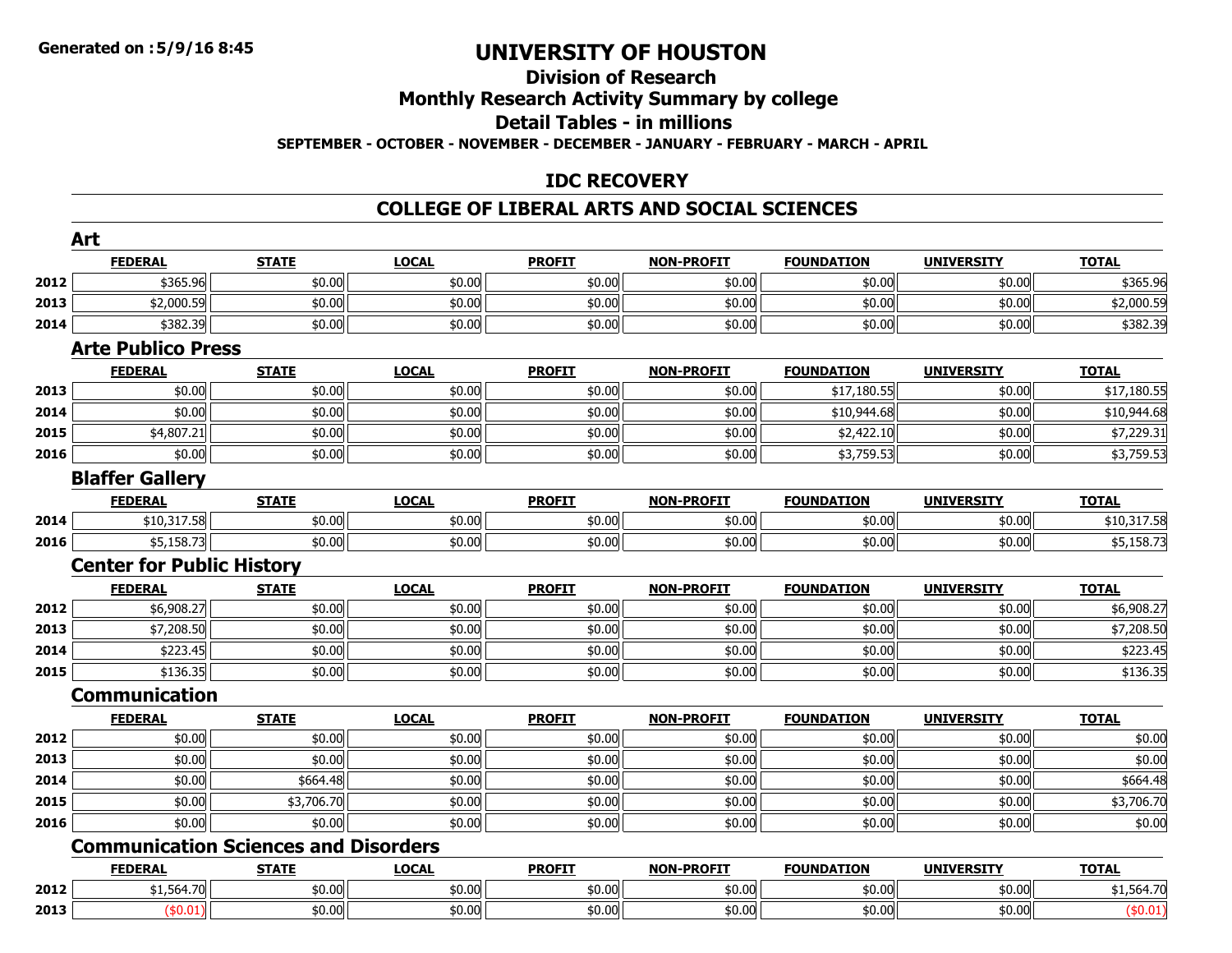Generated on :5/9/16 8:45

# UNIVERSITY OF HOUSTON

## Division of Research

## Monthly Research Activity Summary by college

## Detail Tables - in millions

**SEPTEMBER - OCTOBER - NOVEMBER - DECEMBER - JANUARY - FEBRUARY - MARCH - APRIL**

## IDC RECOVERY

## COLLEGE OF LIBERAL ARTS AND SOCIAL SCIENCES

### Art

| | FEDERAL | STATE | LOCAL | PROFIT | NON-PROFIT | FOUNDATION | UNIVERSITY | TOTAL |
|---|---|---|---|---|---|---|---|---|
| 2012 | $365.96 | $0.00 | $0.00 | $0.00 | $0.00 | $0.00 | $0.00 | $365.96 |
| 2013 | $2,000.59 | $0.00 | $0.00 | $0.00 | $0.00 | $0.00 | $0.00 | $2,000.59 |
| 2014 | $382.39 | $0.00 | $0.00 | $0.00 | $0.00 | $0.00 | $0.00 | $382.39 |

### Arte Publico Press

| | FEDERAL | STATE | LOCAL | PROFIT | NON-PROFIT | FOUNDATION | UNIVERSITY | TOTAL |
|---|---|---|---|---|---|---|---|---|
| 2013 | $0.00 | $0.00 | $0.00 | $0.00 | $0.00 | $17,180.55 | $0.00 | $17,180.55 |
| 2014 | $0.00 | $0.00 | $0.00 | $0.00 | $0.00 | $10,944.68 | $0.00 | $10,944.68 |
| 2015 | $4,807.21 | $0.00 | $0.00 | $0.00 | $0.00 | $2,422.10 | $0.00 | $7,229.31 |
| 2016 | $0.00 | $0.00 | $0.00 | $0.00 | $0.00 | $3,759.53 | $0.00 | $3,759.53 |

### Blaffer Gallery

| | FEDERAL | STATE | LOCAL | PROFIT | NON-PROFIT | FOUNDATION | UNIVERSITY | TOTAL |
|---|---|---|---|---|---|---|---|---|
| 2014 | $10,317.58 | $0.00 | $0.00 | $0.00 | $0.00 | $0.00 | $0.00 | $10,317.58 |
| 2016 | $5,158.73 | $0.00 | $0.00 | $0.00 | $0.00 | $0.00 | $0.00 | $5,158.73 |

### Center for Public History

| | FEDERAL | STATE | LOCAL | PROFIT | NON-PROFIT | FOUNDATION | UNIVERSITY | TOTAL |
|---|---|---|---|---|---|---|---|---|
| 2012 | $6,908.27 | $0.00 | $0.00 | $0.00 | $0.00 | $0.00 | $0.00 | $6,908.27 |
| 2013 | $7,208.50 | $0.00 | $0.00 | $0.00 | $0.00 | $0.00 | $0.00 | $7,208.50 |
| 2014 | $223.45 | $0.00 | $0.00 | $0.00 | $0.00 | $0.00 | $0.00 | $223.45 |
| 2015 | $136.35 | $0.00 | $0.00 | $0.00 | $0.00 | $0.00 | $0.00 | $136.35 |

### Communication

| | FEDERAL | STATE | LOCAL | PROFIT | NON-PROFIT | FOUNDATION | UNIVERSITY | TOTAL |
|---|---|---|---|---|---|---|---|---|
| 2012 | $0.00 | $0.00 | $0.00 | $0.00 | $0.00 | $0.00 | $0.00 | $0.00 |
| 2013 | $0.00 | $0.00 | $0.00 | $0.00 | $0.00 | $0.00 | $0.00 | $0.00 |
| 2014 | $0.00 | $664.48 | $0.00 | $0.00 | $0.00 | $0.00 | $0.00 | $664.48 |
| 2015 | $0.00 | $3,706.70 | $0.00 | $0.00 | $0.00 | $0.00 | $0.00 | $3,706.70 |
| 2016 | $0.00 | $0.00 | $0.00 | $0.00 | $0.00 | $0.00 | $0.00 | $0.00 |

### Communication Sciences and Disorders

| | FEDERAL | STATE | LOCAL | PROFIT | NON-PROFIT | FOUNDATION | UNIVERSITY | TOTAL |
|---|---|---|---|---|---|---|---|---|
| 2012 | $1,564.70 | $0.00 | $0.00 | $0.00 | $0.00 | $0.00 | $0.00 | $1,564.70 |
| 2013 | ($0.01) | $0.00 | $0.00 | $0.00 | $0.00 | $0.00 | $0.00 | ($0.01) |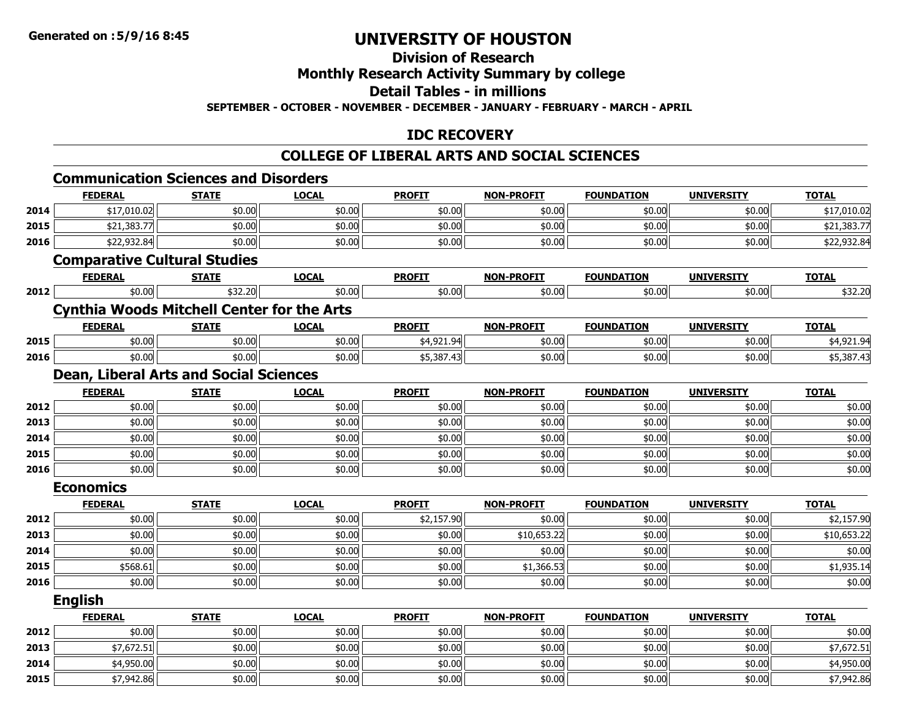# UNIVERSITY OF HOUSTON

## Division of Research

## Monthly Research Activity Summary by college

## Detail Tables - in millions

**SEPTEMBER - OCTOBER - NOVEMBER - DECEMBER - JANUARY - FEBRUARY - MARCH - APRIL**

## IDC RECOVERY

## COLLEGE OF LIBERAL ARTS AND SOCIAL SCIENCES

### Communication Sciences and Disorders

| | FEDERAL | STATE | LOCAL | PROFIT | NON-PROFIT | FOUNDATION | UNIVERSITY | TOTAL |
|---|---|---|---|---|---|---|---|---|
| 2014 | $17,010.02 | $0.00 | $0.00 | $0.00 | $0.00 | $0.00 | $0.00 | $17,010.02 |
| 2015 | $21,383.77 | $0.00 | $0.00 | $0.00 | $0.00 | $0.00 | $0.00 | $21,383.77 |
| 2016 | $22,932.84 | $0.00 | $0.00 | $0.00 | $0.00 | $0.00 | $0.00 | $22,932.84 |

### Comparative Cultural Studies

| | FEDERAL | STATE | LOCAL | PROFIT | NON-PROFIT | FOUNDATION | UNIVERSITY | TOTAL |
|---|---|---|---|---|---|---|---|---|
| 2012 | $0.00 | $32.20 | $0.00 | $0.00 | $0.00 | $0.00 | $0.00 | $32.20 |

### Cynthia Woods Mitchell Center for the Arts

| | FEDERAL | STATE | LOCAL | PROFIT | NON-PROFIT | FOUNDATION | UNIVERSITY | TOTAL |
|---|---|---|---|---|---|---|---|---|
| 2015 | $0.00 | $0.00 | $0.00 | $4,921.94 | $0.00 | $0.00 | $0.00 | $4,921.94 |
| 2016 | $0.00 | $0.00 | $0.00 | $5,387.43 | $0.00 | $0.00 | $0.00 | $5,387.43 |

### Dean, Liberal Arts and Social Sciences

| | FEDERAL | STATE | LOCAL | PROFIT | NON-PROFIT | FOUNDATION | UNIVERSITY | TOTAL |
|---|---|---|---|---|---|---|---|---|
| 2012 | $0.00 | $0.00 | $0.00 | $0.00 | $0.00 | $0.00 | $0.00 | $0.00 |
| 2013 | $0.00 | $0.00 | $0.00 | $0.00 | $0.00 | $0.00 | $0.00 | $0.00 |
| 2014 | $0.00 | $0.00 | $0.00 | $0.00 | $0.00 | $0.00 | $0.00 | $0.00 |
| 2015 | $0.00 | $0.00 | $0.00 | $0.00 | $0.00 | $0.00 | $0.00 | $0.00 |
| 2016 | $0.00 | $0.00 | $0.00 | $0.00 | $0.00 | $0.00 | $0.00 | $0.00 |

### Economics

| | FEDERAL | STATE | LOCAL | PROFIT | NON-PROFIT | FOUNDATION | UNIVERSITY | TOTAL |
|---|---|---|---|---|---|---|---|---|
| 2012 | $0.00 | $0.00 | $0.00 | $2,157.90 | $0.00 | $0.00 | $0.00 | $2,157.90 |
| 2013 | $0.00 | $0.00 | $0.00 | $0.00 | $10,653.22 | $0.00 | $0.00 | $10,653.22 |
| 2014 | $0.00 | $0.00 | $0.00 | $0.00 | $0.00 | $0.00 | $0.00 | $0.00 |
| 2015 | $568.61 | $0.00 | $0.00 | $0.00 | $1,366.53 | $0.00 | $0.00 | $1,935.14 |
| 2016 | $0.00 | $0.00 | $0.00 | $0.00 | $0.00 | $0.00 | $0.00 | $0.00 |

### English

| | FEDERAL | STATE | LOCAL | PROFIT | NON-PROFIT | FOUNDATION | UNIVERSITY | TOTAL |
|---|---|---|---|---|---|---|---|---|
| 2012 | $0.00 | $0.00 | $0.00 | $0.00 | $0.00 | $0.00 | $0.00 | $0.00 |
| 2013 | $7,672.51 | $0.00 | $0.00 | $0.00 | $0.00 | $0.00 | $0.00 | $7,672.51 |
| 2014 | $4,950.00 | $0.00 | $0.00 | $0.00 | $0.00 | $0.00 | $0.00 | $4,950.00 |
| 2015 | $7,942.86 | $0.00 | $0.00 | $0.00 | $0.00 | $0.00 | $0.00 | $7,942.86 |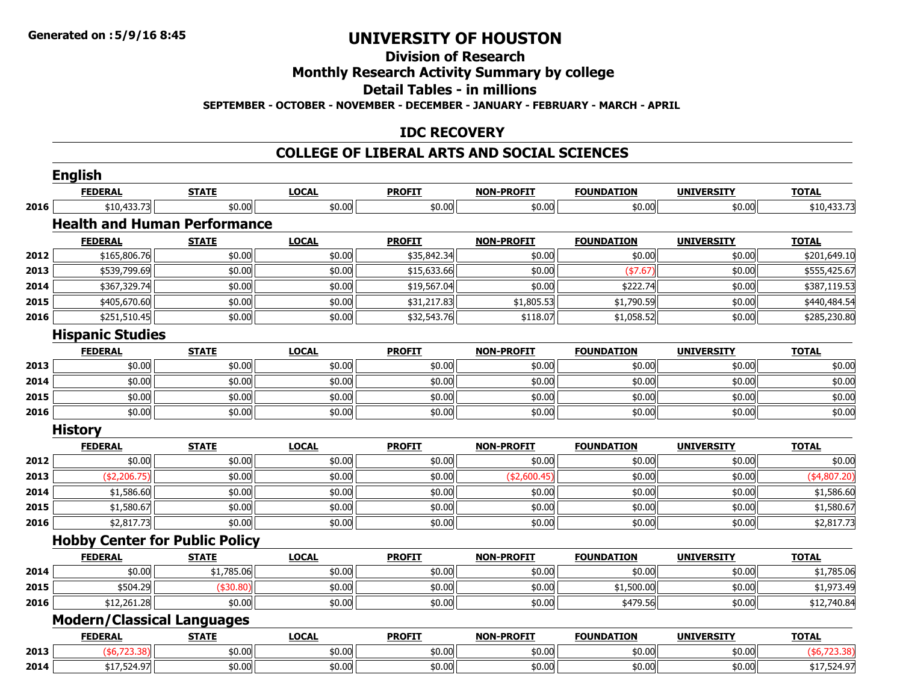Generated on :5/9/16 8:45

# UNIVERSITY OF HOUSTON

## Division of Research

## Monthly Research Activity Summary by college

## Detail Tables - in millions

**SEPTEMBER - OCTOBER - NOVEMBER - DECEMBER - JANUARY - FEBRUARY - MARCH - APRIL**

## IDC RECOVERY

## COLLEGE OF LIBERAL ARTS AND SOCIAL SCIENCES

### English

| | FEDERAL | STATE | LOCAL | PROFIT | NON-PROFIT | FOUNDATION | UNIVERSITY | TOTAL |
|---|---|---|---|---|---|---|---|---|
| 2016 | $10,433.73 | $0.00 | $0.00 | $0.00 | $0.00 | $0.00 | $0.00 | $10,433.73 |

### Health and Human Performance

| | FEDERAL | STATE | LOCAL | PROFIT | NON-PROFIT | FOUNDATION | UNIVERSITY | TOTAL |
|---|---|---|---|---|---|---|---|---|
| 2012 | $165,806.76 | $0.00 | $0.00 | $35,842.34 | $0.00 | $0.00 | $0.00 | $201,649.10 |
| 2013 | $539,799.69 | $0.00 | $0.00 | $15,633.66 | $0.00 | ($7.67) | $0.00 | $555,425.67 |
| 2014 | $367,329.74 | $0.00 | $0.00 | $19,567.04 | $0.00 | $222.74 | $0.00 | $387,119.53 |
| 2015 | $405,670.60 | $0.00 | $0.00 | $31,217.83 | $1,805.53 | $1,790.59 | $0.00 | $440,484.54 |
| 2016 | $251,510.45 | $0.00 | $0.00 | $32,543.76 | $118.07 | $1,058.52 | $0.00 | $285,230.80 |

### Hispanic Studies

| | FEDERAL | STATE | LOCAL | PROFIT | NON-PROFIT | FOUNDATION | UNIVERSITY | TOTAL |
|---|---|---|---|---|---|---|---|---|
| 2013 | $0.00 | $0.00 | $0.00 | $0.00 | $0.00 | $0.00 | $0.00 | $0.00 |
| 2014 | $0.00 | $0.00 | $0.00 | $0.00 | $0.00 | $0.00 | $0.00 | $0.00 |
| 2015 | $0.00 | $0.00 | $0.00 | $0.00 | $0.00 | $0.00 | $0.00 | $0.00 |
| 2016 | $0.00 | $0.00 | $0.00 | $0.00 | $0.00 | $0.00 | $0.00 | $0.00 |

### History

| | FEDERAL | STATE | LOCAL | PROFIT | NON-PROFIT | FOUNDATION | UNIVERSITY | TOTAL |
|---|---|---|---|---|---|---|---|---|
| 2012 | $0.00 | $0.00 | $0.00 | $0.00 | $0.00 | $0.00 | $0.00 | $0.00 |
| 2013 | ($2,206.75) | $0.00 | $0.00 | $0.00 | ($2,600.45) | $0.00 | $0.00 | ($4,807.20) |
| 2014 | $1,586.60 | $0.00 | $0.00 | $0.00 | $0.00 | $0.00 | $0.00 | $1,586.60 |
| 2015 | $1,580.67 | $0.00 | $0.00 | $0.00 | $0.00 | $0.00 | $0.00 | $1,580.67 |
| 2016 | $2,817.73 | $0.00 | $0.00 | $0.00 | $0.00 | $0.00 | $0.00 | $2,817.73 |

### Hobby Center for Public Policy

| | FEDERAL | STATE | LOCAL | PROFIT | NON-PROFIT | FOUNDATION | UNIVERSITY | TOTAL |
|---|---|---|---|---|---|---|---|---|
| 2014 | $0.00 | $1,785.06 | $0.00 | $0.00 | $0.00 | $0.00 | $0.00 | $1,785.06 |
| 2015 | $504.29 | ($30.80) | $0.00 | $0.00 | $0.00 | $1,500.00 | $0.00 | $1,973.49 |
| 2016 | $12,261.28 | $0.00 | $0.00 | $0.00 | $0.00 | $479.56 | $0.00 | $12,740.84 |

### Modern/Classical Languages

| | FEDERAL | STATE | LOCAL | PROFIT | NON-PROFIT | FOUNDATION | UNIVERSITY | TOTAL |
|---|---|---|---|---|---|---|---|---|
| 2013 | ($6,723.38) | $0.00 | $0.00 | $0.00 | $0.00 | $0.00 | $0.00 | ($6,723.38) |
| 2014 | $17,524.97 | $0.00 | $0.00 | $0.00 | $0.00 | $0.00 | $0.00 | $17,524.97 |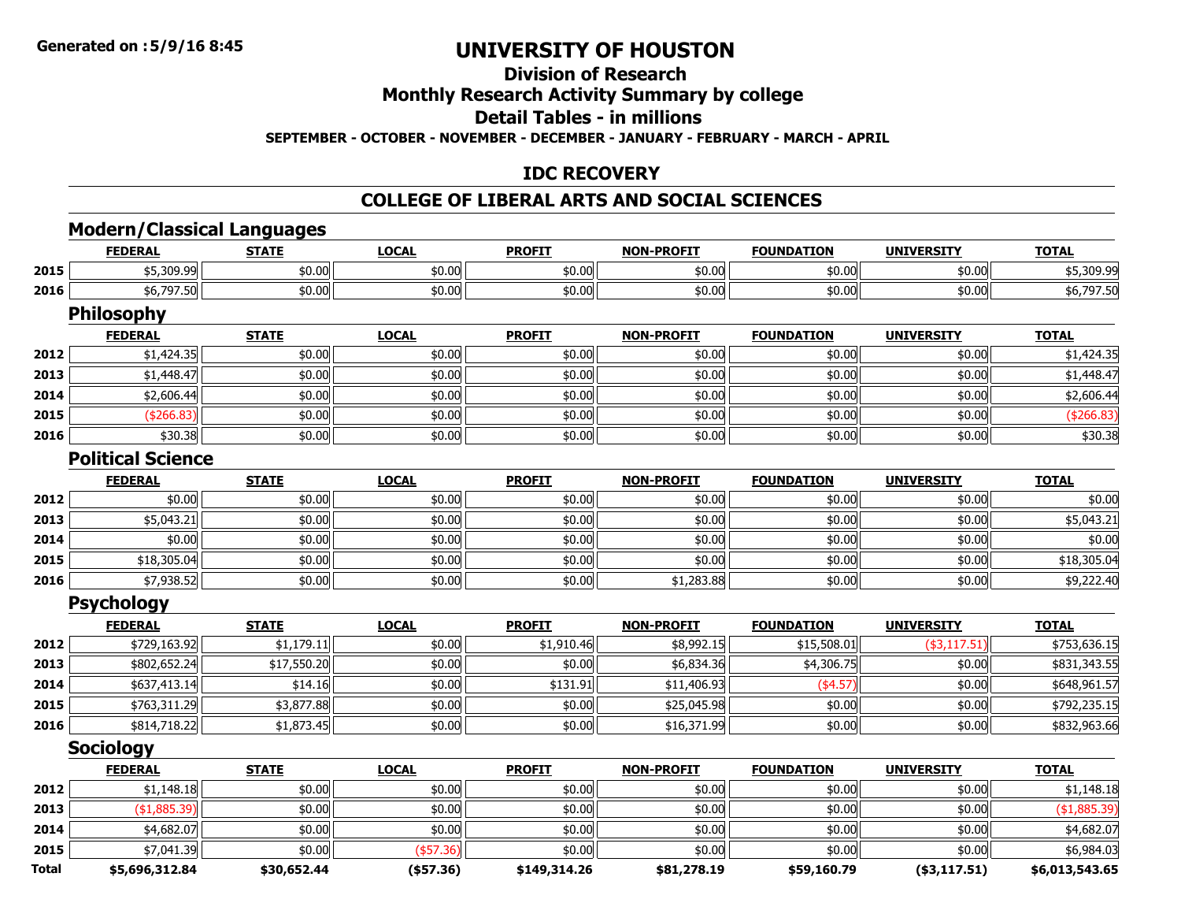Generated on :5/9/16 8:45

# UNIVERSITY OF HOUSTON

## Division of Research

## Monthly Research Activity Summary by college

## Detail Tables - in millions

**SEPTEMBER - OCTOBER - NOVEMBER - DECEMBER - JANUARY - FEBRUARY - MARCH - APRIL**

## IDC RECOVERY

## COLLEGE OF LIBERAL ARTS AND SOCIAL SCIENCES

### Modern/Classical Languages

| | FEDERAL | STATE | LOCAL | PROFIT | NON-PROFIT | FOUNDATION | UNIVERSITY | TOTAL |
|---|---|---|---|---|---|---|---|---|
| 2015 | $5,309.99 | $0.00 | $0.00 | $0.00 | $0.00 | $0.00 | $0.00 | $5,309.99 |
| 2016 | $6,797.50 | $0.00 | $0.00 | $0.00 | $0.00 | $0.00 | $0.00 | $6,797.50 |

### Philosophy

| | FEDERAL | STATE | LOCAL | PROFIT | NON-PROFIT | FOUNDATION | UNIVERSITY | TOTAL |
|---|---|---|---|---|---|---|---|---|
| 2012 | $1,424.35 | $0.00 | $0.00 | $0.00 | $0.00 | $0.00 | $0.00 | $1,424.35 |
| 2013 | $1,448.47 | $0.00 | $0.00 | $0.00 | $0.00 | $0.00 | $0.00 | $1,448.47 |
| 2014 | $2,606.44 | $0.00 | $0.00 | $0.00 | $0.00 | $0.00 | $0.00 | $2,606.44 |
| 2015 | ($266.83) | $0.00 | $0.00 | $0.00 | $0.00 | $0.00 | $0.00 | ($266.83) |
| 2016 | $30.38 | $0.00 | $0.00 | $0.00 | $0.00 | $0.00 | $0.00 | $30.38 |

### Political Science

| | FEDERAL | STATE | LOCAL | PROFIT | NON-PROFIT | FOUNDATION | UNIVERSITY | TOTAL |
|---|---|---|---|---|---|---|---|---|
| 2012 | $0.00 | $0.00 | $0.00 | $0.00 | $0.00 | $0.00 | $0.00 | $0.00 |
| 2013 | $5,043.21 | $0.00 | $0.00 | $0.00 | $0.00 | $0.00 | $0.00 | $5,043.21 |
| 2014 | $0.00 | $0.00 | $0.00 | $0.00 | $0.00 | $0.00 | $0.00 | $0.00 |
| 2015 | $18,305.04 | $0.00 | $0.00 | $0.00 | $0.00 | $0.00 | $0.00 | $18,305.04 |
| 2016 | $7,938.52 | $0.00 | $0.00 | $0.00 | $1,283.88 | $0.00 | $0.00 | $9,222.40 |

### Psychology

| | FEDERAL | STATE | LOCAL | PROFIT | NON-PROFIT | FOUNDATION | UNIVERSITY | TOTAL |
|---|---|---|---|---|---|---|---|---|
| 2012 | $729,163.92 | $1,179.11 | $0.00 | $1,910.46 | $8,992.15 | $15,508.01 | ($3,117.51) | $753,636.15 |
| 2013 | $802,652.24 | $17,550.20 | $0.00 | $0.00 | $6,834.36 | $4,306.75 | $0.00 | $831,343.55 |
| 2014 | $637,413.14 | $14.16 | $0.00 | $131.91 | $11,406.93 | ($4.57) | $0.00 | $648,961.57 |
| 2015 | $763,311.29 | $3,877.88 | $0.00 | $0.00 | $25,045.98 | $0.00 | $0.00 | $792,235.15 |
| 2016 | $814,718.22 | $1,873.45 | $0.00 | $0.00 | $16,371.99 | $0.00 | $0.00 | $832,963.66 |

### Sociology

| | FEDERAL | STATE | LOCAL | PROFIT | NON-PROFIT | FOUNDATION | UNIVERSITY | TOTAL |
|---|---|---|---|---|---|---|---|---|
| 2012 | $1,148.18 | $0.00 | $0.00 | $0.00 | $0.00 | $0.00 | $0.00 | $1,148.18 |
| 2013 | ($1,885.39) | $0.00 | $0.00 | $0.00 | $0.00 | $0.00 | $0.00 | ($1,885.39) |
| 2014 | $4,682.07 | $0.00 | $0.00 | $0.00 | $0.00 | $0.00 | $0.00 | $4,682.07 |
| 2015 | $7,041.39 | $0.00 | ($57.36) | $0.00 | $0.00 | $0.00 | $0.00 | $6,984.03 |
| **Total** | **$5,696,312.84** | **$30,652.44** | **($57.36)** | **$149,314.26** | **$81,278.19** | **$59,160.79** | **($3,117.51)** | **$6,013,543.65** |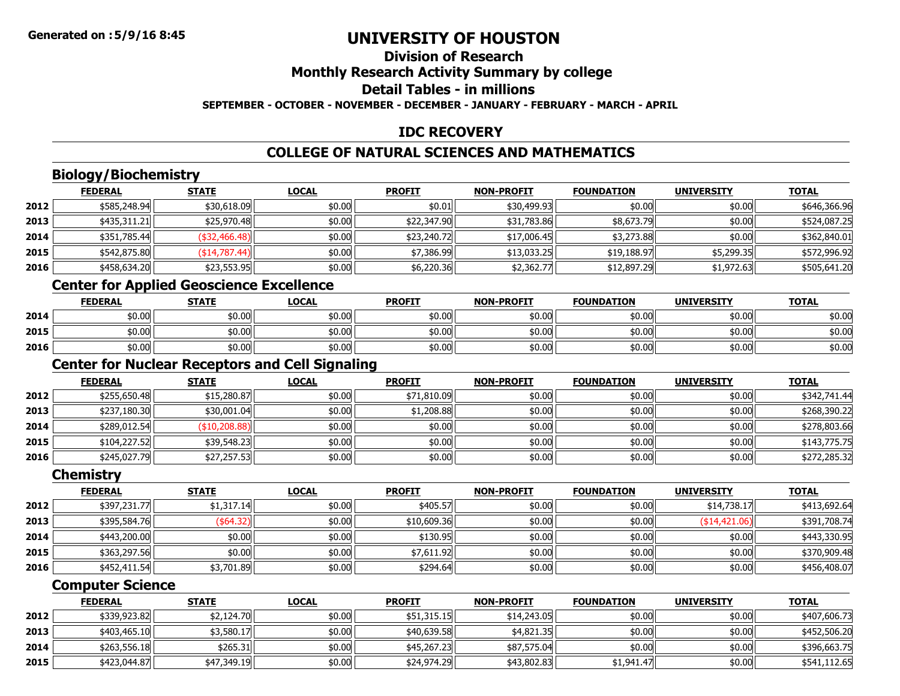Generated on :5/9/16 8:45

# UNIVERSITY OF HOUSTON

## Division of Research

## Monthly Research Activity Summary by college

## Detail Tables - in millions

SEPTEMBER - OCTOBER - NOVEMBER - DECEMBER - JANUARY - FEBRUARY - MARCH - APRIL

## IDC RECOVERY

## COLLEGE OF NATURAL SCIENCES AND MATHEMATICS

### Biology/Biochemistry

| | FEDERAL | STATE | LOCAL | PROFIT | NON-PROFIT | FOUNDATION | UNIVERSITY | TOTAL |
|---|---|---|---|---|---|---|---|---|
| 2012 | $585,248.94 | $30,618.09 | $0.00 | $0.01 | $30,499.93 | $0.00 | $0.00 | $646,366.96 |
| 2013 | $435,311.21 | $25,970.48 | $0.00 | $22,347.90 | $31,783.86 | $8,673.79 | $0.00 | $524,087.25 |
| 2014 | $351,785.44 | ($32,466.48) | $0.00 | $23,240.72 | $17,006.45 | $3,273.88 | $0.00 | $362,840.01 |
| 2015 | $542,875.80 | ($14,787.44) | $0.00 | $7,386.99 | $13,033.25 | $19,188.97 | $5,299.35 | $572,996.92 |
| 2016 | $458,634.20 | $23,553.95 | $0.00 | $6,220.36 | $2,362.77 | $12,897.29 | $1,972.63 | $505,641.20 |

### Center for Applied Geoscience Excellence

| | FEDERAL | STATE | LOCAL | PROFIT | NON-PROFIT | FOUNDATION | UNIVERSITY | TOTAL |
|---|---|---|---|---|---|---|---|---|
| 2014 | $0.00 | $0.00 | $0.00 | $0.00 | $0.00 | $0.00 | $0.00 | $0.00 |
| 2015 | $0.00 | $0.00 | $0.00 | $0.00 | $0.00 | $0.00 | $0.00 | $0.00 |
| 2016 | $0.00 | $0.00 | $0.00 | $0.00 | $0.00 | $0.00 | $0.00 | $0.00 |

### Center for Nuclear Receptors and Cell Signaling

| | FEDERAL | STATE | LOCAL | PROFIT | NON-PROFIT | FOUNDATION | UNIVERSITY | TOTAL |
|---|---|---|---|---|---|---|---|---|
| 2012 | $255,650.48 | $15,280.87 | $0.00 | $71,810.09 | $0.00 | $0.00 | $0.00 | $342,741.44 |
| 2013 | $237,180.30 | $30,001.04 | $0.00 | $1,208.88 | $0.00 | $0.00 | $0.00 | $268,390.22 |
| 2014 | $289,012.54 | ($10,208.88) | $0.00 | $0.00 | $0.00 | $0.00 | $0.00 | $278,803.66 |
| 2015 | $104,227.52 | $39,548.23 | $0.00 | $0.00 | $0.00 | $0.00 | $0.00 | $143,775.75 |
| 2016 | $245,027.79 | $27,257.53 | $0.00 | $0.00 | $0.00 | $0.00 | $0.00 | $272,285.32 |

### Chemistry

| | FEDERAL | STATE | LOCAL | PROFIT | NON-PROFIT | FOUNDATION | UNIVERSITY | TOTAL |
|---|---|---|---|---|---|---|---|---|
| 2012 | $397,231.77 | $1,317.14 | $0.00 | $405.57 | $0.00 | $0.00 | $14,738.17 | $413,692.64 |
| 2013 | $395,584.76 | ($64.32) | $0.00 | $10,609.36 | $0.00 | $0.00 | ($14,421.06) | $391,708.74 |
| 2014 | $443,200.00 | $0.00 | $0.00 | $130.95 | $0.00 | $0.00 | $0.00 | $443,330.95 |
| 2015 | $363,297.56 | $0.00 | $0.00 | $7,611.92 | $0.00 | $0.00 | $0.00 | $370,909.48 |
| 2016 | $452,411.54 | $3,701.89 | $0.00 | $294.64 | $0.00 | $0.00 | $0.00 | $456,408.07 |

### Computer Science

| | FEDERAL | STATE | LOCAL | PROFIT | NON-PROFIT | FOUNDATION | UNIVERSITY | TOTAL |
|---|---|---|---|---|---|---|---|---|
| 2012 | $339,923.82 | $2,124.70 | $0.00 | $51,315.15 | $14,243.05 | $0.00 | $0.00 | $407,606.73 |
| 2013 | $403,465.10 | $3,580.17 | $0.00 | $40,639.58 | $4,821.35 | $0.00 | $0.00 | $452,506.20 |
| 2014 | $263,556.18 | $265.31 | $0.00 | $45,267.23 | $87,575.04 | $0.00 | $0.00 | $396,663.75 |
| 2015 | $423,044.87 | $47,349.19 | $0.00 | $24,974.29 | $43,802.83 | $1,941.47 | $0.00 | $541,112.65 |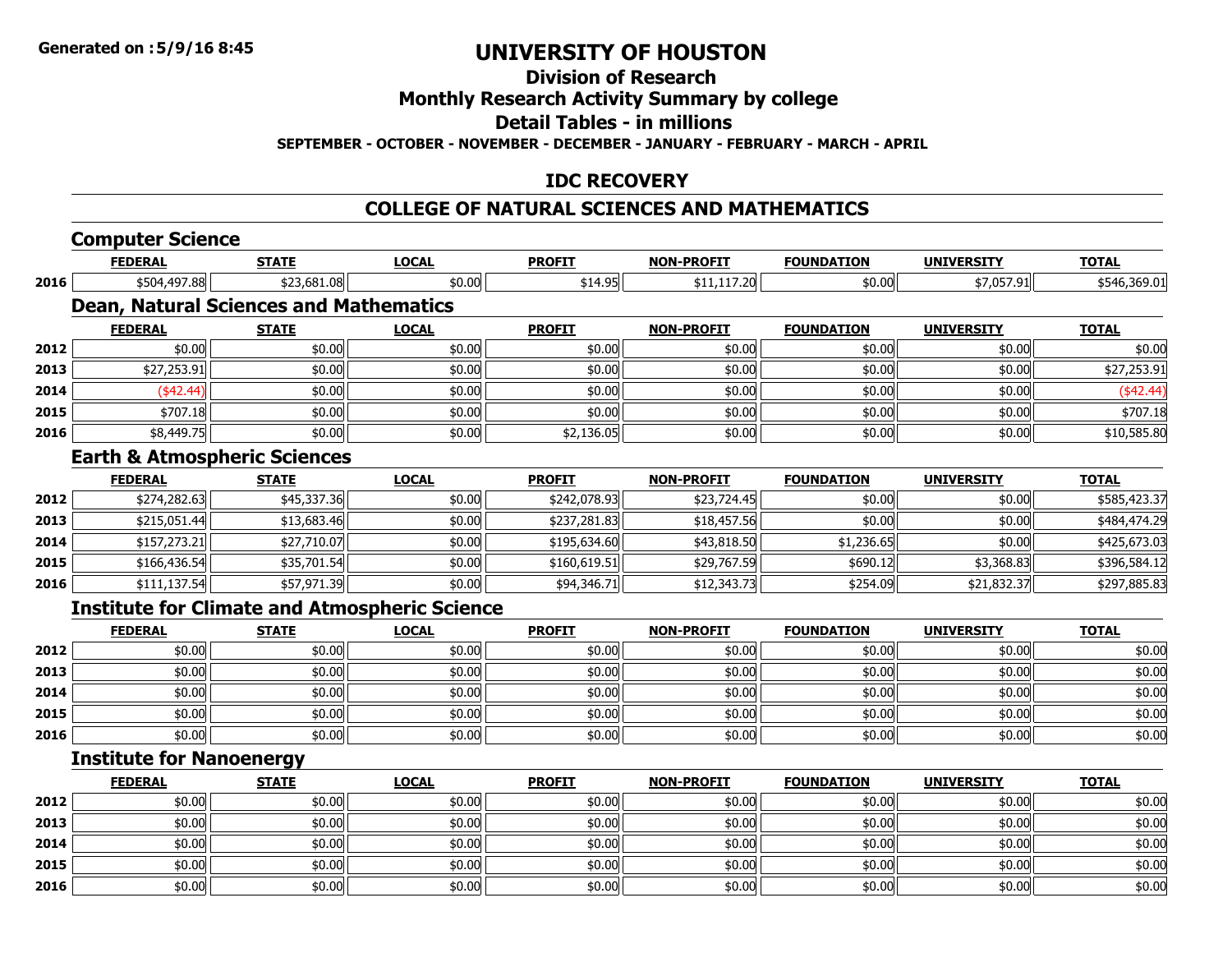# UNIVERSITY OF HOUSTON

## Division of Research

## Monthly Research Activity Summary by college

## Detail Tables - in millions

**SEPTEMBER - OCTOBER - NOVEMBER - DECEMBER - JANUARY - FEBRUARY - MARCH - APRIL**

## IDC RECOVERY

## COLLEGE OF NATURAL SCIENCES AND MATHEMATICS

### Computer Science

| | FEDERAL | STATE | LOCAL | PROFIT | NON-PROFIT | FOUNDATION | UNIVERSITY | TOTAL |
|---|---|---|---|---|---|---|---|---|
| 2016 | $504,497.88 | $23,681.08 | $0.00 | $14.95 | $11,117.20 | $0.00 | $7,057.91 | $546,369.01 |

### Dean, Natural Sciences and Mathematics

| | FEDERAL | STATE | LOCAL | PROFIT | NON-PROFIT | FOUNDATION | UNIVERSITY | TOTAL |
|---|---|---|---|---|---|---|---|---|
| 2012 | $0.00 | $0.00 | $0.00 | $0.00 | $0.00 | $0.00 | $0.00 | $0.00 |
| 2013 | $27,253.91 | $0.00 | $0.00 | $0.00 | $0.00 | $0.00 | $0.00 | $27,253.91 |
| 2014 | ($42.44) | $0.00 | $0.00 | $0.00 | $0.00 | $0.00 | $0.00 | ($42.44) |
| 2015 | $707.18 | $0.00 | $0.00 | $0.00 | $0.00 | $0.00 | $0.00 | $707.18 |
| 2016 | $8,449.75 | $0.00 | $0.00 | $2,136.05 | $0.00 | $0.00 | $0.00 | $10,585.80 |

### Earth & Atmospheric Sciences

| | FEDERAL | STATE | LOCAL | PROFIT | NON-PROFIT | FOUNDATION | UNIVERSITY | TOTAL |
|---|---|---|---|---|---|---|---|---|
| 2012 | $274,282.63 | $45,337.36 | $0.00 | $242,078.93 | $23,724.45 | $0.00 | $0.00 | $585,423.37 |
| 2013 | $215,051.44 | $13,683.46 | $0.00 | $237,281.83 | $18,457.56 | $0.00 | $0.00 | $484,474.29 |
| 2014 | $157,273.21 | $27,710.07 | $0.00 | $195,634.60 | $43,818.50 | $1,236.65 | $0.00 | $425,673.03 |
| 2015 | $166,436.54 | $35,701.54 | $0.00 | $160,619.51 | $29,767.59 | $690.12 | $3,368.83 | $396,584.12 |
| 2016 | $111,137.54 | $57,971.39 | $0.00 | $94,346.71 | $12,343.73 | $254.09 | $21,832.37 | $297,885.83 |

### Institute for Climate and Atmospheric Science

| | FEDERAL | STATE | LOCAL | PROFIT | NON-PROFIT | FOUNDATION | UNIVERSITY | TOTAL |
|---|---|---|---|---|---|---|---|---|
| 2012 | $0.00 | $0.00 | $0.00 | $0.00 | $0.00 | $0.00 | $0.00 | $0.00 |
| 2013 | $0.00 | $0.00 | $0.00 | $0.00 | $0.00 | $0.00 | $0.00 | $0.00 |
| 2014 | $0.00 | $0.00 | $0.00 | $0.00 | $0.00 | $0.00 | $0.00 | $0.00 |
| 2015 | $0.00 | $0.00 | $0.00 | $0.00 | $0.00 | $0.00 | $0.00 | $0.00 |
| 2016 | $0.00 | $0.00 | $0.00 | $0.00 | $0.00 | $0.00 | $0.00 | $0.00 |

### Institute for Nanoenergy

| | FEDERAL | STATE | LOCAL | PROFIT | NON-PROFIT | FOUNDATION | UNIVERSITY | TOTAL |
|---|---|---|---|---|---|---|---|---|
| 2012 | $0.00 | $0.00 | $0.00 | $0.00 | $0.00 | $0.00 | $0.00 | $0.00 |
| 2013 | $0.00 | $0.00 | $0.00 | $0.00 | $0.00 | $0.00 | $0.00 | $0.00 |
| 2014 | $0.00 | $0.00 | $0.00 | $0.00 | $0.00 | $0.00 | $0.00 | $0.00 |
| 2015 | $0.00 | $0.00 | $0.00 | $0.00 | $0.00 | $0.00 | $0.00 | $0.00 |
| 2016 | $0.00 | $0.00 | $0.00 | $0.00 | $0.00 | $0.00 | $0.00 | $0.00 |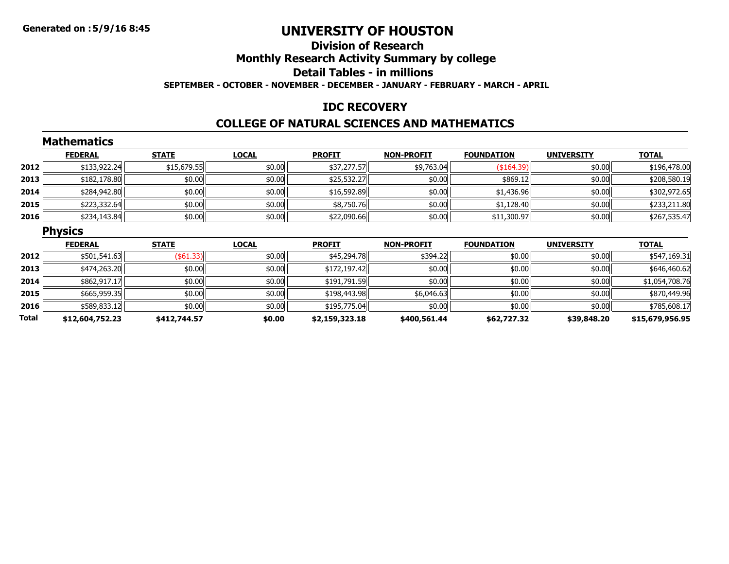**Generated on :5/9/16 8:45**

# UNIVERSITY OF HOUSTON

## Division of Research

## Monthly Research Activity Summary by college

## Detail Tables - in millions

**SEPTEMBER - OCTOBER - NOVEMBER - DECEMBER - JANUARY - FEBRUARY - MARCH - APRIL**

## IDC RECOVERY

## COLLEGE OF NATURAL SCIENCES AND MATHEMATICS

### Mathematics

| | FEDERAL | STATE | LOCAL | PROFIT | NON-PROFIT | FOUNDATION | UNIVERSITY | TOTAL |
|---|---|---|---|---|---|---|---|---|
| 2012 | $133,922.24 | $15,679.55 | $0.00 | $37,277.57 | $9,763.04 | ($164.39) | $0.00 | $196,478.00 |
| 2013 | $182,178.80 | $0.00 | $0.00 | $25,532.27 | $0.00 | $869.12 | $0.00 | $208,580.19 |
| 2014 | $284,942.80 | $0.00 | $0.00 | $16,592.89 | $0.00 | $1,436.96 | $0.00 | $302,972.65 |
| 2015 | $223,332.64 | $0.00 | $0.00 | $8,750.76 | $0.00 | $1,128.40 | $0.00 | $233,211.80 |
| 2016 | $234,143.84 | $0.00 | $0.00 | $22,090.66 | $0.00 | $11,300.97 | $0.00 | $267,535.47 |

### Physics

| | FEDERAL | STATE | LOCAL | PROFIT | NON-PROFIT | FOUNDATION | UNIVERSITY | TOTAL |
|---|---|---|---|---|---|---|---|---|
| 2012 | $501,541.63 | ($61.33) | $0.00 | $45,294.78 | $394.22 | $0.00 | $0.00 | $547,169.31 |
| 2013 | $474,263.20 | $0.00 | $0.00 | $172,197.42 | $0.00 | $0.00 | $0.00 | $646,460.62 |
| 2014 | $862,917.17 | $0.00 | $0.00 | $191,791.59 | $0.00 | $0.00 | $0.00 | $1,054,708.76 |
| 2015 | $665,959.35 | $0.00 | $0.00 | $198,443.98 | $6,046.63 | $0.00 | $0.00 | $870,449.96 |
| 2016 | $589,833.12 | $0.00 | $0.00 | $195,775.04 | $0.00 | $0.00 | $0.00 | $785,608.17 |
| **Total** | **$12,604,752.23** | **$412,744.57** | **$0.00** | **$2,159,323.18** | **$400,561.44** | **$62,727.32** | **$39,848.20** | **$15,679,956.95** |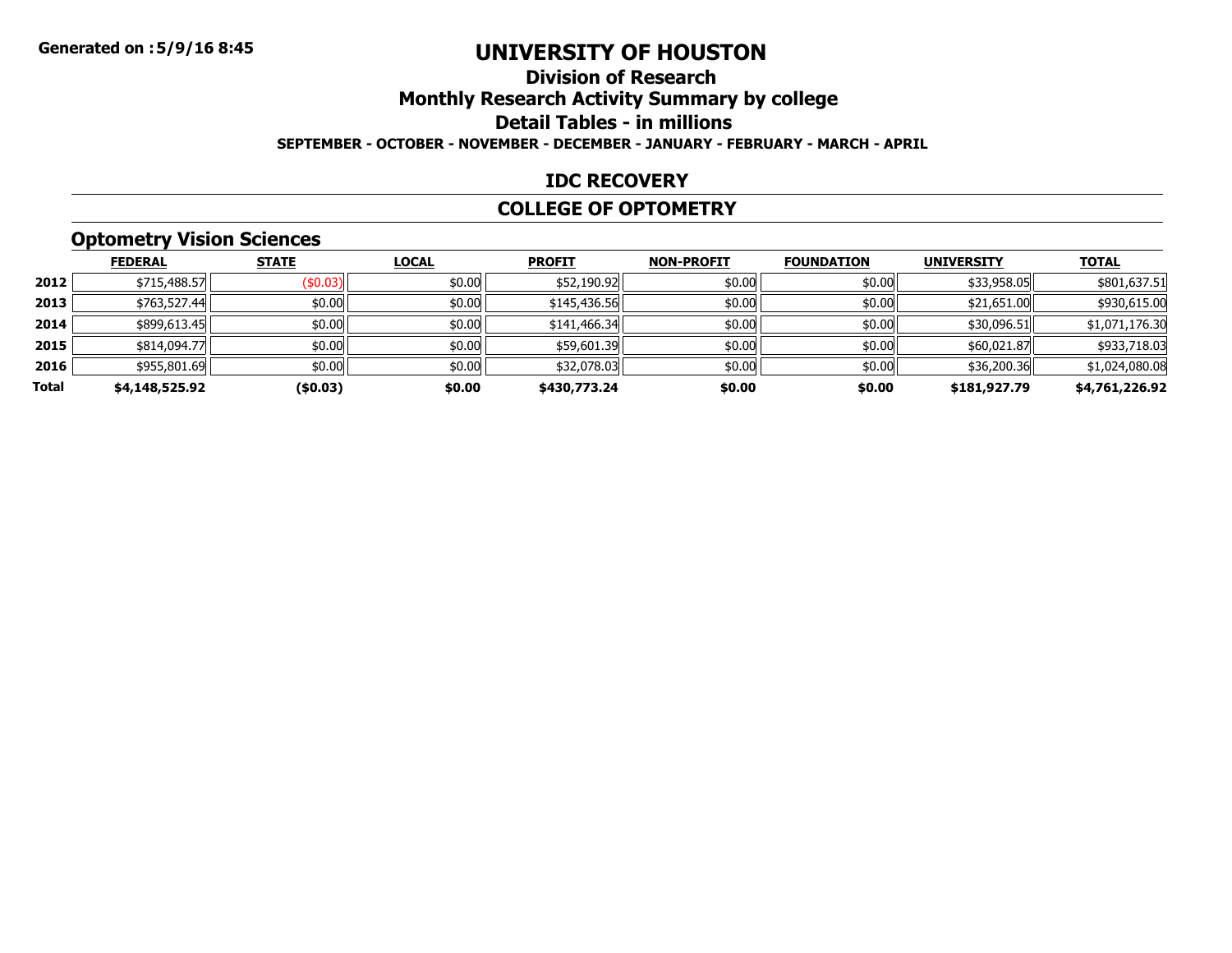**Generated on :5/9/16 8:45**

# UNIVERSITY OF HOUSTON

## Division of Research

## Monthly Research Activity Summary by college

## Detail Tables - in millions

**SEPTEMBER - OCTOBER - NOVEMBER - DECEMBER - JANUARY - FEBRUARY - MARCH - APRIL**

## IDC RECOVERY

## COLLEGE OF OPTOMETRY

### Optometry Vision Sciences

| | FEDERAL | STATE | LOCAL | PROFIT | NON-PROFIT | FOUNDATION | UNIVERSITY | TOTAL |
|---|---|---|---|---|---|---|---|---|
| **2012** | $715,488.57 | ($0.03) | $0.00 | $52,190.92 | $0.00 | $0.00 | $33,958.05 | $801,637.51 |
| **2013** | $763,527.44 | $0.00 | $0.00 | $145,436.56 | $0.00 | $0.00 | $21,651.00 | $930,615.00 |
| **2014** | $899,613.45 | $0.00 | $0.00 | $141,466.34 | $0.00 | $0.00 | $30,096.51 | $1,071,176.30 |
| **2015** | $814,094.77 | $0.00 | $0.00 | $59,601.39 | $0.00 | $0.00 | $60,021.87 | $933,718.03 |
| **2016** | $955,801.69 | $0.00 | $0.00 | $32,078.03 | $0.00 | $0.00 | $36,200.36 | $1,024,080.08 |
| **Total** | **$4,148,525.92** | **($0.03)** | **$0.00** | **$430,773.24** | **$0.00** | **$0.00** | **$181,927.79** | **$4,761,226.92** |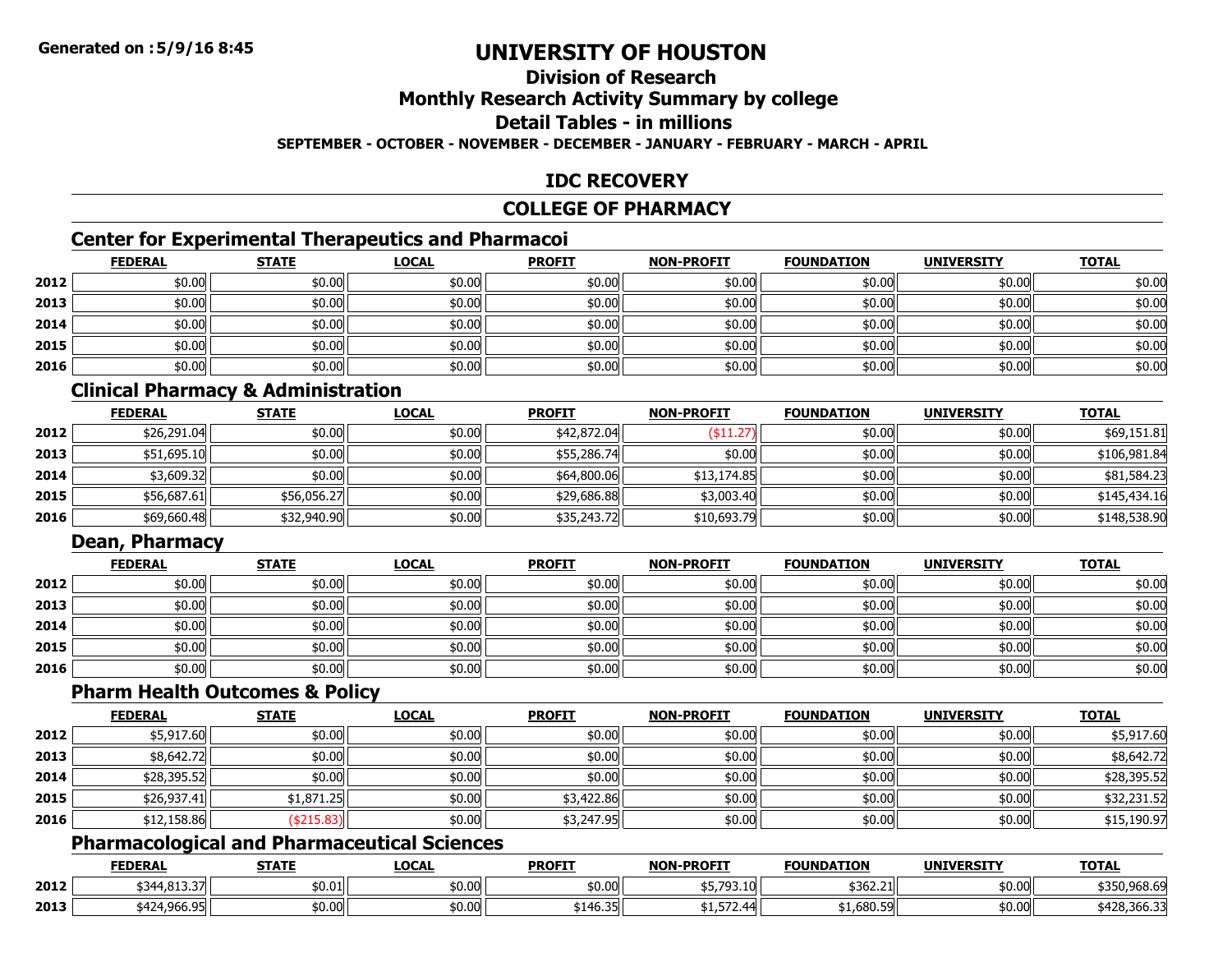# UNIVERSITY OF HOUSTON

## Division of Research

## Monthly Research Activity Summary by college

## Detail Tables - in millions

**SEPTEMBER - OCTOBER - NOVEMBER - DECEMBER - JANUARY - FEBRUARY - MARCH - APRIL**

**Generated on :5/9/16 8:45**

## IDC RECOVERY

## COLLEGE OF PHARMACY

### Center for Experimental Therapeutics and Pharmacoi

| | FEDERAL | STATE | LOCAL | PROFIT | NON-PROFIT | FOUNDATION | UNIVERSITY | TOTAL |
|---|---|---|---|---|---|---|---|---|
| 2012 | $0.00 | $0.00 | $0.00 | $0.00 | $0.00 | $0.00 | $0.00 | $0.00 |
| 2013 | $0.00 | $0.00 | $0.00 | $0.00 | $0.00 | $0.00 | $0.00 | $0.00 |
| 2014 | $0.00 | $0.00 | $0.00 | $0.00 | $0.00 | $0.00 | $0.00 | $0.00 |
| 2015 | $0.00 | $0.00 | $0.00 | $0.00 | $0.00 | $0.00 | $0.00 | $0.00 |
| 2016 | $0.00 | $0.00 | $0.00 | $0.00 | $0.00 | $0.00 | $0.00 | $0.00 |

### Clinical Pharmacy & Administration

| | FEDERAL | STATE | LOCAL | PROFIT | NON-PROFIT | FOUNDATION | UNIVERSITY | TOTAL |
|---|---|---|---|---|---|---|---|---|
| 2012 | $26,291.04 | $0.00 | $0.00 | $42,872.04 | ($11.27) | $0.00 | $0.00 | $69,151.81 |
| 2013 | $51,695.10 | $0.00 | $0.00 | $55,286.74 | $0.00 | $0.00 | $0.00 | $106,981.84 |
| 2014 | $3,609.32 | $0.00 | $0.00 | $64,800.06 | $13,174.85 | $0.00 | $0.00 | $81,584.23 |
| 2015 | $56,687.61 | $56,056.27 | $0.00 | $29,686.88 | $3,003.40 | $0.00 | $0.00 | $145,434.16 |
| 2016 | $69,660.48 | $32,940.90 | $0.00 | $35,243.72 | $10,693.79 | $0.00 | $0.00 | $148,538.90 |

### Dean, Pharmacy

| | FEDERAL | STATE | LOCAL | PROFIT | NON-PROFIT | FOUNDATION | UNIVERSITY | TOTAL |
|---|---|---|---|---|---|---|---|---|
| 2012 | $0.00 | $0.00 | $0.00 | $0.00 | $0.00 | $0.00 | $0.00 | $0.00 |
| 2013 | $0.00 | $0.00 | $0.00 | $0.00 | $0.00 | $0.00 | $0.00 | $0.00 |
| 2014 | $0.00 | $0.00 | $0.00 | $0.00 | $0.00 | $0.00 | $0.00 | $0.00 |
| 2015 | $0.00 | $0.00 | $0.00 | $0.00 | $0.00 | $0.00 | $0.00 | $0.00 |
| 2016 | $0.00 | $0.00 | $0.00 | $0.00 | $0.00 | $0.00 | $0.00 | $0.00 |

### Pharm Health Outcomes & Policy

| | FEDERAL | STATE | LOCAL | PROFIT | NON-PROFIT | FOUNDATION | UNIVERSITY | TOTAL |
|---|---|---|---|---|---|---|---|---|
| 2012 | $5,917.60 | $0.00 | $0.00 | $0.00 | $0.00 | $0.00 | $0.00 | $5,917.60 |
| 2013 | $8,642.72 | $0.00 | $0.00 | $0.00 | $0.00 | $0.00 | $0.00 | $8,642.72 |
| 2014 | $28,395.52 | $0.00 | $0.00 | $0.00 | $0.00 | $0.00 | $0.00 | $28,395.52 |
| 2015 | $26,937.41 | $1,871.25 | $0.00 | $3,422.86 | $0.00 | $0.00 | $0.00 | $32,231.52 |
| 2016 | $12,158.86 | ($215.83) | $0.00 | $3,247.95 | $0.00 | $0.00 | $0.00 | $15,190.97 |

### Pharmacological and Pharmaceutical Sciences

| | FEDERAL | STATE | LOCAL | PROFIT | NON-PROFIT | FOUNDATION | UNIVERSITY | TOTAL |
|---|---|---|---|---|---|---|---|---|
| 2012 | $344,813.37 | $0.01 | $0.00 | $0.00 | $5,793.10 | $362.21 | $0.00 | $350,968.69 |
| 2013 | $424,966.95 | $0.00 | $0.00 | $146.35 | $1,572.44 | $1,680.59 | $0.00 | $428,366.33 |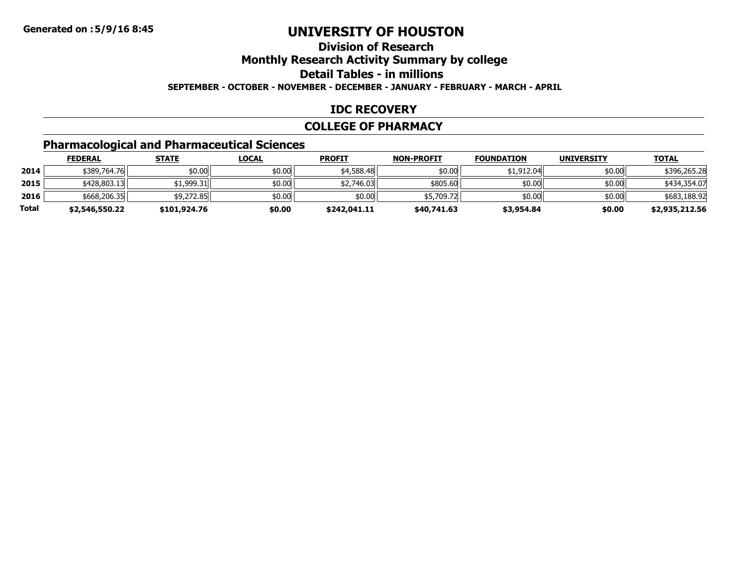Generated on :5/9/16 8:45

# UNIVERSITY OF HOUSTON

## Division of Research

## Monthly Research Activity Summary by college

## Detail Tables - in millions

**SEPTEMBER - OCTOBER - NOVEMBER - DECEMBER - JANUARY - FEBRUARY - MARCH - APRIL**

## IDC RECOVERY

## COLLEGE OF PHARMACY

### Pharmacological and Pharmaceutical Sciences

| | FEDERAL | STATE | LOCAL | PROFIT | NON-PROFIT | FOUNDATION | UNIVERSITY | TOTAL |
|---|---|---|---|---|---|---|---|---|
| **2014** | $389,764.76 | $0.00 | $0.00 | $4,588.48 | $0.00 | $1,912.04 | $0.00 | $396,265.28 |
| **2015** | $428,803.13 | $1,999.31 | $0.00 | $2,746.03 | $805.60 | $0.00 | $0.00 | $434,354.07 |
| **2016** | $668,206.35 | $9,272.85 | $0.00 | $0.00 | $5,709.72 | $0.00 | $0.00 | $683,188.92 |
| **Total** | **$2,546,550.22** | **$101,924.76** | **$0.00** | **$242,041.11** | **$40,741.63** | **$3,954.84** | **$0.00** | **$2,935,212.56** |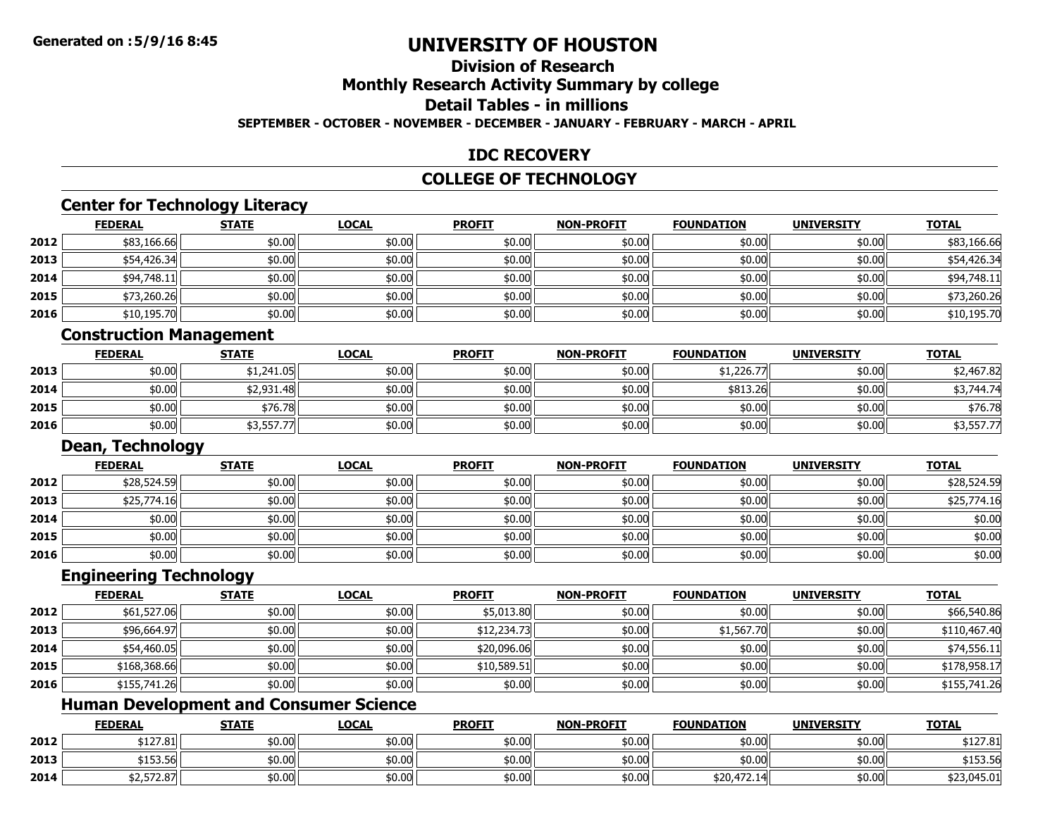Generated on :5/9/16 8:45

# UNIVERSITY OF HOUSTON

## Division of Research

## Monthly Research Activity Summary by college

## Detail Tables - in millions

**SEPTEMBER - OCTOBER - NOVEMBER - DECEMBER - JANUARY - FEBRUARY - MARCH - APRIL**

## IDC RECOVERY

## COLLEGE OF TECHNOLOGY

### Center for Technology Literacy

| | FEDERAL | STATE | LOCAL | PROFIT | NON-PROFIT | FOUNDATION | UNIVERSITY | TOTAL |
|---|---|---|---|---|---|---|---|---|
| 2012 | $83,166.66 | $0.00 | $0.00 | $0.00 | $0.00 | $0.00 | $0.00 | $83,166.66 |
| 2013 | $54,426.34 | $0.00 | $0.00 | $0.00 | $0.00 | $0.00 | $0.00 | $54,426.34 |
| 2014 | $94,748.11 | $0.00 | $0.00 | $0.00 | $0.00 | $0.00 | $0.00 | $94,748.11 |
| 2015 | $73,260.26 | $0.00 | $0.00 | $0.00 | $0.00 | $0.00 | $0.00 | $73,260.26 |
| 2016 | $10,195.70 | $0.00 | $0.00 | $0.00 | $0.00 | $0.00 | $0.00 | $10,195.70 |

### Construction Management

| | FEDERAL | STATE | LOCAL | PROFIT | NON-PROFIT | FOUNDATION | UNIVERSITY | TOTAL |
|---|---|---|---|---|---|---|---|---|
| 2013 | $0.00 | $1,241.05 | $0.00 | $0.00 | $0.00 | $1,226.77 | $0.00 | $2,467.82 |
| 2014 | $0.00 | $2,931.48 | $0.00 | $0.00 | $0.00 | $813.26 | $0.00 | $3,744.74 |
| 2015 | $0.00 | $76.78 | $0.00 | $0.00 | $0.00 | $0.00 | $0.00 | $76.78 |
| 2016 | $0.00 | $3,557.77 | $0.00 | $0.00 | $0.00 | $0.00 | $0.00 | $3,557.77 |

### Dean, Technology

| | FEDERAL | STATE | LOCAL | PROFIT | NON-PROFIT | FOUNDATION | UNIVERSITY | TOTAL |
|---|---|---|---|---|---|---|---|---|
| 2012 | $28,524.59 | $0.00 | $0.00 | $0.00 | $0.00 | $0.00 | $0.00 | $28,524.59 |
| 2013 | $25,774.16 | $0.00 | $0.00 | $0.00 | $0.00 | $0.00 | $0.00 | $25,774.16 |
| 2014 | $0.00 | $0.00 | $0.00 | $0.00 | $0.00 | $0.00 | $0.00 | $0.00 |
| 2015 | $0.00 | $0.00 | $0.00 | $0.00 | $0.00 | $0.00 | $0.00 | $0.00 |
| 2016 | $0.00 | $0.00 | $0.00 | $0.00 | $0.00 | $0.00 | $0.00 | $0.00 |

### Engineering Technology

| | FEDERAL | STATE | LOCAL | PROFIT | NON-PROFIT | FOUNDATION | UNIVERSITY | TOTAL |
|---|---|---|---|---|---|---|---|---|
| 2012 | $61,527.06 | $0.00 | $0.00 | $5,013.80 | $0.00 | $0.00 | $0.00 | $66,540.86 |
| 2013 | $96,664.97 | $0.00 | $0.00 | $12,234.73 | $0.00 | $1,567.70 | $0.00 | $110,467.40 |
| 2014 | $54,460.05 | $0.00 | $0.00 | $20,096.06 | $0.00 | $0.00 | $0.00 | $74,556.11 |
| 2015 | $168,368.66 | $0.00 | $0.00 | $10,589.51 | $0.00 | $0.00 | $0.00 | $178,958.17 |
| 2016 | $155,741.26 | $0.00 | $0.00 | $0.00 | $0.00 | $0.00 | $0.00 | $155,741.26 |

### Human Development and Consumer Science

| | FEDERAL | STATE | LOCAL | PROFIT | NON-PROFIT | FOUNDATION | UNIVERSITY | TOTAL |
|---|---|---|---|---|---|---|---|---|
| 2012 | $127.81 | $0.00 | $0.00 | $0.00 | $0.00 | $0.00 | $0.00 | $127.81 |
| 2013 | $153.56 | $0.00 | $0.00 | $0.00 | $0.00 | $0.00 | $0.00 | $153.56 |
| 2014 | $2,572.87 | $0.00 | $0.00 | $0.00 | $0.00 | $20,472.14 | $0.00 | $23,045.01 |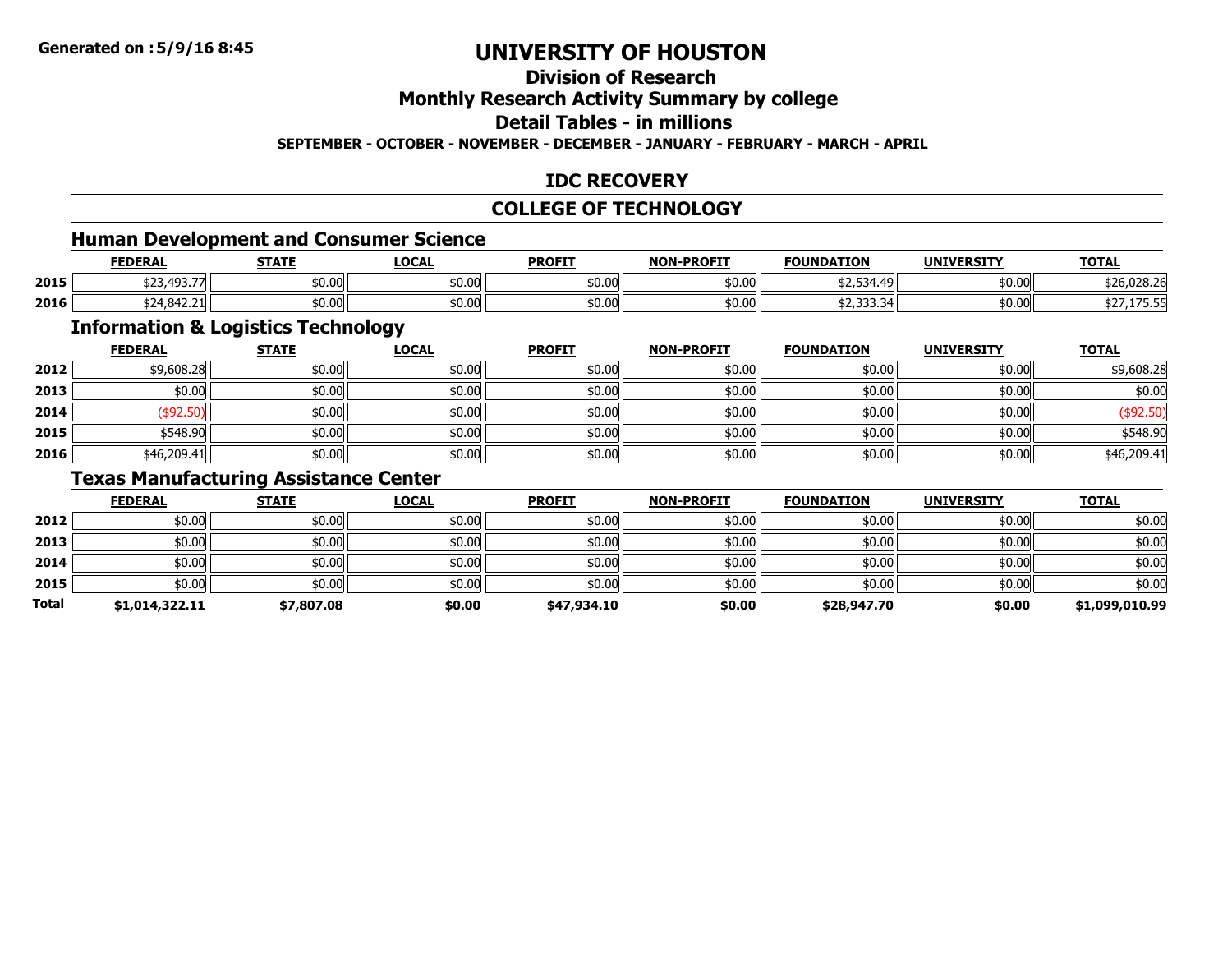**Generated on :5/9/16 8:45**

# UNIVERSITY OF HOUSTON

## Division of Research

## Monthly Research Activity Summary by college

## Detail Tables - in millions

**SEPTEMBER - OCTOBER - NOVEMBER - DECEMBER - JANUARY - FEBRUARY - MARCH - APRIL**

## IDC RECOVERY

## COLLEGE OF TECHNOLOGY

### Human Development and Consumer Science

| | FEDERAL | STATE | LOCAL | PROFIT | NON-PROFIT | FOUNDATION | UNIVERSITY | TOTAL |
|---|---|---|---|---|---|---|---|---|
| 2015 | $23,493.77 | $0.00 | $0.00 | $0.00 | $0.00 | $2,534.49 | $0.00 | $26,028.26 |
| 2016 | $24,842.21 | $0.00 | $0.00 | $0.00 | $0.00 | $2,333.34 | $0.00 | $27,175.55 |

### Information & Logistics Technology

| | FEDERAL | STATE | LOCAL | PROFIT | NON-PROFIT | FOUNDATION | UNIVERSITY | TOTAL |
|---|---|---|---|---|---|---|---|---|
| 2012 | $9,608.28 | $0.00 | $0.00 | $0.00 | $0.00 | $0.00 | $0.00 | $9,608.28 |
| 2013 | $0.00 | $0.00 | $0.00 | $0.00 | $0.00 | $0.00 | $0.00 | $0.00 |
| 2014 | ($92.50) | $0.00 | $0.00 | $0.00 | $0.00 | $0.00 | $0.00 | ($92.50) |
| 2015 | $548.90 | $0.00 | $0.00 | $0.00 | $0.00 | $0.00 | $0.00 | $548.90 |
| 2016 | $46,209.41 | $0.00 | $0.00 | $0.00 | $0.00 | $0.00 | $0.00 | $46,209.41 |

### Texas Manufacturing Assistance Center

| | FEDERAL | STATE | LOCAL | PROFIT | NON-PROFIT | FOUNDATION | UNIVERSITY | TOTAL |
|---|---|---|---|---|---|---|---|---|
| 2012 | $0.00 | $0.00 | $0.00 | $0.00 | $0.00 | $0.00 | $0.00 | $0.00 |
| 2013 | $0.00 | $0.00 | $0.00 | $0.00 | $0.00 | $0.00 | $0.00 | $0.00 |
| 2014 | $0.00 | $0.00 | $0.00 | $0.00 | $0.00 | $0.00 | $0.00 | $0.00 |
| 2015 | $0.00 | $0.00 | $0.00 | $0.00 | $0.00 | $0.00 | $0.00 | $0.00 |
| **Total** | **$1,014,322.11** | **$7,807.08** | **$0.00** | **$47,934.10** | **$0.00** | **$28,947.70** | **$0.00** | **$1,099,010.99** |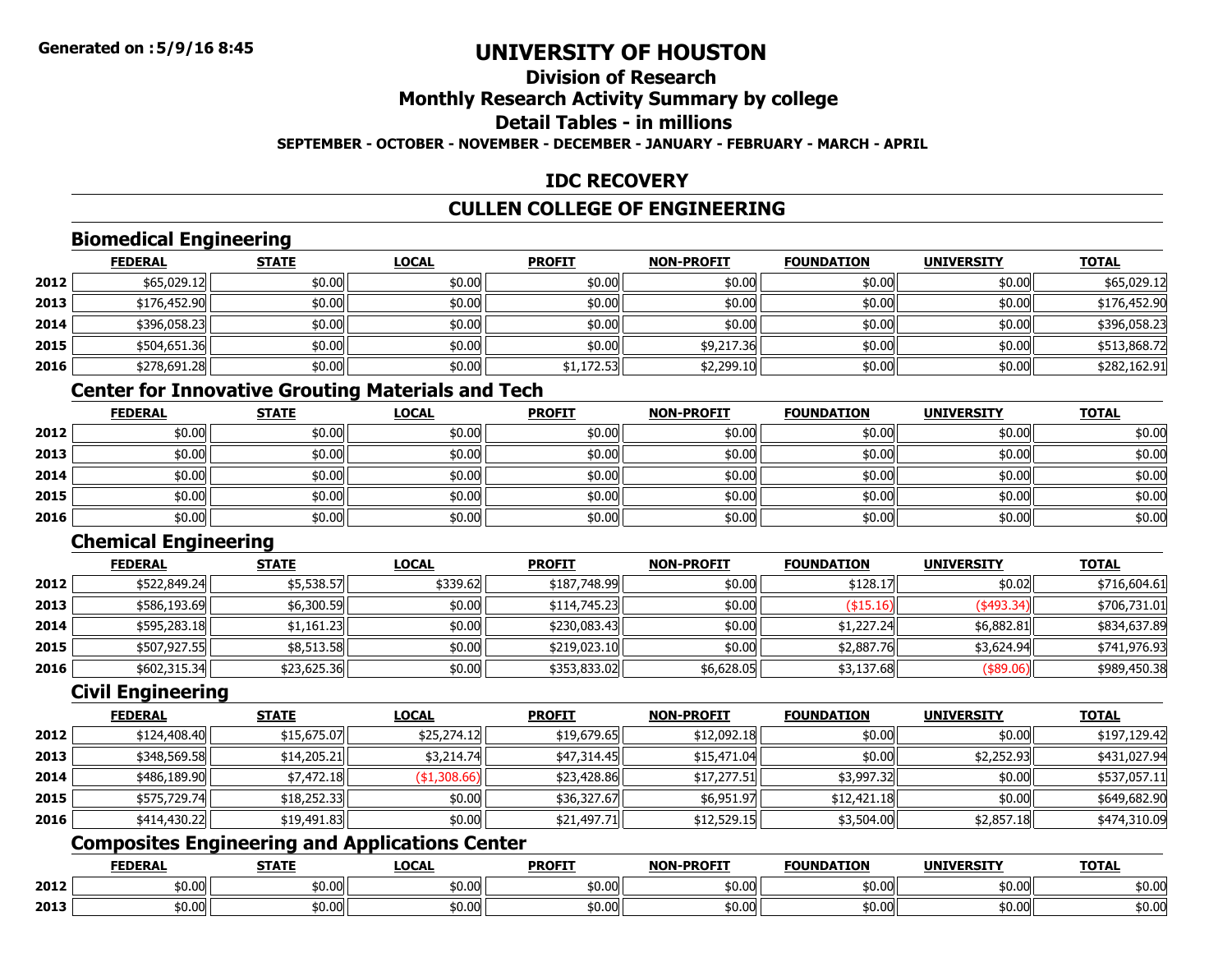# UNIVERSITY OF HOUSTON

## Division of Research

## Monthly Research Activity Summary by college

## Detail Tables - in millions

**SEPTEMBER - OCTOBER - NOVEMBER - DECEMBER - JANUARY - FEBRUARY - MARCH - APRIL**

## IDC RECOVERY

## CULLEN COLLEGE OF ENGINEERING

### Biomedical Engineering

| | FEDERAL | STATE | LOCAL | PROFIT | NON-PROFIT | FOUNDATION | UNIVERSITY | TOTAL |
|---|---|---|---|---|---|---|---|---|
| 2012 | $65,029.12 | $0.00 | $0.00 | $0.00 | $0.00 | $0.00 | $0.00 | $65,029.12 |
| 2013 | $176,452.90 | $0.00 | $0.00 | $0.00 | $0.00 | $0.00 | $0.00 | $176,452.90 |
| 2014 | $396,058.23 | $0.00 | $0.00 | $0.00 | $0.00 | $0.00 | $0.00 | $396,058.23 |
| 2015 | $504,651.36 | $0.00 | $0.00 | $0.00 | $9,217.36 | $0.00 | $0.00 | $513,868.72 |
| 2016 | $278,691.28 | $0.00 | $0.00 | $1,172.53 | $2,299.10 | $0.00 | $0.00 | $282,162.91 |

### Center for Innovative Grouting Materials and Tech

| | FEDERAL | STATE | LOCAL | PROFIT | NON-PROFIT | FOUNDATION | UNIVERSITY | TOTAL |
|---|---|---|---|---|---|---|---|---|
| 2012 | $0.00 | $0.00 | $0.00 | $0.00 | $0.00 | $0.00 | $0.00 | $0.00 |
| 2013 | $0.00 | $0.00 | $0.00 | $0.00 | $0.00 | $0.00 | $0.00 | $0.00 |
| 2014 | $0.00 | $0.00 | $0.00 | $0.00 | $0.00 | $0.00 | $0.00 | $0.00 |
| 2015 | $0.00 | $0.00 | $0.00 | $0.00 | $0.00 | $0.00 | $0.00 | $0.00 |
| 2016 | $0.00 | $0.00 | $0.00 | $0.00 | $0.00 | $0.00 | $0.00 | $0.00 |

### Chemical Engineering

| | FEDERAL | STATE | LOCAL | PROFIT | NON-PROFIT | FOUNDATION | UNIVERSITY | TOTAL |
|---|---|---|---|---|---|---|---|---|
| 2012 | $522,849.24 | $5,538.57 | $339.62 | $187,748.99 | $0.00 | $128.17 | $0.02 | $716,604.61 |
| 2013 | $586,193.69 | $6,300.59 | $0.00 | $114,745.23 | $0.00 | ($15.16) | ($493.34) | $706,731.01 |
| 2014 | $595,283.18 | $1,161.23 | $0.00 | $230,083.43 | $0.00 | $1,227.24 | $6,882.81 | $834,637.89 |
| 2015 | $507,927.55 | $8,513.58 | $0.00 | $219,023.10 | $0.00 | $2,887.76 | $3,624.94 | $741,976.93 |
| 2016 | $602,315.34 | $23,625.36 | $0.00 | $353,833.02 | $6,628.05 | $3,137.68 | ($89.06) | $989,450.38 |

### Civil Engineering

| | FEDERAL | STATE | LOCAL | PROFIT | NON-PROFIT | FOUNDATION | UNIVERSITY | TOTAL |
|---|---|---|---|---|---|---|---|---|
| 2012 | $124,408.40 | $15,675.07 | $25,274.12 | $19,679.65 | $12,092.18 | $0.00 | $0.00 | $197,129.42 |
| 2013 | $348,569.58 | $14,205.21 | $3,214.74 | $47,314.45 | $15,471.04 | $0.00 | $2,252.93 | $431,027.94 |
| 2014 | $486,189.90 | $7,472.18 | ($1,308.66) | $23,428.86 | $17,277.51 | $3,997.32 | $0.00 | $537,057.11 |
| 2015 | $575,729.74 | $18,252.33 | $0.00 | $36,327.67 | $6,951.97 | $12,421.18 | $0.00 | $649,682.90 |
| 2016 | $414,430.22 | $19,491.83 | $0.00 | $21,497.71 | $12,529.15 | $3,504.00 | $2,857.18 | $474,310.09 |

### Composites Engineering and Applications Center

| | FEDERAL | STATE | LOCAL | PROFIT | NON-PROFIT | FOUNDATION | UNIVERSITY | TOTAL |
|---|---|---|---|---|---|---|---|---|
| 2012 | $0.00 | $0.00 | $0.00 | $0.00 | $0.00 | $0.00 | $0.00 | $0.00 |
| 2013 | $0.00 | $0.00 | $0.00 | $0.00 | $0.00 | $0.00 | $0.00 | $0.00 |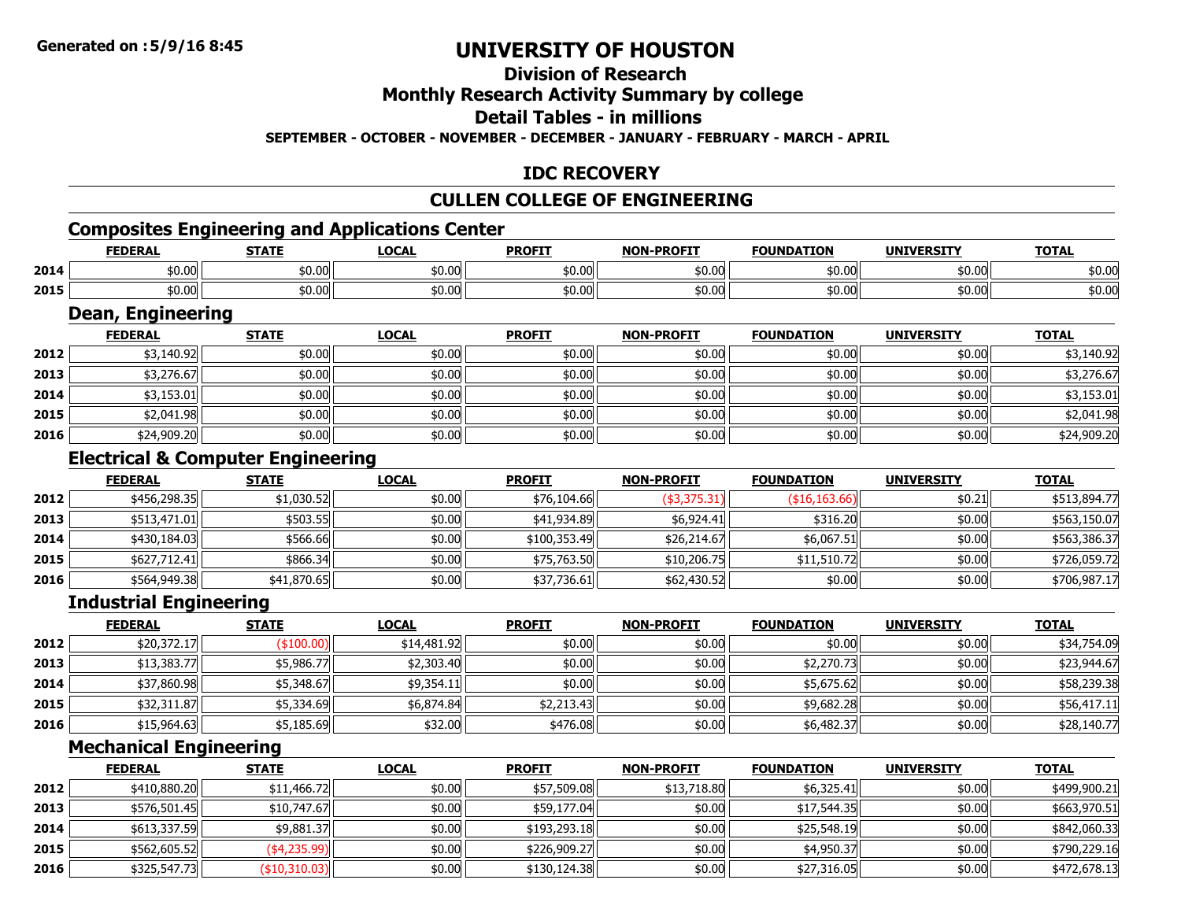# UNIVERSITY OF HOUSTON

## Division of Research

## Monthly Research Activity Summary by college

## Detail Tables - in millions

**SEPTEMBER - OCTOBER - NOVEMBER - DECEMBER - JANUARY - FEBRUARY - MARCH - APRIL**

## IDC RECOVERY

## CULLEN COLLEGE OF ENGINEERING

### Composites Engineering and Applications Center

| | FEDERAL | STATE | LOCAL | PROFIT | NON-PROFIT | FOUNDATION | UNIVERSITY | TOTAL |
|---|---|---|---|---|---|---|---|---|
| 2014 | $0.00 | $0.00 | $0.00 | $0.00 | $0.00 | $0.00 | $0.00 | $0.00 |
| 2015 | $0.00 | $0.00 | $0.00 | $0.00 | $0.00 | $0.00 | $0.00 | $0.00 |

### Dean, Engineering

| | FEDERAL | STATE | LOCAL | PROFIT | NON-PROFIT | FOUNDATION | UNIVERSITY | TOTAL |
|---|---|---|---|---|---|---|---|---|
| 2012 | $3,140.92 | $0.00 | $0.00 | $0.00 | $0.00 | $0.00 | $0.00 | $3,140.92 |
| 2013 | $3,276.67 | $0.00 | $0.00 | $0.00 | $0.00 | $0.00 | $0.00 | $3,276.67 |
| 2014 | $3,153.01 | $0.00 | $0.00 | $0.00 | $0.00 | $0.00 | $0.00 | $3,153.01 |
| 2015 | $2,041.98 | $0.00 | $0.00 | $0.00 | $0.00 | $0.00 | $0.00 | $2,041.98 |
| 2016 | $24,909.20 | $0.00 | $0.00 | $0.00 | $0.00 | $0.00 | $0.00 | $24,909.20 |

### Electrical & Computer Engineering

| | FEDERAL | STATE | LOCAL | PROFIT | NON-PROFIT | FOUNDATION | UNIVERSITY | TOTAL |
|---|---|---|---|---|---|---|---|---|
| 2012 | $456,298.35 | $1,030.52 | $0.00 | $76,104.66 | ($3,375.31) | ($16,163.66) | $0.21 | $513,894.77 |
| 2013 | $513,471.01 | $503.55 | $0.00 | $41,934.89 | $6,924.41 | $316.20 | $0.00 | $563,150.07 |
| 2014 | $430,184.03 | $566.66 | $0.00 | $100,353.49 | $26,214.67 | $6,067.51 | $0.00 | $563,386.37 |
| 2015 | $627,712.41 | $866.34 | $0.00 | $75,763.50 | $10,206.75 | $11,510.72 | $0.00 | $726,059.72 |
| 2016 | $564,949.38 | $41,870.65 | $0.00 | $37,736.61 | $62,430.52 | $0.00 | $0.00 | $706,987.17 |

### Industrial Engineering

| | FEDERAL | STATE | LOCAL | PROFIT | NON-PROFIT | FOUNDATION | UNIVERSITY | TOTAL |
|---|---|---|---|---|---|---|---|---|
| 2012 | $20,372.17 | ($100.00) | $14,481.92 | $0.00 | $0.00 | $0.00 | $0.00 | $34,754.09 |
| 2013 | $13,383.77 | $5,986.77 | $2,303.40 | $0.00 | $0.00 | $2,270.73 | $0.00 | $23,944.67 |
| 2014 | $37,860.98 | $5,348.67 | $9,354.11 | $0.00 | $0.00 | $5,675.62 | $0.00 | $58,239.38 |
| 2015 | $32,311.87 | $5,334.69 | $6,874.84 | $2,213.43 | $0.00 | $9,682.28 | $0.00 | $56,417.11 |
| 2016 | $15,964.63 | $5,185.69 | $32.00 | $476.08 | $0.00 | $6,482.37 | $0.00 | $28,140.77 |

### Mechanical Engineering

| | FEDERAL | STATE | LOCAL | PROFIT | NON-PROFIT | FOUNDATION | UNIVERSITY | TOTAL |
|---|---|---|---|---|---|---|---|---|
| 2012 | $410,880.20 | $11,466.72 | $0.00 | $57,509.08 | $13,718.80 | $6,325.41 | $0.00 | $499,900.21 |
| 2013 | $576,501.45 | $10,747.67 | $0.00 | $59,177.04 | $0.00 | $17,544.35 | $0.00 | $663,970.51 |
| 2014 | $613,337.59 | $9,881.37 | $0.00 | $193,293.18 | $0.00 | $25,548.19 | $0.00 | $842,060.33 |
| 2015 | $562,605.52 | ($4,235.99) | $0.00 | $226,909.27 | $0.00 | $4,950.37 | $0.00 | $790,229.16 |
| 2016 | $325,547.73 | ($10,310.03) | $0.00 | $130,124.38 | $0.00 | $27,316.05 | $0.00 | $472,678.13 |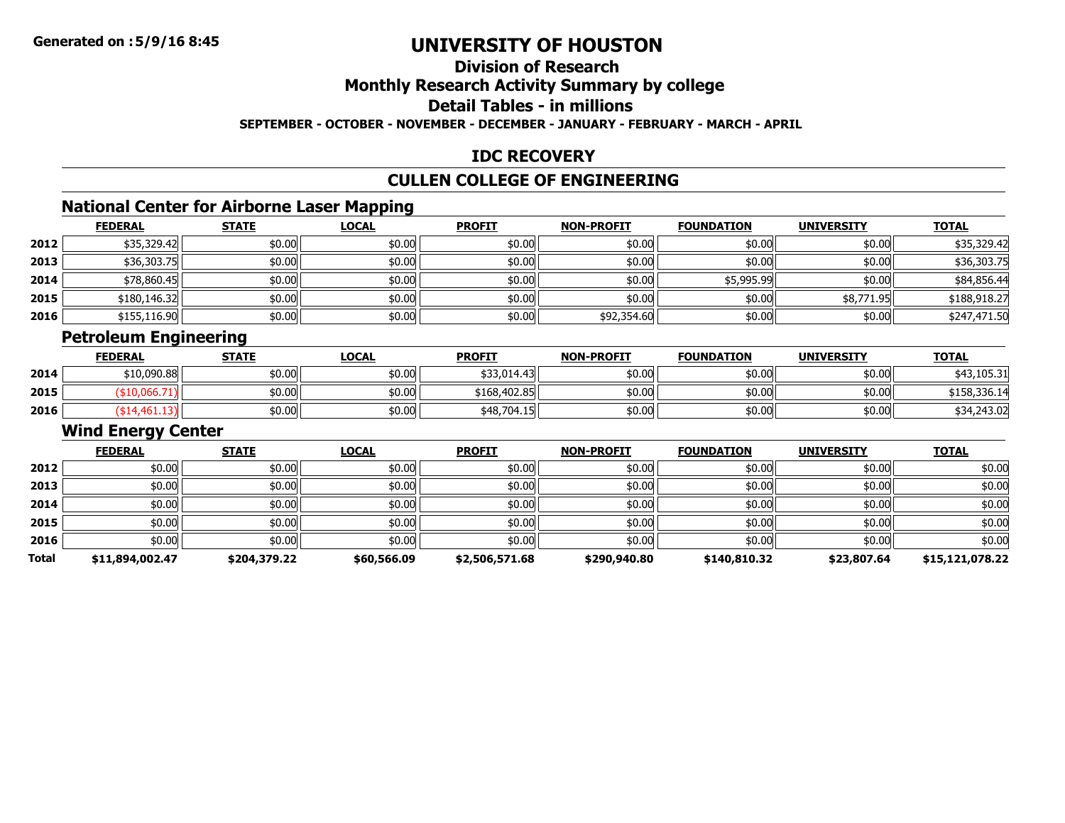**Generated on :5/9/16 8:45**

# UNIVERSITY OF HOUSTON

## Division of Research

## Monthly Research Activity Summary by college

## Detail Tables - in millions

**SEPTEMBER - OCTOBER - NOVEMBER - DECEMBER - JANUARY - FEBRUARY - MARCH - APRIL**

## IDC RECOVERY

## CULLEN COLLEGE OF ENGINEERING

### National Center for Airborne Laser Mapping

| | FEDERAL | STATE | LOCAL | PROFIT | NON-PROFIT | FOUNDATION | UNIVERSITY | TOTAL |
|---|---|---|---|---|---|---|---|---|
| 2012 | $35,329.42 | $0.00 | $0.00 | $0.00 | $0.00 | $0.00 | $0.00 | $35,329.42 |
| 2013 | $36,303.75 | $0.00 | $0.00 | $0.00 | $0.00 | $0.00 | $0.00 | $36,303.75 |
| 2014 | $78,860.45 | $0.00 | $0.00 | $0.00 | $0.00 | $5,995.99 | $0.00 | $84,856.44 |
| 2015 | $180,146.32 | $0.00 | $0.00 | $0.00 | $0.00 | $0.00 | $8,771.95 | $188,918.27 |
| 2016 | $155,116.90 | $0.00 | $0.00 | $0.00 | $92,354.60 | $0.00 | $0.00 | $247,471.50 |

### Petroleum Engineering

| | FEDERAL | STATE | LOCAL | PROFIT | NON-PROFIT | FOUNDATION | UNIVERSITY | TOTAL |
|---|---|---|---|---|---|---|---|---|
| 2014 | $10,090.88 | $0.00 | $0.00 | $33,014.43 | $0.00 | $0.00 | $0.00 | $43,105.31 |
| 2015 | ($10,066.71) | $0.00 | $0.00 | $168,402.85 | $0.00 | $0.00 | $0.00 | $158,336.14 |
| 2016 | ($14,461.13) | $0.00 | $0.00 | $48,704.15 | $0.00 | $0.00 | $0.00 | $34,243.02 |

### Wind Energy Center

| | FEDERAL | STATE | LOCAL | PROFIT | NON-PROFIT | FOUNDATION | UNIVERSITY | TOTAL |
|---|---|---|---|---|---|---|---|---|
| 2012 | $0.00 | $0.00 | $0.00 | $0.00 | $0.00 | $0.00 | $0.00 | $0.00 |
| 2013 | $0.00 | $0.00 | $0.00 | $0.00 | $0.00 | $0.00 | $0.00 | $0.00 |
| 2014 | $0.00 | $0.00 | $0.00 | $0.00 | $0.00 | $0.00 | $0.00 | $0.00 |
| 2015 | $0.00 | $0.00 | $0.00 | $0.00 | $0.00 | $0.00 | $0.00 | $0.00 |
| 2016 | $0.00 | $0.00 | $0.00 | $0.00 | $0.00 | $0.00 | $0.00 | $0.00 |
| **Total** | **$11,894,002.47** | **$204,379.22** | **$60,566.09** | **$2,506,571.68** | **$290,940.80** | **$140,810.32** | **$23,807.64** | **$15,121,078.22** |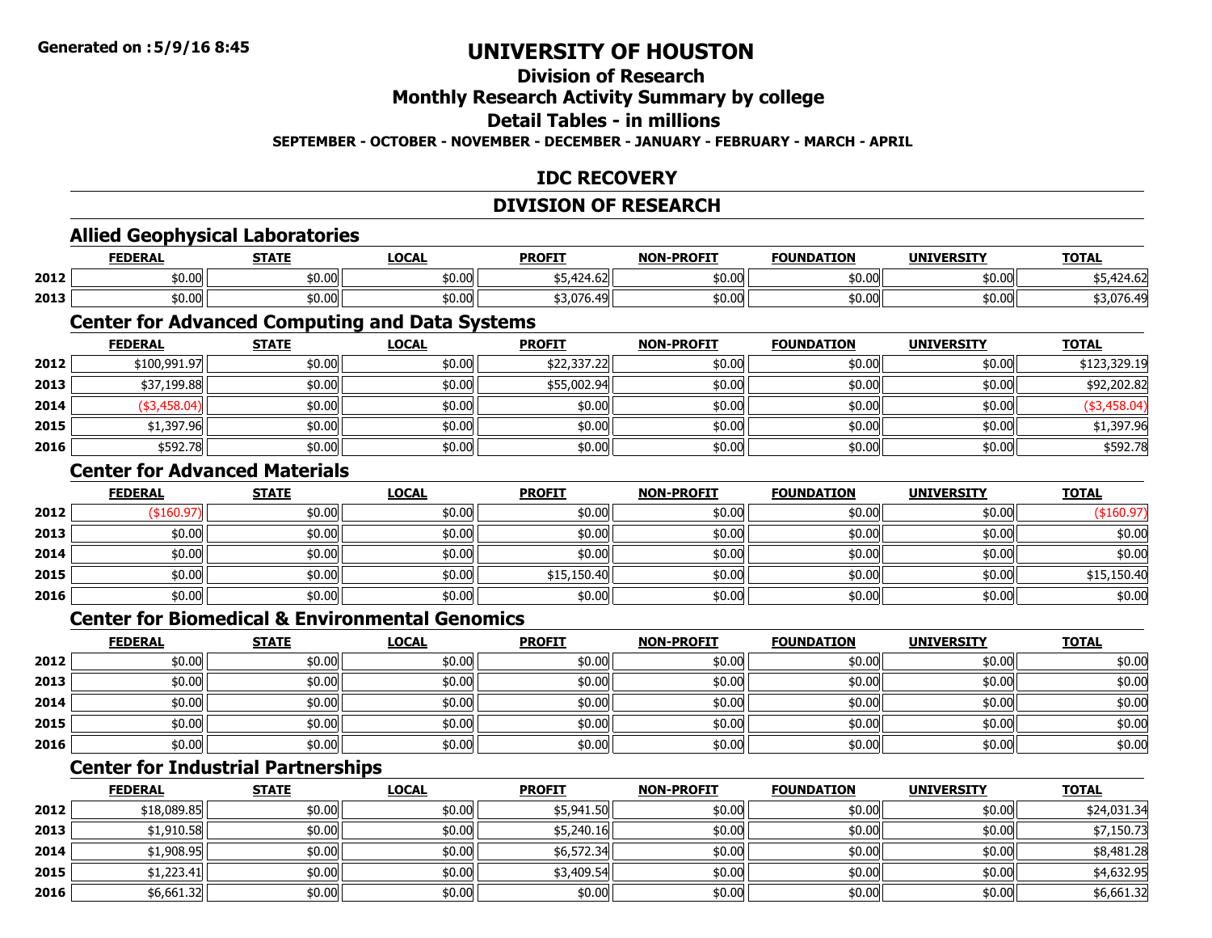Generated on :5/9/16 8:45

# UNIVERSITY OF HOUSTON

## Division of Research

## Monthly Research Activity Summary by college

## Detail Tables - in millions

**SEPTEMBER - OCTOBER - NOVEMBER - DECEMBER - JANUARY - FEBRUARY - MARCH - APRIL**

## IDC RECOVERY

## DIVISION OF RESEARCH

### Allied Geophysical Laboratories

| | FEDERAL | STATE | LOCAL | PROFIT | NON-PROFIT | FOUNDATION | UNIVERSITY | TOTAL |
|---|---|---|---|---|---|---|---|---|
| 2012 | $0.00 | $0.00 | $0.00 | $5,424.62 | $0.00 | $0.00 | $0.00 | $5,424.62 |
| 2013 | $0.00 | $0.00 | $0.00 | $3,076.49 | $0.00 | $0.00 | $0.00 | $3,076.49 |

### Center for Advanced Computing and Data Systems

| | FEDERAL | STATE | LOCAL | PROFIT | NON-PROFIT | FOUNDATION | UNIVERSITY | TOTAL |
|---|---|---|---|---|---|---|---|---|
| 2012 | $100,991.97 | $0.00 | $0.00 | $22,337.22 | $0.00 | $0.00 | $0.00 | $123,329.19 |
| 2013 | $37,199.88 | $0.00 | $0.00 | $55,002.94 | $0.00 | $0.00 | $0.00 | $92,202.82 |
| 2014 | ($3,458.04) | $0.00 | $0.00 | $0.00 | $0.00 | $0.00 | $0.00 | ($3,458.04) |
| 2015 | $1,397.96 | $0.00 | $0.00 | $0.00 | $0.00 | $0.00 | $0.00 | $1,397.96 |
| 2016 | $592.78 | $0.00 | $0.00 | $0.00 | $0.00 | $0.00 | $0.00 | $592.78 |

### Center for Advanced Materials

| | FEDERAL | STATE | LOCAL | PROFIT | NON-PROFIT | FOUNDATION | UNIVERSITY | TOTAL |
|---|---|---|---|---|---|---|---|---|
| 2012 | ($160.97) | $0.00 | $0.00 | $0.00 | $0.00 | $0.00 | $0.00 | ($160.97) |
| 2013 | $0.00 | $0.00 | $0.00 | $0.00 | $0.00 | $0.00 | $0.00 | $0.00 |
| 2014 | $0.00 | $0.00 | $0.00 | $0.00 | $0.00 | $0.00 | $0.00 | $0.00 |
| 2015 | $0.00 | $0.00 | $0.00 | $15,150.40 | $0.00 | $0.00 | $0.00 | $15,150.40 |
| 2016 | $0.00 | $0.00 | $0.00 | $0.00 | $0.00 | $0.00 | $0.00 | $0.00 |

### Center for Biomedical & Environmental Genomics

| | FEDERAL | STATE | LOCAL | PROFIT | NON-PROFIT | FOUNDATION | UNIVERSITY | TOTAL |
|---|---|---|---|---|---|---|---|---|
| 2012 | $0.00 | $0.00 | $0.00 | $0.00 | $0.00 | $0.00 | $0.00 | $0.00 |
| 2013 | $0.00 | $0.00 | $0.00 | $0.00 | $0.00 | $0.00 | $0.00 | $0.00 |
| 2014 | $0.00 | $0.00 | $0.00 | $0.00 | $0.00 | $0.00 | $0.00 | $0.00 |
| 2015 | $0.00 | $0.00 | $0.00 | $0.00 | $0.00 | $0.00 | $0.00 | $0.00 |
| 2016 | $0.00 | $0.00 | $0.00 | $0.00 | $0.00 | $0.00 | $0.00 | $0.00 |

### Center for Industrial Partnerships

| | FEDERAL | STATE | LOCAL | PROFIT | NON-PROFIT | FOUNDATION | UNIVERSITY | TOTAL |
|---|---|---|---|---|---|---|---|---|
| 2012 | $18,089.85 | $0.00 | $0.00 | $5,941.50 | $0.00 | $0.00 | $0.00 | $24,031.34 |
| 2013 | $1,910.58 | $0.00 | $0.00 | $5,240.16 | $0.00 | $0.00 | $0.00 | $7,150.73 |
| 2014 | $1,908.95 | $0.00 | $0.00 | $6,572.34 | $0.00 | $0.00 | $0.00 | $8,481.28 |
| 2015 | $1,223.41 | $0.00 | $0.00 | $3,409.54 | $0.00 | $0.00 | $0.00 | $4,632.95 |
| 2016 | $6,661.32 | $0.00 | $0.00 | $0.00 | $0.00 | $0.00 | $0.00 | $6,661.32 |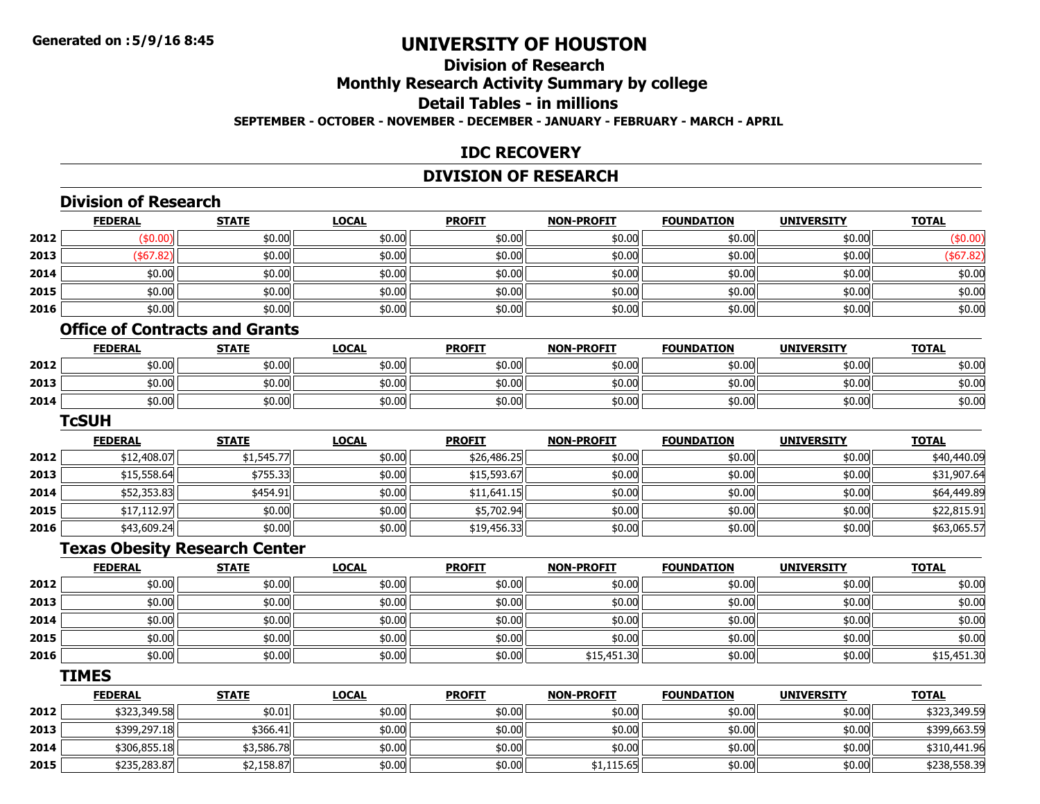**Generated on :5/9/16 8:45**

# UNIVERSITY OF HOUSTON

## Division of Research

## Monthly Research Activity Summary by college

## Detail Tables - in millions

**SEPTEMBER - OCTOBER - NOVEMBER - DECEMBER - JANUARY - FEBRUARY - MARCH - APRIL**

## IDC RECOVERY

## DIVISION OF RESEARCH

### Division of Research

| | FEDERAL | STATE | LOCAL | PROFIT | NON-PROFIT | FOUNDATION | UNIVERSITY | TOTAL |
|---|---|---|---|---|---|---|---|---|
| 2012 | ($0.00) | $0.00 | $0.00 | $0.00 | $0.00 | $0.00 | $0.00 | ($0.00) |
| 2013 | ($67.82) | $0.00 | $0.00 | $0.00 | $0.00 | $0.00 | $0.00 | ($67.82) |
| 2014 | $0.00 | $0.00 | $0.00 | $0.00 | $0.00 | $0.00 | $0.00 | $0.00 |
| 2015 | $0.00 | $0.00 | $0.00 | $0.00 | $0.00 | $0.00 | $0.00 | $0.00 |
| 2016 | $0.00 | $0.00 | $0.00 | $0.00 | $0.00 | $0.00 | $0.00 | $0.00 |

### Office of Contracts and Grants

| | FEDERAL | STATE | LOCAL | PROFIT | NON-PROFIT | FOUNDATION | UNIVERSITY | TOTAL |
|---|---|---|---|---|---|---|---|---|
| 2012 | $0.00 | $0.00 | $0.00 | $0.00 | $0.00 | $0.00 | $0.00 | $0.00 |
| 2013 | $0.00 | $0.00 | $0.00 | $0.00 | $0.00 | $0.00 | $0.00 | $0.00 |
| 2014 | $0.00 | $0.00 | $0.00 | $0.00 | $0.00 | $0.00 | $0.00 | $0.00 |

### TcSUH

| | FEDERAL | STATE | LOCAL | PROFIT | NON-PROFIT | FOUNDATION | UNIVERSITY | TOTAL |
|---|---|---|---|---|---|---|---|---|
| 2012 | $12,408.07 | $1,545.77 | $0.00 | $26,486.25 | $0.00 | $0.00 | $0.00 | $40,440.09 |
| 2013 | $15,558.64 | $755.33 | $0.00 | $15,593.67 | $0.00 | $0.00 | $0.00 | $31,907.64 |
| 2014 | $52,353.83 | $454.91 | $0.00 | $11,641.15 | $0.00 | $0.00 | $0.00 | $64,449.89 |
| 2015 | $17,112.97 | $0.00 | $0.00 | $5,702.94 | $0.00 | $0.00 | $0.00 | $22,815.91 |
| 2016 | $43,609.24 | $0.00 | $0.00 | $19,456.33 | $0.00 | $0.00 | $0.00 | $63,065.57 |

### Texas Obesity Research Center

| | FEDERAL | STATE | LOCAL | PROFIT | NON-PROFIT | FOUNDATION | UNIVERSITY | TOTAL |
|---|---|---|---|---|---|---|---|---|
| 2012 | $0.00 | $0.00 | $0.00 | $0.00 | $0.00 | $0.00 | $0.00 | $0.00 |
| 2013 | $0.00 | $0.00 | $0.00 | $0.00 | $0.00 | $0.00 | $0.00 | $0.00 |
| 2014 | $0.00 | $0.00 | $0.00 | $0.00 | $0.00 | $0.00 | $0.00 | $0.00 |
| 2015 | $0.00 | $0.00 | $0.00 | $0.00 | $0.00 | $0.00 | $0.00 | $0.00 |
| 2016 | $0.00 | $0.00 | $0.00 | $0.00 | $15,451.30 | $0.00 | $0.00 | $15,451.30 |

### TIMES

| | FEDERAL | STATE | LOCAL | PROFIT | NON-PROFIT | FOUNDATION | UNIVERSITY | TOTAL |
|---|---|---|---|---|---|---|---|---|
| 2012 | $323,349.58 | $0.01 | $0.00 | $0.00 | $0.00 | $0.00 | $0.00 | $323,349.59 |
| 2013 | $399,297.18 | $366.41 | $0.00 | $0.00 | $0.00 | $0.00 | $0.00 | $399,663.59 |
| 2014 | $306,855.18 | $3,586.78 | $0.00 | $0.00 | $0.00 | $0.00 | $0.00 | $310,441.96 |
| 2015 | $235,283.87 | $2,158.87 | $0.00 | $0.00 | $1,115.65 | $0.00 | $0.00 | $238,558.39 |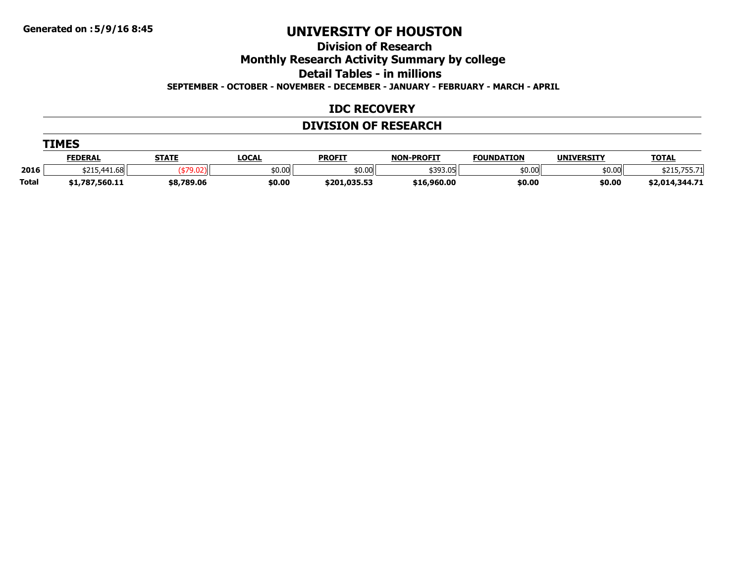Generated on :5/9/16 8:45

# UNIVERSITY OF HOUSTON

## Division of Research

## Monthly Research Activity Summary by college

## Detail Tables - in millions

**SEPTEMBER - OCTOBER - NOVEMBER - DECEMBER - JANUARY - FEBRUARY - MARCH - APRIL**

## IDC RECOVERY

## DIVISION OF RESEARCH

### TIMES

| | FEDERAL | STATE | LOCAL | PROFIT | NON-PROFIT | FOUNDATION | UNIVERSITY | TOTAL |
|---|---|---|---|---|---|---|---|---|
| **2016** | $215,441.68 | ($79.02) | $0.00 | $0.00 | $393.05 | $0.00 | $0.00 | $215,755.71 |
| **Total** | **$1,787,560.11** | **$8,789.06** | **$0.00** | **$201,035.53** | **$16,960.00** | **$0.00** | **$0.00** | **$2,014,344.71** |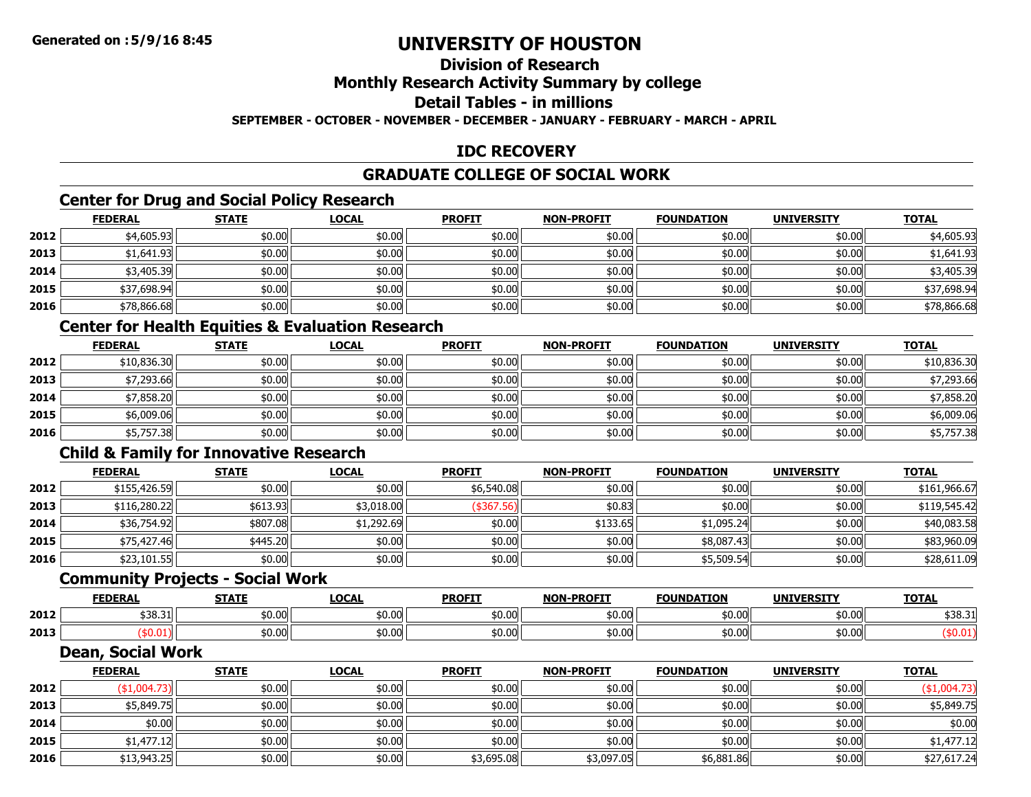Generated on :5/9/16 8:45

# UNIVERSITY OF HOUSTON

## Division of Research

## Monthly Research Activity Summary by college

## Detail Tables - in millions

SEPTEMBER - OCTOBER - NOVEMBER - DECEMBER - JANUARY - FEBRUARY - MARCH - APRIL

## IDC RECOVERY

## GRADUATE COLLEGE OF SOCIAL WORK

### Center for Drug and Social Policy Research

| | FEDERAL | STATE | LOCAL | PROFIT | NON-PROFIT | FOUNDATION | UNIVERSITY | TOTAL |
|---|---|---|---|---|---|---|---|---|
| 2012 | $4,605.93 | $0.00 | $0.00 | $0.00 | $0.00 | $0.00 | $0.00 | $4,605.93 |
| 2013 | $1,641.93 | $0.00 | $0.00 | $0.00 | $0.00 | $0.00 | $0.00 | $1,641.93 |
| 2014 | $3,405.39 | $0.00 | $0.00 | $0.00 | $0.00 | $0.00 | $0.00 | $3,405.39 |
| 2015 | $37,698.94 | $0.00 | $0.00 | $0.00 | $0.00 | $0.00 | $0.00 | $37,698.94 |
| 2016 | $78,866.68 | $0.00 | $0.00 | $0.00 | $0.00 | $0.00 | $0.00 | $78,866.68 |

### Center for Health Equities & Evaluation Research

| | FEDERAL | STATE | LOCAL | PROFIT | NON-PROFIT | FOUNDATION | UNIVERSITY | TOTAL |
|---|---|---|---|---|---|---|---|---|
| 2012 | $10,836.30 | $0.00 | $0.00 | $0.00 | $0.00 | $0.00 | $0.00 | $10,836.30 |
| 2013 | $7,293.66 | $0.00 | $0.00 | $0.00 | $0.00 | $0.00 | $0.00 | $7,293.66 |
| 2014 | $7,858.20 | $0.00 | $0.00 | $0.00 | $0.00 | $0.00 | $0.00 | $7,858.20 |
| 2015 | $6,009.06 | $0.00 | $0.00 | $0.00 | $0.00 | $0.00 | $0.00 | $6,009.06 |
| 2016 | $5,757.38 | $0.00 | $0.00 | $0.00 | $0.00 | $0.00 | $0.00 | $5,757.38 |

### Child & Family for Innovative Research

| | FEDERAL | STATE | LOCAL | PROFIT | NON-PROFIT | FOUNDATION | UNIVERSITY | TOTAL |
|---|---|---|---|---|---|---|---|---|
| 2012 | $155,426.59 | $0.00 | $0.00 | $6,540.08 | $0.00 | $0.00 | $0.00 | $161,966.67 |
| 2013 | $116,280.22 | $613.93 | $3,018.00 | ($367.56) | $0.83 | $0.00 | $0.00 | $119,545.42 |
| 2014 | $36,754.92 | $807.08 | $1,292.69 | $0.00 | $133.65 | $1,095.24 | $0.00 | $40,083.58 |
| 2015 | $75,427.46 | $445.20 | $0.00 | $0.00 | $0.00 | $8,087.43 | $0.00 | $83,960.09 |
| 2016 | $23,101.55 | $0.00 | $0.00 | $0.00 | $0.00 | $5,509.54 | $0.00 | $28,611.09 |

### Community Projects - Social Work

| | FEDERAL | STATE | LOCAL | PROFIT | NON-PROFIT | FOUNDATION | UNIVERSITY | TOTAL |
|---|---|---|---|---|---|---|---|---|
| 2012 | $38.31 | $0.00 | $0.00 | $0.00 | $0.00 | $0.00 | $0.00 | $38.31 |
| 2013 | ($0.01) | $0.00 | $0.00 | $0.00 | $0.00 | $0.00 | $0.00 | ($0.01) |

### Dean, Social Work

| | FEDERAL | STATE | LOCAL | PROFIT | NON-PROFIT | FOUNDATION | UNIVERSITY | TOTAL |
|---|---|---|---|---|---|---|---|---|
| 2012 | ($1,004.73) | $0.00 | $0.00 | $0.00 | $0.00 | $0.00 | $0.00 | ($1,004.73) |
| 2013 | $5,849.75 | $0.00 | $0.00 | $0.00 | $0.00 | $0.00 | $0.00 | $5,849.75 |
| 2014 | $0.00 | $0.00 | $0.00 | $0.00 | $0.00 | $0.00 | $0.00 | $0.00 |
| 2015 | $1,477.12 | $0.00 | $0.00 | $0.00 | $0.00 | $0.00 | $0.00 | $1,477.12 |
| 2016 | $13,943.25 | $0.00 | $0.00 | $3,695.08 | $3,097.05 | $6,881.86 | $0.00 | $27,617.24 |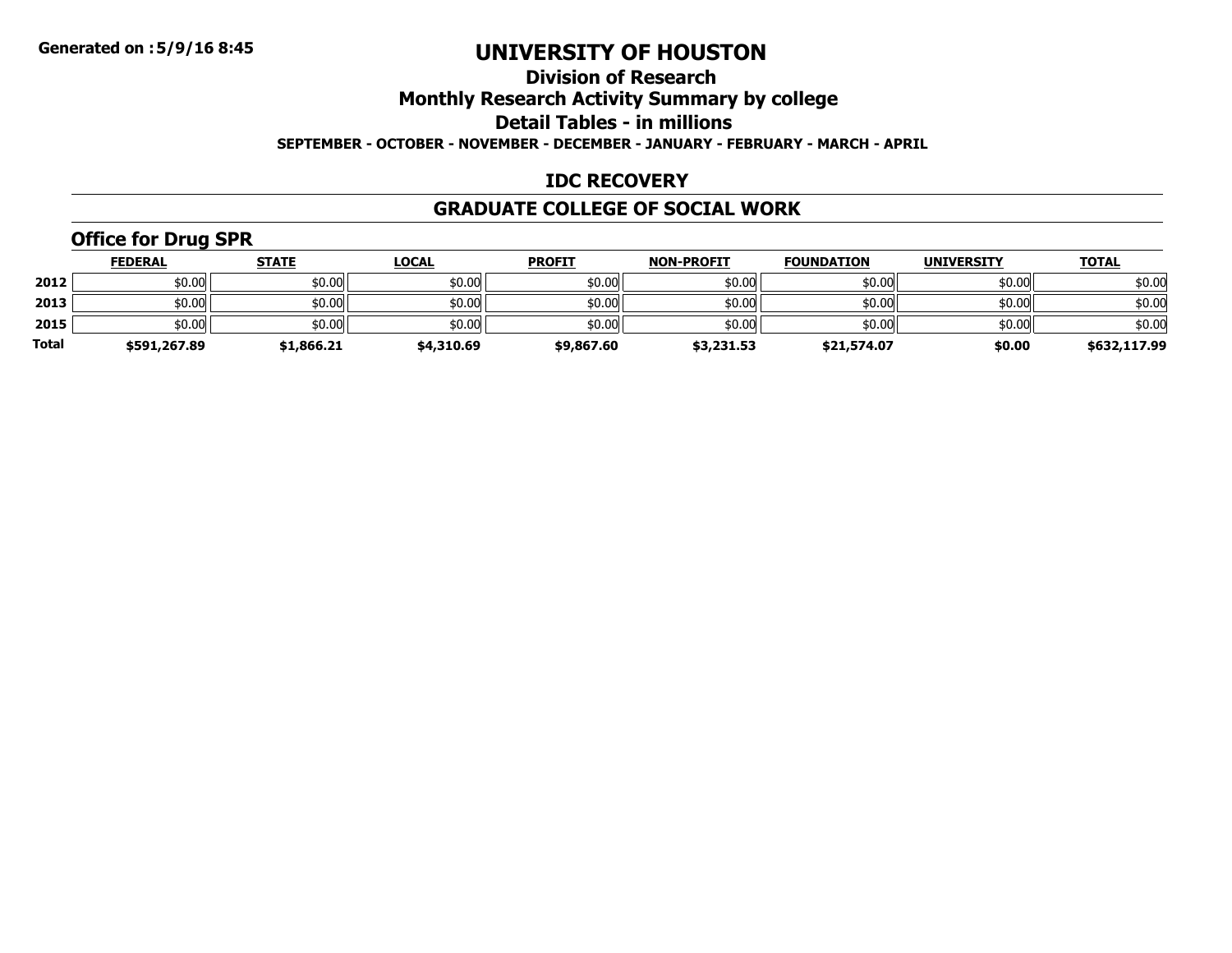# UNIVERSITY OF HOUSTON

## Division of Research

## Monthly Research Activity Summary by college

## Detail Tables - in millions

**SEPTEMBER - OCTOBER - NOVEMBER - DECEMBER - JANUARY - FEBRUARY - MARCH - APRIL**

## IDC RECOVERY

## GRADUATE COLLEGE OF SOCIAL WORK

### Office for Drug SPR

| | FEDERAL | STATE | LOCAL | PROFIT | NON-PROFIT | FOUNDATION | UNIVERSITY | TOTAL |
|---|---|---|---|---|---|---|---|---|
| 2012 | $0.00 | $0.00 | $0.00 | $0.00 | $0.00 | $0.00 | $0.00 | $0.00 |
| 2013 | $0.00 | $0.00 | $0.00 | $0.00 | $0.00 | $0.00 | $0.00 | $0.00 |
| 2015 | $0.00 | $0.00 | $0.00 | $0.00 | $0.00 | $0.00 | $0.00 | $0.00 |
| **Total** | **$591,267.89** | **$1,866.21** | **$4,310.69** | **$9,867.60** | **$3,231.53** | **$21,574.07** | **$0.00** | **$632,117.99** |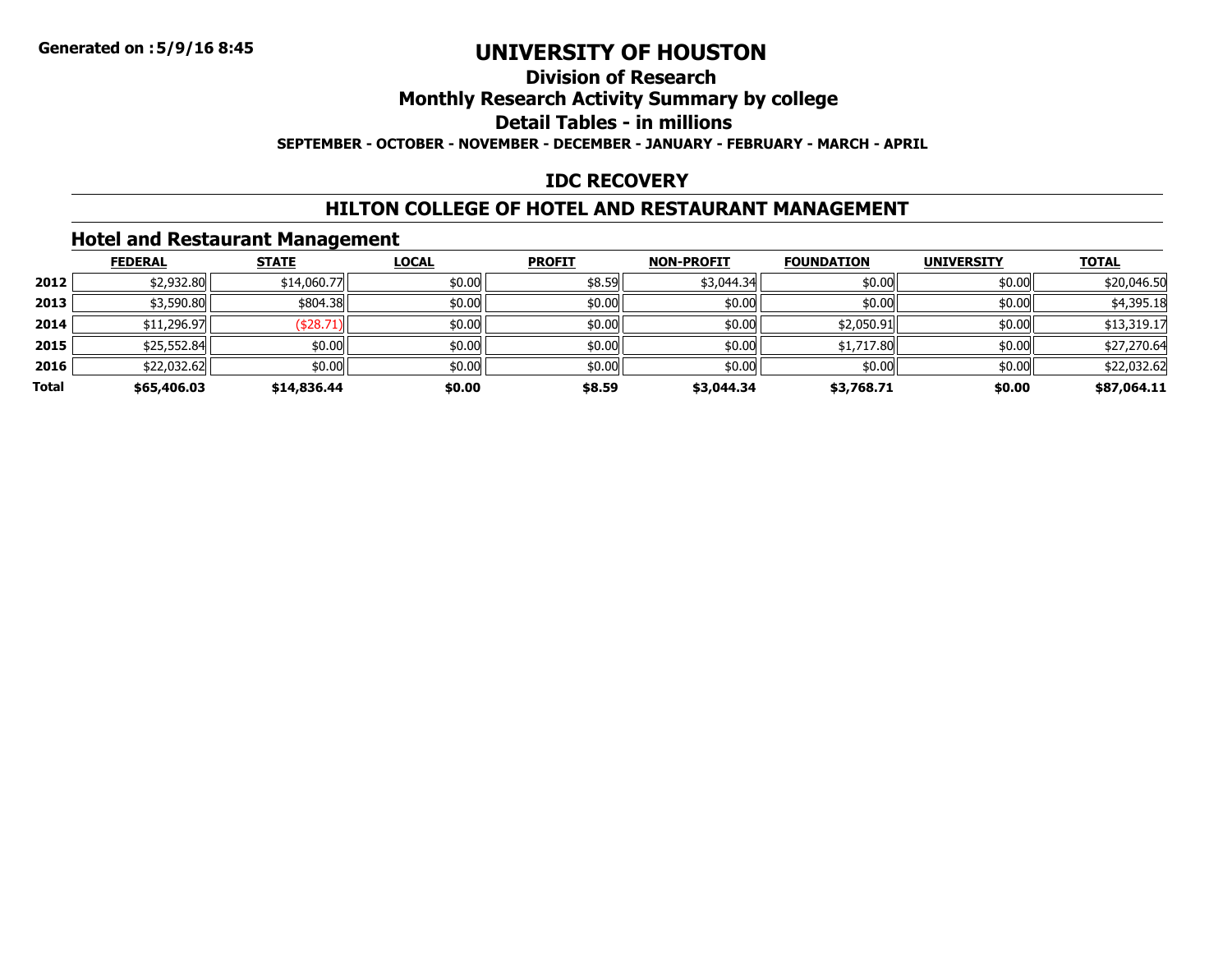**Generated on :5/9/16 8:45**

# UNIVERSITY OF HOUSTON

## Division of Research

## Monthly Research Activity Summary by college

## Detail Tables - in millions

**SEPTEMBER - OCTOBER - NOVEMBER - DECEMBER - JANUARY - FEBRUARY - MARCH - APRIL**

## IDC RECOVERY

## HILTON COLLEGE OF HOTEL AND RESTAURANT MANAGEMENT

### Hotel and Restaurant Management

| | FEDERAL | STATE | LOCAL | PROFIT | NON-PROFIT | FOUNDATION | UNIVERSITY | TOTAL |
|---|---|---|---|---|---|---|---|---|
| **2012** | $2,932.80 | $14,060.77 | $0.00 | $8.59 | $3,044.34 | $0.00 | $0.00 | $20,046.50 |
| **2013** | $3,590.80 | $804.38 | $0.00 | $0.00 | $0.00 | $0.00 | $0.00 | $4,395.18 |
| **2014** | $11,296.97 | ($28.71) | $0.00 | $0.00 | $0.00 | $2,050.91 | $0.00 | $13,319.17 |
| **2015** | $25,552.84 | $0.00 | $0.00 | $0.00 | $0.00 | $1,717.80 | $0.00 | $27,270.64 |
| **2016** | $22,032.62 | $0.00 | $0.00 | $0.00 | $0.00 | $0.00 | $0.00 | $22,032.62 |
| **Total** | **$65,406.03** | **$14,836.44** | **$0.00** | **$8.59** | **$3,044.34** | **$3,768.71** | **$0.00** | **$87,064.11** |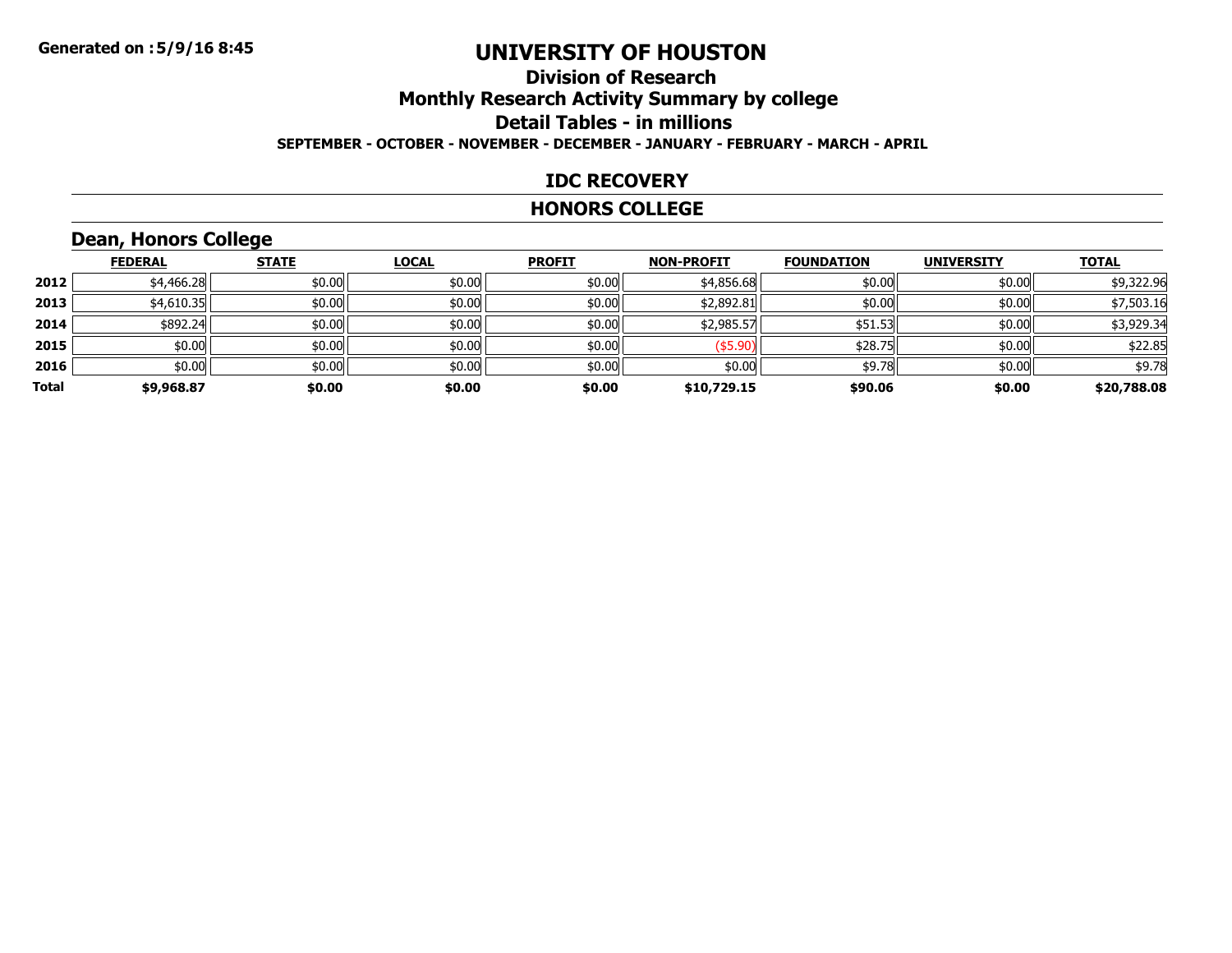Generated on :5/9/16 8:45

# UNIVERSITY OF HOUSTON

## Division of Research

## Monthly Research Activity Summary by college

## Detail Tables - in millions

**SEPTEMBER - OCTOBER - NOVEMBER - DECEMBER - JANUARY - FEBRUARY - MARCH - APRIL**

## IDC RECOVERY

## HONORS COLLEGE

### Dean, Honors College

| | FEDERAL | STATE | LOCAL | PROFIT | NON-PROFIT | FOUNDATION | UNIVERSITY | TOTAL |
|---|---|---|---|---|---|---|---|---|
| **2012** | $4,466.28 | $0.00 | $0.00 | $0.00 | $4,856.68 | $0.00 | $0.00 | $9,322.96 |
| **2013** | $4,610.35 | $0.00 | $0.00 | $0.00 | $2,892.81 | $0.00 | $0.00 | $7,503.16 |
| **2014** | $892.24 | $0.00 | $0.00 | $0.00 | $2,985.57 | $51.53 | $0.00 | $3,929.34 |
| **2015** | $0.00 | $0.00 | $0.00 | $0.00 | ($5.90) | $28.75 | $0.00 | $22.85 |
| **2016** | $0.00 | $0.00 | $0.00 | $0.00 | $0.00 | $9.78 | $0.00 | $9.78 |
| **Total** | **$9,968.87** | **$0.00** | **$0.00** | **$0.00** | **$10,729.15** | **$90.06** | **$0.00** | **$20,788.08** |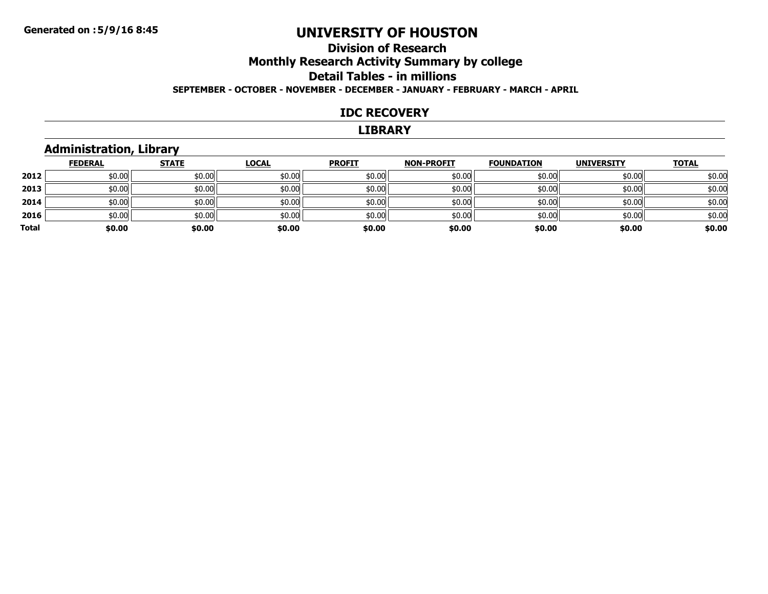# UNIVERSITY OF HOUSTON

## Division of Research

## Monthly Research Activity Summary by college

## Detail Tables - in millions

**SEPTEMBER - OCTOBER - NOVEMBER - DECEMBER - JANUARY - FEBRUARY - MARCH - APRIL**

### IDC RECOVERY

### LIBRARY

### Administration, Library

| | FEDERAL | STATE | LOCAL | PROFIT | NON-PROFIT | FOUNDATION | UNIVERSITY | TOTAL |
|---|---|---|---|---|---|---|---|---|
| **2012** | $0.00 | $0.00 | $0.00 | $0.00 | $0.00 | $0.00 | $0.00 | $0.00 |
| **2013** | $0.00 | $0.00 | $0.00 | $0.00 | $0.00 | $0.00 | $0.00 | $0.00 |
| **2014** | $0.00 | $0.00 | $0.00 | $0.00 | $0.00 | $0.00 | $0.00 | $0.00 |
| **2016** | $0.00 | $0.00 | $0.00 | $0.00 | $0.00 | $0.00 | $0.00 | $0.00 |
| **Total** | **$0.00** | **$0.00** | **$0.00** | **$0.00** | **$0.00** | **$0.00** | **$0.00** | **$0.00** |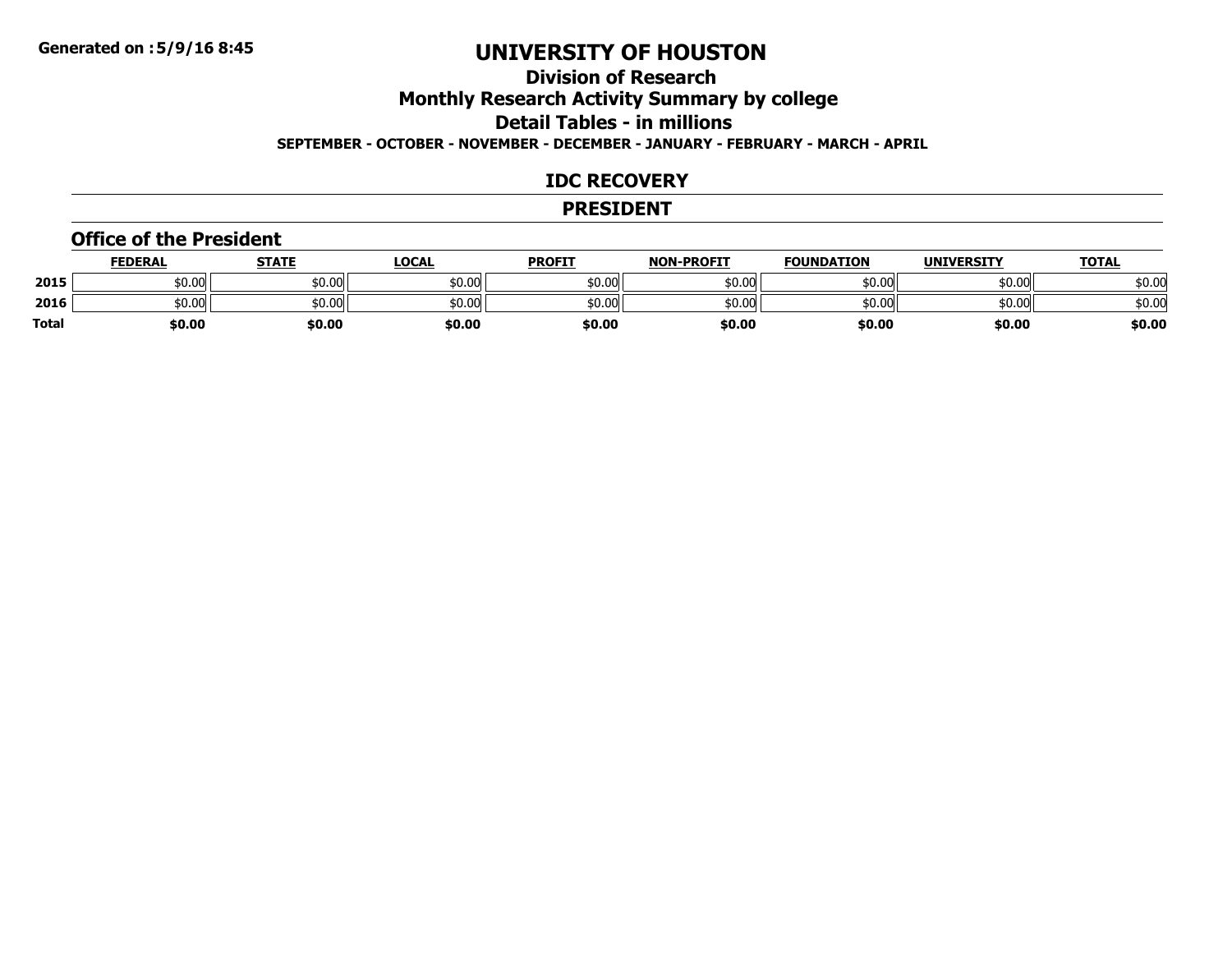# UNIVERSITY OF HOUSTON

## Division of Research

## Monthly Research Activity Summary by college

## Detail Tables - in millions

**SEPTEMBER - OCTOBER - NOVEMBER - DECEMBER - JANUARY - FEBRUARY - MARCH - APRIL**

## IDC RECOVERY

## PRESIDENT

### Office of the President

| | FEDERAL | STATE | LOCAL | PROFIT | NON-PROFIT | FOUNDATION | UNIVERSITY | TOTAL |
|---|---|---|---|---|---|---|---|---|
| 2015 | $0.00 | $0.00 | $0.00 | $0.00 | $0.00 | $0.00 | $0.00 | $0.00 |
| 2016 | $0.00 | $0.00 | $0.00 | $0.00 | $0.00 | $0.00 | $0.00 | $0.00 |
| **Total** | **$0.00** | **$0.00** | **$0.00** | **$0.00** | **$0.00** | **$0.00** | **$0.00** | **$0.00** |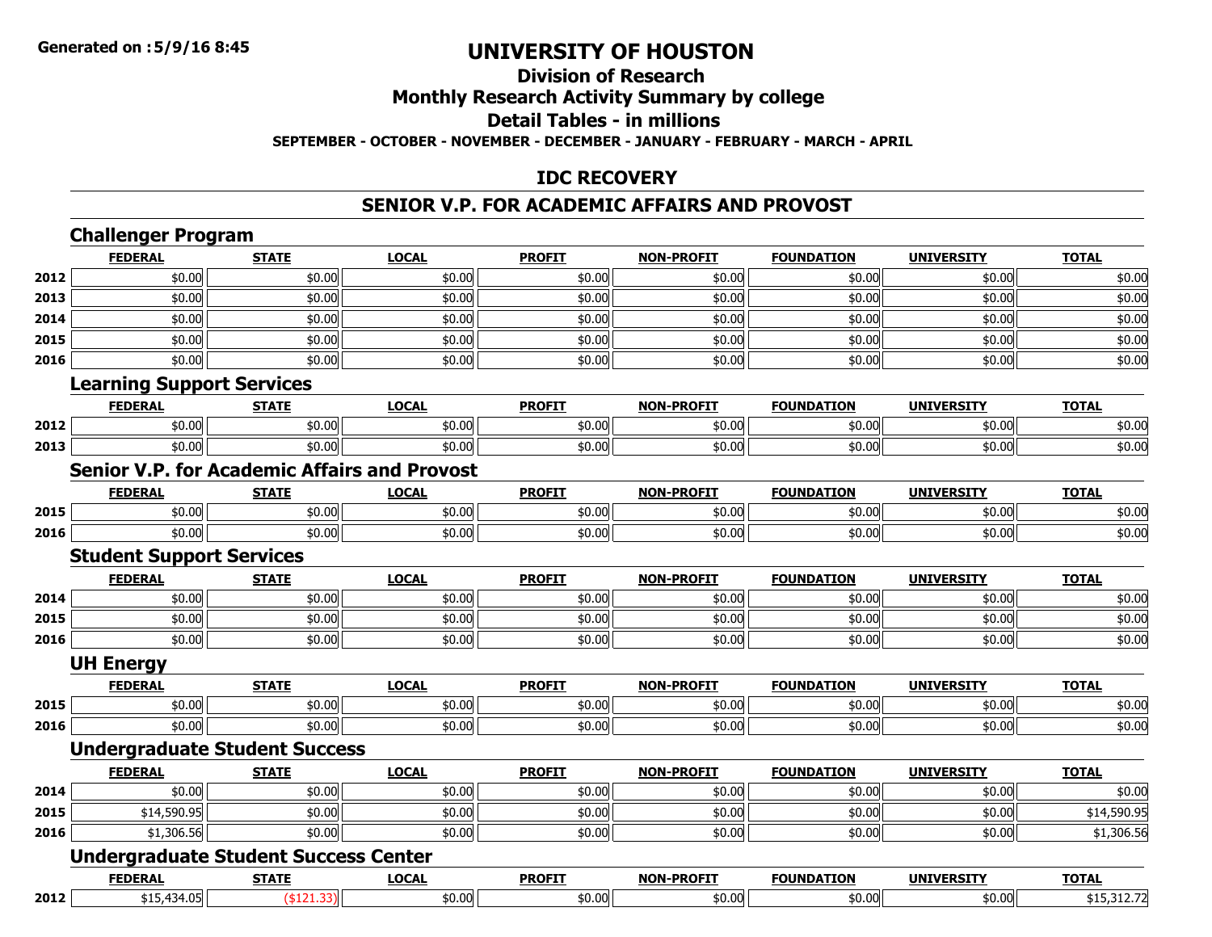**Generated on :5/9/16 8:45**

# UNIVERSITY OF HOUSTON

## Division of Research

## Monthly Research Activity Summary by college

## Detail Tables - in millions

**SEPTEMBER - OCTOBER - NOVEMBER - DECEMBER - JANUARY - FEBRUARY - MARCH - APRIL**

## IDC RECOVERY

## SENIOR V.P. FOR ACADEMIC AFFAIRS AND PROVOST

### Challenger Program

| | FEDERAL | STATE | LOCAL | PROFIT | NON-PROFIT | FOUNDATION | UNIVERSITY | TOTAL |
|---|---|---|---|---|---|---|---|---|
| 2012 | $0.00 | $0.00 | $0.00 | $0.00 | $0.00 | $0.00 | $0.00 | $0.00 |
| 2013 | $0.00 | $0.00 | $0.00 | $0.00 | $0.00 | $0.00 | $0.00 | $0.00 |
| 2014 | $0.00 | $0.00 | $0.00 | $0.00 | $0.00 | $0.00 | $0.00 | $0.00 |
| 2015 | $0.00 | $0.00 | $0.00 | $0.00 | $0.00 | $0.00 | $0.00 | $0.00 |
| 2016 | $0.00 | $0.00 | $0.00 | $0.00 | $0.00 | $0.00 | $0.00 | $0.00 |

### Learning Support Services

| | FEDERAL | STATE | LOCAL | PROFIT | NON-PROFIT | FOUNDATION | UNIVERSITY | TOTAL |
|---|---|---|---|---|---|---|---|---|
| 2012 | $0.00 | $0.00 | $0.00 | $0.00 | $0.00 | $0.00 | $0.00 | $0.00 |
| 2013 | $0.00 | $0.00 | $0.00 | $0.00 | $0.00 | $0.00 | $0.00 | $0.00 |

### Senior V.P. for Academic Affairs and Provost

| | FEDERAL | STATE | LOCAL | PROFIT | NON-PROFIT | FOUNDATION | UNIVERSITY | TOTAL |
|---|---|---|---|---|---|---|---|---|
| 2015 | $0.00 | $0.00 | $0.00 | $0.00 | $0.00 | $0.00 | $0.00 | $0.00 |
| 2016 | $0.00 | $0.00 | $0.00 | $0.00 | $0.00 | $0.00 | $0.00 | $0.00 |

### Student Support Services

| | FEDERAL | STATE | LOCAL | PROFIT | NON-PROFIT | FOUNDATION | UNIVERSITY | TOTAL |
|---|---|---|---|---|---|---|---|---|
| 2014 | $0.00 | $0.00 | $0.00 | $0.00 | $0.00 | $0.00 | $0.00 | $0.00 |
| 2015 | $0.00 | $0.00 | $0.00 | $0.00 | $0.00 | $0.00 | $0.00 | $0.00 |
| 2016 | $0.00 | $0.00 | $0.00 | $0.00 | $0.00 | $0.00 | $0.00 | $0.00 |

### UH Energy

| | FEDERAL | STATE | LOCAL | PROFIT | NON-PROFIT | FOUNDATION | UNIVERSITY | TOTAL |
|---|---|---|---|---|---|---|---|---|
| 2015 | $0.00 | $0.00 | $0.00 | $0.00 | $0.00 | $0.00 | $0.00 | $0.00 |
| 2016 | $0.00 | $0.00 | $0.00 | $0.00 | $0.00 | $0.00 | $0.00 | $0.00 |

### Undergraduate Student Success

| | FEDERAL | STATE | LOCAL | PROFIT | NON-PROFIT | FOUNDATION | UNIVERSITY | TOTAL |
|---|---|---|---|---|---|---|---|---|
| 2014 | $0.00 | $0.00 | $0.00 | $0.00 | $0.00 | $0.00 | $0.00 | $0.00 |
| 2015 | $14,590.95 | $0.00 | $0.00 | $0.00 | $0.00 | $0.00 | $0.00 | $14,590.95 |
| 2016 | $1,306.56 | $0.00 | $0.00 | $0.00 | $0.00 | $0.00 | $0.00 | $1,306.56 |

### Undergraduate Student Success Center

| | FEDERAL | STATE | LOCAL | PROFIT | NON-PROFIT | FOUNDATION | UNIVERSITY | TOTAL |
|---|---|---|---|---|---|---|---|---|
| 2012 | $15,434.05 | ($121.33) | $0.00 | $0.00 | $0.00 | $0.00 | $0.00 | $15,312.72 |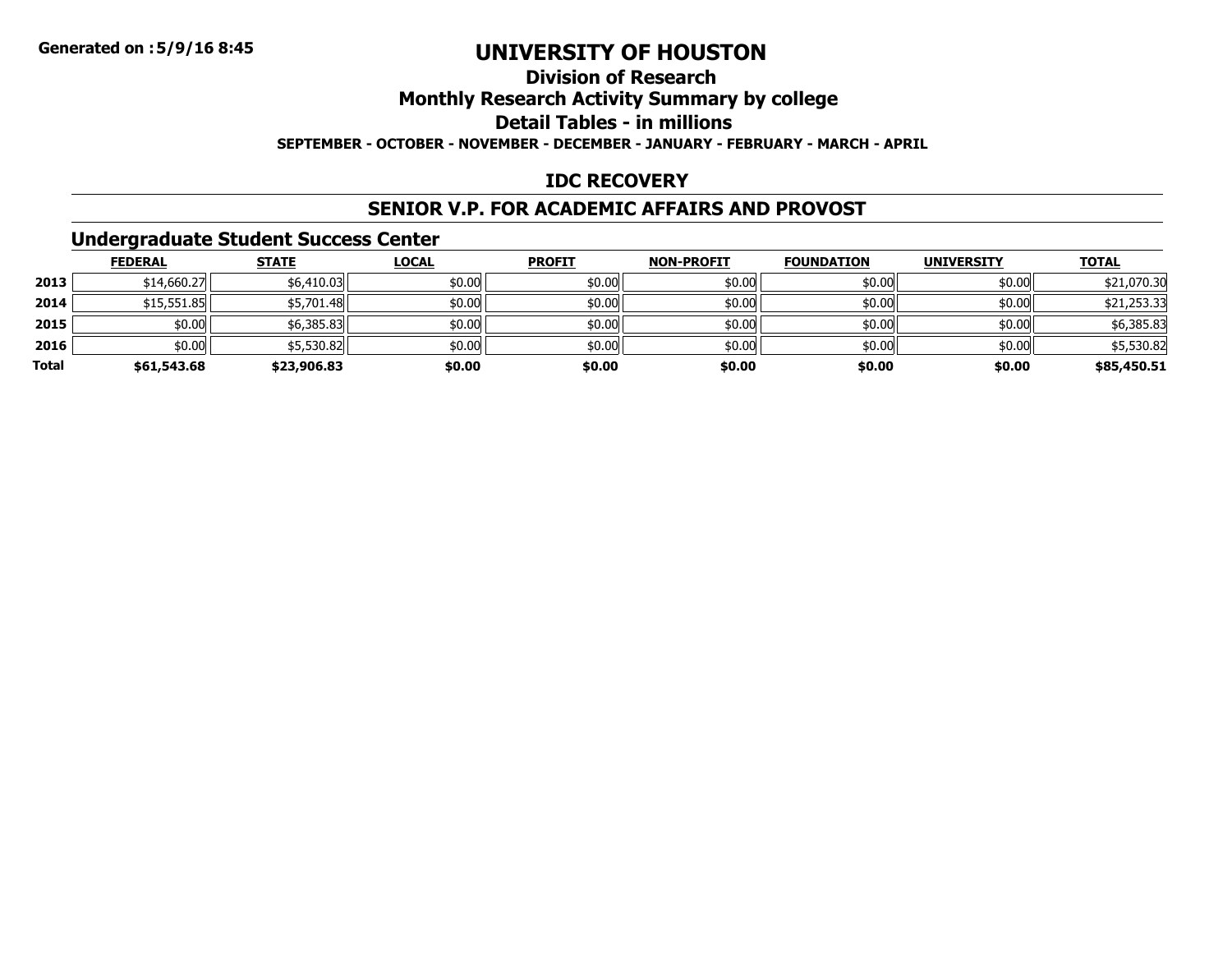# UNIVERSITY OF HOUSTON

## Division of Research

## Monthly Research Activity Summary by college

## Detail Tables - in millions

**SEPTEMBER - OCTOBER - NOVEMBER - DECEMBER - JANUARY - FEBRUARY - MARCH - APRIL**

## IDC RECOVERY

## SENIOR V.P. FOR ACADEMIC AFFAIRS AND PROVOST

### Undergraduate Student Success Center

| | FEDERAL | STATE | LOCAL | PROFIT | NON-PROFIT | FOUNDATION | UNIVERSITY | TOTAL |
|---|---|---|---|---|---|---|---|---|
| 2013 | $14,660.27 | $6,410.03 | $0.00 | $0.00 | $0.00 | $0.00 | $0.00 | $21,070.30 |
| 2014 | $15,551.85 | $5,701.48 | $0.00 | $0.00 | $0.00 | $0.00 | $0.00 | $21,253.33 |
| 2015 | $0.00 | $6,385.83 | $0.00 | $0.00 | $0.00 | $0.00 | $0.00 | $6,385.83 |
| 2016 | $0.00 | $5,530.82 | $0.00 | $0.00 | $0.00 | $0.00 | $0.00 | $5,530.82 |
| **Total** | **$61,543.68** | **$23,906.83** | **$0.00** | **$0.00** | **$0.00** | **$0.00** | **$0.00** | **$85,450.51** |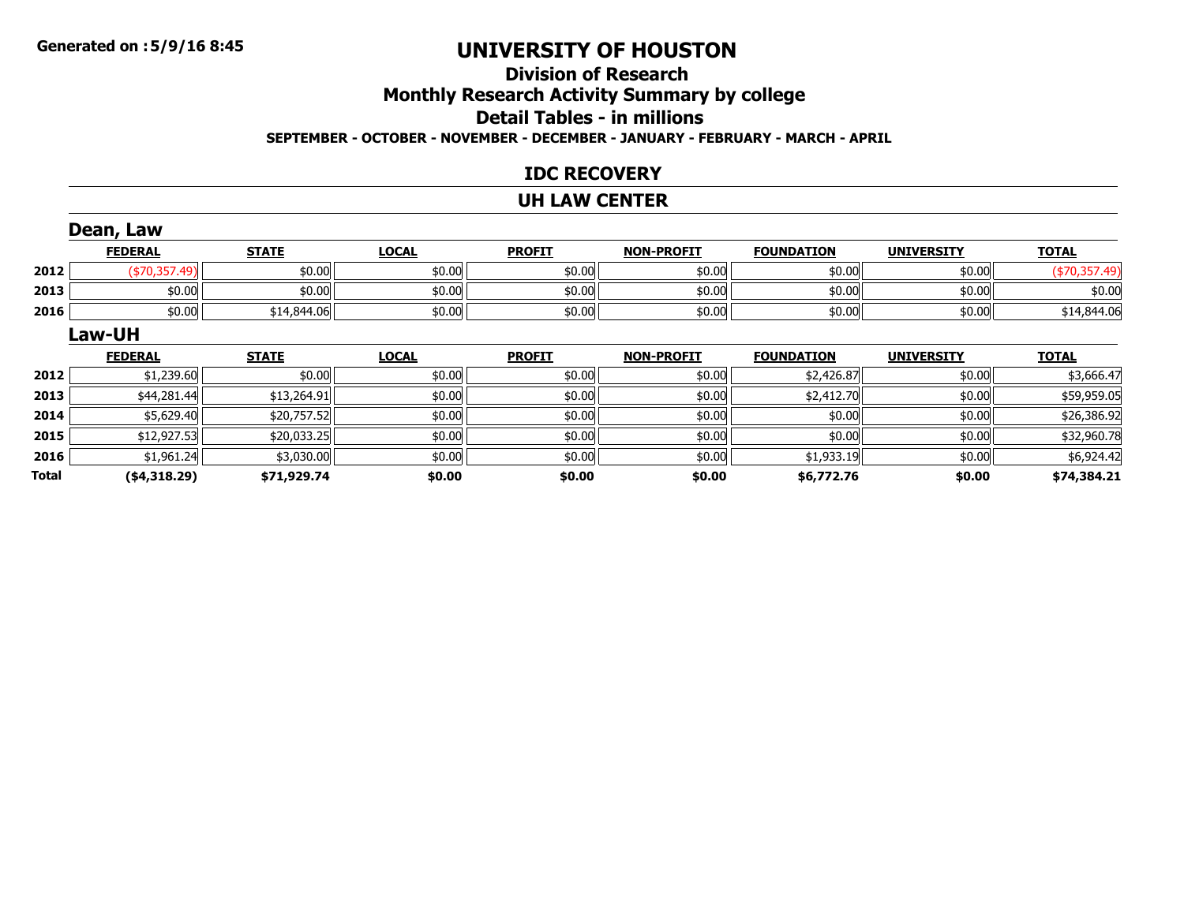Generated on :5/9/16 8:45

# UNIVERSITY OF HOUSTON

## Division of Research

## Monthly Research Activity Summary by college

## Detail Tables - in millions

**SEPTEMBER - OCTOBER - NOVEMBER - DECEMBER - JANUARY - FEBRUARY - MARCH - APRIL**

## IDC RECOVERY

## UH LAW CENTER

### Dean, Law

| | FEDERAL | STATE | LOCAL | PROFIT | NON-PROFIT | FOUNDATION | UNIVERSITY | TOTAL |
|---|---|---|---|---|---|---|---|---|
| 2012 | ($70,357.49) | $0.00 | $0.00 | $0.00 | $0.00 | $0.00 | $0.00 | ($70,357.49) |
| 2013 | $0.00 | $0.00 | $0.00 | $0.00 | $0.00 | $0.00 | $0.00 | $0.00 |
| 2016 | $0.00 | $14,844.06 | $0.00 | $0.00 | $0.00 | $0.00 | $0.00 | $14,844.06 |

### Law-UH

| | FEDERAL | STATE | LOCAL | PROFIT | NON-PROFIT | FOUNDATION | UNIVERSITY | TOTAL |
|---|---|---|---|---|---|---|---|---|
| 2012 | $1,239.60 | $0.00 | $0.00 | $0.00 | $0.00 | $2,426.87 | $0.00 | $3,666.47 |
| 2013 | $44,281.44 | $13,264.91 | $0.00 | $0.00 | $0.00 | $2,412.70 | $0.00 | $59,959.05 |
| 2014 | $5,629.40 | $20,757.52 | $0.00 | $0.00 | $0.00 | $0.00 | $0.00 | $26,386.92 |
| 2015 | $12,927.53 | $20,033.25 | $0.00 | $0.00 | $0.00 | $0.00 | $0.00 | $32,960.78 |
| 2016 | $1,961.24 | $3,030.00 | $0.00 | $0.00 | $0.00 | $1,933.19 | $0.00 | $6,924.42 |
| **Total** | **($4,318.29)** | **$71,929.74** | **$0.00** | **$0.00** | **$0.00** | **$6,772.76** | **$0.00** | **$74,384.21** |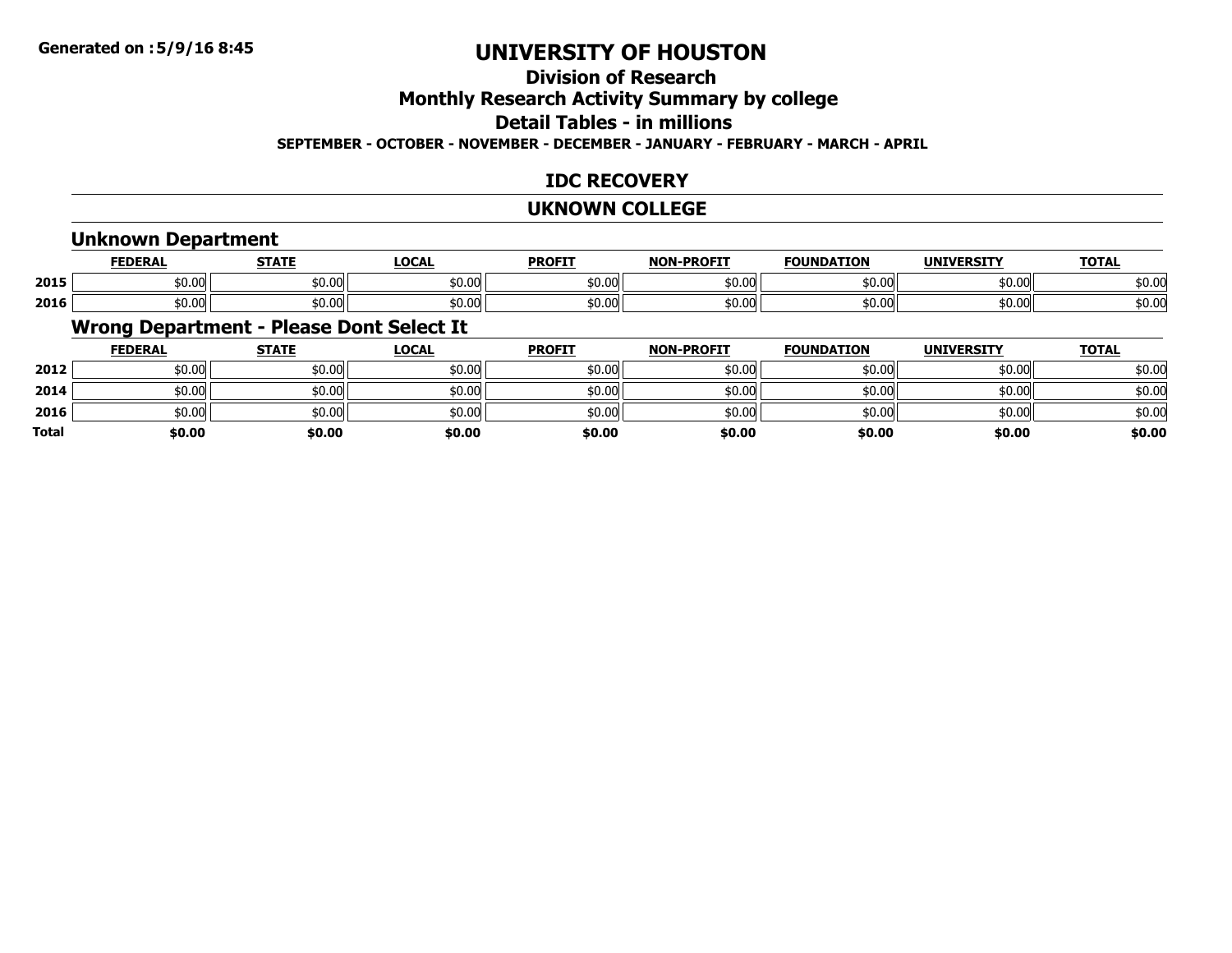# UNIVERSITY OF HOUSTON

## Division of Research

## Monthly Research Activity Summary by college

## Detail Tables - in millions

**SEPTEMBER - OCTOBER - NOVEMBER - DECEMBER - JANUARY - FEBRUARY - MARCH - APRIL**

## IDC RECOVERY

## UKNOWN COLLEGE

### Unknown Department

| | FEDERAL | STATE | LOCAL | PROFIT | NON-PROFIT | FOUNDATION | UNIVERSITY | TOTAL |
|---|---|---|---|---|---|---|---|---|
| 2015 | $0.00 | $0.00 | $0.00 | $0.00 | $0.00 | $0.00 | $0.00 | $0.00 |
| 2016 | $0.00 | $0.00 | $0.00 | $0.00 | $0.00 | $0.00 | $0.00 | $0.00 |

### Wrong Department - Please Dont Select It

| | FEDERAL | STATE | LOCAL | PROFIT | NON-PROFIT | FOUNDATION | UNIVERSITY | TOTAL |
|---|---|---|---|---|---|---|---|---|
| 2012 | $0.00 | $0.00 | $0.00 | $0.00 | $0.00 | $0.00 | $0.00 | $0.00 |
| 2014 | $0.00 | $0.00 | $0.00 | $0.00 | $0.00 | $0.00 | $0.00 | $0.00 |
| 2016 | $0.00 | $0.00 | $0.00 | $0.00 | $0.00 | $0.00 | $0.00 | $0.00 |
| **Total** | **$0.00** | **$0.00** | **$0.00** | **$0.00** | **$0.00** | **$0.00** | **$0.00** | **$0.00** |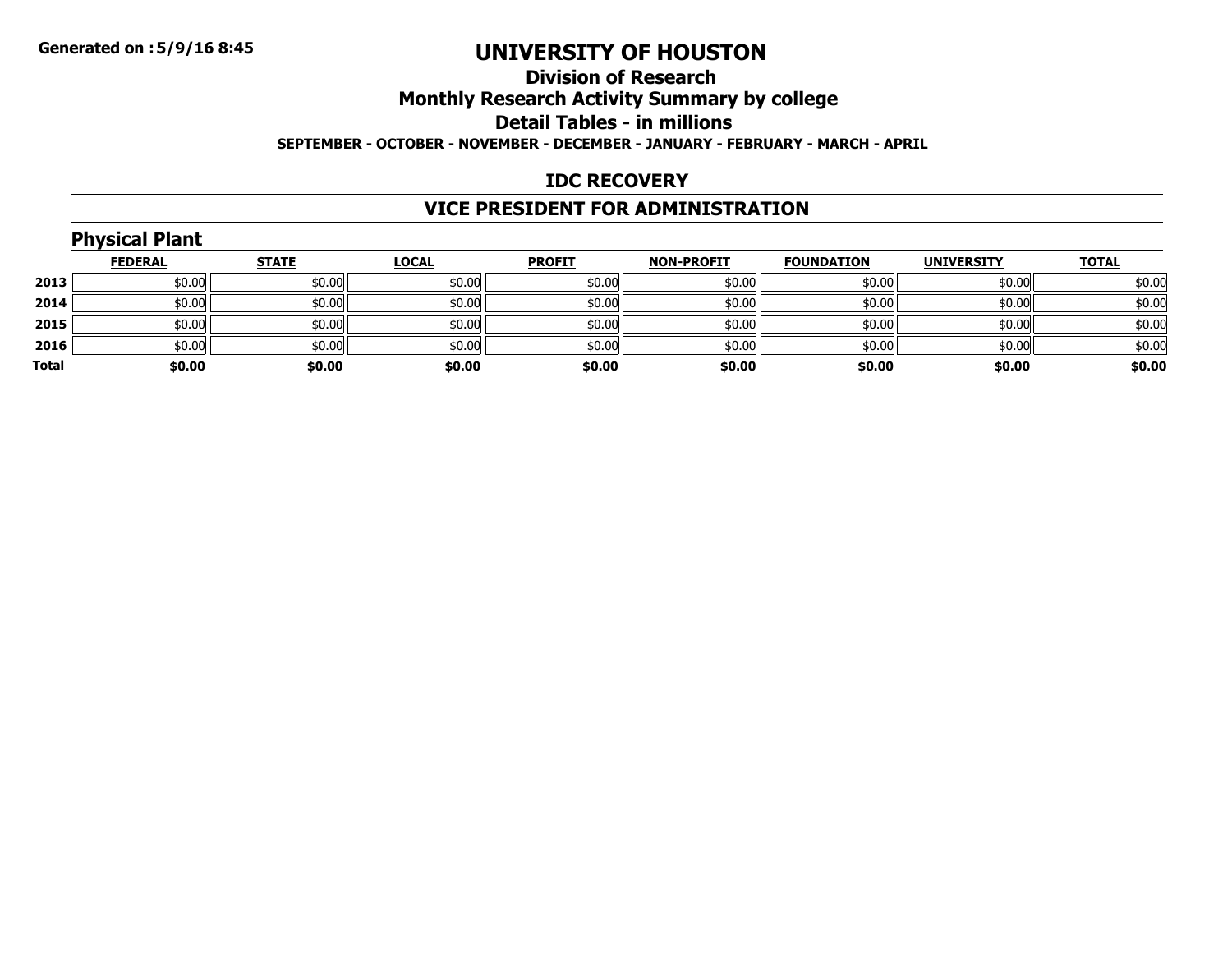# UNIVERSITY OF HOUSTON

## Division of Research

## Monthly Research Activity Summary by college

## Detail Tables - in millions

**SEPTEMBER - OCTOBER - NOVEMBER - DECEMBER - JANUARY - FEBRUARY - MARCH - APRIL**

## IDC RECOVERY

## VICE PRESIDENT FOR ADMINISTRATION

### Physical Plant

| | FEDERAL | STATE | LOCAL | PROFIT | NON-PROFIT | FOUNDATION | UNIVERSITY | TOTAL |
|---|---|---|---|---|---|---|---|---|
| 2013 | $0.00 | $0.00 | $0.00 | $0.00 | $0.00 | $0.00 | $0.00 | $0.00 |
| 2014 | $0.00 | $0.00 | $0.00 | $0.00 | $0.00 | $0.00 | $0.00 | $0.00 |
| 2015 | $0.00 | $0.00 | $0.00 | $0.00 | $0.00 | $0.00 | $0.00 | $0.00 |
| 2016 | $0.00 | $0.00 | $0.00 | $0.00 | $0.00 | $0.00 | $0.00 | $0.00 |
| **Total** | **$0.00** | **$0.00** | **$0.00** | **$0.00** | **$0.00** | **$0.00** | **$0.00** | **$0.00** |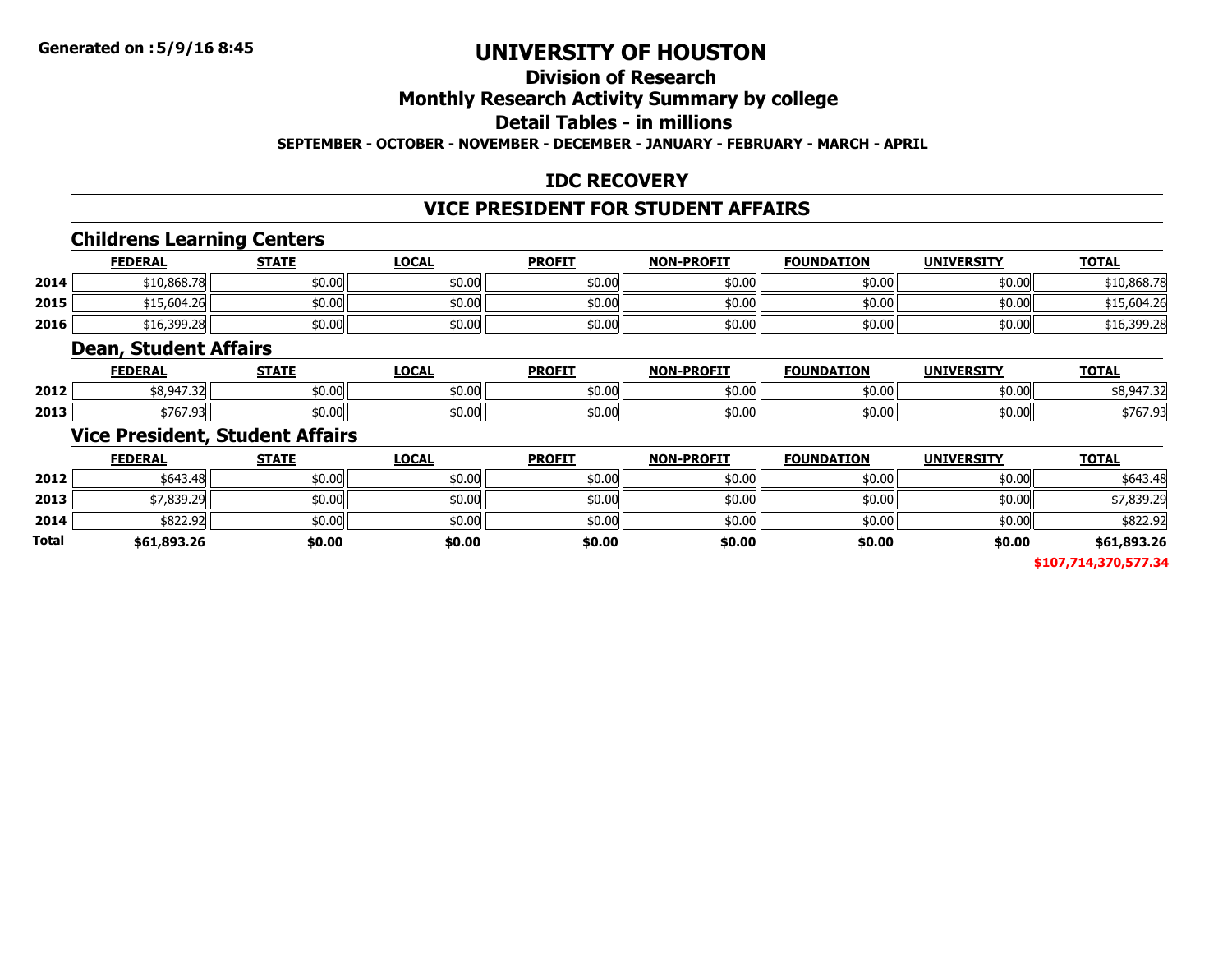**Generated on :5/9/16 8:45**

# UNIVERSITY OF HOUSTON

## Division of Research

## Monthly Research Activity Summary by college

## Detail Tables - in millions

**SEPTEMBER - OCTOBER - NOVEMBER - DECEMBER - JANUARY - FEBRUARY - MARCH - APRIL**

## IDC RECOVERY

## VICE PRESIDENT FOR STUDENT AFFAIRS

### Childrens Learning Centers

| | FEDERAL | STATE | LOCAL | PROFIT | NON-PROFIT | FOUNDATION | UNIVERSITY | TOTAL |
|---|---|---|---|---|---|---|---|---|
| 2014 | $10,868.78 | $0.00 | $0.00 | $0.00 | $0.00 | $0.00 | $0.00 | $10,868.78 |
| 2015 | $15,604.26 | $0.00 | $0.00 | $0.00 | $0.00 | $0.00 | $0.00 | $15,604.26 |
| 2016 | $16,399.28 | $0.00 | $0.00 | $0.00 | $0.00 | $0.00 | $0.00 | $16,399.28 |

### Dean, Student Affairs

| | FEDERAL | STATE | LOCAL | PROFIT | NON-PROFIT | FOUNDATION | UNIVERSITY | TOTAL |
|---|---|---|---|---|---|---|---|---|
| 2012 | $8,947.32 | $0.00 | $0.00 | $0.00 | $0.00 | $0.00 | $0.00 | $8,947.32 |
| 2013 | $767.93 | $0.00 | $0.00 | $0.00 | $0.00 | $0.00 | $0.00 | $767.93 |

### Vice President, Student Affairs

| | FEDERAL | STATE | LOCAL | PROFIT | NON-PROFIT | FOUNDATION | UNIVERSITY | TOTAL |
|---|---|---|---|---|---|---|---|---|
| 2012 | $643.48 | $0.00 | $0.00 | $0.00 | $0.00 | $0.00 | $0.00 | $643.48 |
| 2013 | $7,839.29 | $0.00 | $0.00 | $0.00 | $0.00 | $0.00 | $0.00 | $7,839.29 |
| 2014 | $822.92 | $0.00 | $0.00 | $0.00 | $0.00 | $0.00 | $0.00 | $822.92 |
| **Total** | **$61,893.26** | **$0.00** | **$0.00** | **$0.00** | **$0.00** | **$0.00** | **$0.00** | **$61,893.26** |

**$107,714,370,577.34**